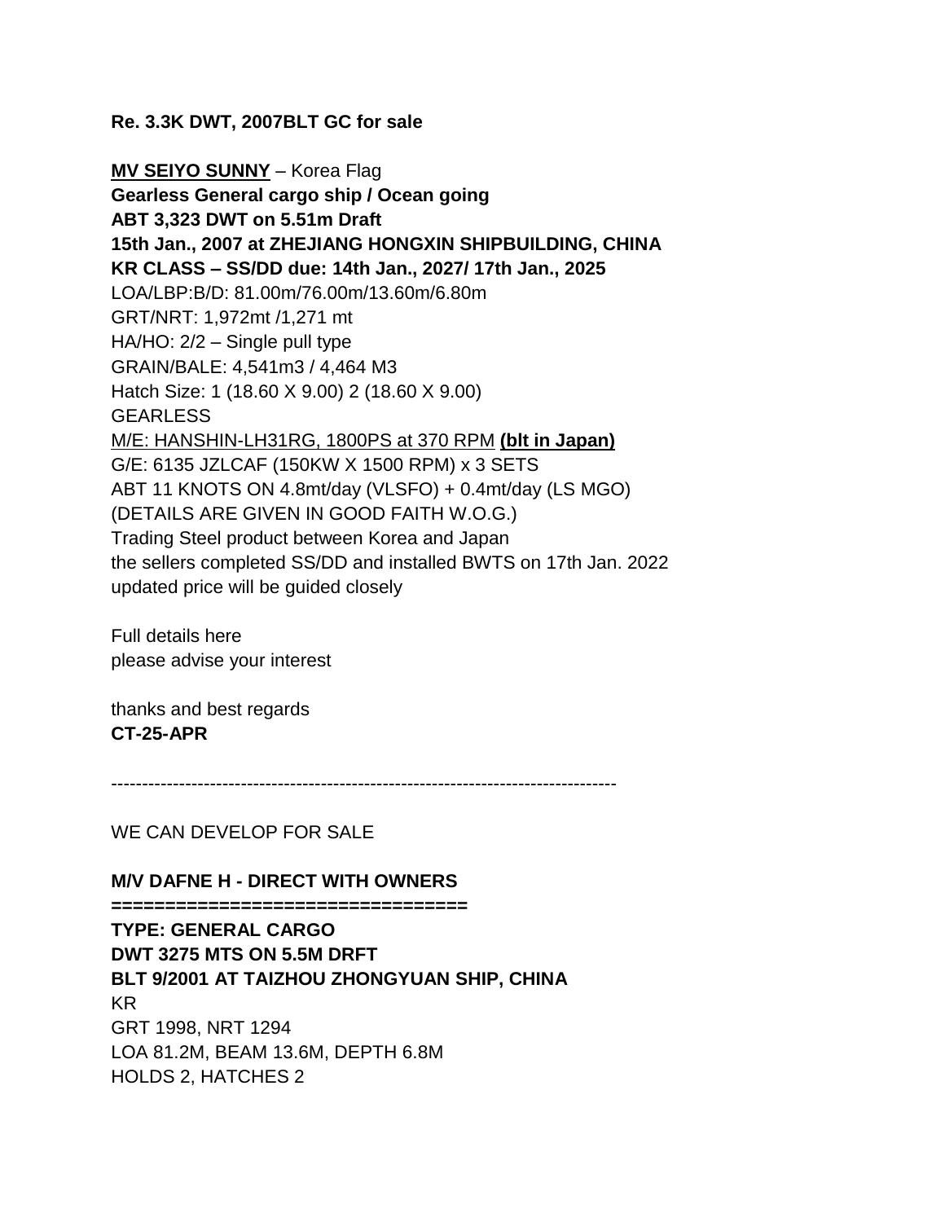**Re. 3.3K DWT, 2007BLT GC for sale**

**MV SEIYO SUNNY** – Korea Flag
**Gearless General cargo ship / Ocean going**
**ABT 3,323 DWT on 5.51m Draft**
**15th Jan., 2007 at ZHEJIANG HONGXIN SHIPBUILDING, CHINA**
**KR CLASS – SS/DD due: 14th Jan., 2027/ 17th Jan., 2025**
LOA/LBP:B/D: 81.00m/76.00m/13.60m/6.80m
GRT/NRT: 1,972mt /1,271 mt
HA/HO: 2/2 – Single pull type
GRAIN/BALE: 4,541m3 / 4,464 M3
Hatch Size: 1 (18.60 X 9.00) 2 (18.60 X 9.00)
GEARLESS
M/E: HANSHIN-LH31RG, 1800PS at 370 RPM **(blt in Japan)**
G/E: 6135 JZLCAF (150KW X 1500 RPM) x 3 SETS
ABT 11 KNOTS ON 4.8mt/day (VLSFO) + 0.4mt/day (LS MGO)
(DETAILS ARE GIVEN IN GOOD FAITH W.O.G.)
Trading Steel product between Korea and Japan
the sellers completed SS/DD and installed BWTS on 17th Jan. 2022
updated price will be guided closely

Full details here
please advise your interest

thanks and best regards
**CT-25-APR**

--------------------------------------------------------------------------------

WE CAN DEVELOP FOR SALE

**M/V DAFNE H - DIRECT WITH OWNERS**
**================================**
**TYPE: GENERAL CARGO**
**DWT 3275 MTS ON 5.5M DRFT**
**BLT 9/2001 AT TAIZHOU ZHONGYUAN SHIP, CHINA**
KR
GRT 1998, NRT 1294
LOA 81.2M, BEAM 13.6M, DEPTH 6.8M
HOLDS 2, HATCHES 2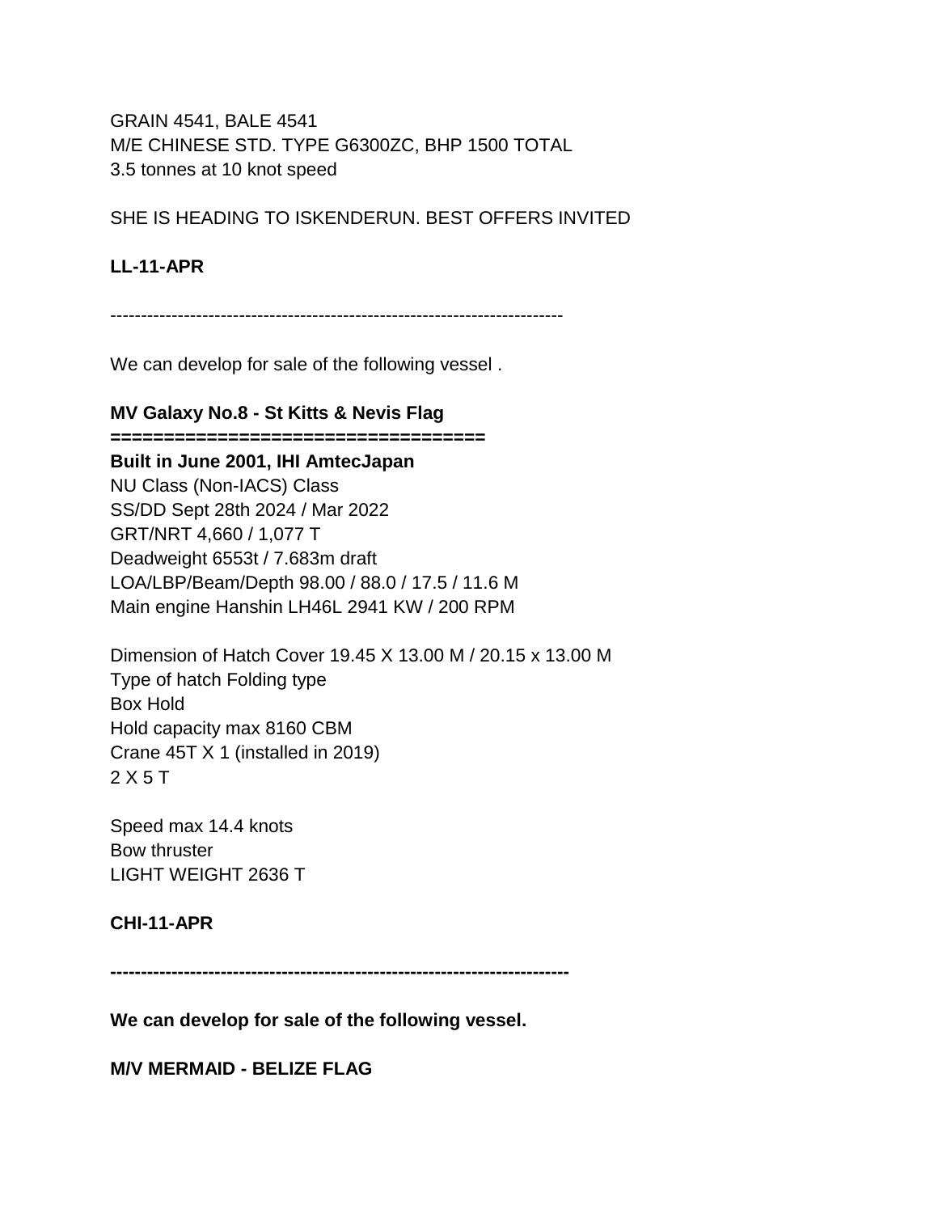GRAIN 4541, BALE 4541
M/E CHINESE STD. TYPE G6300ZC, BHP 1500 TOTAL
3.5 tonnes at 10 knot speed

SHE IS HEADING TO ISKENDERUN. BEST OFFERS INVITED

**LL-11-APR**

---------------------------------------------------------------------------

We can develop for sale of the following vessel .

**MV Galaxy No.8 - St Kitts & Nevis Flag**
**==================================**
**Built in June 2001, IHI AmtecJapan**
NU Class (Non-IACS) Class
SS/DD Sept 28th 2024 / Mar 2022
GRT/NRT 4,660 / 1,077 T
Deadweight 6553t / 7.683m draft
LOA/LBP/Beam/Depth 98.00 / 88.0 / 17.5 / 11.6 M
Main engine Hanshin LH46L 2941 KW / 200 RPM

Dimension of Hatch Cover 19.45 X 13.00 M / 20.15 x 13.00 M
Type of hatch Folding type
Box Hold
Hold capacity max 8160 CBM
Crane 45T X 1 (installed in 2019)
2 X 5 T

Speed max 14.4 knots
Bow thruster
LIGHT WEIGHT 2636 T

**CHI-11-APR**

**---------------------------------------------------------------------------**

**We can develop for sale of the following vessel.**

**M/V MERMAID - BELIZE FLAG**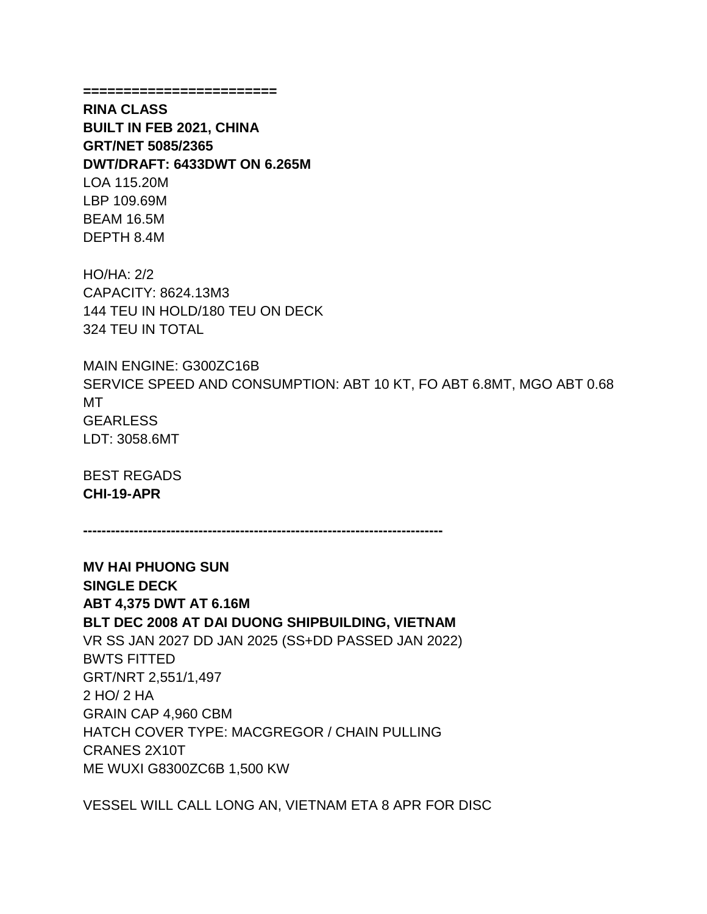=======================

**RINA CLASS**
**BUILT IN FEB 2021, CHINA**
**GRT/NET 5085/2365**
**DWT/DRAFT: 6433DWT ON 6.265M**
LOA 115.20M
LBP 109.69M
BEAM 16.5M
DEPTH 8.4M

HO/HA: 2/2
CAPACITY: 8624.13M3
144 TEU IN HOLD/180 TEU ON DECK
324 TEU IN TOTAL

MAIN ENGINE: G300ZC16B
SERVICE SPEED AND CONSUMPTION: ABT 10 KT, FO ABT 6.8MT, MGO ABT 0.68 MT
GEARLESS
LDT: 3058.6MT

BEST REGADS
**CHI-19-APR**

**-------------------------------------------------------------------------------**

**MV HAI PHUONG SUN**
**SINGLE DECK**
**ABT 4,375 DWT AT 6.16M**
**BLT DEC 2008 AT DAI DUONG SHIPBUILDING, VIETNAM**
VR SS JAN 2027 DD JAN 2025 (SS+DD PASSED JAN 2022)
BWTS FITTED
GRT/NRT 2,551/1,497
2 HO/ 2 HA
GRAIN CAP 4,960 CBM
HATCH COVER TYPE: MACGREGOR / CHAIN PULLING
CRANES 2X10T
ME WUXI G8300ZC6B 1,500 KW

VESSEL WILL CALL LONG AN, VIETNAM ETA 8 APR FOR DISC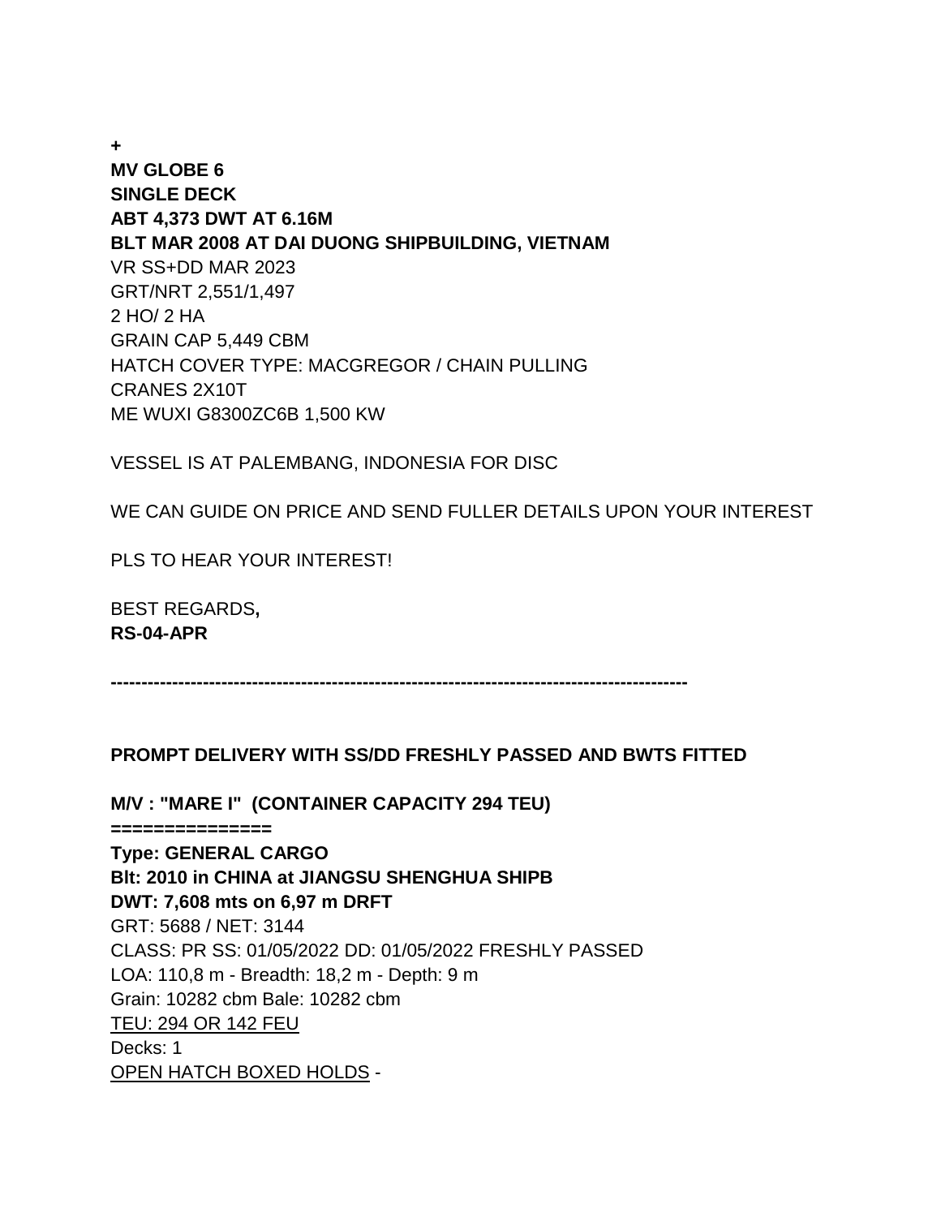**+**
**MV GLOBE 6**
**SINGLE DECK**
**ABT 4,373 DWT AT 6.16M**
**BLT MAR 2008 AT DAI DUONG SHIPBUILDING, VIETNAM**
VR SS+DD MAR 2023
GRT/NRT 2,551/1,497
2 HO/ 2 HA
GRAIN CAP 5,449 CBM
HATCH COVER TYPE: MACGREGOR / CHAIN PULLING
CRANES 2X10T
ME WUXI G8300ZC6B 1,500 KW

VESSEL IS AT PALEMBANG, INDONESIA FOR DISC

WE CAN GUIDE ON PRICE AND SEND FULLER DETAILS UPON YOUR INTEREST

PLS TO HEAR YOUR INTEREST!

BEST REGARDS**,**
**RS-04-APR**

**-----------------------------------------------------------------------------------------------**

**PROMPT DELIVERY WITH SS/DD FRESHLY PASSED AND BWTS FITTED**

**M/V : "MARE I" (CONTAINER CAPACITY 294 TEU)**
**==============**
**Type: GENERAL CARGO**
**Blt: 2010 in CHINA at JIANGSU SHENGHUA SHIPB**
**DWT: 7,608 mts on 6,97 m DRFT**
GRT: 5688 / NET: 3144
CLASS: PR SS: 01/05/2022 DD: 01/05/2022 FRESHLY PASSED
LOA: 110,8 m - Breadth: 18,2 m - Depth: 9 m
Grain: 10282 cbm Bale: 10282 cbm
TEU: 294 OR 142 FEU
Decks: 1
OPEN HATCH BOXED HOLDS -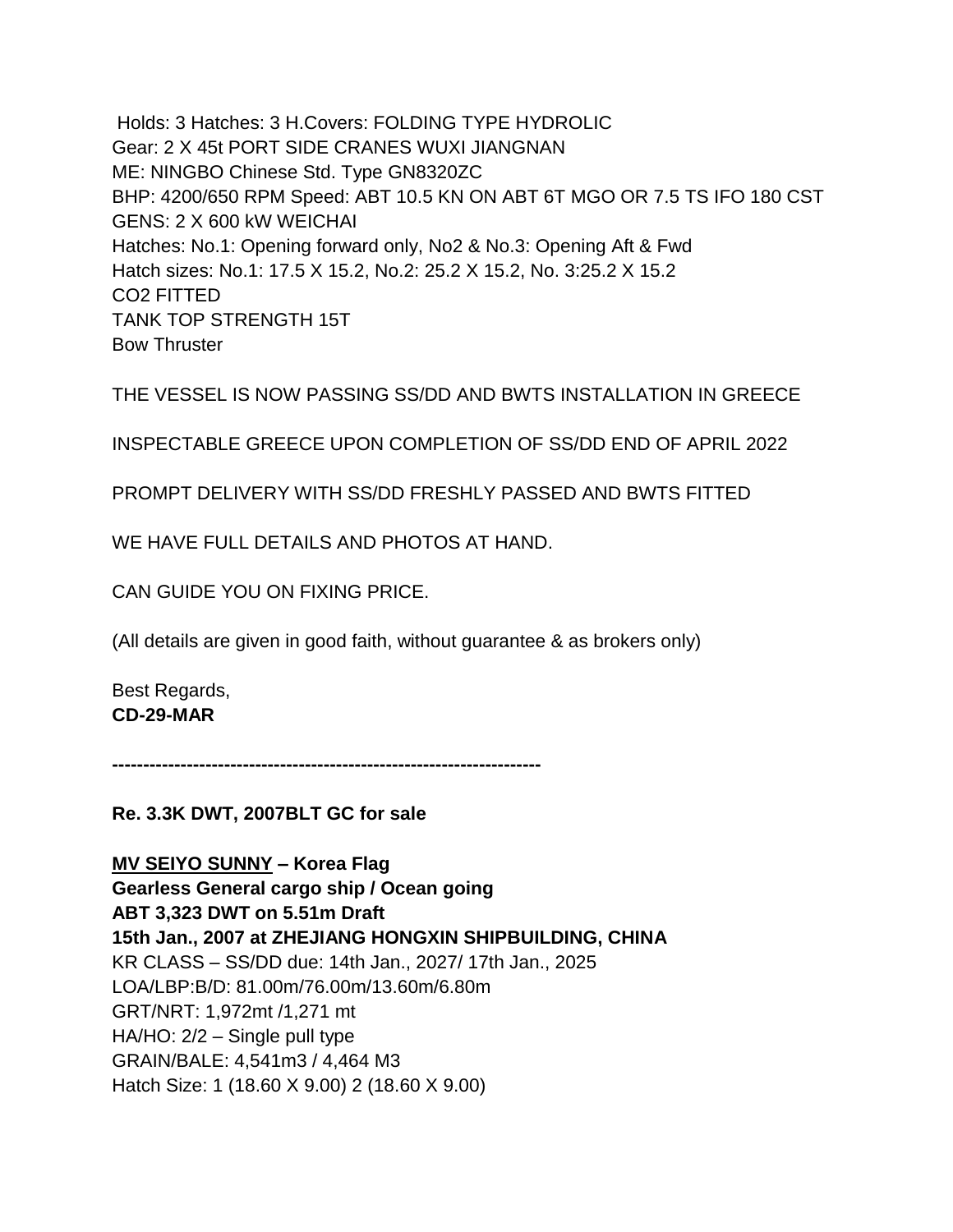Holds: 3 Hatches: 3 H.Covers: FOLDING TYPE HYDROLIC
Gear: 2 X 45t PORT SIDE CRANES WUXI JIANGNAN
ME: NINGBO Chinese Std. Type GN8320ZC
BHP: 4200/650 RPM Speed: ABT 10.5 KN ON ABT 6T MGO OR 7.5 TS IFO 180 CST
GENS: 2 X 600 kW WEICHAI
Hatches: No.1: Opening forward only, No2 & No.3: Opening Aft & Fwd
Hatch sizes: No.1: 17.5 X 15.2, No.2: 25.2 X 15.2, No. 3:25.2 X 15.2
CO2 FITTED
TANK TOP STRENGTH 15T
Bow Thruster

THE VESSEL IS NOW PASSING SS/DD AND BWTS INSTALLATION IN GREECE

INSPECTABLE GREECE UPON COMPLETION OF SS/DD END OF APRIL 2022

PROMPT DELIVERY WITH SS/DD FRESHLY PASSED AND BWTS FITTED

WE HAVE FULL DETAILS AND PHOTOS AT HAND.

CAN GUIDE YOU ON FIXING PRICE.

(All details are given in good faith, without guarantee & as brokers only)

Best Regards,
**CD-29-MAR**

**--------------------------------------------------------------------**

**Re. 3.3K DWT, 2007BLT GC for sale**

**MV SEIYO SUNNY – Korea Flag**
**Gearless General cargo ship / Ocean going**
**ABT 3,323 DWT on 5.51m Draft**
**15th Jan., 2007 at ZHEJIANG HONGXIN SHIPBUILDING, CHINA**
KR CLASS – SS/DD due: 14th Jan., 2027/ 17th Jan., 2025
LOA/LBP:B/D: 81.00m/76.00m/13.60m/6.80m
GRT/NRT: 1,972mt /1,271 mt
HA/HO: 2/2 – Single pull type
GRAIN/BALE: 4,541m3 / 4,464 M3
Hatch Size: 1 (18.60 X 9.00) 2 (18.60 X 9.00)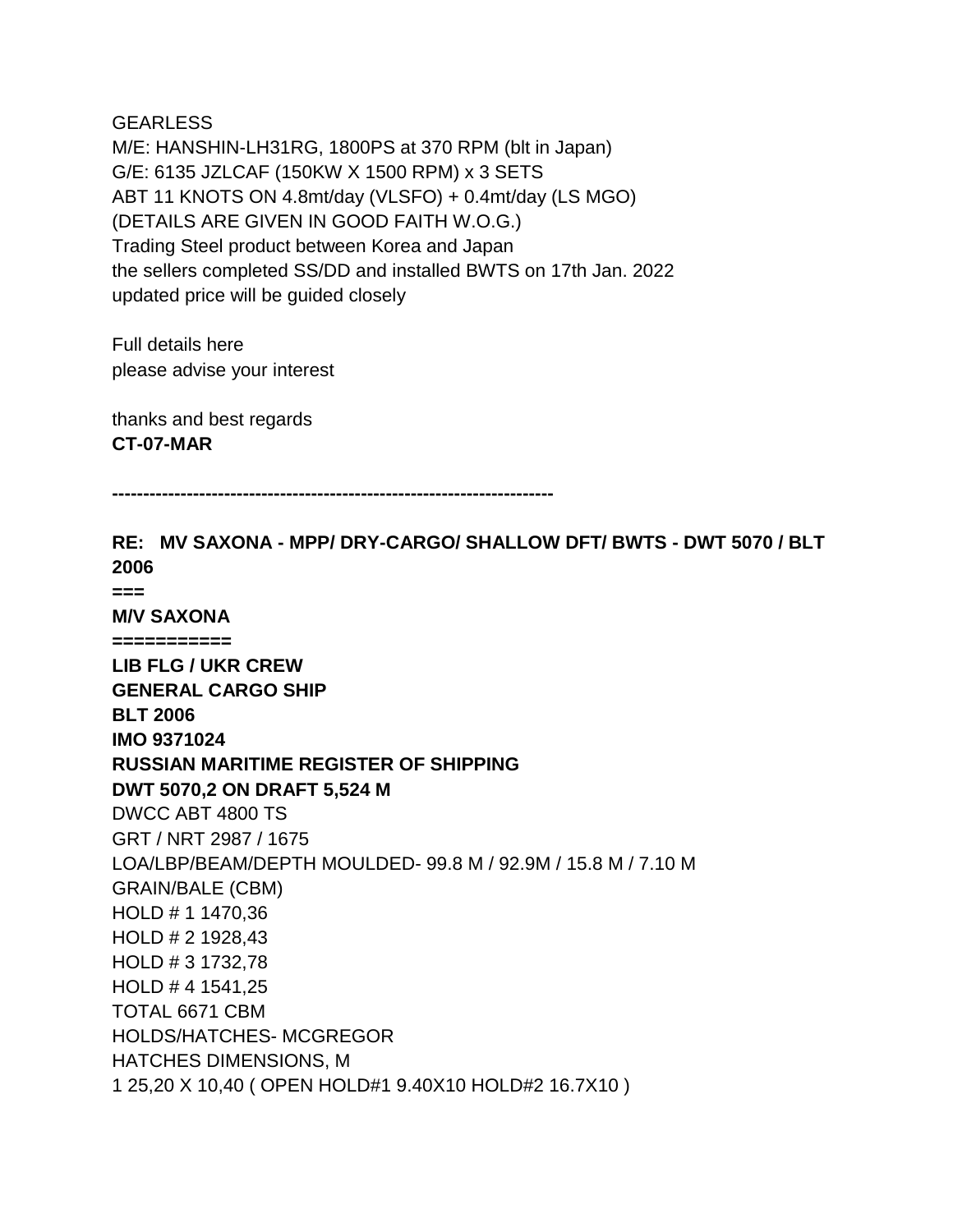GEARLESS
M/E: HANSHIN-LH31RG, 1800PS at 370 RPM (blt in Japan)
G/E: 6135 JZLCAF (150KW X 1500 RPM) x 3 SETS
ABT 11 KNOTS ON 4.8mt/day (VLSFO) + 0.4mt/day (LS MGO)
(DETAILS ARE GIVEN IN GOOD FAITH W.O.G.)
Trading Steel product between Korea and Japan
the sellers completed SS/DD and installed BWTS on 17th Jan. 2022
updated price will be guided closely

Full details here
please advise your interest

thanks and best regards
**CT-07-MAR**

**----------------------------------------------------------------------**

**RE: MV SAXONA - MPP/ DRY-CARGO/ SHALLOW DFT/ BWTS - DWT 5070 / BLT 2006**
**===**
**M/V SAXONA**
**===========**
**LIB FLG / UKR CREW**
**GENERAL CARGO SHIP**
**BLT 2006**
**IMO 9371024**
**RUSSIAN MARITIME REGISTER OF SHIPPING**
**DWT 5070,2 ON DRAFT 5,524 M**
DWCC ABT 4800 TS
GRT / NRT 2987 / 1675
LOA/LBP/BEAM/DEPTH MOULDED- 99.8 M / 92.9M / 15.8 M / 7.10 M
GRAIN/BALE (CBM)
HOLD # 1 1470,36
HOLD # 2 1928,43
HOLD # 3 1732,78
HOLD # 4 1541,25
TOTAL 6671 CBM
HOLDS/HATCHES- MCGREGOR
HATCHES DIMENSIONS, M
1 25,20 X 10,40 ( OPEN HOLD#1 9.40X10 HOLD#2 16.7X10 )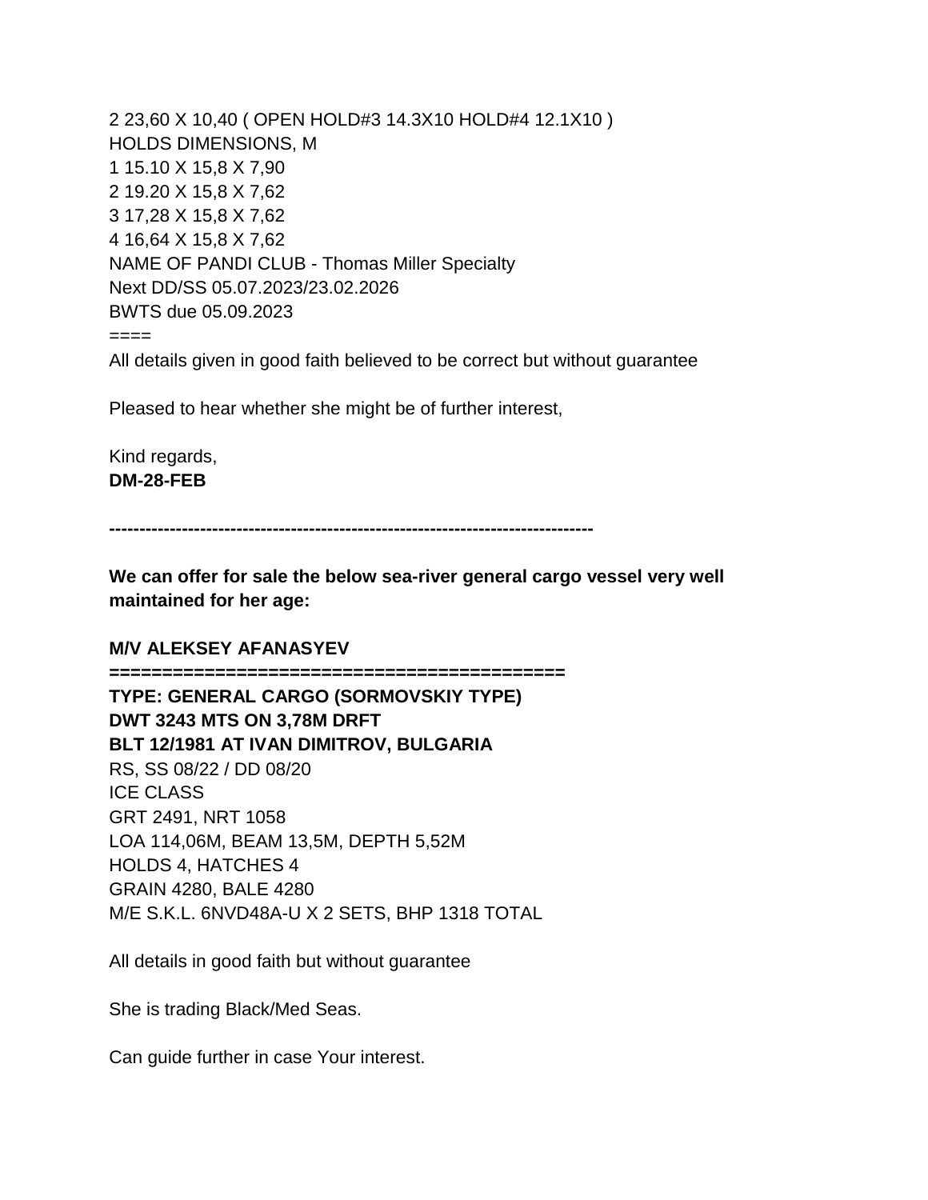2 23,60 X 10,40 ( OPEN HOLD#3 14.3X10 HOLD#4 12.1X10 )
HOLDS DIMENSIONS, M
1 15.10 X 15,8 X 7,90
2 19.20 X 15,8 X 7,62
3 17,28 X 15,8 X 7,62
4 16,64 X 15,8 X 7,62
NAME OF PANDI CLUB - Thomas Miller Specialty
Next DD/SS 05.07.2023/23.02.2026
BWTS due 05.09.2023
====
All details given in good faith believed to be correct but without guarantee

Pleased to hear whether she might be of further interest,

Kind regards,
**DM-28-FEB**

**--------------------------------------------------------------------------------**

**We can offer for sale the below sea-river general cargo vessel very well maintained for her age:**

**M/V ALEKSEY AFANASYEV**
**==========================================**
**TYPE: GENERAL CARGO (SORMOVSKIY TYPE)**
**DWT 3243 MTS ON 3,78M DRFT**
**BLT 12/1981 AT IVAN DIMITROV, BULGARIA**
RS, SS 08/22 / DD 08/20
ICE CLASS
GRT 2491, NRT 1058
LOA 114,06M, BEAM 13,5M, DEPTH 5,52M
HOLDS 4, HATCHES 4
GRAIN 4280, BALE 4280
M/E S.K.L. 6NVD48A-U X 2 SETS, BHP 1318 TOTAL

All details in good faith but without guarantee

She is trading Black/Med Seas.

Can guide further in case Your interest.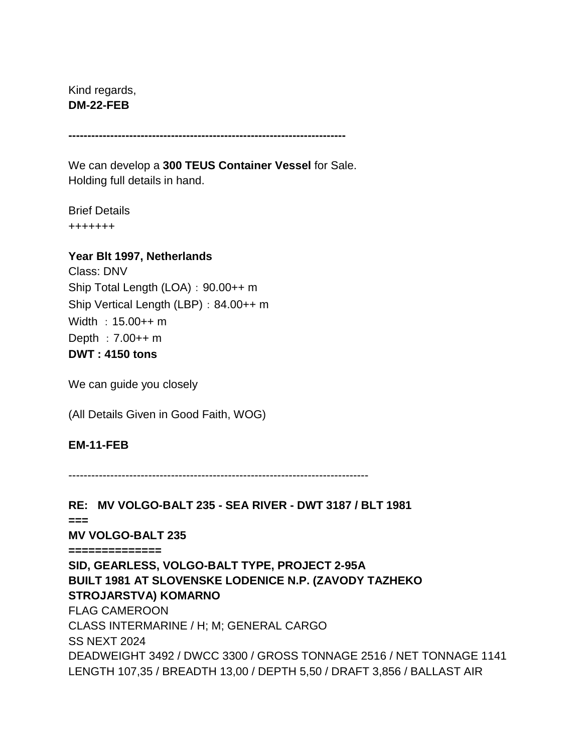Kind regards,
**DM-22-FEB**

**------------------------------------------------------------------------**

We can develop a **300 TEUS Container Vessel** for Sale.
Holding full details in hand.

Brief Details
+++++++

**Year Blt 1997, Netherlands**
Class: DNV
Ship Total Length (LOA)：90.00++ m
Ship Vertical Length (LBP)：84.00++ m
Width ：15.00++ m
Depth ：7.00++ m
**DWT : 4150 tons**

We can guide you closely

(All Details Given in Good Faith, WOG)

**EM-11-FEB**

--------------------------------------------------------------------------------

**RE:   MV VOLGO-BALT 235 - SEA RIVER - DWT 3187 / BLT 1981**
**===**
**MV VOLGO-BALT 235**
**==============**
**SID, GEARLESS, VOLGO-BALT TYPE, PROJECT 2-95A**
**BUILT 1981 AT SLOVENSKE LODENICE N.P. (ZAVODY TAZHEKO STROJARSTVA) KOMARNO**
FLAG CAMEROON
CLASS INTERMARINE / H; M; GENERAL CARGO
SS NEXT 2024
DEADWEIGHT 3492 / DWCC 3300 / GROSS TONNAGE 2516 / NET TONNAGE 1141
LENGTH 107,35 / BREADTH 13,00 / DEPTH 5,50 / DRAFT 3,856 / BALLAST AIR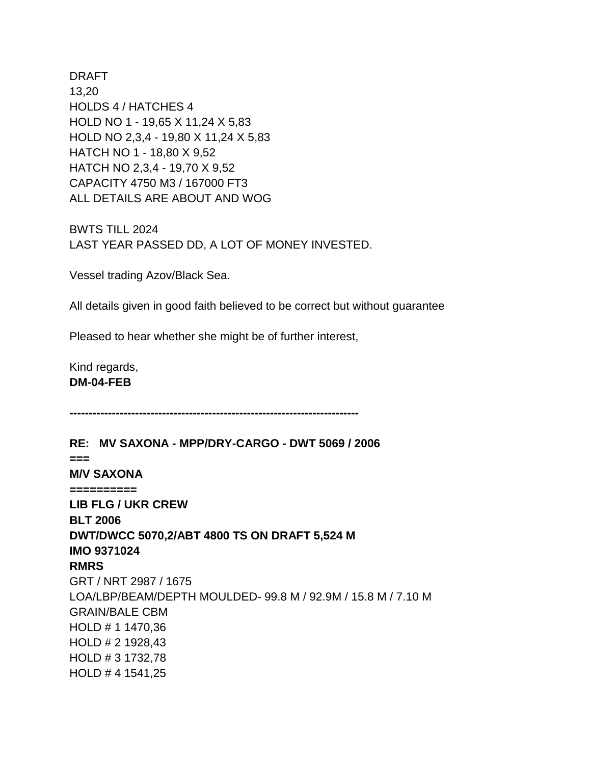DRAFT
13,20
HOLDS 4 / HATCHES 4
HOLD NO 1 - 19,65 X 11,24 X 5,83
HOLD NO 2,3,4 - 19,80 X 11,24 X 5,83
HATCH NO 1 - 18,80 X 9,52
HATCH NO 2,3,4 - 19,70 X 9,52
CAPACITY 4750 M3 / 167000 FT3
ALL DETAILS ARE ABOUT AND WOG

BWTS TILL 2024
LAST YEAR PASSED DD, A LOT OF MONEY INVESTED.

Vessel trading Azov/Black Sea.

All details given in good faith believed to be correct but without guarantee

Pleased to hear whether she might be of further interest,

Kind regards,
**DM-04-FEB**

**---------------------------------------------------------------------------**

**RE: MV SAXONA - MPP/DRY-CARGO - DWT 5069 / 2006**
**===**
**M/V SAXONA**
**==========**
**LIB FLG / UKR CREW**
**BLT 2006**
**DWT/DWCC 5070,2/ABT 4800 TS ON DRAFT 5,524 M**
**IMO 9371024**
**RMRS**
GRT / NRT 2987 / 1675
LOA/LBP/BEAM/DEPTH MOULDED- 99.8 M / 92.9M / 15.8 M / 7.10 M
GRAIN/BALE CBM
HOLD # 1 1470,36
HOLD # 2 1928,43
HOLD # 3 1732,78
HOLD # 4 1541,25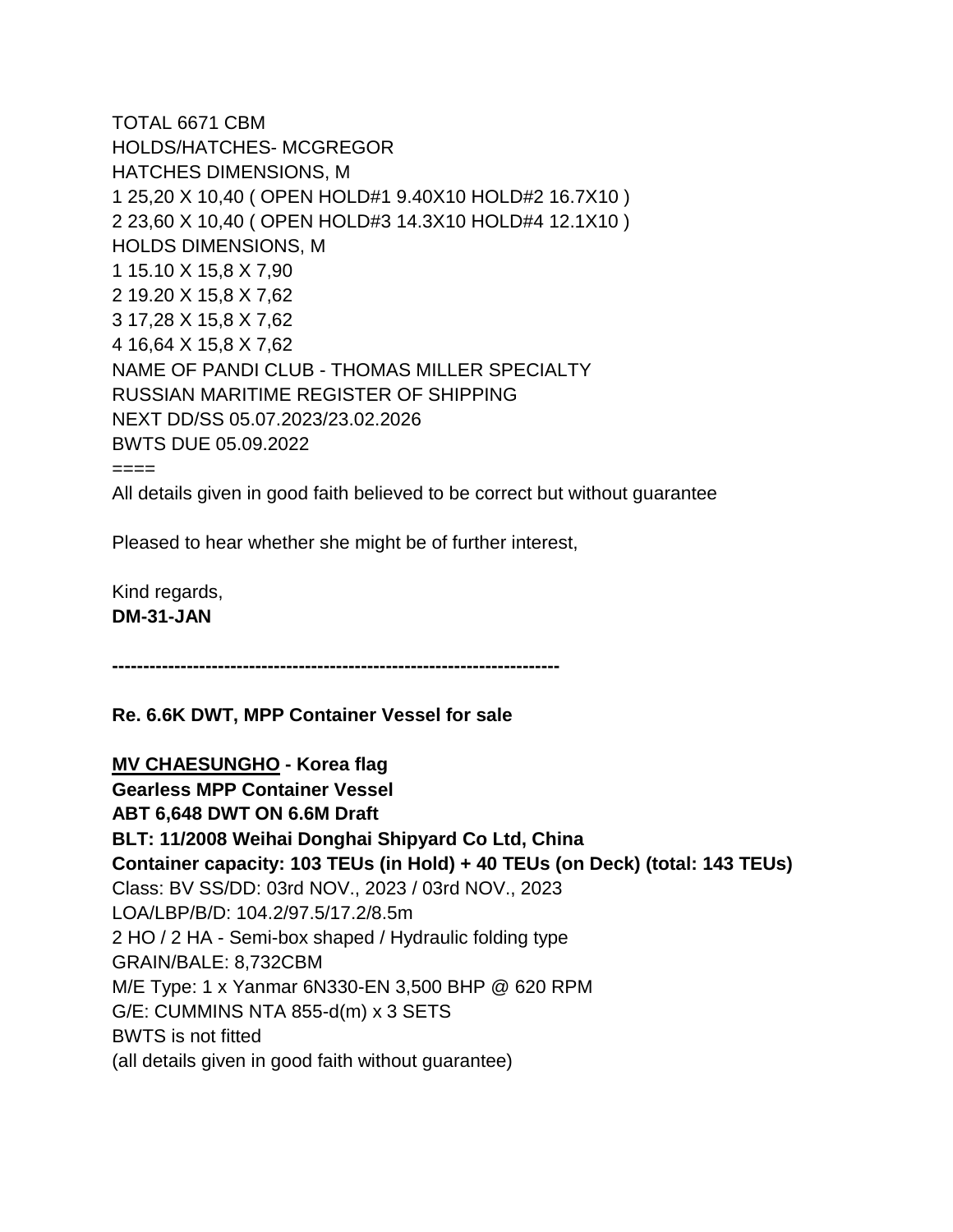TOTAL 6671 CBM
HOLDS/HATCHES- MCGREGOR
HATCHES DIMENSIONS, M
1 25,20 X 10,40 ( OPEN HOLD#1 9.40X10 HOLD#2 16.7X10 )
2 23,60 X 10,40 ( OPEN HOLD#3 14.3X10 HOLD#4 12.1X10 )
HOLDS DIMENSIONS, M
1 15.10 X 15,8 X 7,90
2 19.20 X 15,8 X 7,62
3 17,28 X 15,8 X 7,62
4 16,64 X 15,8 X 7,62
NAME OF PANDI CLUB - THOMAS MILLER SPECIALTY
RUSSIAN MARITIME REGISTER OF SHIPPING
NEXT DD/SS 05.07.2023/23.02.2026
BWTS DUE 05.09.2022
====
All details given in good faith believed to be correct but without guarantee

Pleased to hear whether she might be of further interest,

Kind regards,
**DM-31-JAN**

**------------------------------------------------------------------------**

**Re. 6.6K DWT, MPP Container Vessel for sale**

**<u>MV CHAESUNGHO</u> - Korea flag**
**Gearless MPP Container Vessel**
**ABT 6,648 DWT ON 6.6M Draft**
**BLT: 11/2008 Weihai Donghai Shipyard Co Ltd, China**
**Container capacity: 103 TEUs (in Hold) + 40 TEUs (on Deck) (total: 143 TEUs)**
Class: BV SS/DD: 03rd NOV., 2023 / 03rd NOV., 2023
LOA/LBP/B/D: 104.2/97.5/17.2/8.5m
2 HO / 2 HA - Semi-box shaped / Hydraulic folding type
GRAIN/BALE: 8,732CBM
M/E Type: 1 x Yanmar 6N330-EN 3,500 BHP @ 620 RPM
G/E: CUMMINS NTA 855-d(m) x 3 SETS
BWTS is not fitted
(all details given in good faith without guarantee)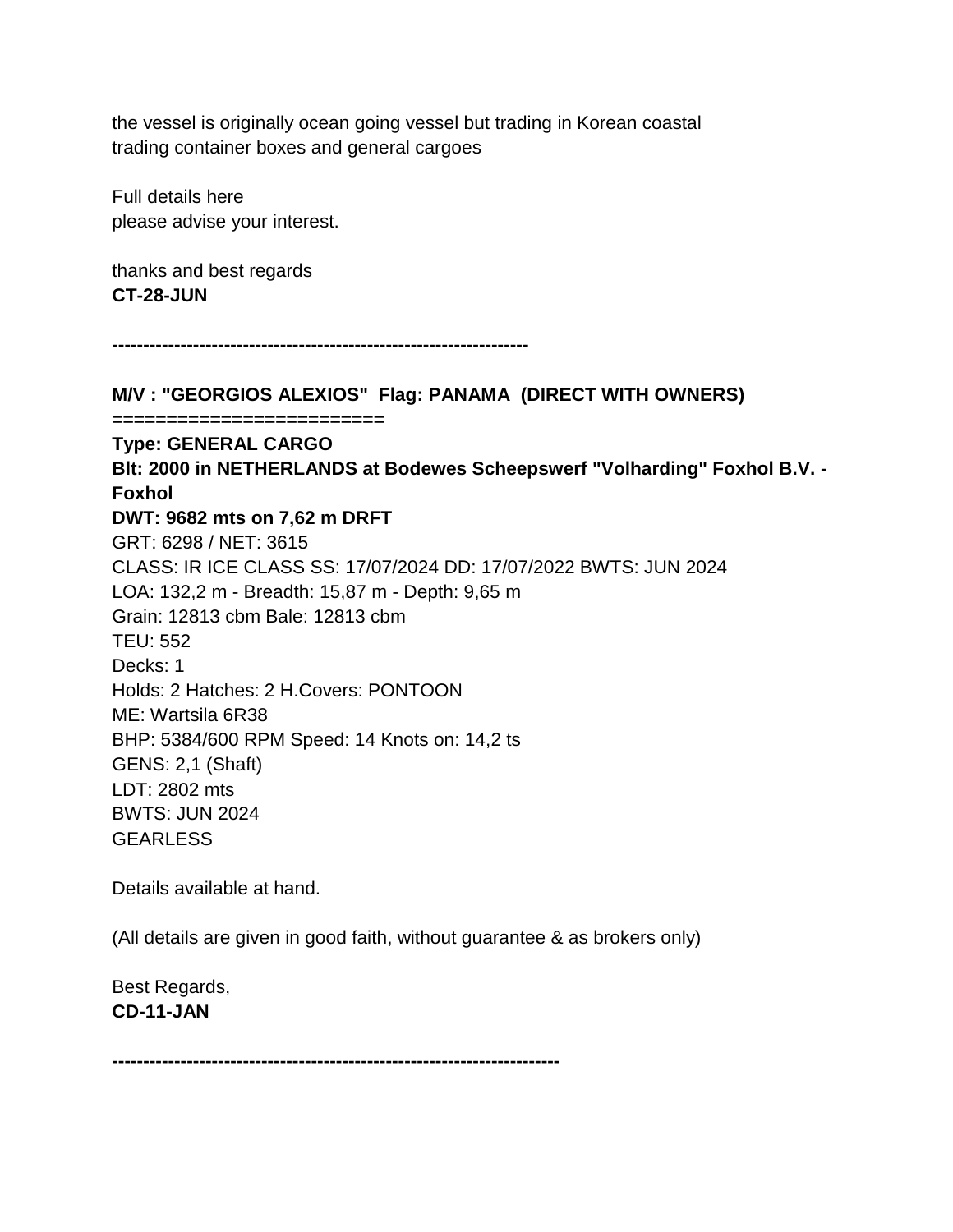the vessel is originally ocean going vessel but trading in Korean coastal trading container boxes and general cargoes

Full details here
please advise your interest.

thanks and best regards
**CT-28-JUN**

**------------------------------------------------------------------**

**M/V : "GEORGIOS ALEXIOS"  Flag: PANAMA  (DIRECT WITH OWNERS)**
**========================**
**Type: GENERAL CARGO**
**Blt: 2000 in NETHERLANDS at Bodewes Scheepswerf "Volharding" Foxhol B.V. - Foxhol**
**DWT: 9682 mts on 7,62 m DRFT**
GRT: 6298 / NET: 3615
CLASS: IR ICE CLASS SS: 17/07/2024 DD: 17/07/2022 BWTS: JUN 2024
LOA: 132,2 m - Breadth: 15,87 m - Depth: 9,65 m
Grain: 12813 cbm Bale: 12813 cbm
TEU: 552
Decks: 1
Holds: 2 Hatches: 2 H.Covers: PONTOON
ME: Wartsila 6R38
BHP: 5384/600 RPM Speed: 14 Knots on: 14,2 ts
GENS: 2,1 (Shaft)
LDT: 2802 mts
BWTS: JUN 2024
GEARLESS

Details available at hand.

(All details are given in good faith, without guarantee & as brokers only)

Best Regards,
**CD-11-JAN**

**-----------------------------------------------------------------------**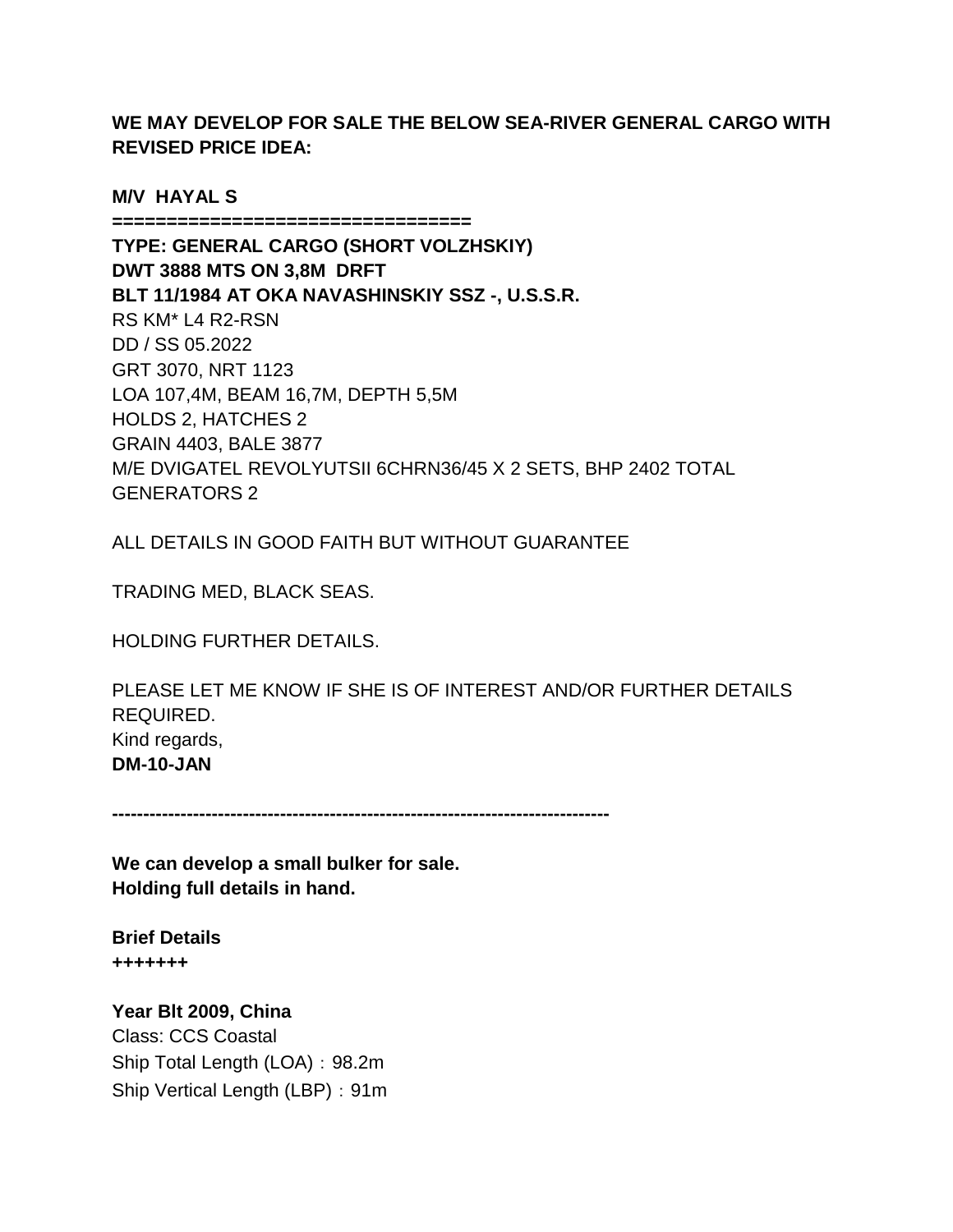**WE MAY DEVELOP FOR SALE THE BELOW SEA-RIVER GENERAL CARGO WITH REVISED PRICE IDEA:**

**M/V HAYAL S**
**=================================**
**TYPE: GENERAL CARGO (SHORT VOLZHSKIY)**
**DWT 3888 MTS ON 3,8M DRFT**
**BLT 11/1984 AT OKA NAVASHINSKIY SSZ -, U.S.S.R.**
RS KM* L4 R2-RSN
DD / SS 05.2022
GRT 3070, NRT 1123
LOA 107,4M, BEAM 16,7M, DEPTH 5,5M
HOLDS 2, HATCHES 2
GRAIN 4403, BALE 3877
M/E DVIGATEL REVOLYUTSII 6CHRN36/45 X 2 SETS, BHP 2402 TOTAL
GENERATORS 2

ALL DETAILS IN GOOD FAITH BUT WITHOUT GUARANTEE

TRADING MED, BLACK SEAS.

HOLDING FURTHER DETAILS.

PLEASE LET ME KNOW IF SHE IS OF INTEREST AND/OR FURTHER DETAILS REQUIRED.
Kind regards,
**DM-10-JAN**

**-------------------------------------------------------------------------------**

**We can develop a small bulker for sale.**
**Holding full details in hand.**

**Brief Details**
**+++++++**

**Year Blt 2009, China**
Class: CCS Coastal
Ship Total Length (LOA)：98.2m
Ship Vertical Length (LBP)：91m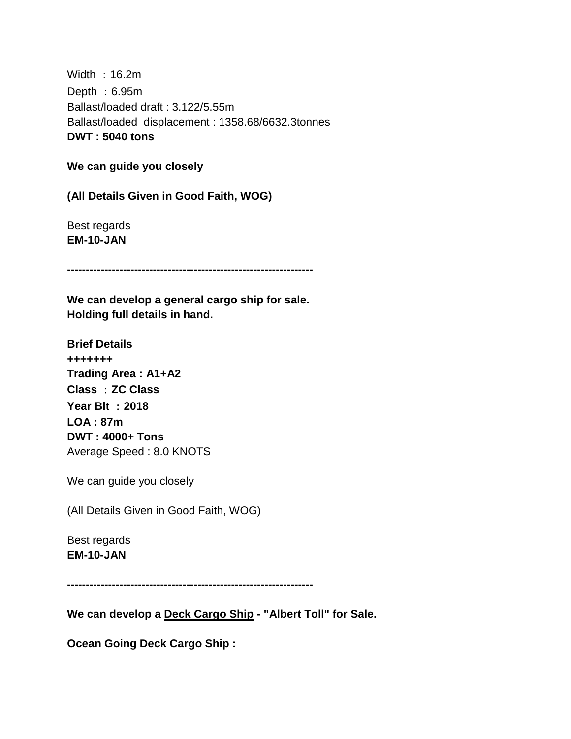Width ：16.2m
Depth ：6.95m
Ballast/loaded draft : 3.122/5.55m
Ballast/loaded  displacement : 1358.68/6632.3tonnes
**DWT : 5040 tons**

**We can guide you closely**

**(All Details Given in Good Faith, WOG)**

Best regards
**EM-10-JAN**

**----------------------------------------------------------------**

**We can develop a general cargo ship for sale.**
**Holding full details in hand.**

**Brief Details**
**+++++++**
**Trading Area : A1+A2**
**Class ：ZC Class**
**Year Blt ：2018**
**LOA : 87m**
**DWT : 4000+ Tons**
Average Speed : 8.0 KNOTS

We can guide you closely

(All Details Given in Good Faith, WOG)

Best regards
**EM-10-JAN**

**----------------------------------------------------------------**

**We can develop a <u>Deck Cargo Ship</u> - "Albert Toll" for Sale.**

**Ocean Going Deck Cargo Ship :**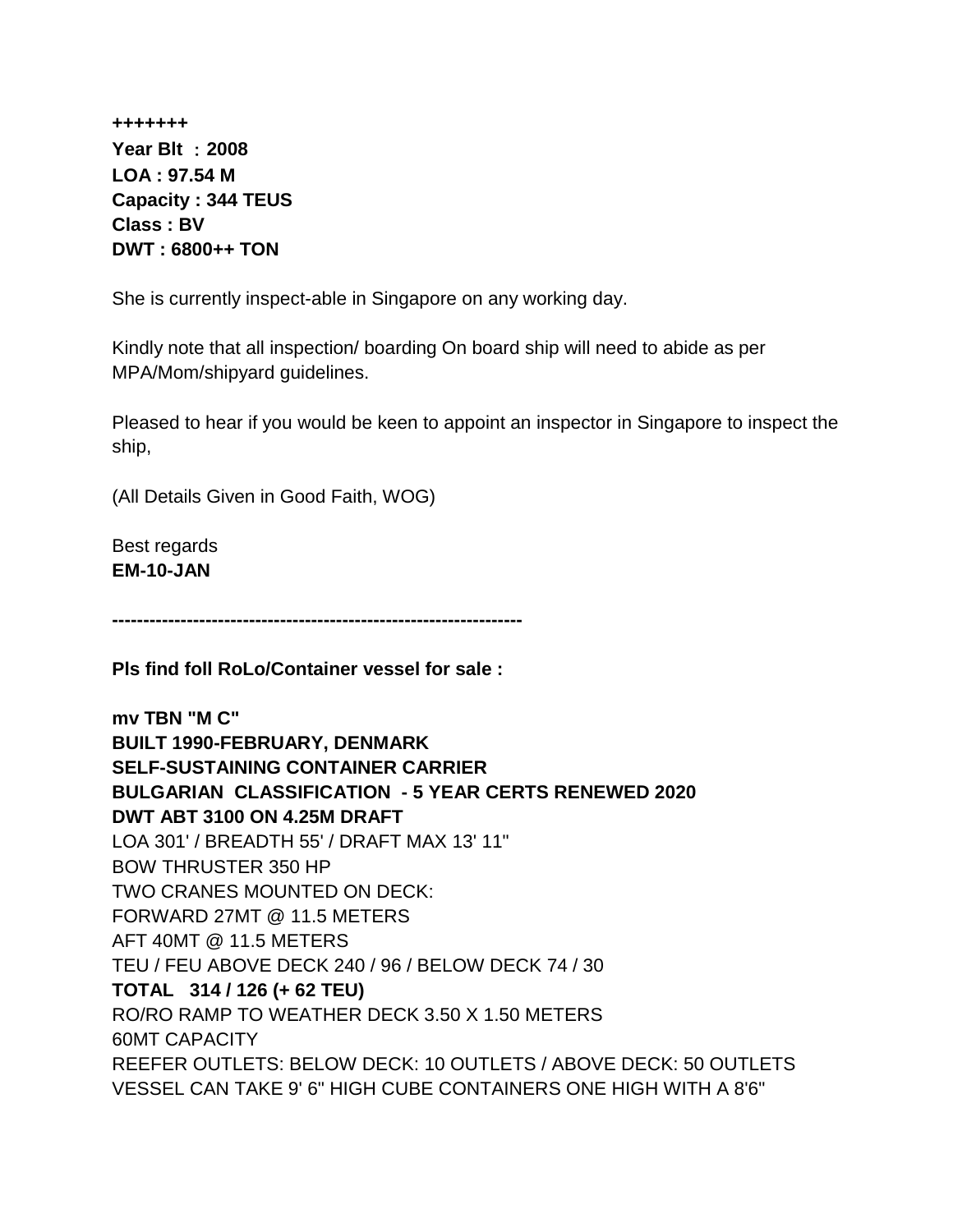**+++++++**
**Year Blt ：2008**
**LOA : 97.54 M**
**Capacity : 344 TEUS**
**Class : BV**
**DWT : 6800++ TON**

She is currently inspect-able in Singapore on any working day.

Kindly note that all inspection/ boarding On board ship will need to abide as per MPA/Mom/shipyard guidelines.

Pleased to hear if you would be keen to appoint an inspector in Singapore to inspect the ship,

(All Details Given in Good Faith, WOG)

Best regards
**EM-10-JAN**

**------------------------------------------------------------------**

**Pls find foll RoLo/Container vessel for sale :**

**mv TBN "M C"**
**BUILT 1990-FEBRUARY, DENMARK**
**SELF-SUSTAINING CONTAINER CARRIER**
**BULGARIAN CLASSIFICATION - 5 YEAR CERTS RENEWED 2020**
**DWT ABT 3100 ON 4.25M DRAFT**
LOA 301' / BREADTH 55' / DRAFT MAX 13' 11"
BOW THRUSTER 350 HP
TWO CRANES MOUNTED ON DECK:
FORWARD 27MT @ 11.5 METERS
AFT 40MT @ 11.5 METERS
TEU / FEU ABOVE DECK 240 / 96 / BELOW DECK 74 / 30
**TOTAL 314 / 126 (+ 62 TEU)**
RO/RO RAMP TO WEATHER DECK 3.50 X 1.50 METERS
60MT CAPACITY
REEFER OUTLETS: BELOW DECK: 10 OUTLETS / ABOVE DECK: 50 OUTLETS
VESSEL CAN TAKE 9' 6" HIGH CUBE CONTAINERS ONE HIGH WITH A 8'6"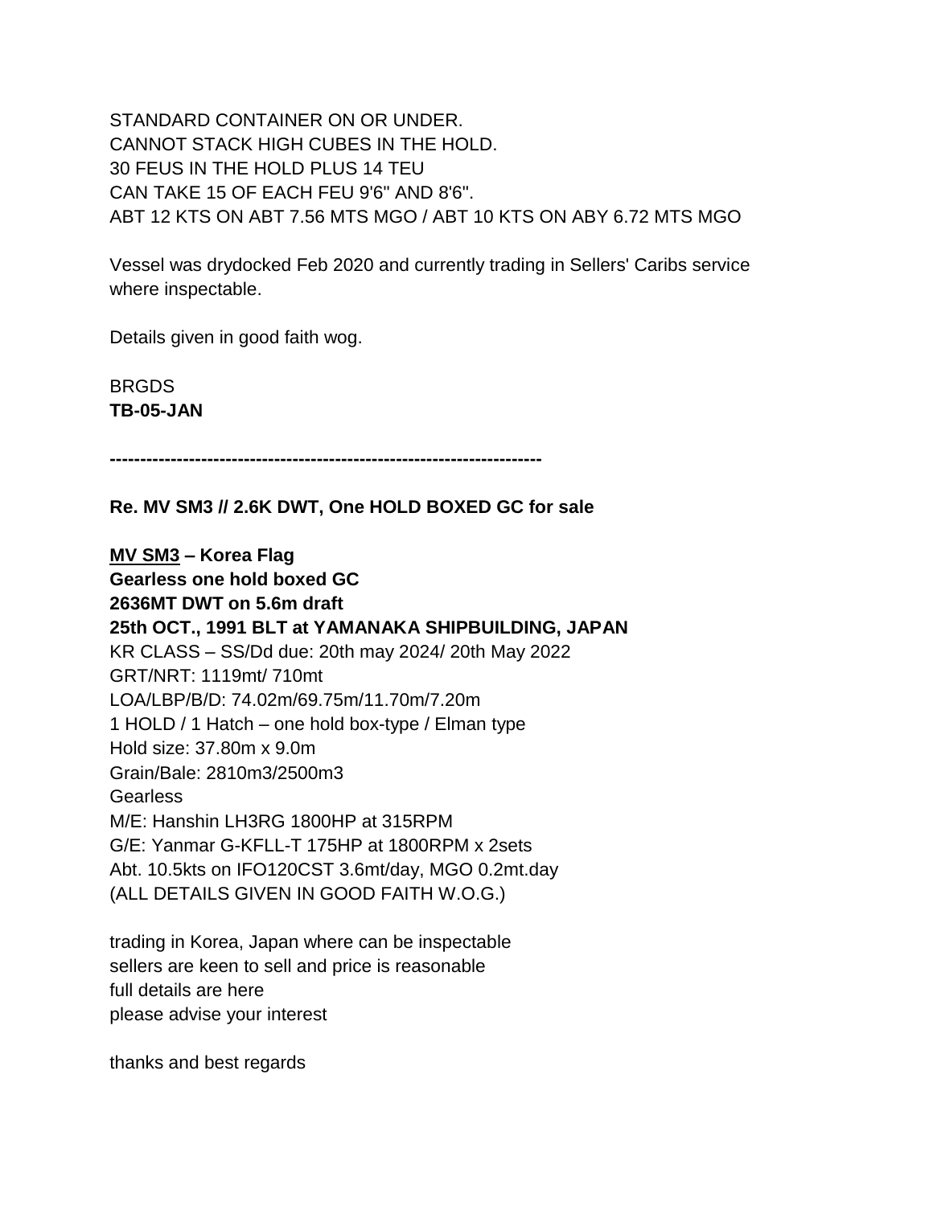STANDARD CONTAINER ON OR UNDER.
CANNOT STACK HIGH CUBES IN THE HOLD.
30 FEUS IN THE HOLD PLUS 14 TEU
CAN TAKE 15 OF EACH FEU 9'6" AND 8'6".
ABT 12 KTS ON ABT 7.56 MTS MGO / ABT 10 KTS ON ABY 6.72 MTS MGO

Vessel was drydocked Feb 2020 and currently trading in Sellers' Caribs service where inspectable.

Details given in good faith wog.

BRGDS
**TB-05-JAN**

**----------------------------------------------------------------------**

**Re. MV SM3 // 2.6K DWT, One HOLD BOXED GC for sale**

**<u>MV SM3</u> – Korea Flag**
**Gearless one hold boxed GC**
**2636MT DWT on 5.6m draft**
**25th OCT., 1991 BLT at YAMANAKA SHIPBUILDING, JAPAN**
KR CLASS – SS/Dd due: 20th may 2024/ 20th May 2022
GRT/NRT: 1119mt/ 710mt
LOA/LBP/B/D: 74.02m/69.75m/11.70m/7.20m
1 HOLD / 1 Hatch – one hold box-type / Elman type
Hold size: 37.80m x 9.0m
Grain/Bale: 2810m3/2500m3
Gearless
M/E: Hanshin LH3RG 1800HP at 315RPM
G/E: Yanmar G-KFLL-T 175HP at 1800RPM x 2sets
Abt. 10.5kts on IFO120CST 3.6mt/day, MGO 0.2mt.day
(ALL DETAILS GIVEN IN GOOD FAITH W.O.G.)

trading in Korea, Japan where can be inspectable
sellers are keen to sell and price is reasonable
full details are here
please advise your interest

thanks and best regards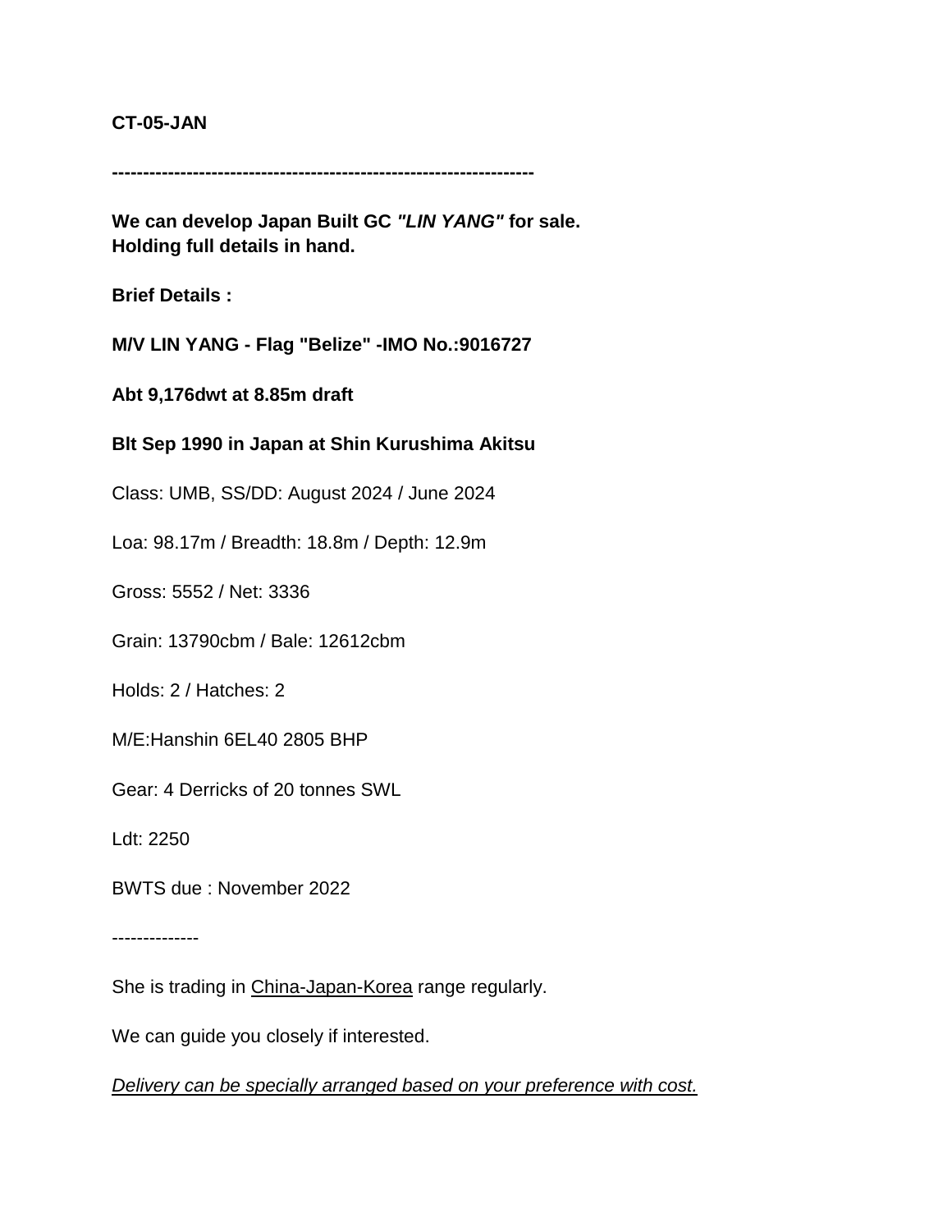**CT-05-JAN**

**--------------------------------------------------------------------**

**We can develop Japan Built GC *"LIN YANG"* for sale.**
**Holding full details in hand.**

**Brief Details :**

**M/V LIN YANG - Flag "Belize" -IMO No.:9016727**

**Abt 9,176dwt at 8.85m draft**

**Blt Sep 1990 in Japan at Shin Kurushima Akitsu**

Class: UMB, SS/DD: August 2024 / June 2024

Loa: 98.17m / Breadth: 18.8m / Depth: 12.9m

Gross: 5552 / Net: 3336

Grain: 13790cbm / Bale: 12612cbm

Holds: 2 / Hatches: 2

M/E:Hanshin 6EL40 2805 BHP

Gear: 4 Derricks of 20 tonnes SWL

Ldt: 2250

BWTS due : November 2022

--------------

She is trading in China-Japan-Korea range regularly.

We can guide you closely if interested.

*Delivery can be specially arranged based on your preference with cost.*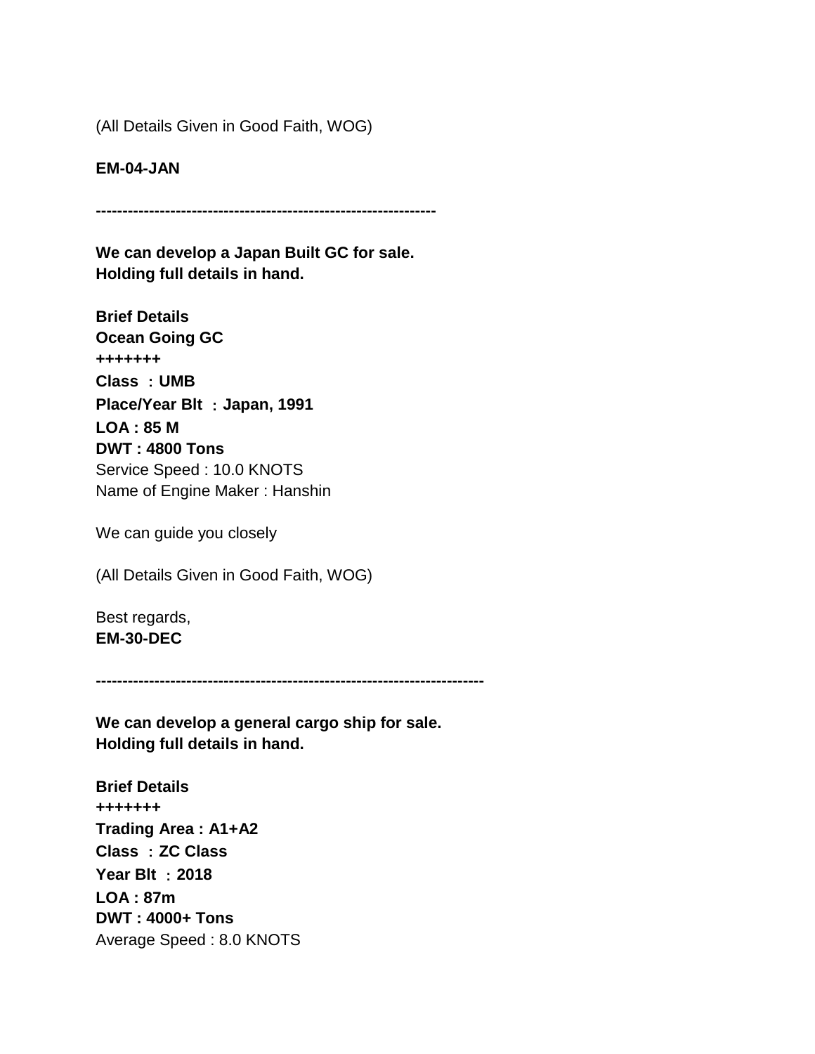(All Details Given in Good Faith, WOG)

**EM-04-JAN**

**---------------------------------------------------------------**

**We can develop a Japan Built GC for sale.**
**Holding full details in hand.**

**Brief Details**
**Ocean Going GC**
**+++++++**
**Class ：UMB**
**Place/Year Blt ：Japan, 1991**
**LOA : 85 M**
**DWT : 4800 Tons**
Service Speed : 10.0 KNOTS
Name of Engine Maker : Hanshin

We can guide you closely

(All Details Given in Good Faith, WOG)

Best regards,
**EM-30-DEC**

**------------------------------------------------------------------------**

**We can develop a general cargo ship for sale.**
**Holding full details in hand.**

**Brief Details**
**+++++++**
**Trading Area : A1+A2**
**Class ：ZC Class**
**Year Blt ：2018**
**LOA : 87m**
**DWT : 4000+ Tons**
Average Speed : 8.0 KNOTS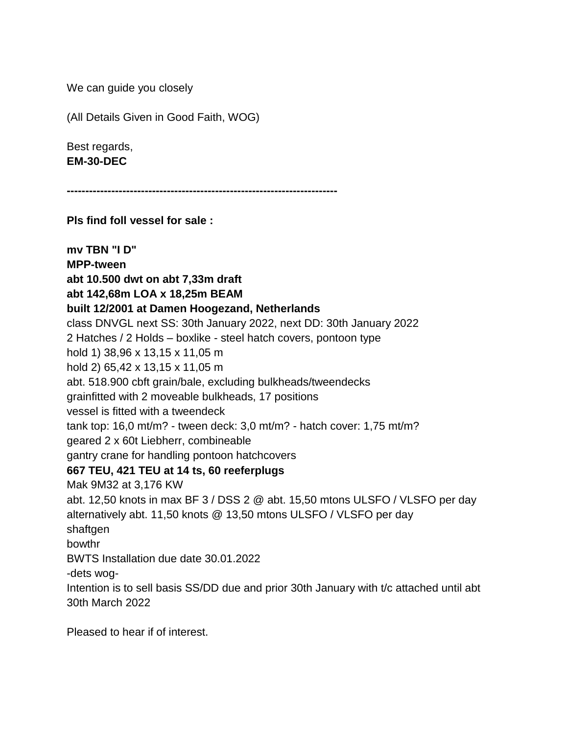We can guide you closely

(All Details Given in Good Faith, WOG)

Best regards,
**EM-30-DEC**

**------------------------------------------------------------------------**

**Pls find foll vessel for sale :**

**mv TBN "I D"**
**MPP-tween**
**abt 10.500 dwt on abt 7,33m draft**
**abt 142,68m LOA x 18,25m BEAM**
**built 12/2001 at Damen Hoogezand, Netherlands**
class DNVGL next SS: 30th January 2022, next DD: 30th January 2022
2 Hatches / 2 Holds – boxlike - steel hatch covers, pontoon type
hold 1) 38,96 x 13,15 x 11,05 m
hold 2) 65,42 x 13,15 x 11,05 m
abt. 518.900 cbft grain/bale, excluding bulkheads/tweendecks
grainfitted with 2 moveable bulkheads, 17 positions
vessel is fitted with a tweendeck
tank top: 16,0 mt/m? - tween deck: 3,0 mt/m? - hatch cover: 1,75 mt/m?
geared 2 x 60t Liebherr, combineable
gantry crane for handling pontoon hatchcovers
**667 TEU, 421 TEU at 14 ts, 60 reeferplugs**
Mak 9M32 at 3,176 KW
abt. 12,50 knots in max BF 3 / DSS 2 @ abt. 15,50 mtons ULSFO / VLSFO per day
alternatively abt. 11,50 knots @ 13,50 mtons ULSFO / VLSFO per day
shaftgen
bowthr
BWTS Installation due date 30.01.2022
-dets wog-
Intention is to sell basis SS/DD due and prior 30th January with t/c attached until abt 30th March 2022

Pleased to hear if of interest.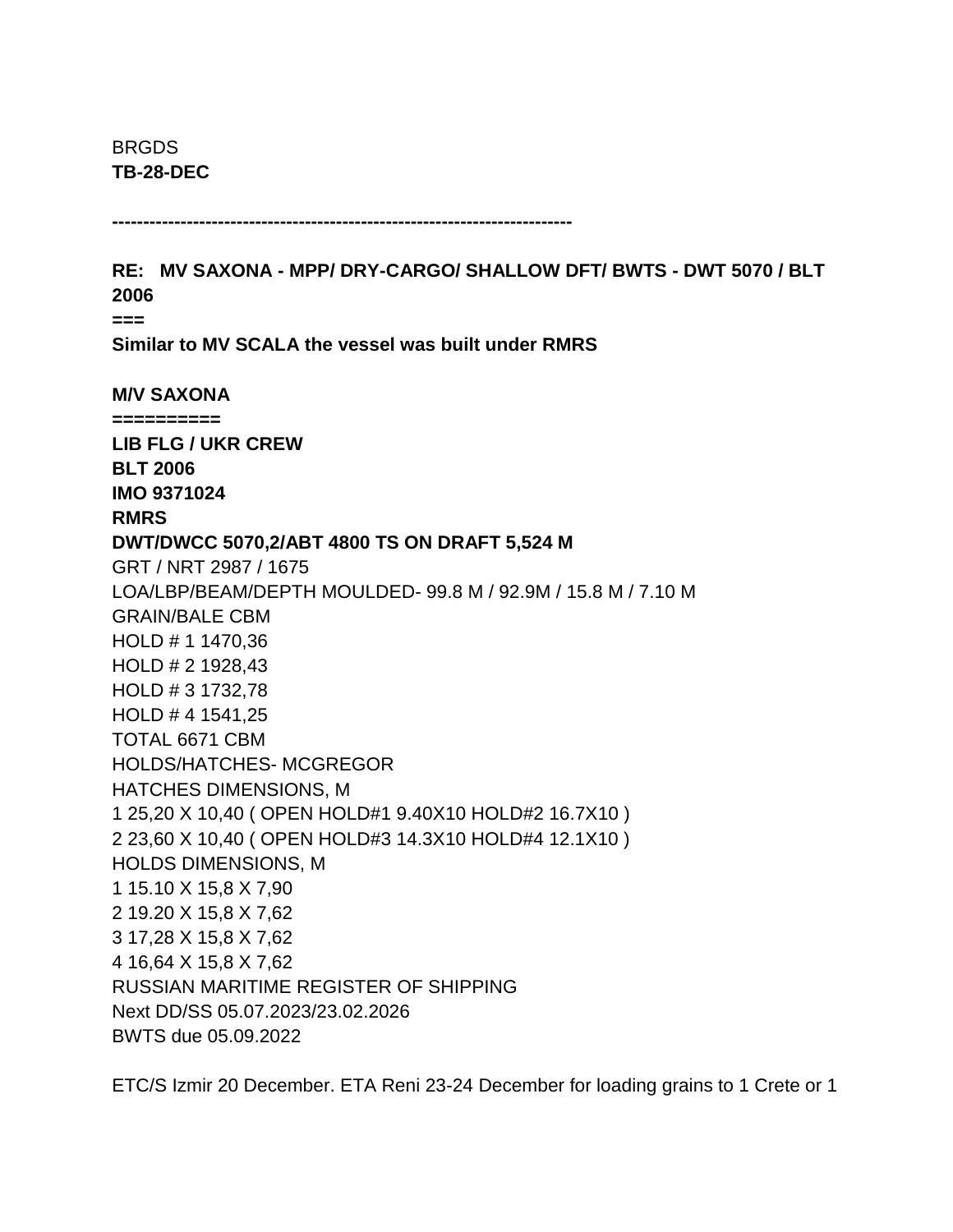BRGDS
**TB-28-DEC**

**--------------------------------------------------------------------------**

**RE: MV SAXONA - MPP/ DRY-CARGO/ SHALLOW DFT/ BWTS - DWT 5070 / BLT 2006**
**===**
**Similar to MV SCALA the vessel was built under RMRS**

**M/V SAXONA**
**==========**
**LIB FLG / UKR CREW**
**BLT 2006**
**IMO 9371024**
**RMRS**
**DWT/DWCC 5070,2/ABT 4800 TS ON DRAFT 5,524 M**
GRT / NRT 2987 / 1675
LOA/LBP/BEAM/DEPTH MOULDED- 99.8 M / 92.9M / 15.8 M / 7.10 M
GRAIN/BALE CBM
HOLD # 1 1470,36
HOLD # 2 1928,43
HOLD # 3 1732,78
HOLD # 4 1541,25
TOTAL 6671 CBM
HOLDS/HATCHES- MCGREGOR
HATCHES DIMENSIONS, M
1 25,20 X 10,40 ( OPEN HOLD#1 9.40X10 HOLD#2 16.7X10 )
2 23,60 X 10,40 ( OPEN HOLD#3 14.3X10 HOLD#4 12.1X10 )
HOLDS DIMENSIONS, M
1 15.10 X 15,8 X 7,90
2 19.20 X 15,8 X 7,62
3 17,28 X 15,8 X 7,62
4 16,64 X 15,8 X 7,62
RUSSIAN MARITIME REGISTER OF SHIPPING
Next DD/SS 05.07.2023/23.02.2026
BWTS due 05.09.2022

ETC/S Izmir 20 December. ETA Reni 23-24 December for loading grains to 1 Crete or 1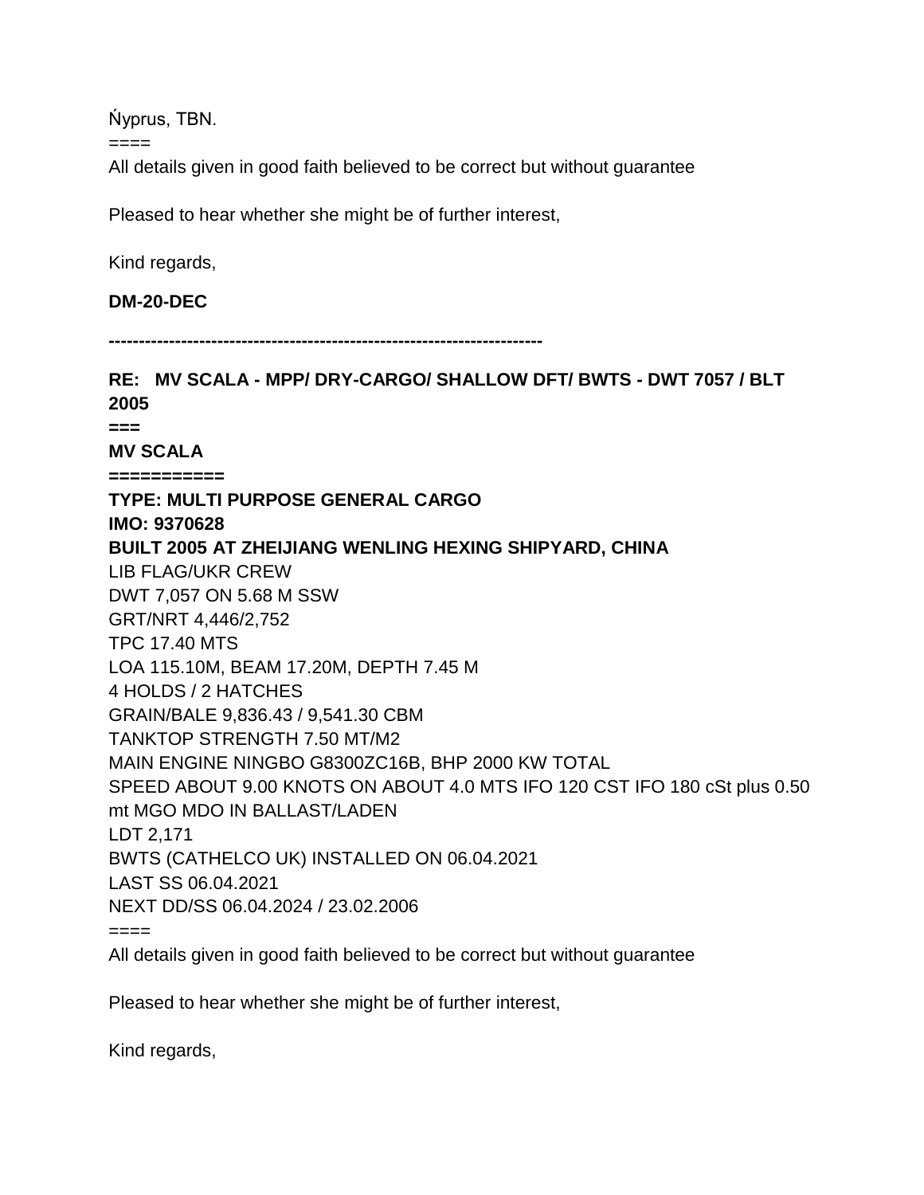Ńyprus, TBN.

====

All details given in good faith believed to be correct but without guarantee

Pleased to hear whether she might be of further interest,

Kind regards,

**DM-20-DEC**

**------------------------------------------------------------------------**

**RE: MV SCALA - MPP/ DRY-CARGO/ SHALLOW DFT/ BWTS - DWT 7057 / BLT 2005**

**===**

**MV SCALA**

**===========**

**TYPE: MULTI PURPOSE GENERAL CARGO**

**IMO: 9370628**

**BUILT 2005 AT ZHEIJIANG WENLING HEXING SHIPYARD, CHINA**

LIB FLAG/UKR CREW

DWT 7,057 ON 5.68 M SSW

GRT/NRT 4,446/2,752

TPC 17.40 MTS

LOA 115.10M, BEAM 17.20M, DEPTH 7.45 M

4 HOLDS / 2 HATCHES

GRAIN/BALE 9,836.43 / 9,541.30 CBM

TANKTOP STRENGTH 7.50 MT/M2

MAIN ENGINE NINGBO G8300ZC16B, BHP 2000 KW TOTAL

SPEED ABOUT 9.00 KNOTS ON ABOUT 4.0 MTS IFO 120 CST IFO 180 cSt plus 0.50 mt MGO MDO IN BALLAST/LADEN

LDT 2,171

BWTS (CATHELCO UK) INSTALLED ON 06.04.2021

LAST SS 06.04.2021

NEXT DD/SS 06.04.2024 / 23.02.2006

====

All details given in good faith believed to be correct but without guarantee

Pleased to hear whether she might be of further interest,

Kind regards,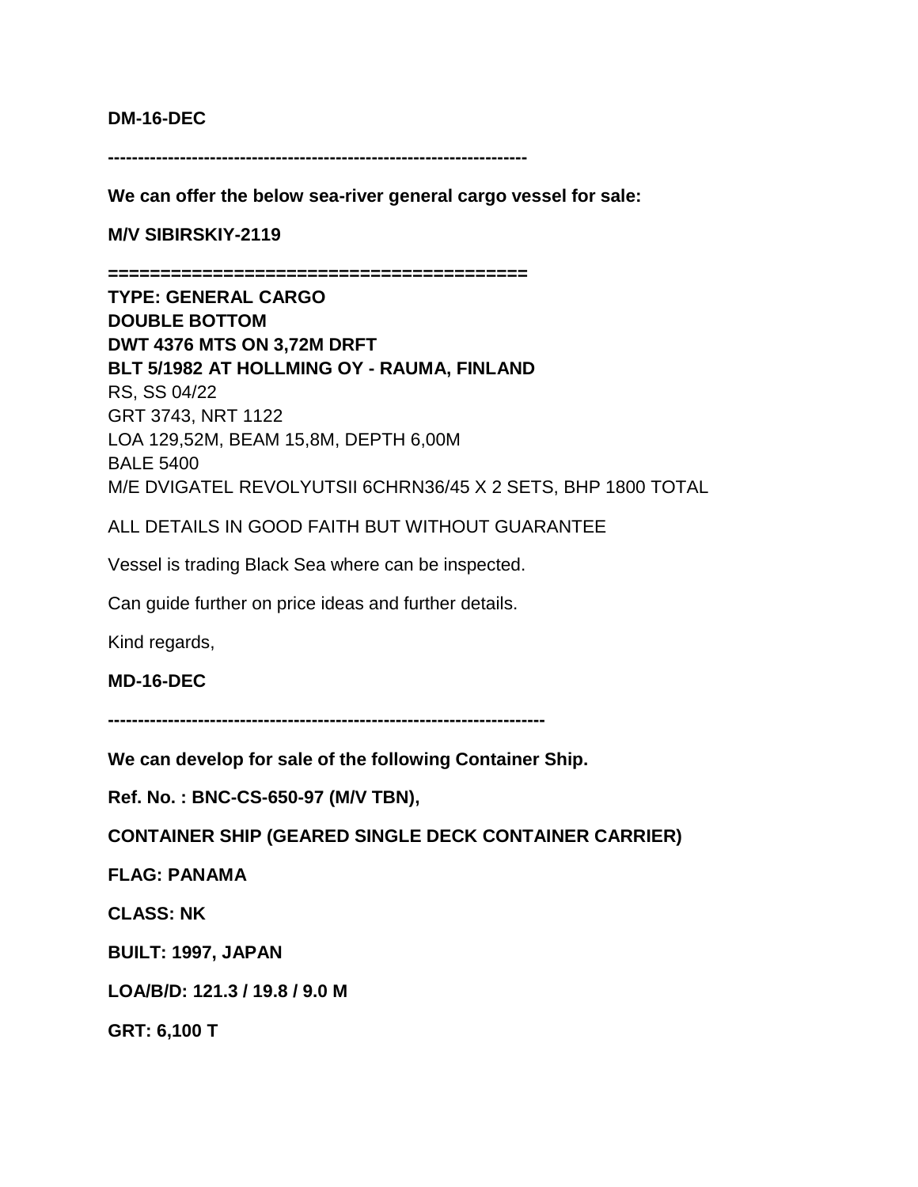**DM-16-DEC**

**----------------------------------------------------------------------**

**We can offer the below sea-river general cargo vessel for sale:**

**M/V SIBIRSKIY-2119**

**========================================**

**TYPE: GENERAL CARGO**
**DOUBLE BOTTOM**
**DWT 4376 MTS ON 3,72M DRFT**
**BLT 5/1982 AT HOLLMING OY - RAUMA, FINLAND**
RS, SS 04/22
GRT 3743, NRT 1122
LOA 129,52M, BEAM 15,8M, DEPTH 6,00M
BALE 5400
M/E DVIGATEL REVOLYUTSII 6CHRN36/45 X 2 SETS, BHP 1800 TOTAL

ALL DETAILS IN GOOD FAITH BUT WITHOUT GUARANTEE

Vessel is trading Black Sea where can be inspected.

Can guide further on price ideas and further details.

Kind regards,

**MD-16-DEC**

**------------------------------------------------------------------------**

**We can develop for sale of the following Container Ship.**

**Ref. No. : BNC-CS-650-97 (M/V TBN),**

**CONTAINER SHIP (GEARED SINGLE DECK CONTAINER CARRIER)**

**FLAG: PANAMA**

**CLASS: NK**

**BUILT: 1997, JAPAN**

**LOA/B/D: 121.3 / 19.8 / 9.0 M**

**GRT: 6,100 T**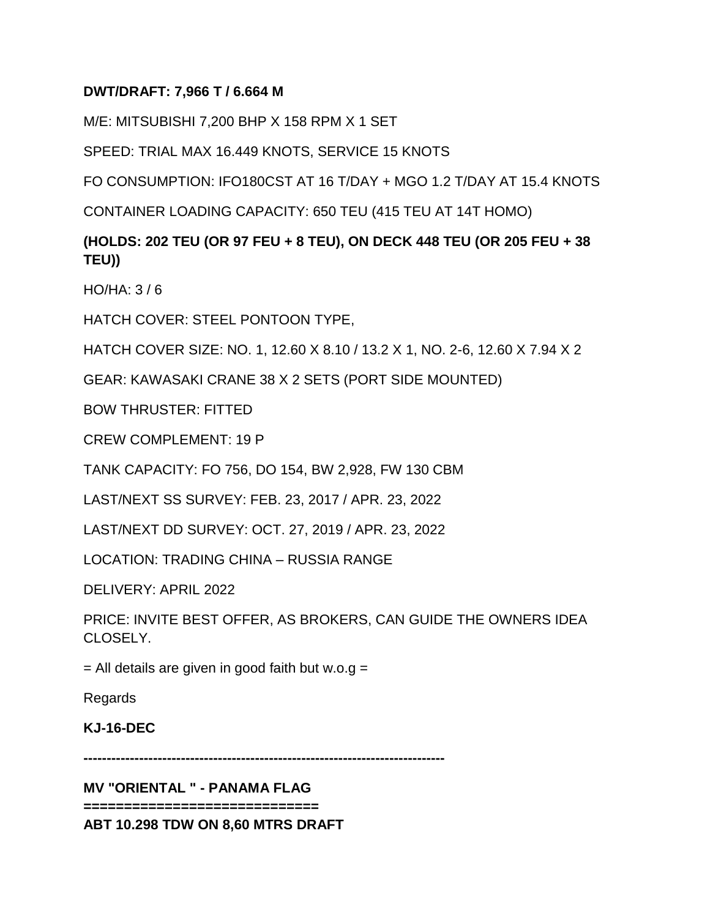**DWT/DRAFT: 7,966 T / 6.664 M**

M/E: MITSUBISHI 7,200 BHP X 158 RPM X 1 SET

SPEED: TRIAL MAX 16.449 KNOTS, SERVICE 15 KNOTS

FO CONSUMPTION: IFO180CST AT 16 T/DAY + MGO 1.2 T/DAY AT 15.4 KNOTS

CONTAINER LOADING CAPACITY: 650 TEU (415 TEU AT 14T HOMO)

**(HOLDS: 202 TEU (OR 97 FEU + 8 TEU), ON DECK 448 TEU (OR 205 FEU + 38 TEU))**

HO/HA: 3 / 6

HATCH COVER: STEEL PONTOON TYPE,

HATCH COVER SIZE: NO. 1, 12.60 X 8.10 / 13.2 X 1, NO. 2-6, 12.60 X 7.94 X 2

GEAR: KAWASAKI CRANE 38 X 2 SETS (PORT SIDE MOUNTED)

BOW THRUSTER: FITTED

CREW COMPLEMENT: 19 P

TANK CAPACITY: FO 756, DO 154, BW 2,928, FW 130 CBM

LAST/NEXT SS SURVEY: FEB. 23, 2017 / APR. 23, 2022

LAST/NEXT DD SURVEY: OCT. 27, 2019 / APR. 23, 2022

LOCATION: TRADING CHINA – RUSSIA RANGE

DELIVERY: APRIL 2022

PRICE: INVITE BEST OFFER, AS BROKERS, CAN GUIDE THE OWNERS IDEA CLOSELY.

= All details are given in good faith but w.o.g =

Regards

**KJ-16-DEC**

---

**MV "ORIENTAL " - PANAMA FLAG**

**============================**

**ABT 10.298 TDW ON 8,60 MTRS DRAFT**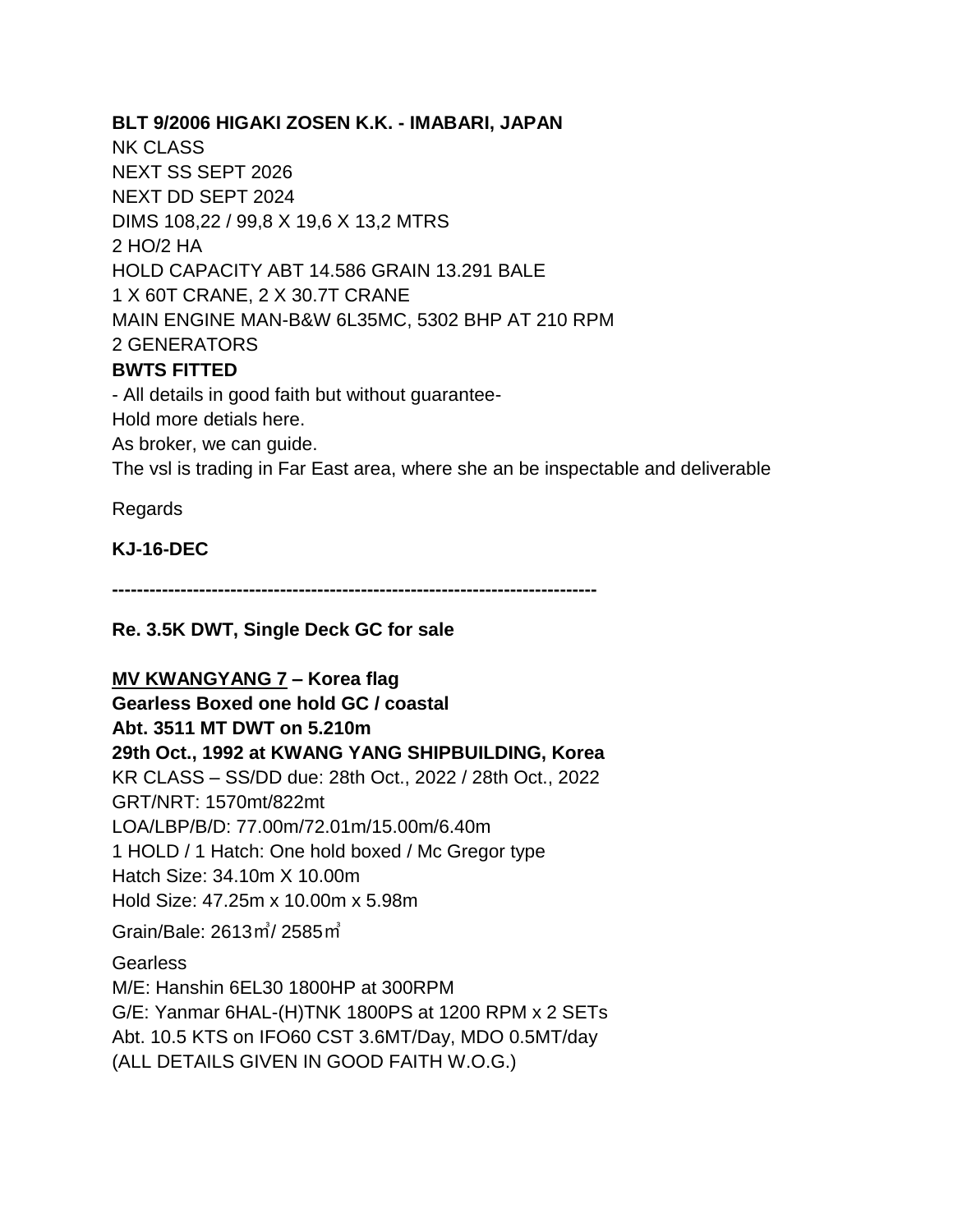**BLT 9/2006 HIGAKI ZOSEN K.K. - IMABARI, JAPAN**
NK CLASS
NEXT SS SEPT 2026
NEXT DD SEPT 2024
DIMS 108,22 / 99,8 X 19,6 X 13,2 MTRS
2 HO/2 HA
HOLD CAPACITY ABT 14.586 GRAIN 13.291 BALE
1 X 60T CRANE, 2 X 30.7T CRANE
MAIN ENGINE MAN-B&W 6L35MC, 5302 BHP AT 210 RPM
2 GENERATORS
**BWTS FITTED**
- All details in good faith but without guarantee-
Hold more detials here.
As broker, we can guide.
The vsl is trading in Far East area, where she an be inspectable and deliverable

Regards

**KJ-16-DEC**

**-----------------------------------------------------------------------------**

**Re. 3.5K DWT, Single Deck GC for sale**

**<u>MV KWANGYANG 7</u> – Korea flag**
**Gearless Boxed one hold GC / coastal**
**Abt. 3511 MT DWT on 5.210m**
**29th Oct., 1992 at KWANG YANG SHIPBUILDING, Korea**
KR CLASS – SS/DD due: 28th Oct., 2022 / 28th Oct., 2022
GRT/NRT: 1570mt/822mt
LOA/LBP/B/D: 77.00m/72.01m/15.00m/6.40m
1 HOLD / 1 Hatch: One hold boxed / Mc Gregor type
Hatch Size: 34.10m X 10.00m
Hold Size: 47.25m x 10.00m x 5.98m
Grain/Bale: 2613㎥/ 2585㎥
Gearless
M/E: Hanshin 6EL30 1800HP at 300RPM
G/E: Yanmar 6HAL-(H)TNK 1800PS at 1200 RPM x 2 SETs
Abt. 10.5 KTS on IFO60 CST 3.6MT/Day, MDO 0.5MT/day
(ALL DETAILS GIVEN IN GOOD FAITH W.O.G.)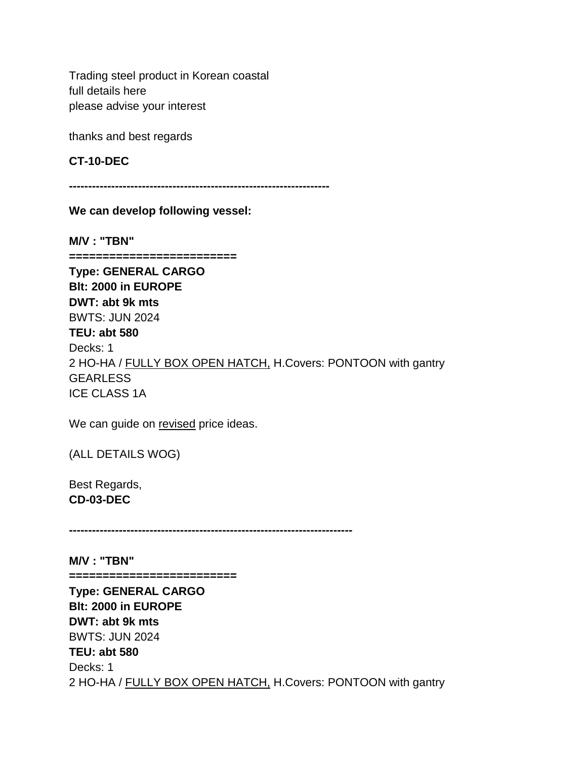Trading steel product in Korean coastal
full details here
please advise your interest

thanks and best regards

**CT-10-DEC**

**--------------------------------------------------------------------**

**We can develop following vessel:**

**M/V : "TBN"**
**========================**
**Type: GENERAL CARGO**
**Blt: 2000 in EUROPE**
**DWT: abt 9k mts**
BWTS: JUN 2024
**TEU: abt 580**
Decks: 1
2 HO-HA / <u>FULLY BOX OPEN HATCH,</u> H.Covers: PONTOON with gantry
GEARLESS
ICE CLASS 1A

We can guide on <u>revised</u> price ideas.

(ALL DETAILS WOG)

Best Regards,
**CD-03-DEC**

**--------------------------------------------------------------------------**

**M/V : "TBN"**
**========================**
**Type: GENERAL CARGO**
**Blt: 2000 in EUROPE**
**DWT: abt 9k mts**
BWTS: JUN 2024
**TEU: abt 580**
Decks: 1
2 HO-HA / <u>FULLY BOX OPEN HATCH,</u> H.Covers: PONTOON with gantry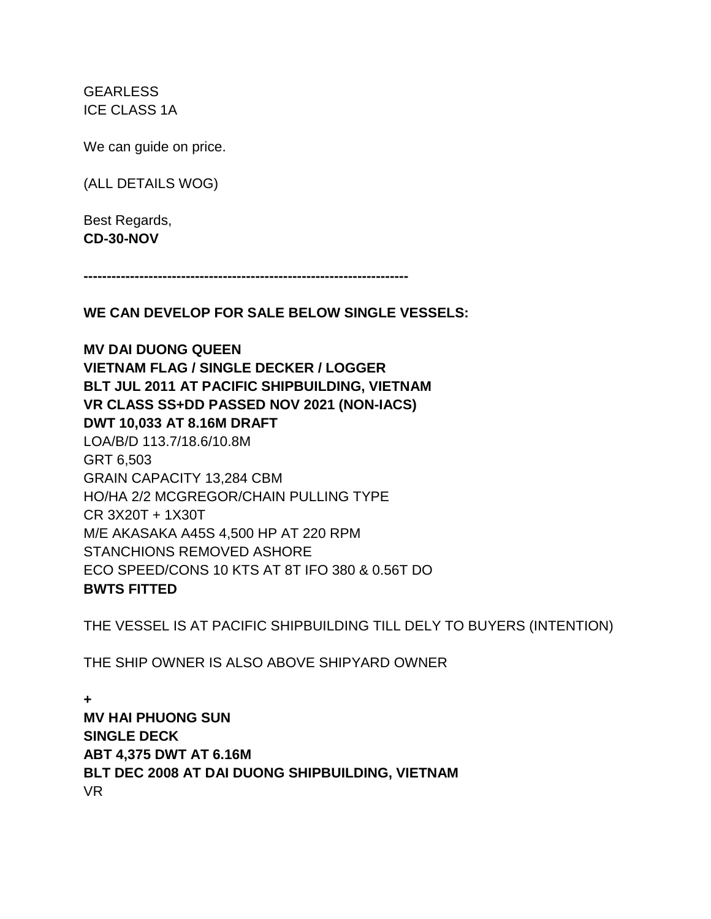GEARLESS
ICE CLASS 1A

We can guide on price.

(ALL DETAILS WOG)

Best Regards,
**CD-30-NOV**

**--------------------------------------------------------------------**

**WE CAN DEVELOP FOR SALE BELOW SINGLE VESSELS:**

**MV DAI DUONG QUEEN**
**VIETNAM FLAG / SINGLE DECKER / LOGGER**
**BLT JUL 2011 AT PACIFIC SHIPBUILDING, VIETNAM**
**VR CLASS SS+DD PASSED NOV 2021 (NON-IACS)**
**DWT 10,033 AT 8.16M DRAFT**
LOA/B/D 113.7/18.6/10.8M
GRT 6,503
GRAIN CAPACITY 13,284 CBM
HO/HA 2/2 MCGREGOR/CHAIN PULLING TYPE
CR 3X20T + 1X30T
M/E AKASAKA A45S 4,500 HP AT 220 RPM
STANCHIONS REMOVED ASHORE
ECO SPEED/CONS 10 KTS AT 8T IFO 380 & 0.56T DO
**BWTS FITTED**

THE VESSEL IS AT PACIFIC SHIPBUILDING TILL DELY TO BUYERS (INTENTION)

THE SHIP OWNER IS ALSO ABOVE SHIPYARD OWNER

**+**
**MV HAI PHUONG SUN**
**SINGLE DECK**
**ABT 4,375 DWT AT 6.16M**
**BLT DEC 2008 AT DAI DUONG SHIPBUILDING, VIETNAM**
VR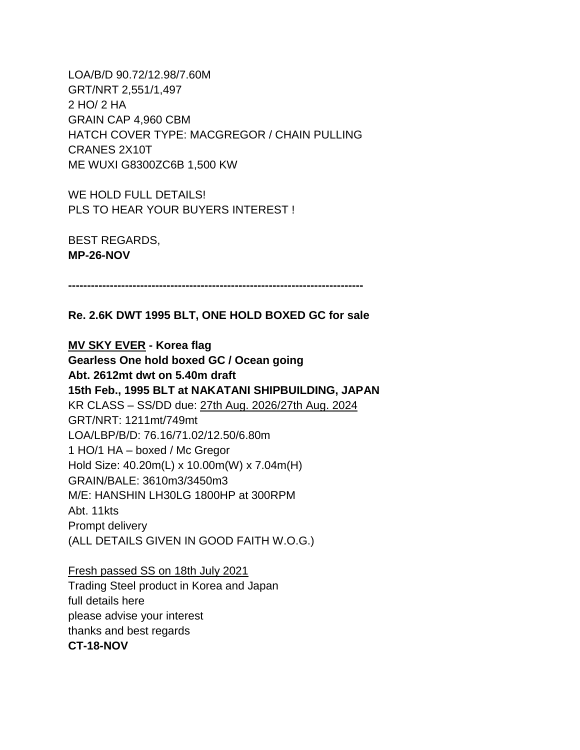LOA/B/D 90.72/12.98/7.60M
GRT/NRT 2,551/1,497
2 HO/ 2 HA
GRAIN CAP 4,960 CBM
HATCH COVER TYPE: MACGREGOR / CHAIN PULLING
CRANES 2X10T
ME WUXI G8300ZC6B 1,500 KW

WE HOLD FULL DETAILS!
PLS TO HEAR YOUR BUYERS INTEREST !

BEST REGARDS,
**MP-26-NOV**

**-----------------------------------------------------------------------------**

**Re. 2.6K DWT 1995 BLT, ONE HOLD BOXED GC for sale**

**MV SKY EVER - Korea flag**
**Gearless One hold boxed GC / Ocean going**
**Abt. 2612mt dwt on 5.40m draft**
**15th Feb., 1995 BLT at NAKATANI SHIPBUILDING, JAPAN**
KR CLASS – SS/DD due: 27th Aug. 2026/27th Aug. 2024
GRT/NRT: 1211mt/749mt
LOA/LBP/B/D: 76.16/71.02/12.50/6.80m
1 HO/1 HA – boxed / Mc Gregor
Hold Size: 40.20m(L) x 10.00m(W) x 7.04m(H)
GRAIN/BALE: 3610m3/3450m3
M/E: HANSHIN LH30LG 1800HP at 300RPM
Abt. 11kts
Prompt delivery
(ALL DETAILS GIVEN IN GOOD FAITH W.O.G.)

Fresh passed SS on 18th July 2021
Trading Steel product in Korea and Japan
full details here
please advise your interest
thanks and best regards
**CT-18-NOV**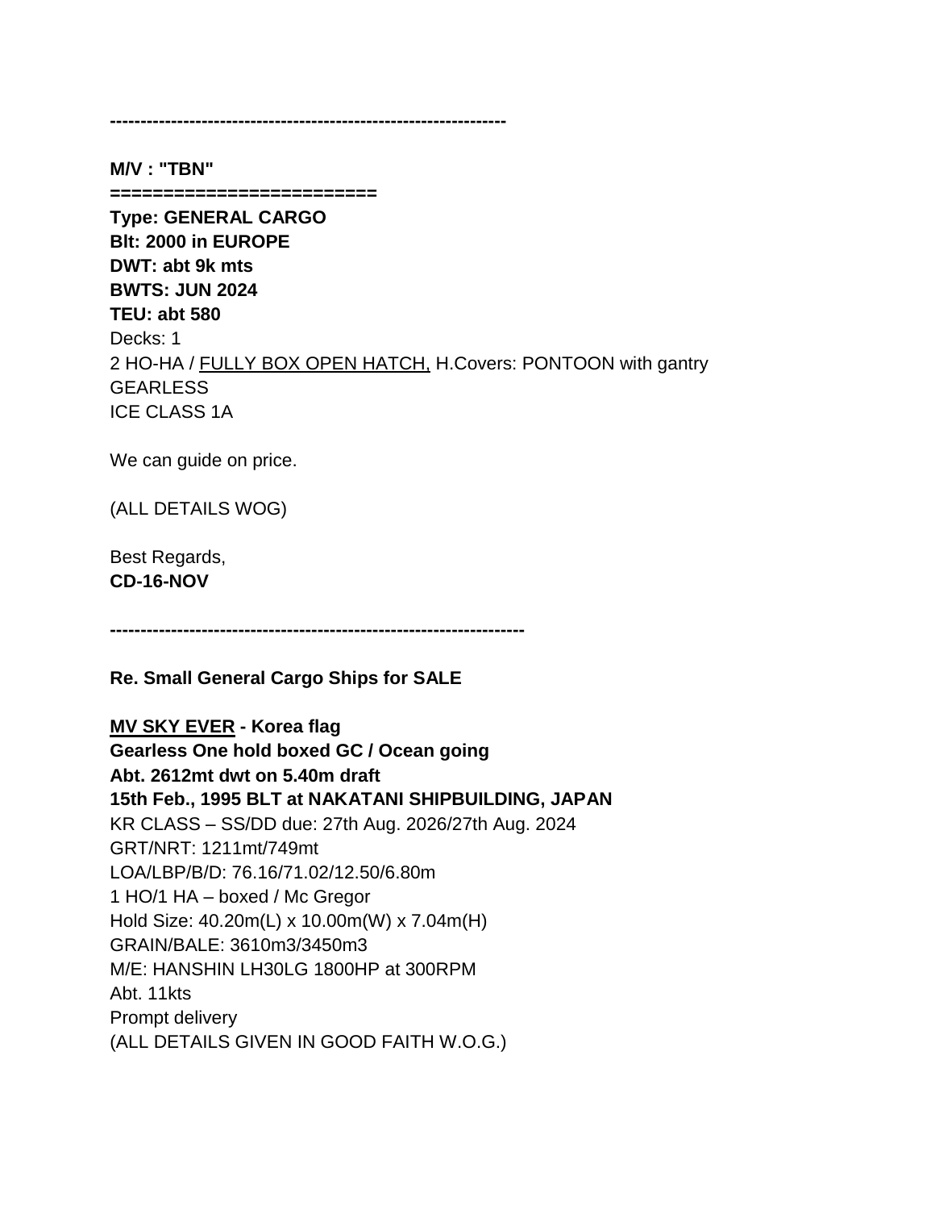----------------------------------------------------------------

**M/V : "TBN"**
**========================**
**Type: GENERAL CARGO**
**Blt: 2000 in EUROPE**
**DWT: abt 9k mts**
**BWTS: JUN 2024**
**TEU: abt 580**
Decks: 1
2 HO-HA / <u>FULLY BOX OPEN HATCH,</u> H.Covers: PONTOON with gantry
GEARLESS
ICE CLASS 1A

We can guide on price.

(ALL DETAILS WOG)

Best Regards,
**CD-16-NOV**

-------------------------------------------------------------------

**Re. Small General Cargo Ships for SALE**

**<u>MV SKY EVER</u> - Korea flag**
**Gearless One hold boxed GC / Ocean going**
**Abt. 2612mt dwt on 5.40m draft**
**15th Feb., 1995 BLT at NAKATANI SHIPBUILDING, JAPAN**
KR CLASS – SS/DD due: 27th Aug. 2026/27th Aug. 2024
GRT/NRT: 1211mt/749mt
LOA/LBP/B/D: 76.16/71.02/12.50/6.80m
1 HO/1 HA – boxed / Mc Gregor
Hold Size: 40.20m(L) x 10.00m(W) x 7.04m(H)
GRAIN/BALE: 3610m3/3450m3
M/E: HANSHIN LH30LG 1800HP at 300RPM
Abt. 11kts
Prompt delivery
(ALL DETAILS GIVEN IN GOOD FAITH W.O.G.)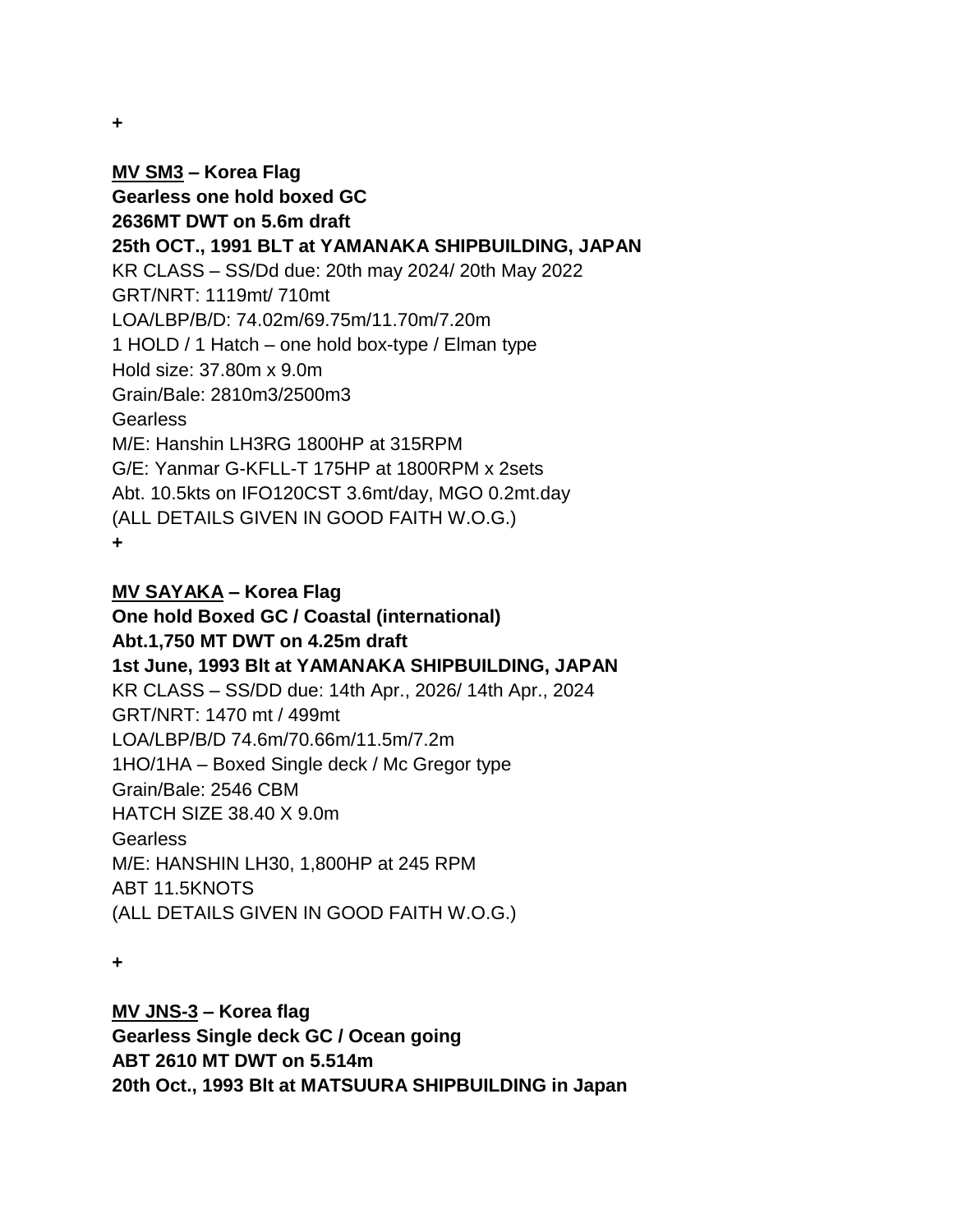+

<u>**MV SM3**</u> **– Korea Flag**
**Gearless one hold boxed GC**
**2636MT DWT on 5.6m draft**
**25th OCT., 1991 BLT at YAMANAKA SHIPBUILDING, JAPAN**
KR CLASS – SS/Dd due: 20th may 2024/ 20th May 2022
GRT/NRT: 1119mt/ 710mt
LOA/LBP/B/D: 74.02m/69.75m/11.70m/7.20m
1 HOLD / 1 Hatch – one hold box-type / Elman type
Hold size: 37.80m x 9.0m
Grain/Bale: 2810m3/2500m3
Gearless
M/E: Hanshin LH3RG 1800HP at 315RPM
G/E: Yanmar G-KFLL-T 175HP at 1800RPM x 2sets
Abt. 10.5kts on IFO120CST 3.6mt/day, MGO 0.2mt.day
(ALL DETAILS GIVEN IN GOOD FAITH W.O.G.)
+

<u>**MV SAYAKA**</u> **– Korea Flag**
**One hold Boxed GC / Coastal (international)**
**Abt.1,750 MT DWT on 4.25m draft**
**1st June, 1993 Blt at YAMANAKA SHIPBUILDING, JAPAN**
KR CLASS – SS/DD due: 14th Apr., 2026/ 14th Apr., 2024
GRT/NRT: 1470 mt / 499mt
LOA/LBP/B/D 74.6m/70.66m/11.5m/7.2m
1HO/1HA – Boxed Single deck / Mc Gregor type
Grain/Bale: 2546 CBM
HATCH SIZE 38.40 X 9.0m
Gearless
M/E: HANSHIN LH30, 1,800HP at 245 RPM
ABT 11.5KNOTS
(ALL DETAILS GIVEN IN GOOD FAITH W.O.G.)

+

<u>**MV JNS-3**</u> **– Korea flag**
**Gearless Single deck GC / Ocean going**
**ABT 2610 MT DWT on 5.514m**
**20th Oct., 1993 Blt at MATSUURA SHIPBUILDING in Japan**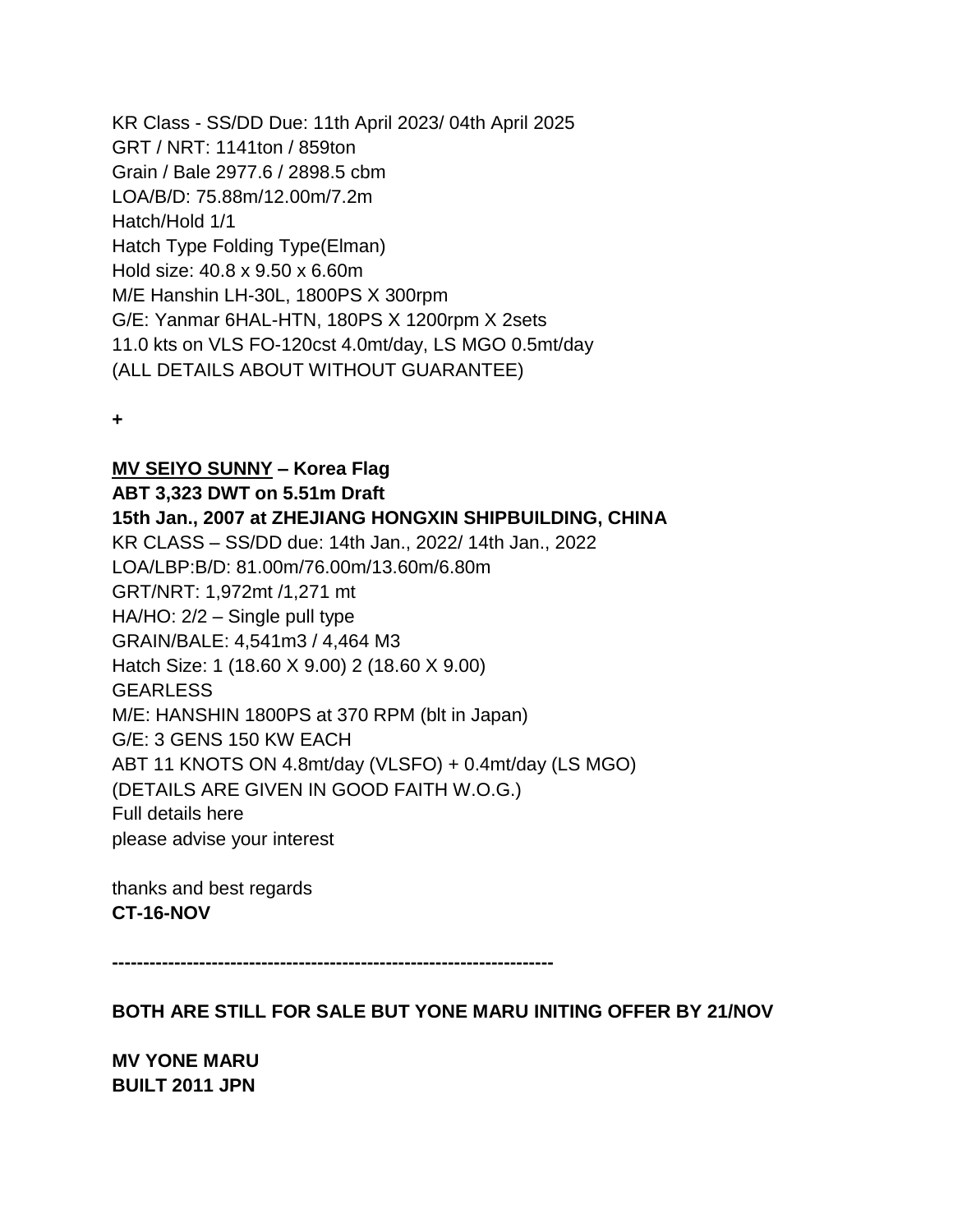KR Class - SS/DD Due: 11th April 2023/ 04th April 2025
GRT / NRT: 1141ton / 859ton
Grain / Bale 2977.6 / 2898.5 cbm
LOA/B/D: 75.88m/12.00m/7.2m
Hatch/Hold 1/1
Hatch Type Folding Type(Elman)
Hold size: 40.8 x 9.50 x 6.60m
M/E Hanshin LH-30L, 1800PS X 300rpm
G/E: Yanmar 6HAL-HTN, 180PS X 1200rpm X 2sets
11.0 kts on VLS FO-120cst 4.0mt/day, LS MGO 0.5mt/day
(ALL DETAILS ABOUT WITHOUT GUARANTEE)

**+**

**MV SEIYO SUNNY – Korea Flag**
**ABT 3,323 DWT on 5.51m Draft**
**15th Jan., 2007 at ZHEJIANG HONGXIN SHIPBUILDING, CHINA**
KR CLASS – SS/DD due: 14th Jan., 2022/ 14th Jan., 2022
LOA/LBP:B/D: 81.00m/76.00m/13.60m/6.80m
GRT/NRT: 1,972mt /1,271 mt
HA/HO: 2/2 – Single pull type
GRAIN/BALE: 4,541m3 / 4,464 M3
Hatch Size: 1 (18.60 X 9.00) 2 (18.60 X 9.00)
GEARLESS
M/E: HANSHIN 1800PS at 370 RPM (blt in Japan)
G/E: 3 GENS 150 KW EACH
ABT 11 KNOTS ON 4.8mt/day (VLSFO) + 0.4mt/day (LS MGO)
(DETAILS ARE GIVEN IN GOOD FAITH W.O.G.)
Full details here
please advise your interest

thanks and best regards
**CT-16-NOV**

**----------------------------------------------------------------------**

**BOTH ARE STILL FOR SALE BUT YONE MARU INITING OFFER BY 21/NOV**

**MV YONE MARU**
**BUILT 2011 JPN**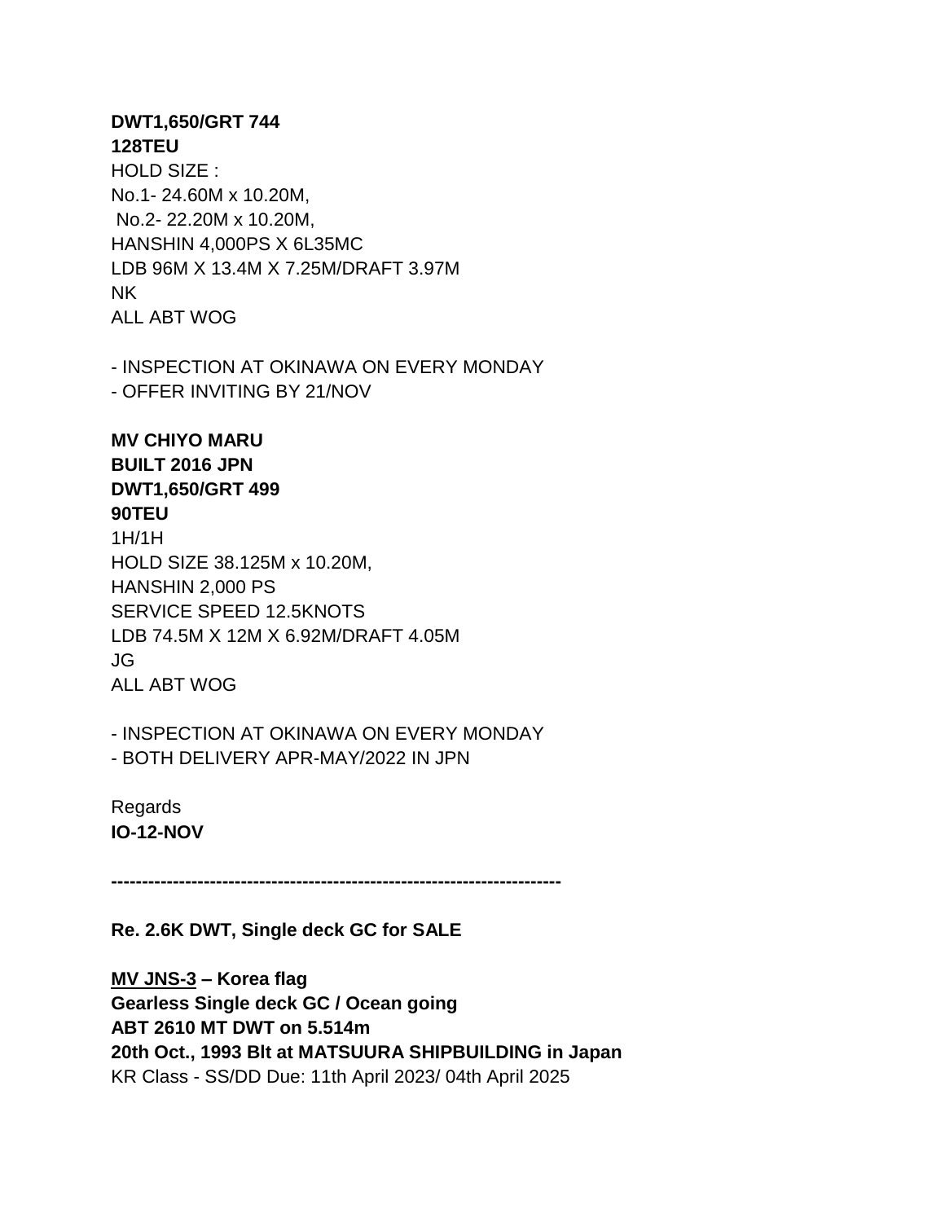**DWT1,650/GRT 744**
**128TEU**
HOLD SIZE :
No.1- 24.60M x 10.20M,
No.2- 22.20M x 10.20M,
HANSHIN 4,000PS X 6L35MC
LDB 96M X 13.4M X 7.25M/DRAFT 3.97M
NK
ALL ABT WOG

- INSPECTION AT OKINAWA ON EVERY MONDAY
- OFFER INVITING BY 21/NOV

**MV CHIYO MARU**
**BUILT 2016 JPN**
**DWT1,650/GRT 499**
**90TEU**
1H/1H
HOLD SIZE 38.125M x 10.20M,
HANSHIN 2,000 PS
SERVICE SPEED 12.5KNOTS
LDB 74.5M X 12M X 6.92M/DRAFT 4.05M
JG
ALL ABT WOG

- INSPECTION AT OKINAWA ON EVERY MONDAY
- BOTH DELIVERY APR-MAY/2022 IN JPN

Regards
**IO-12-NOV**

**------------------------------------------------------------------------**

**Re. 2.6K DWT, Single deck GC for SALE**

**<u>MV JNS-3</u> – Korea flag**
**Gearless Single deck GC / Ocean going**
**ABT 2610 MT DWT on 5.514m**
**20th Oct., 1993 Blt at MATSUURA SHIPBUILDING in Japan**
KR Class - SS/DD Due: 11th April 2023/ 04th April 2025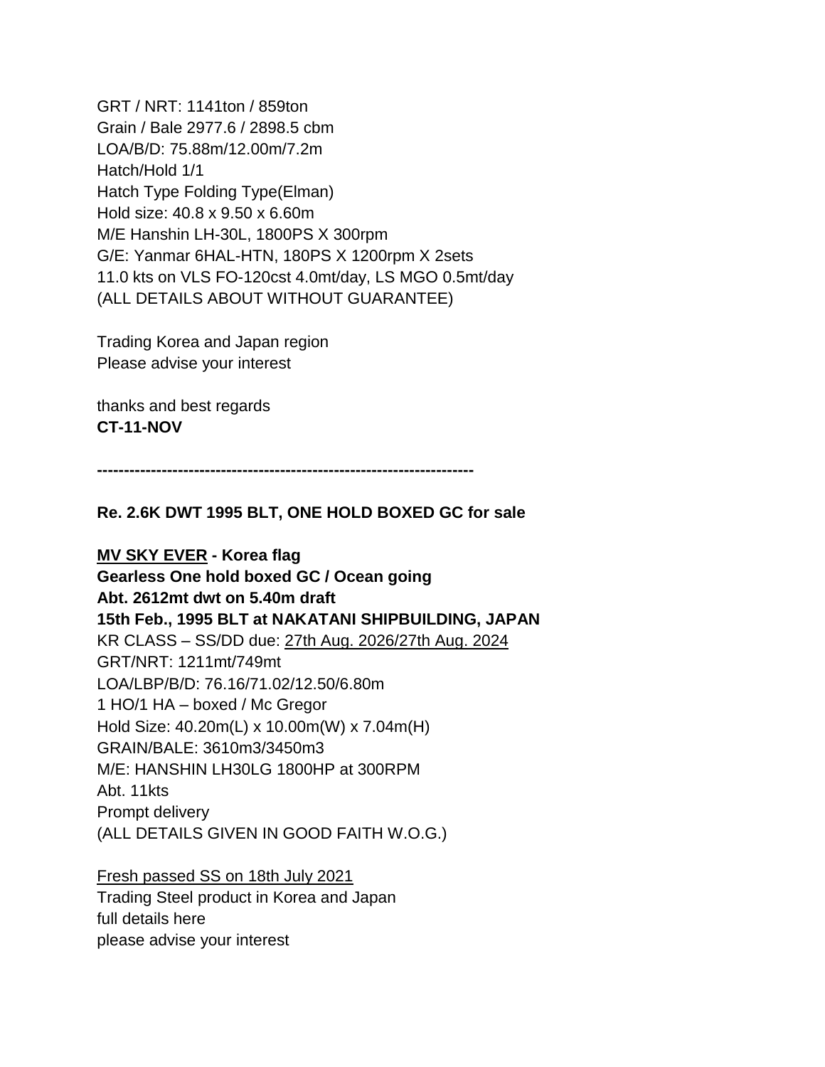GRT / NRT: 1141ton / 859ton
Grain / Bale 2977.6 / 2898.5 cbm
LOA/B/D: 75.88m/12.00m/7.2m
Hatch/Hold 1/1
Hatch Type Folding Type(Elman)
Hold size: 40.8 x 9.50 x 6.60m
M/E Hanshin LH-30L, 1800PS X 300rpm
G/E: Yanmar 6HAL-HTN, 180PS X 1200rpm X 2sets
11.0 kts on VLS FO-120cst 4.0mt/day, LS MGO 0.5mt/day
(ALL DETAILS ABOUT WITHOUT GUARANTEE)

Trading Korea and Japan region
Please advise your interest

thanks and best regards
**CT-11-NOV**

**---------------------------------------------------------------------**

**Re. 2.6K DWT 1995 BLT, ONE HOLD BOXED GC for sale**

**<u>MV SKY EVER</u> - Korea flag**
**Gearless One hold boxed GC / Ocean going**
**Abt. 2612mt dwt on 5.40m draft**
**15th Feb., 1995 BLT at NAKATANI SHIPBUILDING, JAPAN**
KR CLASS – SS/DD due: <u>27th Aug. 2026/27th Aug. 2024</u>
GRT/NRT: 1211mt/749mt
LOA/LBP/B/D: 76.16/71.02/12.50/6.80m
1 HO/1 HA – boxed / Mc Gregor
Hold Size: 40.20m(L) x 10.00m(W) x 7.04m(H)
GRAIN/BALE: 3610m3/3450m3
M/E: HANSHIN LH30LG 1800HP at 300RPM
Abt. 11kts
Prompt delivery
(ALL DETAILS GIVEN IN GOOD FAITH W.O.G.)

<u>Fresh passed SS on 18th July 2021</u>
Trading Steel product in Korea and Japan
full details here
please advise your interest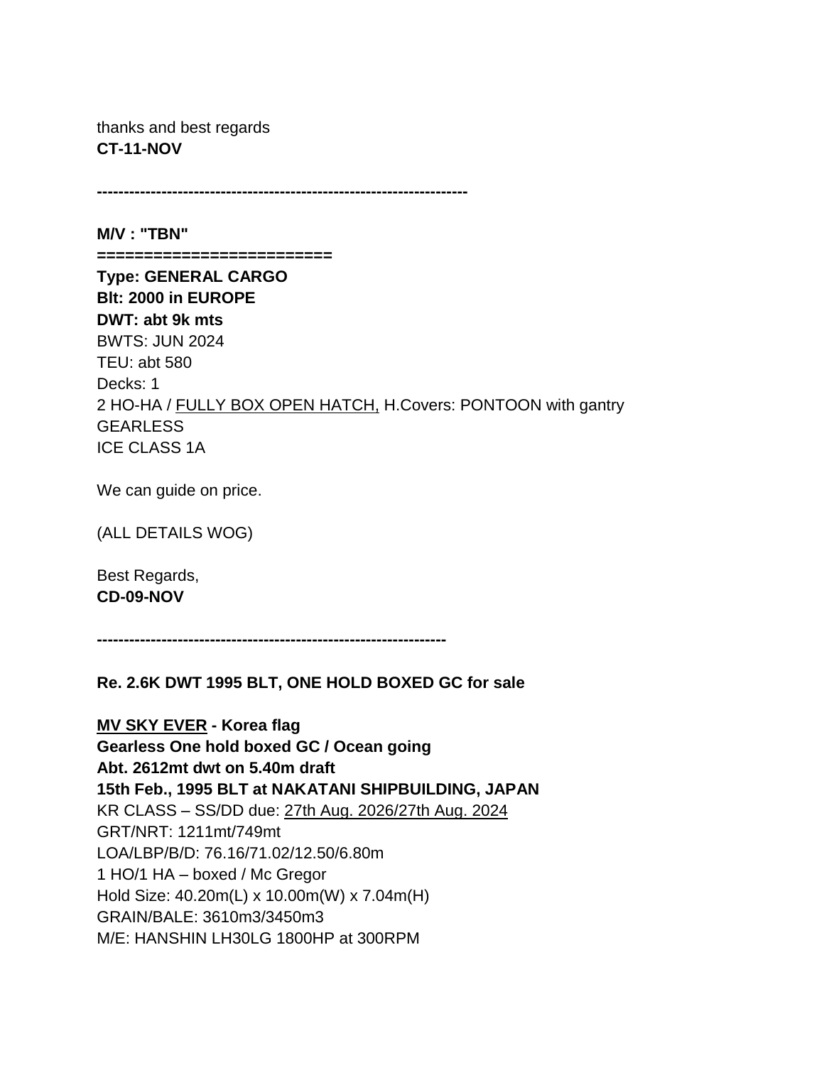thanks and best regards
**CT-11-NOV**

**--------------------------------------------------------------------**

**M/V : "TBN"**
**=========================**
**Type: GENERAL CARGO**
**Blt: 2000 in EUROPE**
**DWT: abt 9k mts**
BWTS: JUN 2024
TEU: abt 580
Decks: 1
2 HO-HA / <u>FULLY BOX OPEN HATCH,</u> H.Covers: PONTOON with gantry
GEARLESS
ICE CLASS 1A

We can guide on price.

(ALL DETAILS WOG)

Best Regards,
**CD-09-NOV**

**----------------------------------------------------------------**

**Re. 2.6K DWT 1995 BLT, ONE HOLD BOXED GC for sale**

**<u>MV SKY EVER</u> - Korea flag**
**Gearless One hold boxed GC / Ocean going**
**Abt. 2612mt dwt on 5.40m draft**
**15th Feb., 1995 BLT at NAKATANI SHIPBUILDING, JAPAN**
KR CLASS – SS/DD due: <u>27th Aug. 2026/27th Aug. 2024</u>
GRT/NRT: 1211mt/749mt
LOA/LBP/B/D: 76.16/71.02/12.50/6.80m
1 HO/1 HA – boxed / Mc Gregor
Hold Size: 40.20m(L) x 10.00m(W) x 7.04m(H)
GRAIN/BALE: 3610m3/3450m3
M/E: HANSHIN LH30LG 1800HP at 300RPM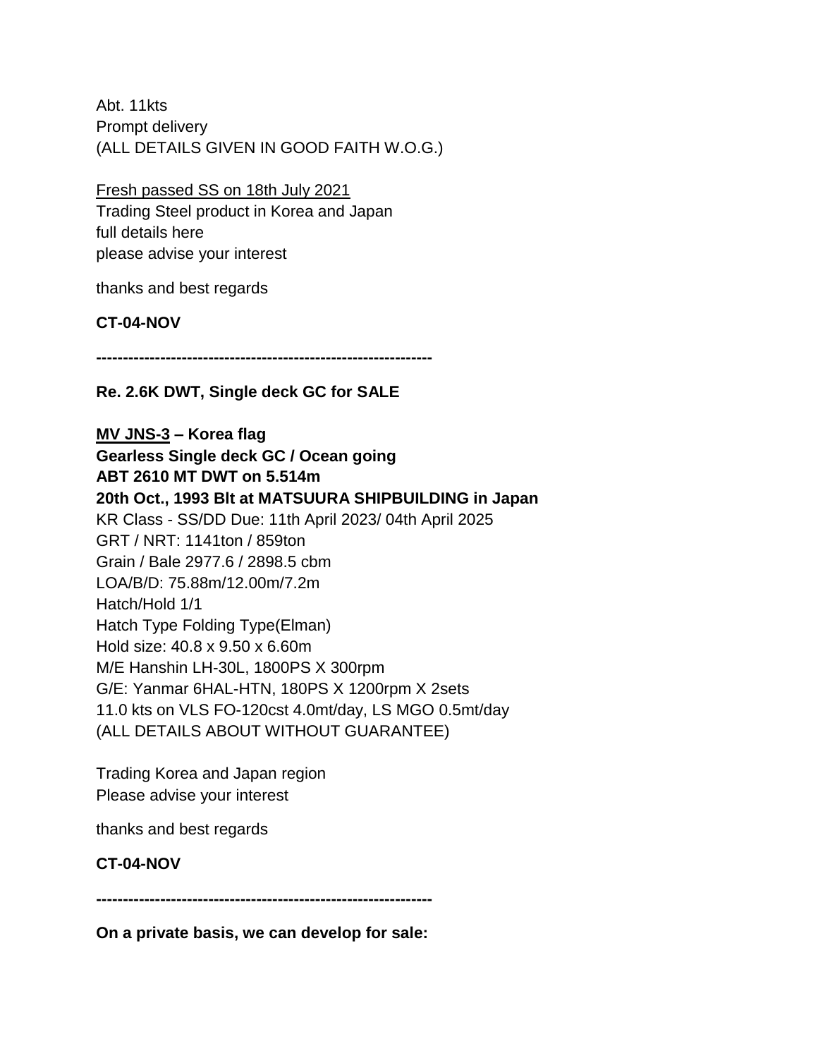Abt. 11kts
Prompt delivery
(ALL DETAILS GIVEN IN GOOD FAITH W.O.G.)

<u>Fresh passed SS on 18th July 2021</u>
Trading Steel product in Korea and Japan
full details here
please advise your interest

thanks and best regards

**CT-04-NOV**

**--------------------------------------------------------------**

**Re. 2.6K DWT, Single deck GC for SALE**

**<u>MV JNS-3</u> – Korea flag**
**Gearless Single deck GC / Ocean going**
**ABT 2610 MT DWT on 5.514m**
**20th Oct., 1993 Blt at MATSUURA SHIPBUILDING in Japan**
KR Class - SS/DD Due: 11th April 2023/ 04th April 2025
GRT / NRT: 1141ton / 859ton
Grain / Bale 2977.6 / 2898.5 cbm
LOA/B/D: 75.88m/12.00m/7.2m
Hatch/Hold 1/1
Hatch Type Folding Type(Elman)
Hold size: 40.8 x 9.50 x 6.60m
M/E Hanshin LH-30L, 1800PS X 300rpm
G/E: Yanmar 6HAL-HTN, 180PS X 1200rpm X 2sets
11.0 kts on VLS FO-120cst 4.0mt/day, LS MGO 0.5mt/day
(ALL DETAILS ABOUT WITHOUT GUARANTEE)

Trading Korea and Japan region
Please advise your interest

thanks and best regards

**CT-04-NOV**

**--------------------------------------------------------------**

**On a private basis, we can develop for sale:**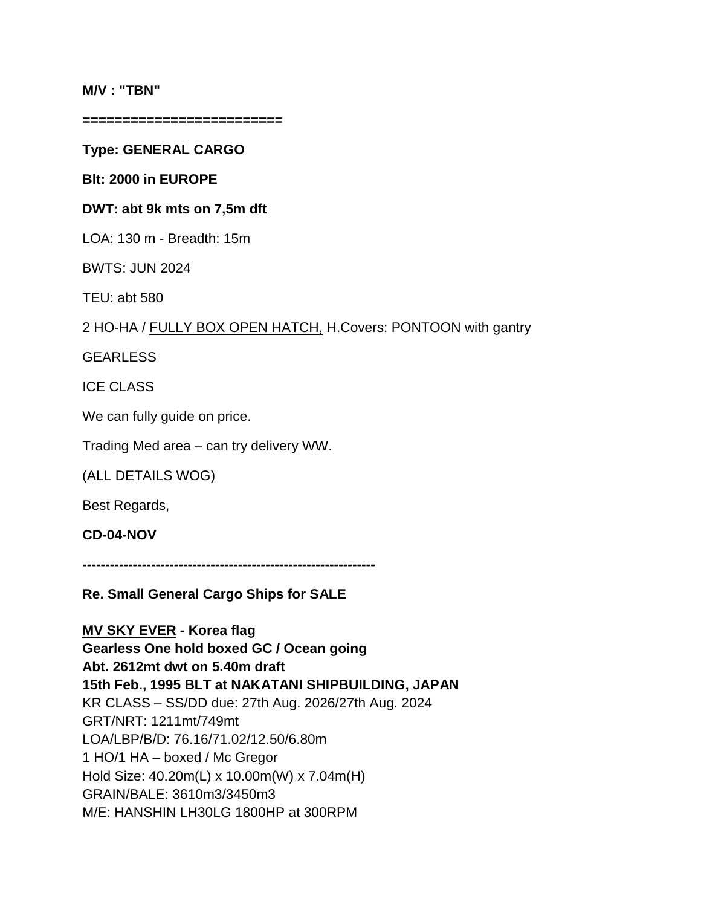**M/V : "TBN"**

**========================**

**Type: GENERAL CARGO**

**Blt: 2000 in EUROPE**

**DWT: abt 9k mts on 7,5m dft**

LOA: 130 m - Breadth: 15m

BWTS: JUN 2024

TEU: abt 580

2 HO-HA / <u>FULLY BOX OPEN HATCH,</u> H.Covers: PONTOON with gantry

GEARLESS

ICE CLASS

We can fully guide on price.

Trading Med area – can try delivery WW.

(ALL DETAILS WOG)

Best Regards,

**CD-04-NOV**

**----------------------------------------------------------------**

**Re. Small General Cargo Ships for SALE**

**<u>MV SKY EVER</u> - Korea flag**
**Gearless One hold boxed GC / Ocean going**
**Abt. 2612mt dwt on 5.40m draft**
**15th Feb., 1995 BLT at NAKATANI SHIPBUILDING, JAPAN**
KR CLASS – SS/DD due: 27th Aug. 2026/27th Aug. 2024
GRT/NRT: 1211mt/749mt
LOA/LBP/B/D: 76.16/71.02/12.50/6.80m
1 HO/1 HA – boxed / Mc Gregor
Hold Size: 40.20m(L) x 10.00m(W) x 7.04m(H)
GRAIN/BALE: 3610m3/3450m3
M/E: HANSHIN LH30LG 1800HP at 300RPM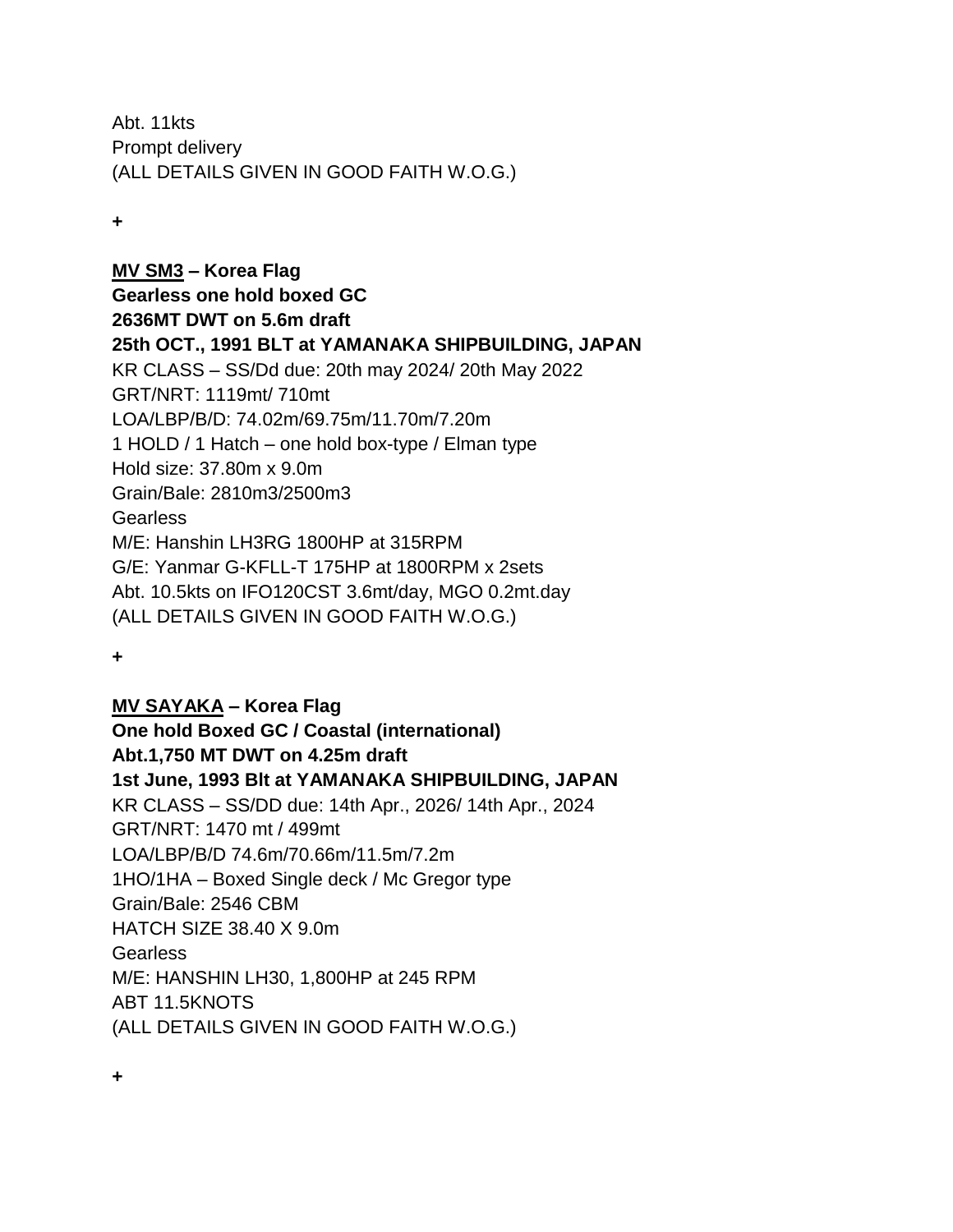Abt. 11kts
Prompt delivery
(ALL DETAILS GIVEN IN GOOD FAITH W.O.G.)

+

**<u>MV SM3</u> – Korea Flag**
**Gearless one hold boxed GC**
**2636MT DWT on 5.6m draft**
**25th OCT., 1991 BLT at YAMANAKA SHIPBUILDING, JAPAN**
KR CLASS – SS/Dd due: 20th may 2024/ 20th May 2022
GRT/NRT: 1119mt/ 710mt
LOA/LBP/B/D: 74.02m/69.75m/11.70m/7.20m
1 HOLD / 1 Hatch – one hold box-type / Elman type
Hold size: 37.80m x 9.0m
Grain/Bale: 2810m3/2500m3
Gearless
M/E: Hanshin LH3RG 1800HP at 315RPM
G/E: Yanmar G-KFLL-T 175HP at 1800RPM x 2sets
Abt. 10.5kts on IFO120CST 3.6mt/day, MGO 0.2mt.day
(ALL DETAILS GIVEN IN GOOD FAITH W.O.G.)

+

**<u>MV SAYAKA</u> – Korea Flag**
**One hold Boxed GC / Coastal (international)**
**Abt.1,750 MT DWT on 4.25m draft**
**1st June, 1993 Blt at YAMANAKA SHIPBUILDING, JAPAN**
KR CLASS – SS/DD due: 14th Apr., 2026/ 14th Apr., 2024
GRT/NRT: 1470 mt / 499mt
LOA/LBP/B/D 74.6m/70.66m/11.5m/7.2m
1HO/1HA – Boxed Single deck / Mc Gregor type
Grain/Bale: 2546 CBM
HATCH SIZE 38.40 X 9.0m
Gearless
M/E: HANSHIN LH30, 1,800HP at 245 RPM
ABT 11.5KNOTS
(ALL DETAILS GIVEN IN GOOD FAITH W.O.G.)

+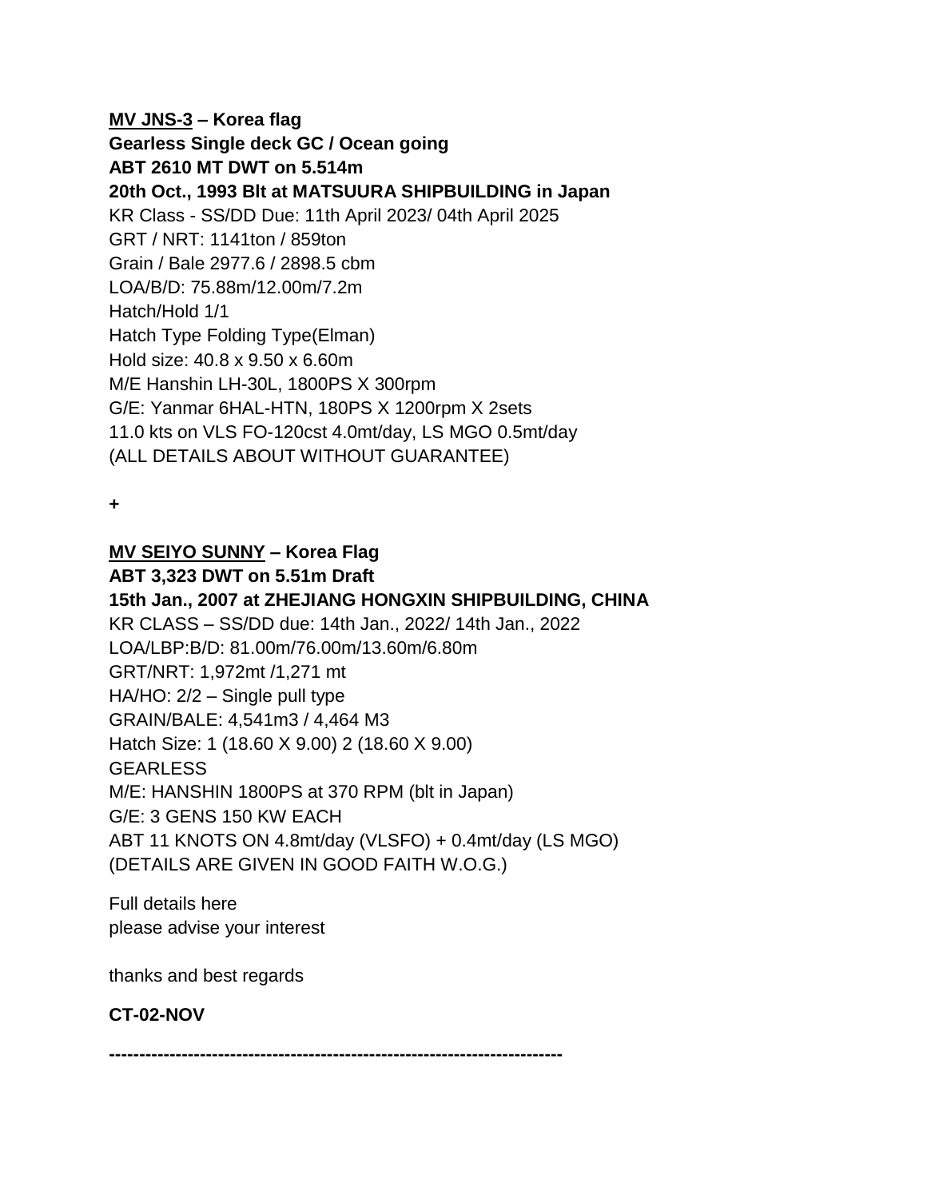**<u>MV JNS-3</u> – Korea flag**
**Gearless Single deck GC / Ocean going**
**ABT 2610 MT DWT on 5.514m**
**20th Oct., 1993 Blt at MATSUURA SHIPBUILDING in Japan**
KR Class - SS/DD Due: 11th April 2023/ 04th April 2025
GRT / NRT: 1141ton / 859ton
Grain / Bale 2977.6 / 2898.5 cbm
LOA/B/D: 75.88m/12.00m/7.2m
Hatch/Hold 1/1
Hatch Type Folding Type(Elman)
Hold size: 40.8 x 9.50 x 6.60m
M/E Hanshin LH-30L, 1800PS X 300rpm
G/E: Yanmar 6HAL-HTN, 180PS X 1200rpm X 2sets
11.0 kts on VLS FO-120cst 4.0mt/day, LS MGO 0.5mt/day
(ALL DETAILS ABOUT WITHOUT GUARANTEE)

**+**

**<u>MV SEIYO SUNNY</u> – Korea Flag**
**ABT 3,323 DWT on 5.51m Draft**
**15th Jan., 2007 at ZHEJIANG HONGXIN SHIPBUILDING, CHINA**
KR CLASS – SS/DD due: 14th Jan., 2022/ 14th Jan., 2022
LOA/LBP:B/D: 81.00m/76.00m/13.60m/6.80m
GRT/NRT: 1,972mt /1,271 mt
HA/HO: 2/2 – Single pull type
GRAIN/BALE: 4,541m3 / 4,464 M3
Hatch Size: 1 (18.60 X 9.00) 2 (18.60 X 9.00)
GEARLESS
M/E: HANSHIN 1800PS at 370 RPM (blt in Japan)
G/E: 3 GENS 150 KW EACH
ABT 11 KNOTS ON 4.8mt/day (VLSFO) + 0.4mt/day (LS MGO)
(DETAILS ARE GIVEN IN GOOD FAITH W.O.G.)

Full details here
please advise your interest

thanks and best regards

**CT-02-NOV**

**---------------------------------------------------------------------------**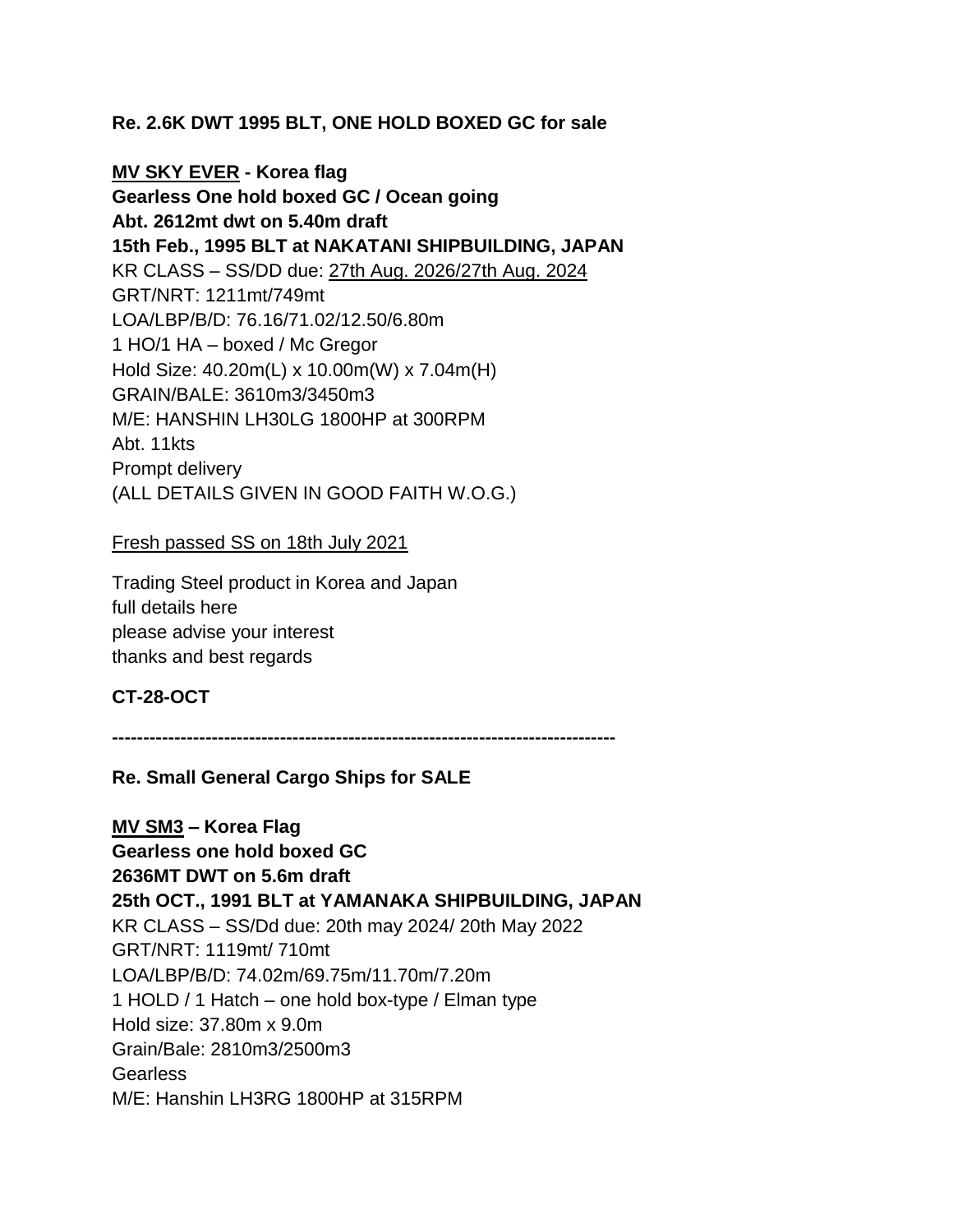**Re. 2.6K DWT 1995 BLT, ONE HOLD BOXED GC for sale**

**MV SKY EVER - Korea flag**
**Gearless One hold boxed GC / Ocean going**
**Abt. 2612mt dwt on 5.40m draft**
**15th Feb., 1995 BLT at NAKATANI SHIPBUILDING, JAPAN**
KR CLASS – SS/DD due: 27th Aug. 2026/27th Aug. 2024
GRT/NRT: 1211mt/749mt
LOA/LBP/B/D: 76.16/71.02/12.50/6.80m
1 HO/1 HA – boxed / Mc Gregor
Hold Size: 40.20m(L) x 10.00m(W) x 7.04m(H)
GRAIN/BALE: 3610m3/3450m3
M/E: HANSHIN LH30LG 1800HP at 300RPM
Abt. 11kts
Prompt delivery
(ALL DETAILS GIVEN IN GOOD FAITH W.O.G.)

Fresh passed SS on 18th July 2021

Trading Steel product in Korea and Japan
full details here
please advise your interest
thanks and best regards

**CT-28-OCT**

---

**Re. Small General Cargo Ships for SALE**

**MV SM3 – Korea Flag**
**Gearless one hold boxed GC**
**2636MT DWT on 5.6m draft**
**25th OCT., 1991 BLT at YAMANAKA SHIPBUILDING, JAPAN**
KR CLASS – SS/Dd due: 20th may 2024/ 20th May 2022
GRT/NRT: 1119mt/ 710mt
LOA/LBP/B/D: 74.02m/69.75m/11.70m/7.20m
1 HOLD / 1 Hatch – one hold box-type / Elman type
Hold size: 37.80m x 9.0m
Grain/Bale: 2810m3/2500m3
Gearless
M/E: Hanshin LH3RG 1800HP at 315RPM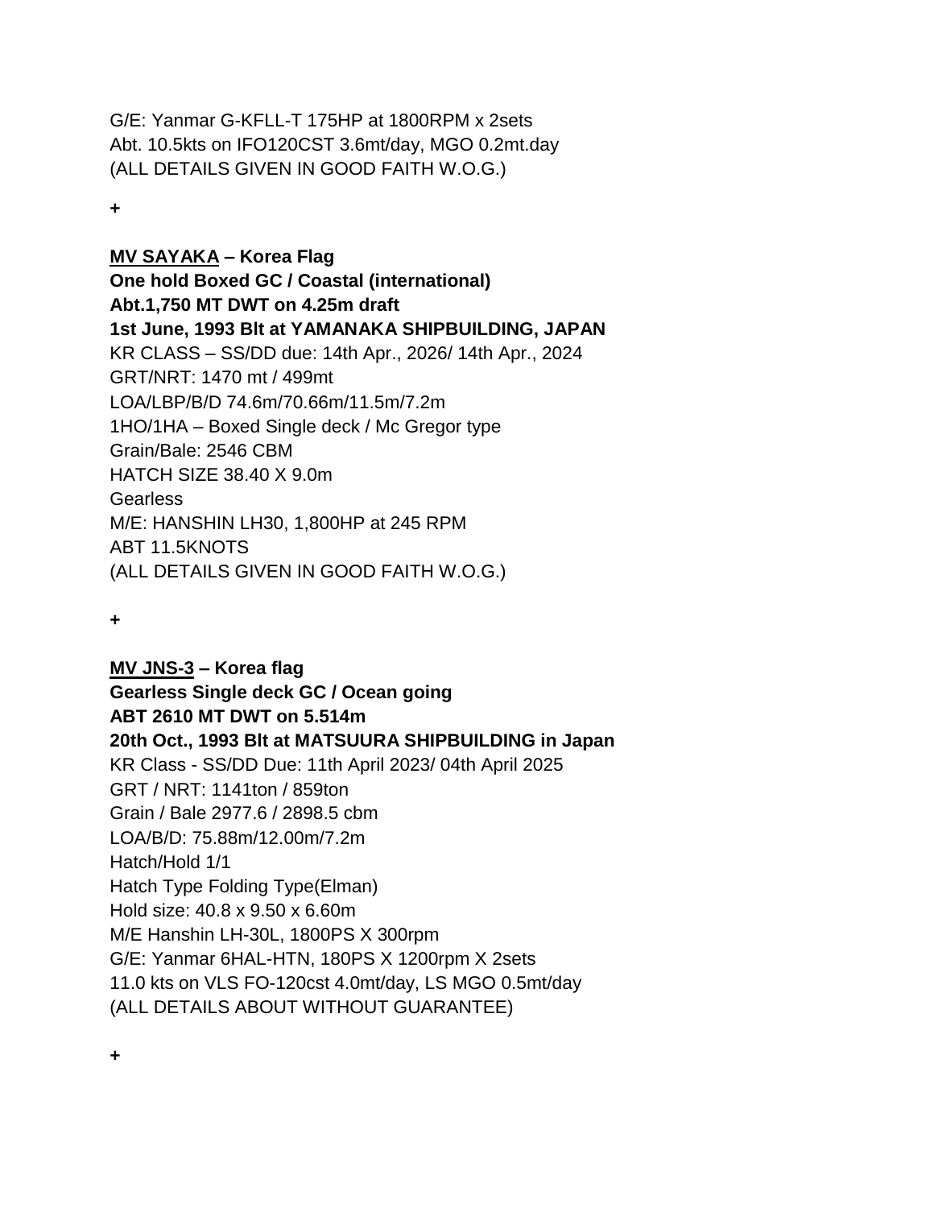G/E: Yanmar G-KFLL-T 175HP at 1800RPM x 2sets
Abt. 10.5kts on IFO120CST 3.6mt/day, MGO 0.2mt.day
(ALL DETAILS GIVEN IN GOOD FAITH W.O.G.)

+

**MV SAYAKA – Korea Flag**
**One hold Boxed GC / Coastal (international)**
**Abt.1,750 MT DWT on 4.25m draft**
**1st June, 1993 Blt at YAMANAKA SHIPBUILDING, JAPAN**
KR CLASS – SS/DD due: 14th Apr., 2026/ 14th Apr., 2024
GRT/NRT: 1470 mt / 499mt
LOA/LBP/B/D 74.6m/70.66m/11.5m/7.2m
1HO/1HA – Boxed Single deck / Mc Gregor type
Grain/Bale: 2546 CBM
HATCH SIZE 38.40 X 9.0m
Gearless
M/E: HANSHIN LH30, 1,800HP at 245 RPM
ABT 11.5KNOTS
(ALL DETAILS GIVEN IN GOOD FAITH W.O.G.)

+

**MV JNS-3 – Korea flag**
**Gearless Single deck GC / Ocean going**
**ABT 2610 MT DWT on 5.514m**
**20th Oct., 1993 Blt at MATSUURA SHIPBUILDING in Japan**
KR Class - SS/DD Due: 11th April 2023/ 04th April 2025
GRT / NRT: 1141ton / 859ton
Grain / Bale 2977.6 / 2898.5 cbm
LOA/B/D: 75.88m/12.00m/7.2m
Hatch/Hold 1/1
Hatch Type Folding Type(Elman)
Hold size: 40.8 x 9.50 x 6.60m
M/E Hanshin LH-30L, 1800PS X 300rpm
G/E: Yanmar 6HAL-HTN, 180PS X 1200rpm X 2sets
11.0 kts on VLS FO-120cst 4.0mt/day, LS MGO 0.5mt/day
(ALL DETAILS ABOUT WITHOUT GUARANTEE)

+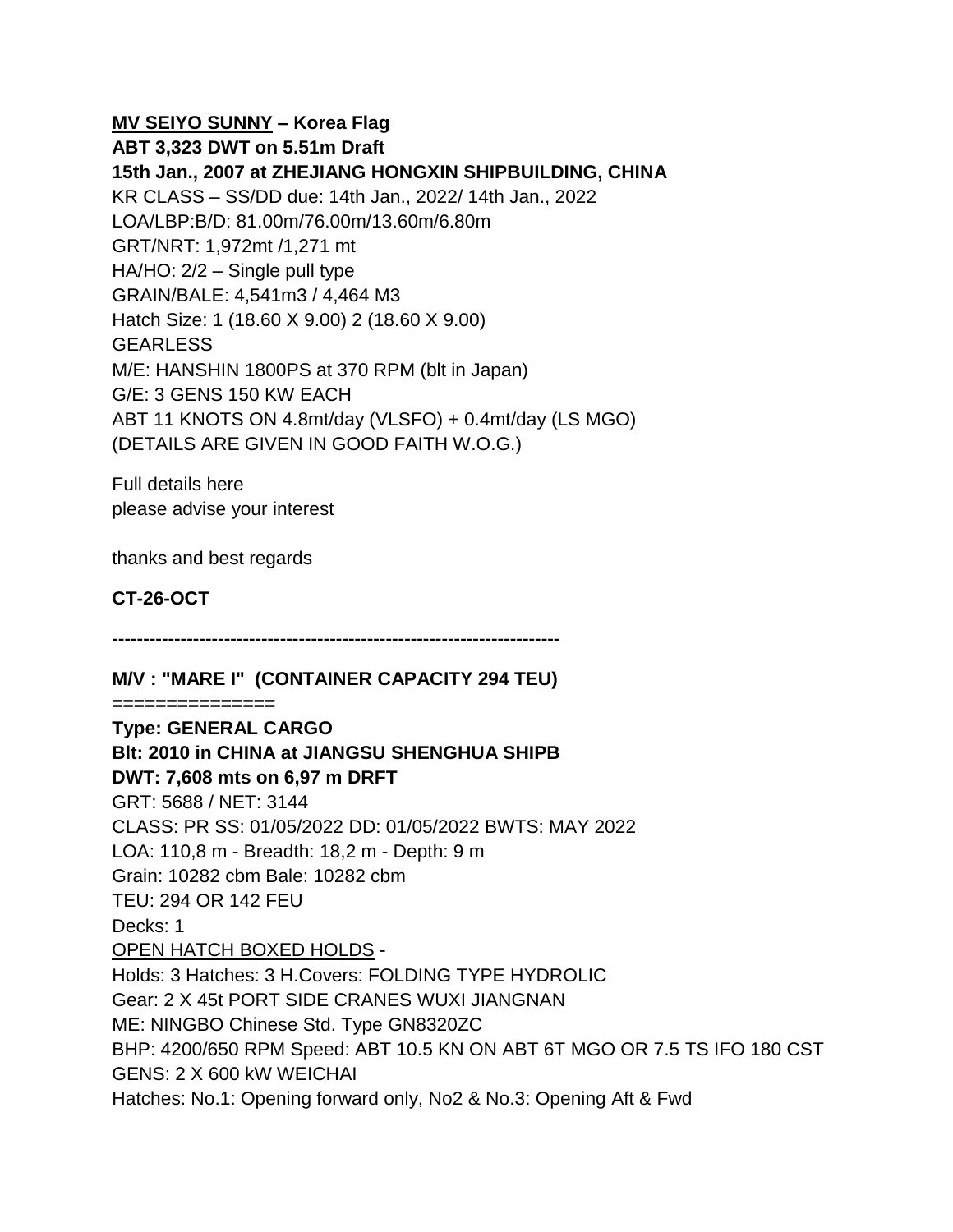**<u>MV SEIYO SUNNY</u> – Korea Flag**
**ABT 3,323 DWT on 5.51m Draft**
**15th Jan., 2007 at ZHEJIANG HONGXIN SHIPBUILDING, CHINA**
KR CLASS – SS/DD due: 14th Jan., 2022/ 14th Jan., 2022
LOA/LBP:B/D: 81.00m/76.00m/13.60m/6.80m
GRT/NRT: 1,972mt /1,271 mt
HA/HO: 2/2 – Single pull type
GRAIN/BALE: 4,541m3 / 4,464 M3
Hatch Size: 1 (18.60 X 9.00) 2 (18.60 X 9.00)
GEARLESS
M/E: HANSHIN 1800PS at 370 RPM (blt in Japan)
G/E: 3 GENS 150 KW EACH
ABT 11 KNOTS ON 4.8mt/day (VLSFO) + 0.4mt/day (LS MGO)
(DETAILS ARE GIVEN IN GOOD FAITH W.O.G.)

Full details here
please advise your interest

thanks and best regards

**CT-26-OCT**

**------------------------------------------------------------------------**

**M/V : "MARE I" (CONTAINER CAPACITY 294 TEU)**
**==============**
**Type: GENERAL CARGO**
**Blt: 2010 in CHINA at JIANGSU SHENGHUA SHIPB**
**DWT: 7,608 mts on 6,97 m DRFT**
GRT: 5688 / NET: 3144
CLASS: PR SS: 01/05/2022 DD: 01/05/2022 BWTS: MAY 2022
LOA: 110,8 m - Breadth: 18,2 m - Depth: 9 m
Grain: 10282 cbm Bale: 10282 cbm
TEU: 294 OR 142 FEU
Decks: 1
<u>OPEN HATCH BOXED HOLDS</u> -
Holds: 3 Hatches: 3 H.Covers: FOLDING TYPE HYDROLIC
Gear: 2 X 45t PORT SIDE CRANES WUXI JIANGNAN
ME: NINGBO Chinese Std. Type GN8320ZC
BHP: 4200/650 RPM Speed: ABT 10.5 KN ON ABT 6T MGO OR 7.5 TS IFO 180 CST
GENS: 2 X 600 kW WEICHAI
Hatches: No.1: Opening forward only, No2 & No.3: Opening Aft & Fwd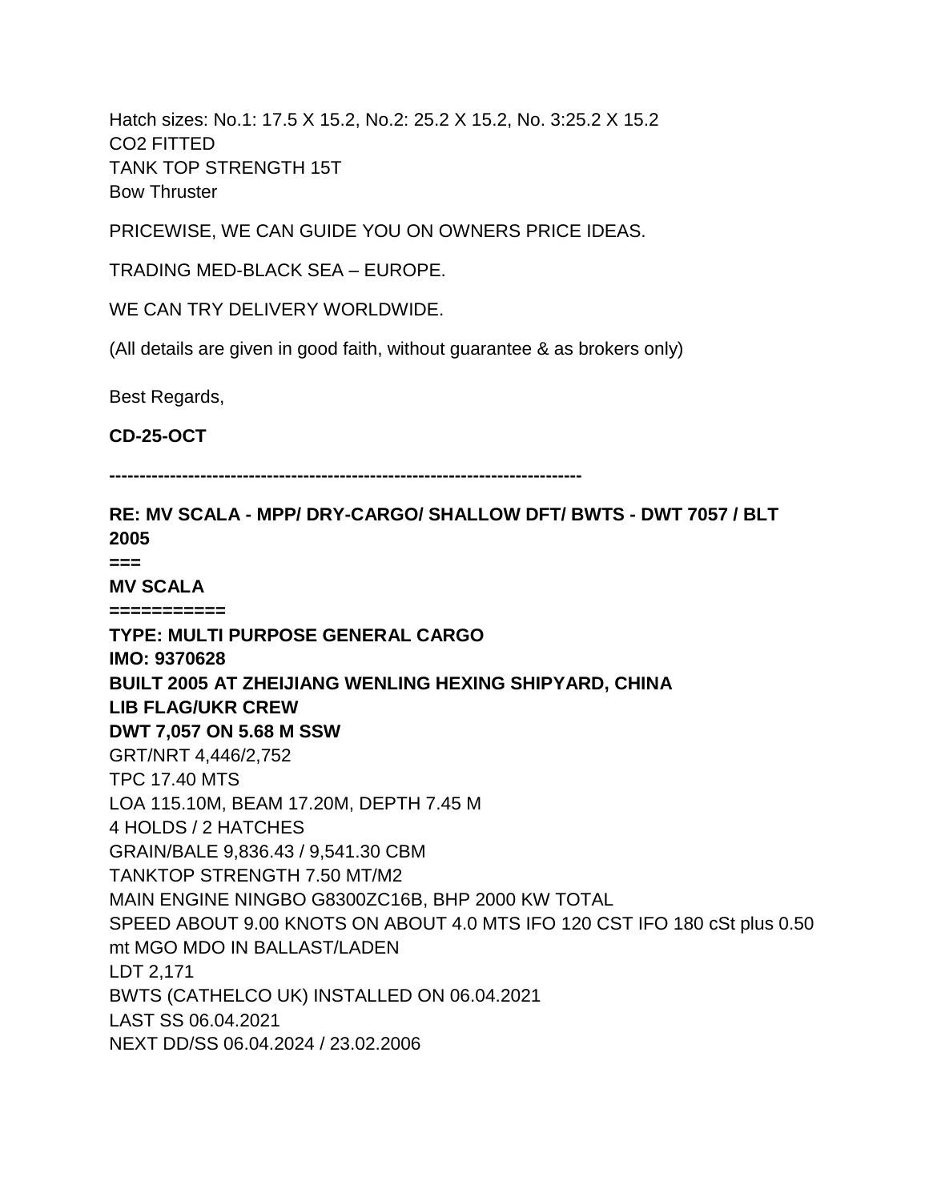Hatch sizes: No.1: 17.5 X 15.2, No.2: 25.2 X 15.2, No. 3:25.2 X 15.2
CO2 FITTED
TANK TOP STRENGTH 15T
Bow Thruster

PRICEWISE, WE CAN GUIDE YOU ON OWNERS PRICE IDEAS.

TRADING MED-BLACK SEA – EUROPE.

WE CAN TRY DELIVERY WORLDWIDE.

(All details are given in good faith, without guarantee & as brokers only)

Best Regards,

**CD-25-OCT**

**------------------------------------------------------------------------------**

**RE: MV SCALA - MPP/ DRY-CARGO/ SHALLOW DFT/ BWTS - DWT 7057 / BLT 2005**
**===**
**MV SCALA**
**===========**
**TYPE: MULTI PURPOSE GENERAL CARGO**
**IMO: 9370628**
**BUILT 2005 AT ZHEIJIANG WENLING HEXING SHIPYARD, CHINA**
**LIB FLAG/UKR CREW**
**DWT 7,057 ON 5.68 M SSW**
GRT/NRT 4,446/2,752
TPC 17.40 MTS
LOA 115.10M, BEAM 17.20M, DEPTH 7.45 M
4 HOLDS / 2 HATCHES
GRAIN/BALE 9,836.43 / 9,541.30 CBM
TANKTOP STRENGTH 7.50 MT/M2
MAIN ENGINE NINGBO G8300ZC16B, BHP 2000 KW TOTAL
SPEED ABOUT 9.00 KNOTS ON ABOUT 4.0 MTS IFO 120 CST IFO 180 cSt plus 0.50 mt MGO MDO IN BALLAST/LADEN
LDT 2,171
BWTS (CATHELCO UK) INSTALLED ON 06.04.2021
LAST SS 06.04.2021
NEXT DD/SS 06.04.2024 / 23.02.2006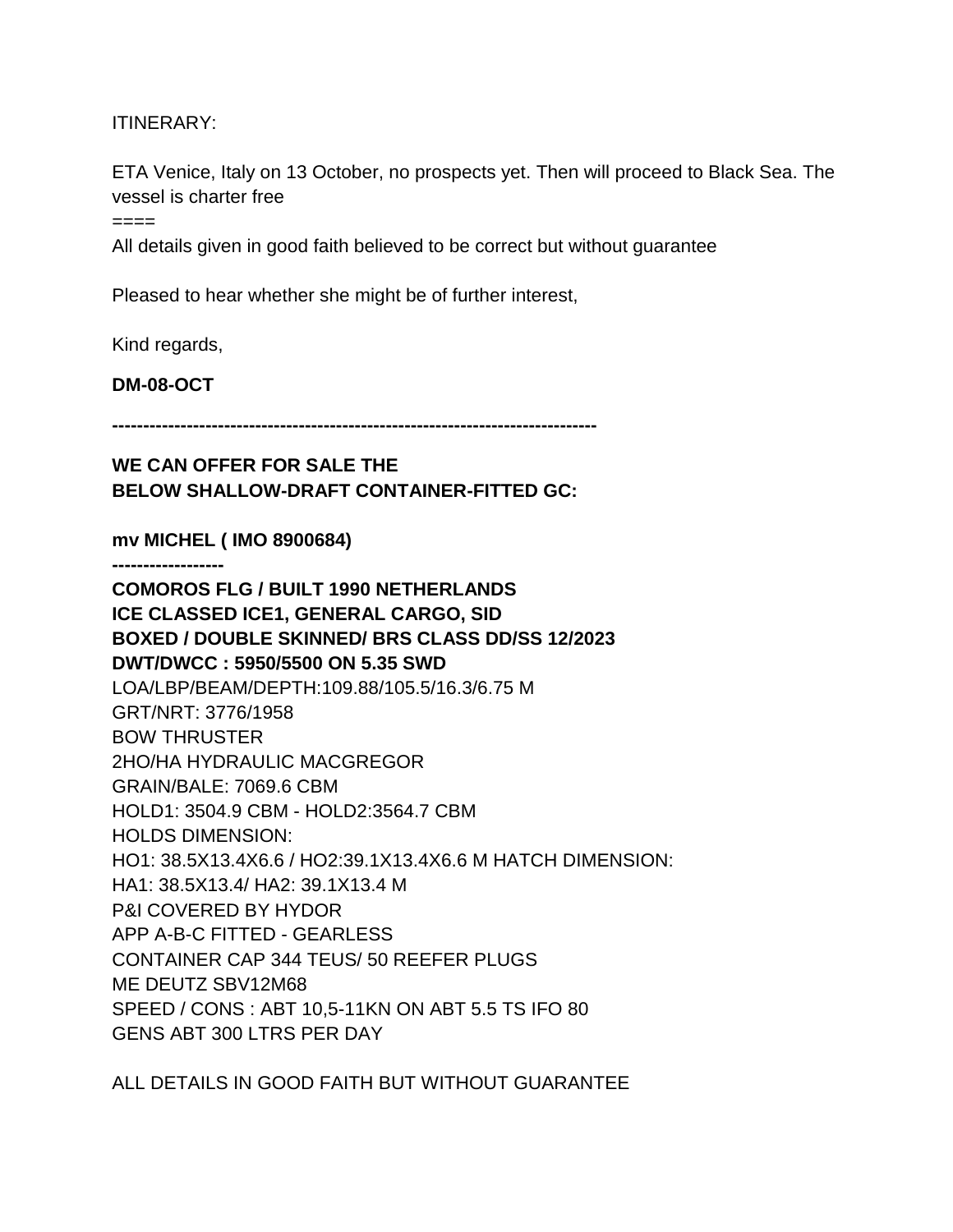ITINERARY:

ETA Venice, Italy on 13 October, no prospects yet. Then will proceed to Black Sea. The vessel is charter free

====

All details given in good faith believed to be correct but without guarantee

Pleased to hear whether she might be of further interest,

Kind regards,

**DM-08-OCT**

**------------------------------------------------------------------------------**

**WE CAN OFFER FOR SALE THE**
**BELOW SHALLOW-DRAFT CONTAINER-FITTED GC:**

**mv MICHEL ( IMO 8900684)**

**------------------**

**COMOROS FLG / BUILT 1990 NETHERLANDS**
**ICE CLASSED ICE1, GENERAL CARGO, SID**
**BOXED / DOUBLE SKINNED/ BRS CLASS DD/SS 12/2023**
**DWT/DWCC : 5950/5500 ON 5.35 SWD**
LOA/LBP/BEAM/DEPTH:109.88/105.5/16.3/6.75 M
GRT/NRT: 3776/1958
BOW THRUSTER
2HO/HA HYDRAULIC MACGREGOR
GRAIN/BALE: 7069.6 CBM
HOLD1: 3504.9 CBM - HOLD2:3564.7 CBM
HOLDS DIMENSION:
HO1: 38.5X13.4X6.6 / HO2:39.1X13.4X6.6 M HATCH DIMENSION:
HA1: 38.5X13.4/ HA2: 39.1X13.4 M
P&I COVERED BY HYDOR
APP A-B-C FITTED - GEARLESS
CONTAINER CAP 344 TEUS/ 50 REEFER PLUGS
ME DEUTZ SBV12M68
SPEED / CONS : ABT 10,5-11KN ON ABT 5.5 TS IFO 80
GENS ABT 300 LTRS PER DAY

ALL DETAILS IN GOOD FAITH BUT WITHOUT GUARANTEE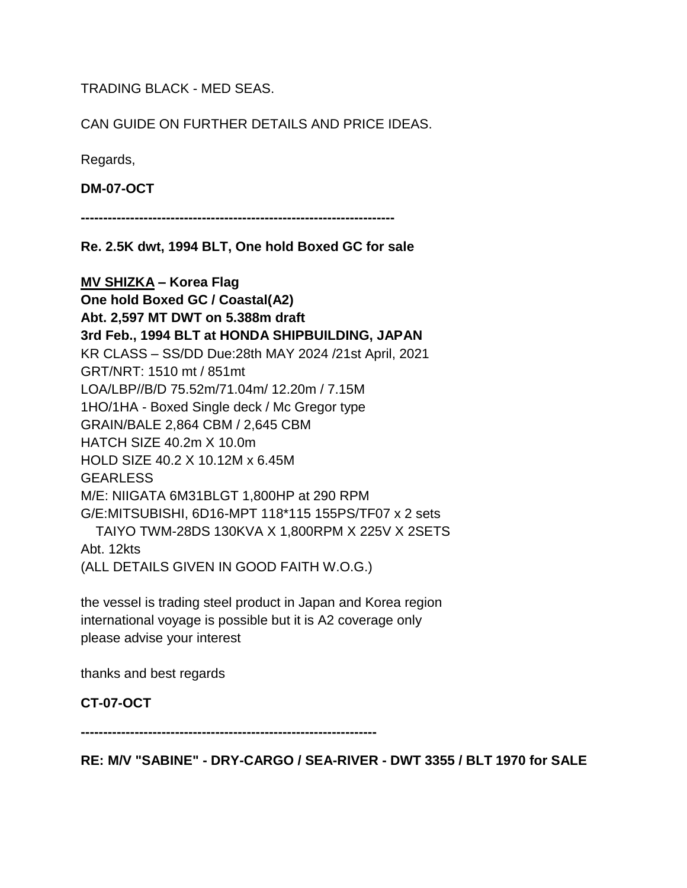TRADING BLACK - MED SEAS.

CAN GUIDE ON FURTHER DETAILS AND PRICE IDEAS.

Regards,

**DM-07-OCT**

**--------------------------------------------------------------------**

**Re. 2.5K dwt, 1994 BLT, One hold Boxed GC for sale**

**<u>MV SHIZKA</u> – Korea Flag**
**One hold Boxed GC / Coastal(A2)**
**Abt. 2,597 MT DWT on 5.388m draft**
**3rd Feb., 1994 BLT at HONDA SHIPBUILDING, JAPAN**
KR CLASS – SS/DD Due:28th MAY 2024 /21st April, 2021
GRT/NRT: 1510 mt / 851mt
LOA/LBP//B/D 75.52m/71.04m/ 12.20m / 7.15M
1HO/1HA - Boxed Single deck / Mc Gregor type
GRAIN/BALE 2,864 CBM / 2,645 CBM
HATCH SIZE 40.2m X 10.0m
HOLD SIZE 40.2 X 10.12M x 6.45M
GEARLESS
M/E: NIIGATA 6M31BLGT 1,800HP at 290 RPM
G/E:MITSUBISHI, 6D16-MPT 118*115 155PS/TF07 x 2 sets
TAIYO TWM-28DS 130KVA X 1,800RPM X 225V X 2SETS
Abt. 12kts
(ALL DETAILS GIVEN IN GOOD FAITH W.O.G.)

the vessel is trading steel product in Japan and Korea region
international voyage is possible but it is A2 coverage only
please advise your interest

thanks and best regards

**CT-07-OCT**

**-----------------------------------------------------------------**

**RE: M/V "SABINE" - DRY-CARGO / SEA-RIVER - DWT 3355 / BLT 1970 for SALE**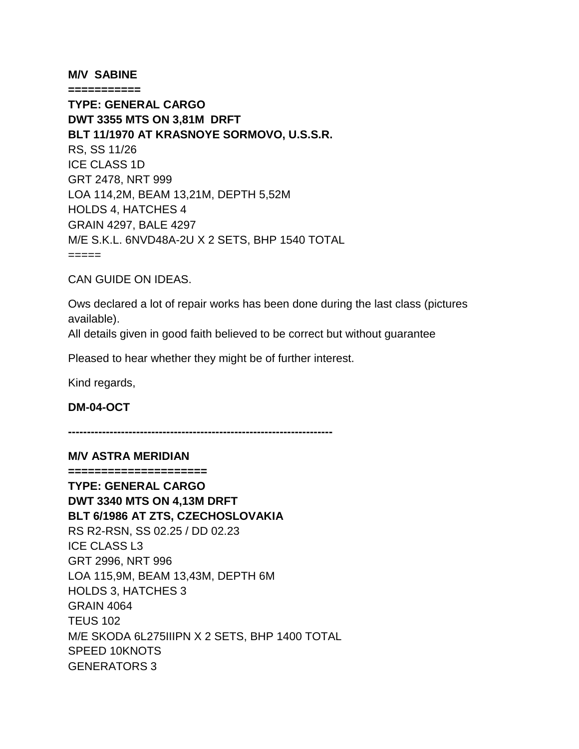**M/V SABINE**

**===========**

**TYPE: GENERAL CARGO**
**DWT 3355 MTS ON 3,81M DRFT**
**BLT 11/1970 AT KRASNOYE SORMOVO, U.S.S.R.**
RS, SS 11/26
ICE CLASS 1D
GRT 2478, NRT 999
LOA 114,2M, BEAM 13,21M, DEPTH 5,52M
HOLDS 4, HATCHES 4
GRAIN 4297, BALE 4297
M/E S.K.L. 6NVD48A-2U X 2 SETS, BHP 1540 TOTAL
=====

CAN GUIDE ON IDEAS.

Ows declared a lot of repair works has been done during the last class (pictures available).
All details given in good faith believed to be correct but without guarantee

Pleased to hear whether they might be of further interest.

Kind regards,

**DM-04-OCT**

**---------------------------------------------------------------------**

**M/V ASTRA MERIDIAN**

**====================**

**TYPE: GENERAL CARGO**
**DWT 3340 MTS ON 4,13M DRFT**
**BLT 6/1986 AT ZTS, CZECHOSLOVAKIA**
RS R2-RSN, SS 02.25 / DD 02.23
ICE CLASS L3
GRT 2996, NRT 996
LOA 115,9M, BEAM 13,43M, DEPTH 6M
HOLDS 3, HATCHES 3
GRAIN 4064
TEUS 102
M/E SKODA 6L275IIIPN X 2 SETS, BHP 1400 TOTAL
SPEED 10KNOTS
GENERATORS 3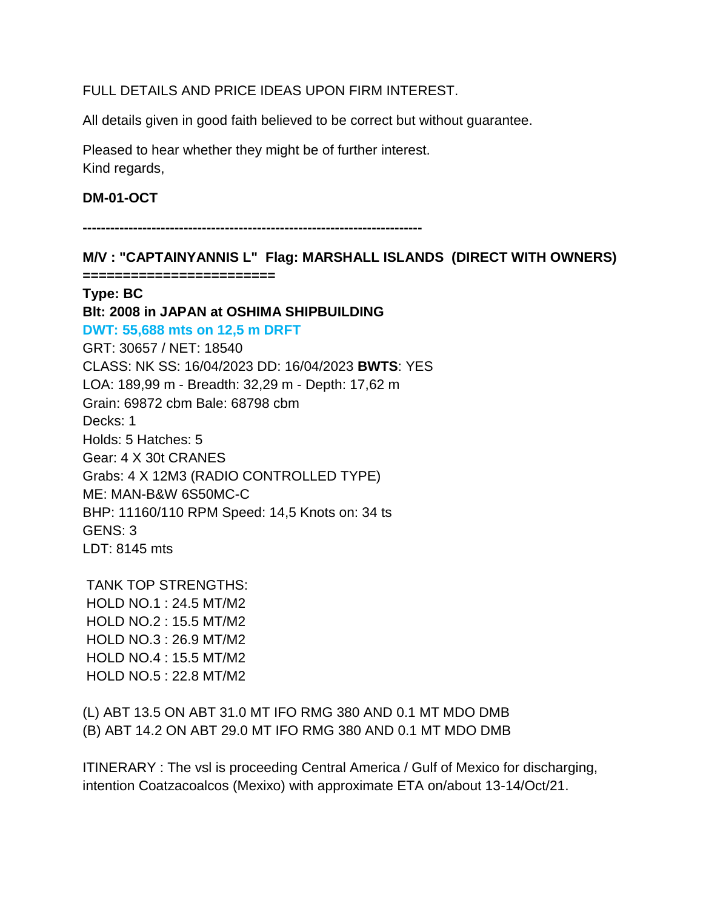FULL DETAILS AND PRICE IDEAS UPON FIRM INTEREST.

All details given in good faith believed to be correct but without guarantee.

Pleased to hear whether they might be of further interest.
Kind regards,

**DM-01-OCT**

**--------------------------------------------------------------------------**

**M/V : "CAPTAINYANNIS L"  Flag: MARSHALL ISLANDS  (DIRECT WITH OWNERS)**
**========================**

**Type: BC**
**Blt: 2008 in JAPAN at OSHIMA SHIPBUILDING**
**DWT: 55,688 mts on 12,5 m DRFT**
GRT: 30657 / NET: 18540
CLASS: NK SS: 16/04/2023 DD: 16/04/2023 **BWTS**: YES
LOA: 189,99 m - Breadth: 32,29 m - Depth: 17,62 m
Grain: 69872 cbm Bale: 68798 cbm
Decks: 1
Holds: 5 Hatches: 5
Gear: 4 X 30t CRANES
Grabs: 4 X 12M3 (RADIO CONTROLLED TYPE)
ME: MAN-B&W 6S50MC-C
BHP: 11160/110 RPM Speed: 14,5 Knots on: 34 ts
GENS: 3
LDT: 8145 mts

TANK TOP STRENGTHS:
HOLD NO.1 : 24.5 MT/M2
HOLD NO.2 : 15.5 MT/M2
HOLD NO.3 : 26.9 MT/M2
HOLD NO.4 : 15.5 MT/M2
HOLD NO.5 : 22.8 MT/M2

(L) ABT 13.5 ON ABT 31.0 MT IFO RMG 380 AND 0.1 MT MDO DMB
(B) ABT 14.2 ON ABT 29.0 MT IFO RMG 380 AND 0.1 MT MDO DMB

ITINERARY : The vsl is proceeding Central America / Gulf of Mexico for discharging, intention Coatzacoalcos (Mexixo) with approximate ETA on/about 13-14/Oct/21.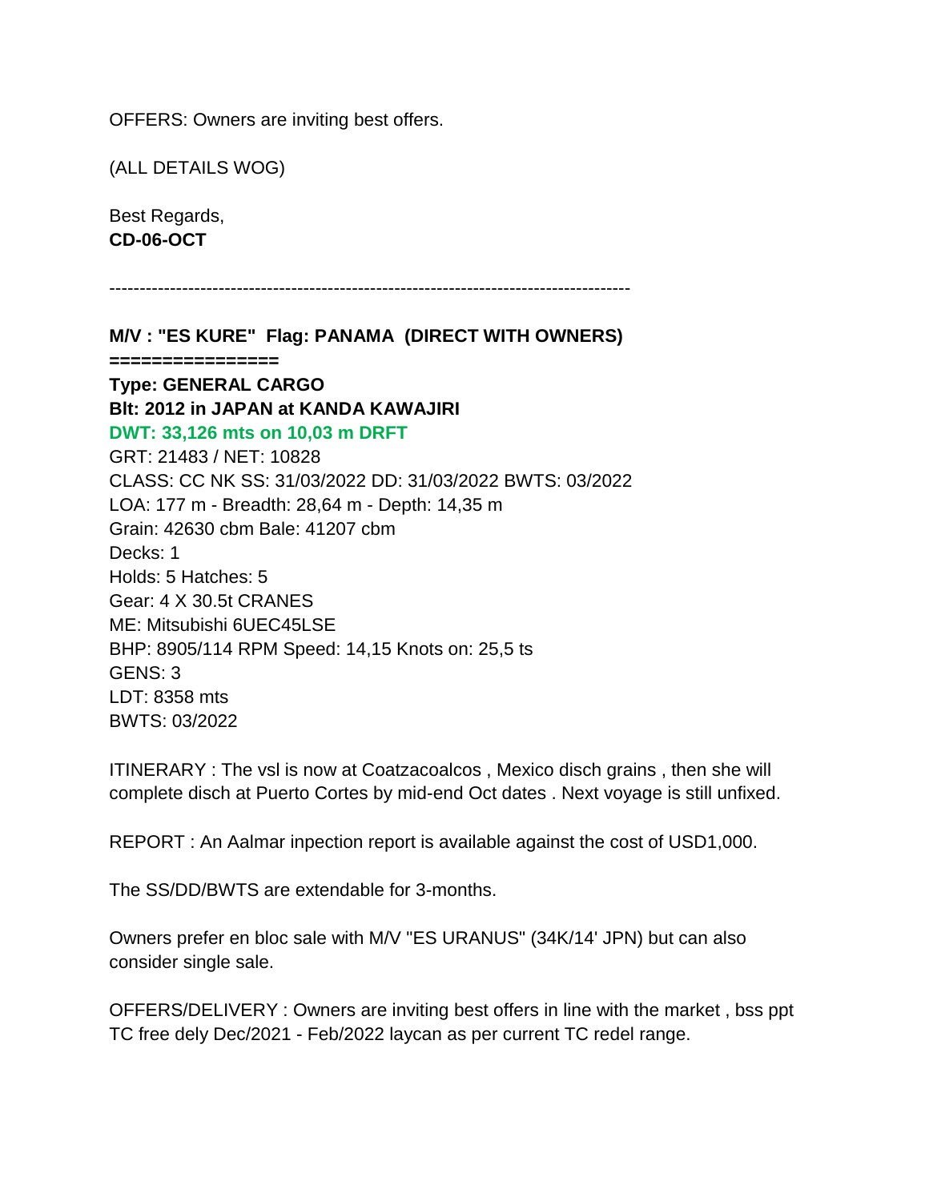OFFERS: Owners are inviting best offers.

(ALL DETAILS WOG)

Best Regards,
**CD-06-OCT**

---

**M/V : "ES KURE"  Flag: PANAMA  (DIRECT WITH OWNERS)**
**================**
**Type: GENERAL CARGO**
**Blt: 2012 in JAPAN at KANDA KAWAJIRI**
**DWT: 33,126 mts on 10,03 m DRFT**
GRT: 21483 / NET: 10828
CLASS: CC NK SS: 31/03/2022 DD: 31/03/2022 BWTS: 03/2022
LOA: 177 m - Breadth: 28,64 m - Depth: 14,35 m
Grain: 42630 cbm Bale: 41207 cbm
Decks: 1
Holds: 5 Hatches: 5
Gear: 4 X 30.5t CRANES
ME: Mitsubishi 6UEC45LSE
BHP: 8905/114 RPM Speed: 14,15 Knots on: 25,5 ts
GENS: 3
LDT: 8358 mts
BWTS: 03/2022

ITINERARY : The vsl is now at Coatzacoalcos , Mexico disch grains , then she will complete disch at Puerto Cortes by mid-end Oct dates . Next voyage is still unfixed.

REPORT : An Aalmar inpection report is available against the cost of USD1,000.

The SS/DD/BWTS are extendable for 3-months.

Owners prefer en bloc sale with M/V "ES URANUS" (34K/14' JPN) but can also consider single sale.

OFFERS/DELIVERY : Owners are inviting best offers in line with the market , bss ppt TC free dely Dec/2021 - Feb/2022 laycan as per current TC redel range.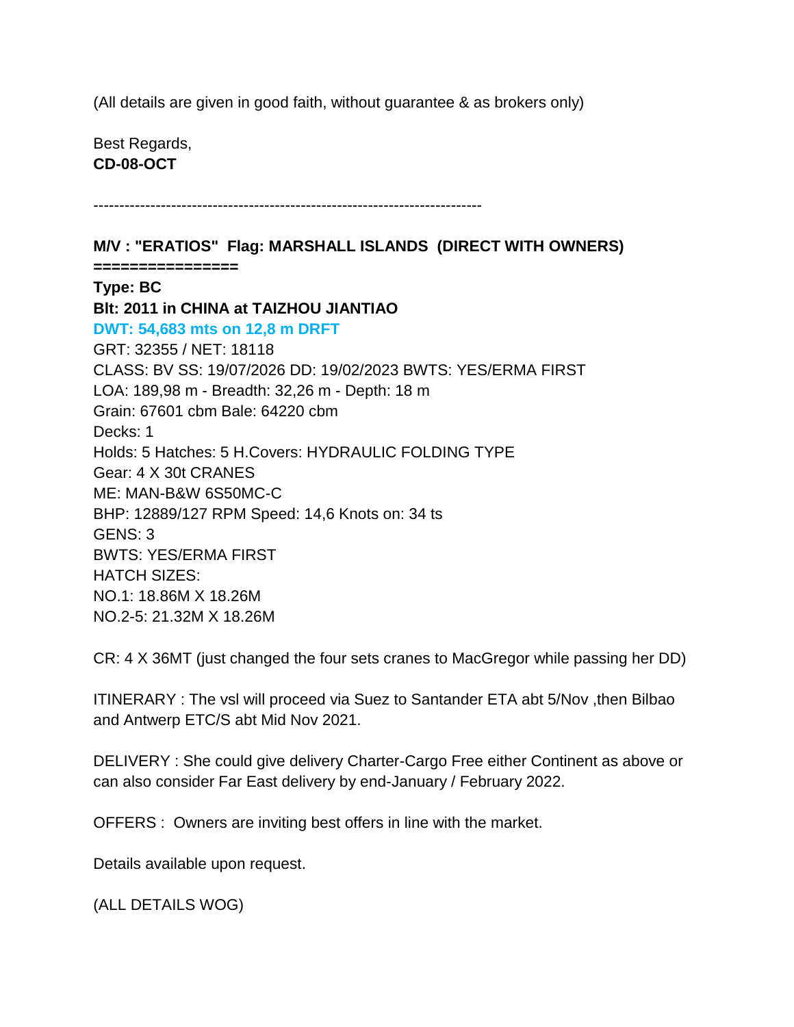(All details are given in good faith, without guarantee & as brokers only)

Best Regards,
**CD-08-OCT**

---------------------------------------------------------------------------

**M/V : "ERATIOS"  Flag: MARSHALL ISLANDS  (DIRECT WITH OWNERS)**
**================**
**Type: BC**
**Blt: 2011 in CHINA at TAIZHOU JIANTIAO**
**DWT: 54,683 mts on 12,8 m DRFT**
GRT: 32355 / NET: 18118
CLASS: BV SS: 19/07/2026 DD: 19/02/2023 BWTS: YES/ERMA FIRST
LOA: 189,98 m - Breadth: 32,26 m - Depth: 18 m
Grain: 67601 cbm Bale: 64220 cbm
Decks: 1
Holds: 5 Hatches: 5 H.Covers: HYDRAULIC FOLDING TYPE
Gear: 4 X 30t CRANES
ME: MAN-B&W 6S50MC-C
BHP: 12889/127 RPM Speed: 14,6 Knots on: 34 ts
GENS: 3
BWTS: YES/ERMA FIRST
HATCH SIZES:
NO.1: 18.86M X 18.26M
NO.2-5: 21.32M X 18.26M

CR: 4 X 36MT (just changed the four sets cranes to MacGregor while passing her DD)

ITINERARY : The vsl will proceed via Suez to Santander ETA abt 5/Nov ,then Bilbao and Antwerp ETC/S abt Mid Nov 2021.

DELIVERY : She could give delivery Charter-Cargo Free either Continent as above or can also consider Far East delivery by end-January / February 2022.

OFFERS :  Owners are inviting best offers in line with the market.

Details available upon request.

(ALL DETAILS WOG)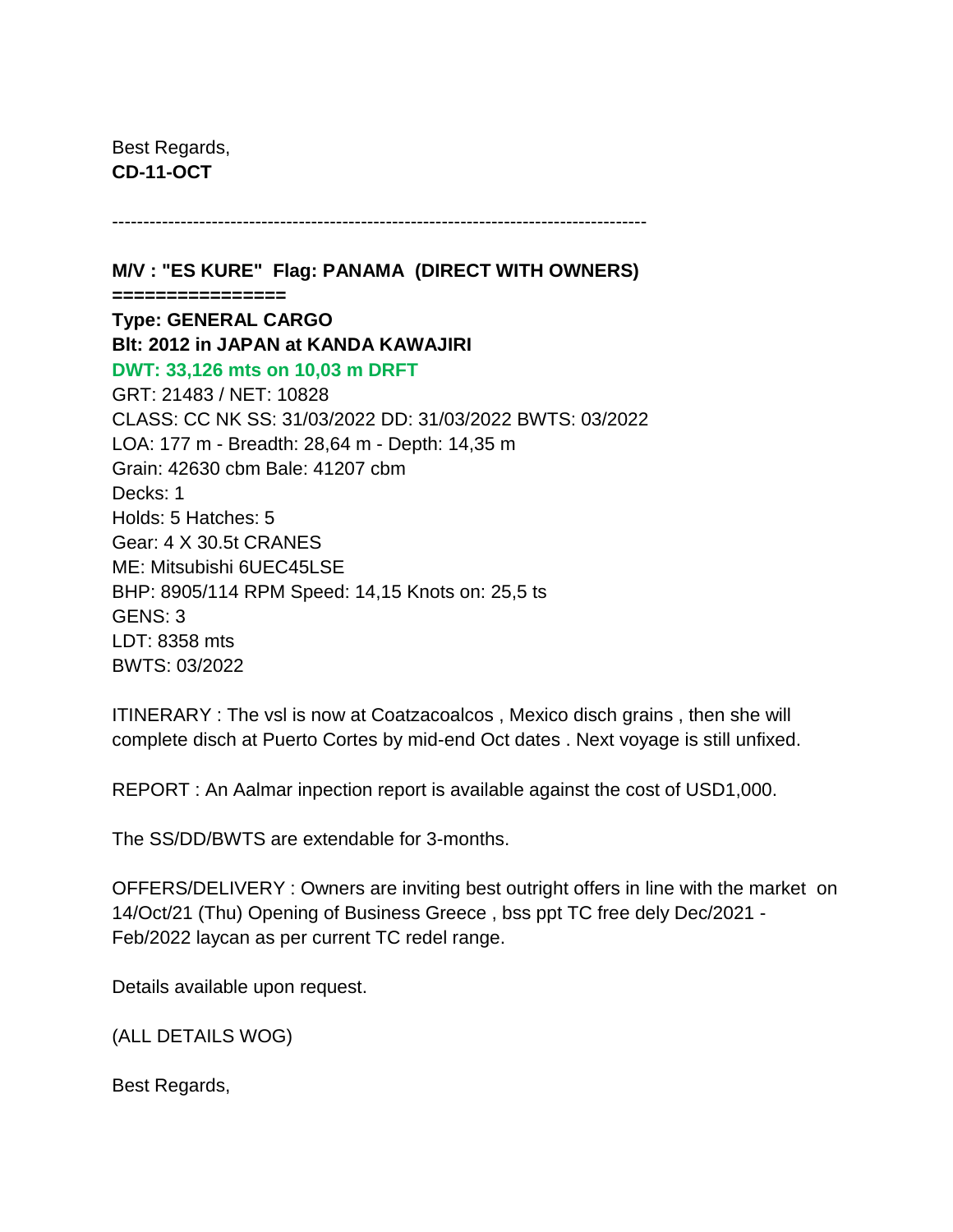Best Regards,
**CD-11-OCT**

---------------------------------------------------------------------------------------

**M/V : "ES KURE" Flag: PANAMA (DIRECT WITH OWNERS)**
**================**
**Type: GENERAL CARGO**
**Blt: 2012 in JAPAN at KANDA KAWAJIRI**
**DWT: 33,126 mts on 10,03 m DRFT**
GRT: 21483 / NET: 10828
CLASS: CC NK SS: 31/03/2022 DD: 31/03/2022 BWTS: 03/2022
LOA: 177 m - Breadth: 28,64 m - Depth: 14,35 m
Grain: 42630 cbm Bale: 41207 cbm
Decks: 1
Holds: 5 Hatches: 5
Gear: 4 X 30.5t CRANES
ME: Mitsubishi 6UEC45LSE
BHP: 8905/114 RPM Speed: 14,15 Knots on: 25,5 ts
GENS: 3
LDT: 8358 mts
BWTS: 03/2022

ITINERARY : The vsl is now at Coatzacoalcos , Mexico disch grains , then she will complete disch at Puerto Cortes by mid-end Oct dates . Next voyage is still unfixed.

REPORT : An Aalmar inpection report is available against the cost of USD1,000.

The SS/DD/BWTS are extendable for 3-months.

OFFERS/DELIVERY : Owners are inviting best outright offers in line with the market on 14/Oct/21 (Thu) Opening of Business Greece , bss ppt TC free dely Dec/2021 - Feb/2022 laycan as per current TC redel range.

Details available upon request.

(ALL DETAILS WOG)

Best Regards,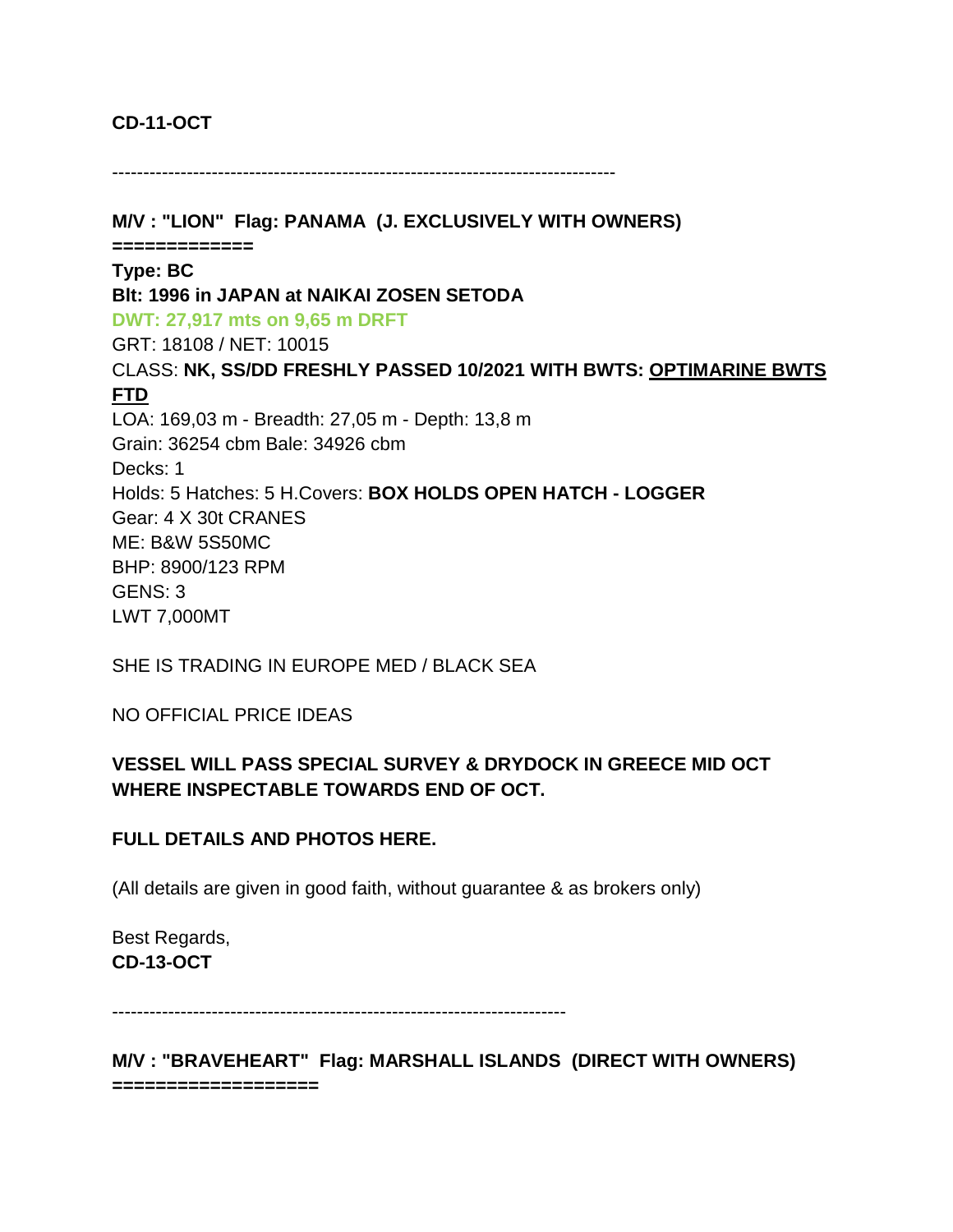**CD-11-OCT**

--------------------------------------------------------------------------------

**M/V : "LION"  Flag: PANAMA  (J. EXCLUSIVELY WITH OWNERS)**
**=============**

**Type: BC**
**Blt: 1996 in JAPAN at NAIKAI ZOSEN SETODA**
**DWT: 27,917 mts on 9,65 m DRFT**
GRT: 18108 / NET: 10015
CLASS: **NK, SS/DD FRESHLY PASSED 10/2021 WITH BWTS: OPTIMARINE BWTS FTD**
LOA: 169,03 m - Breadth: 27,05 m - Depth: 13,8 m
Grain: 36254 cbm Bale: 34926 cbm
Decks: 1
Holds: 5 Hatches: 5 H.Covers: **BOX HOLDS OPEN HATCH - LOGGER**
Gear: 4 X 30t CRANES
ME: B&W 5S50MC
BHP: 8900/123 RPM
GENS: 3
LWT 7,000MT

SHE IS TRADING IN EUROPE MED / BLACK SEA

NO OFFICIAL PRICE IDEAS

**VESSEL WILL PASS SPECIAL SURVEY & DRYDOCK IN GREECE MID OCT WHERE INSPECTABLE TOWARDS END OF OCT.**

**FULL DETAILS AND PHOTOS HERE.**

(All details are given in good faith, without guarantee & as brokers only)

Best Regards,
**CD-13-OCT**

--------------------------------------------------------------------------

**M/V : "BRAVEHEART"  Flag: MARSHALL ISLANDS  (DIRECT WITH OWNERS)**
**==================**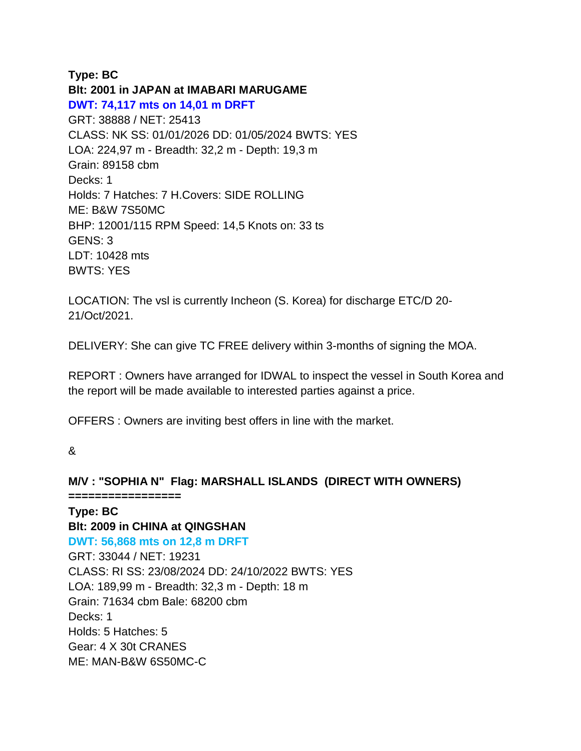**Type: BC**
**Blt: 2001 in JAPAN at IMABARI MARUGAME**
**DWT: 74,117 mts on 14,01 m DRFT**
GRT: 38888 / NET: 25413
CLASS: NK SS: 01/01/2026 DD: 01/05/2024 BWTS: YES
LOA: 224,97 m - Breadth: 32,2 m - Depth: 19,3 m
Grain: 89158 cbm
Decks: 1
Holds: 7 Hatches: 7 H.Covers: SIDE ROLLING
ME: B&W 7S50MC
BHP: 12001/115 RPM Speed: 14,5 Knots on: 33 ts
GENS: 3
LDT: 10428 mts
BWTS: YES

LOCATION: The vsl is currently Incheon (S. Korea) for discharge ETC/D 20-21/Oct/2021.

DELIVERY: She can give TC FREE delivery within 3-months of signing the MOA.

REPORT : Owners have arranged for IDWAL to inspect the vessel in South Korea and the report will be made available to interested parties against a price.

OFFERS : Owners are inviting best offers in line with the market.

&

**M/V : "SOPHIA N"  Flag: MARSHALL ISLANDS  (DIRECT WITH OWNERS)**
**=================**
**Type: BC**
**Blt: 2009 in CHINA at QINGSHAN**
**DWT: 56,868 mts on 12,8 m DRFT**
GRT: 33044 / NET: 19231
CLASS: RI SS: 23/08/2024 DD: 24/10/2022 BWTS: YES
LOA: 189,99 m - Breadth: 32,3 m - Depth: 18 m
Grain: 71634 cbm Bale: 68200 cbm
Decks: 1
Holds: 5 Hatches: 5
Gear: 4 X 30t CRANES
ME: MAN-B&W 6S50MC-C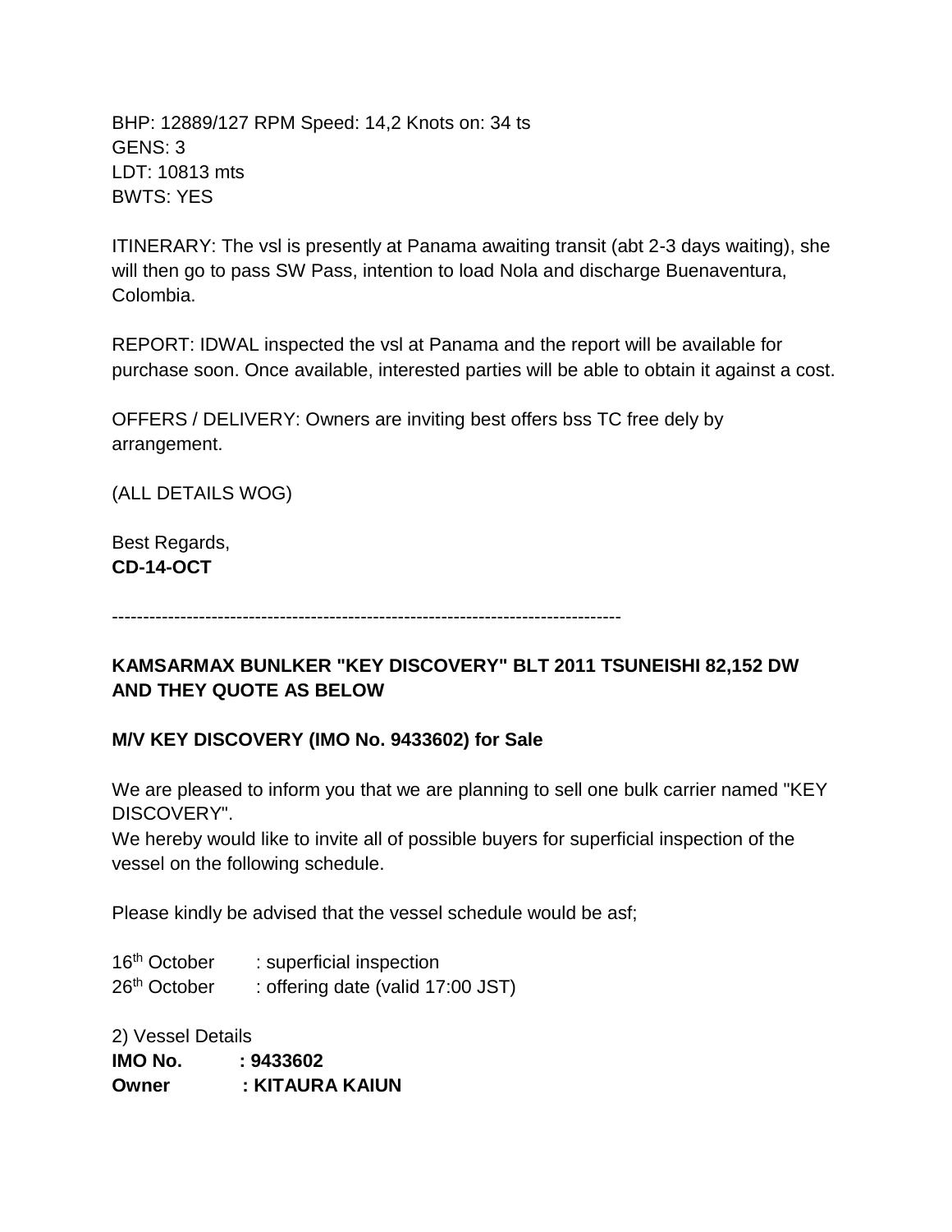BHP: 12889/127 RPM Speed: 14,2 Knots on: 34 ts
GENS: 3
LDT: 10813 mts
BWTS: YES

ITINERARY: The vsl is presently at Panama awaiting transit (abt 2-3 days waiting), she will then go to pass SW Pass, intention to load Nola and discharge Buenaventura, Colombia.

REPORT: IDWAL inspected the vsl at Panama and the report will be available for purchase soon. Once available, interested parties will be able to obtain it against a cost.

OFFERS / DELIVERY: Owners are inviting best offers bss TC free dely by arrangement.

(ALL DETAILS WOG)

Best Regards,
**CD-14-OCT**

--------------------------------------------------------------------------------

**KAMSARMAX BUNLKER "KEY DISCOVERY" BLT 2011 TSUNEISHI 82,152 DW AND THEY QUOTE AS BELOW**

**M/V KEY DISCOVERY (IMO No. 9433602) for Sale**

We are pleased to inform you that we are planning to sell one bulk carrier named "KEY DISCOVERY".
We hereby would like to invite all of possible buyers for superficial inspection of the vessel on the following schedule.

Please kindly be advised that the vessel schedule would be asf;

16th October : superficial inspection
26th October : offering date (valid 17:00 JST)

2) Vessel Details
**IMO No. : 9433602**
**Owner : KITAURA KAIUN**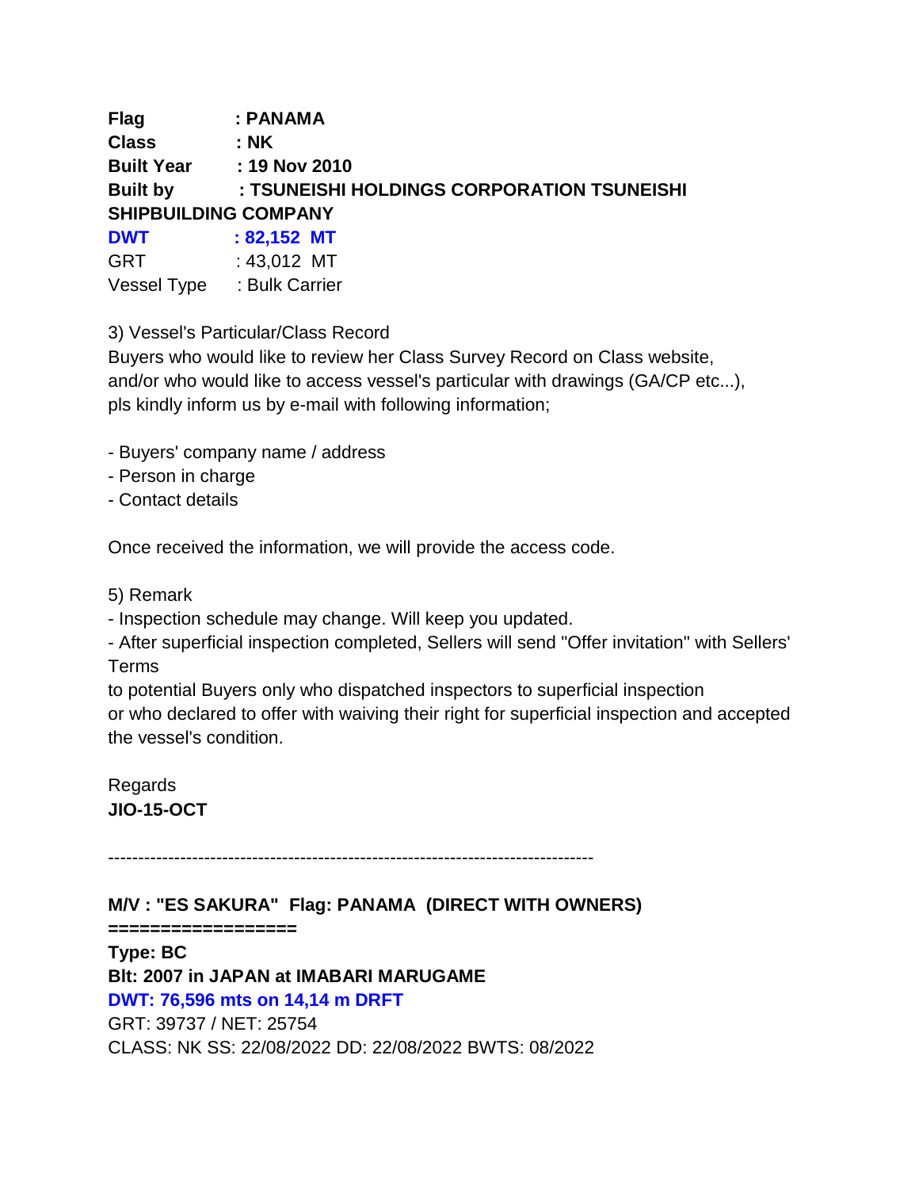**Flag : PANAMA**
**Class : NK**
**Built Year : 19 Nov 2010**
**Built by : TSUNEISHI HOLDINGS CORPORATION TSUNEISHI SHIPBUILDING COMPANY**
**DWT : 82,152 MT**
GRT : 43,012 MT
Vessel Type : Bulk Carrier

3) Vessel's Particular/Class Record
Buyers who would like to review her Class Survey Record on Class website,
and/or who would like to access vessel's particular with drawings (GA/CP etc...),
pls kindly inform us by e-mail with following information;

- Buyers' company name / address
- Person in charge
- Contact details

Once received the information, we will provide the access code.

5) Remark
- Inspection schedule may change. Will keep you updated.
- After superficial inspection completed, Sellers will send "Offer invitation" with Sellers' Terms
to potential Buyers only who dispatched inspectors to superficial inspection
or who declared to offer with waiving their right for superficial inspection and accepted the vessel's condition.

Regards
**JIO-15-OCT**

--------------------------------------------------------------------------------

**M/V : "ES SAKURA" Flag: PANAMA (DIRECT WITH OWNERS)**
**==================**
**Type: BC**
**Blt: 2007 in JAPAN at IMABARI MARUGAME**
**DWT: 76,596 mts on 14,14 m DRFT**
GRT: 39737 / NET: 25754
CLASS: NK SS: 22/08/2022 DD: 22/08/2022 BWTS: 08/2022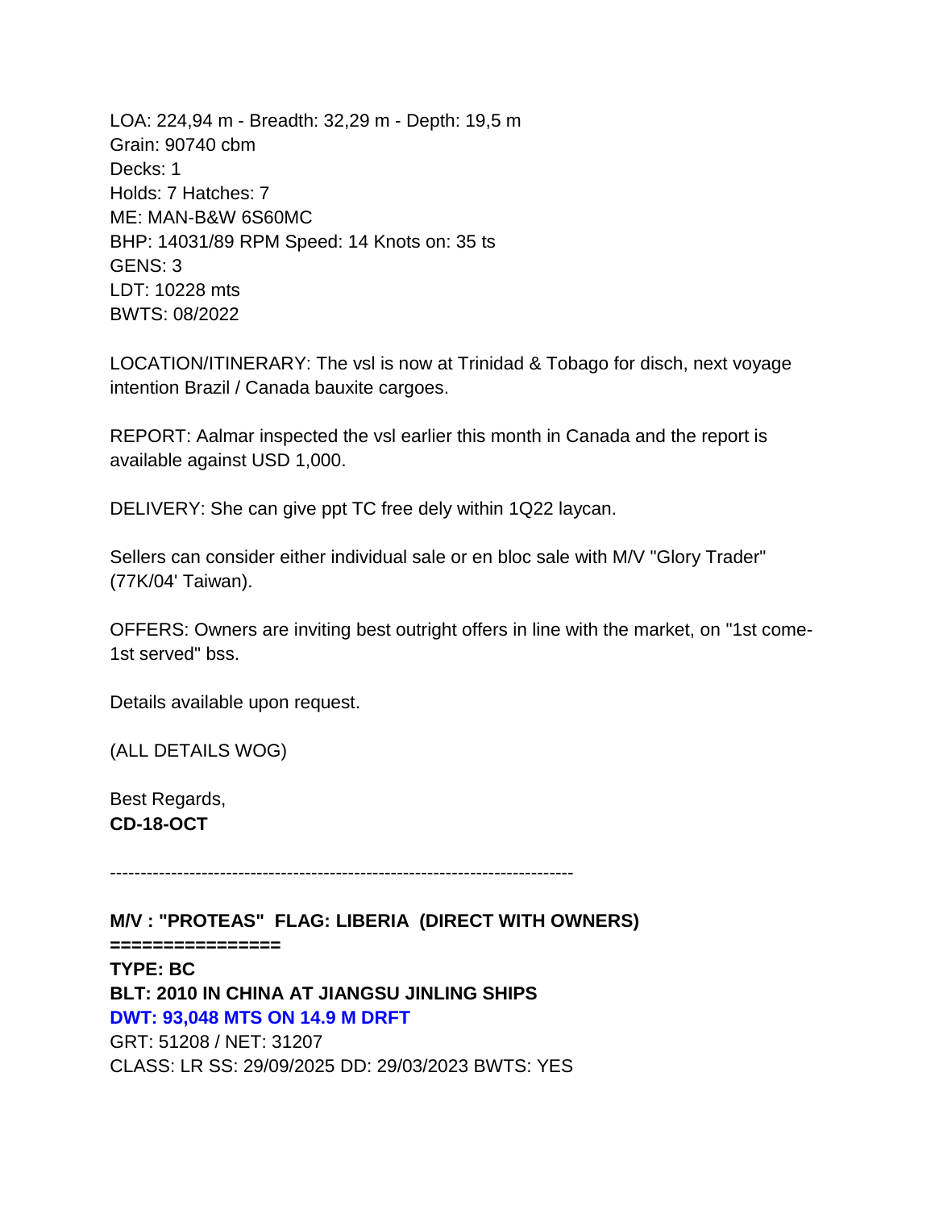LOA: 224,94 m - Breadth: 32,29 m - Depth: 19,5 m
Grain: 90740 cbm
Decks: 1
Holds: 7 Hatches: 7
ME: MAN-B&W 6S60MC
BHP: 14031/89 RPM Speed: 14 Knots on: 35 ts
GENS: 3
LDT: 10228 mts
BWTS: 08/2022

LOCATION/ITINERARY: The vsl is now at Trinidad & Tobago for disch, next voyage intention Brazil / Canada bauxite cargoes.

REPORT: Aalmar inspected the vsl earlier this month in Canada and the report is available against USD 1,000.

DELIVERY: She can give ppt TC free dely within 1Q22 laycan.

Sellers can consider either individual sale or en bloc sale with M/V "Glory Trader" (77K/04' Taiwan).

OFFERS: Owners are inviting best outright offers in line with the market, on "1st come-1st served" bss.

Details available upon request.

(ALL DETAILS WOG)

Best Regards,
**CD-18-OCT**

---------------------------------------------------------------------------

**M/V : "PROTEAS"  FLAG: LIBERIA  (DIRECT WITH OWNERS)**
**================**
**TYPE: BC**
**BLT: 2010 IN CHINA AT JIANGSU JINLING SHIPS**
**DWT: 93,048 MTS ON 14.9 M DRFT**
GRT: 51208 / NET: 31207
CLASS: LR SS: 29/09/2025 DD: 29/03/2023 BWTS: YES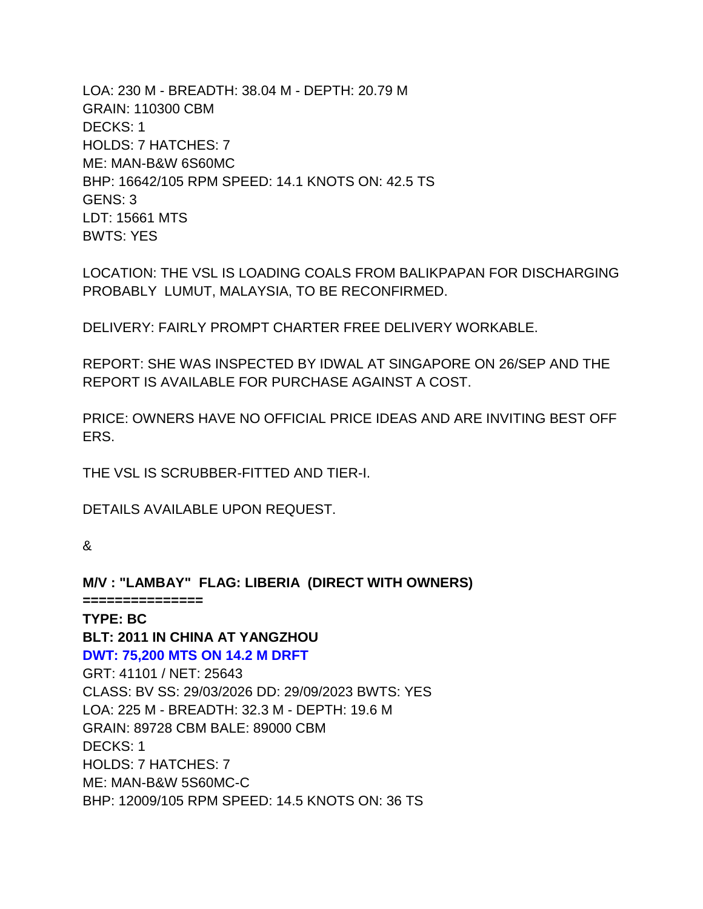LOA: 230 M - BREADTH: 38.04 M - DEPTH: 20.79 M
GRAIN: 110300 CBM
DECKS: 1
HOLDS: 7 HATCHES: 7
ME: MAN-B&W 6S60MC
BHP: 16642/105 RPM SPEED: 14.1 KNOTS ON: 42.5 TS
GENS: 3
LDT: 15661 MTS
BWTS: YES

LOCATION: THE VSL IS LOADING COALS FROM BALIKPAPAN FOR DISCHARGING PROBABLY LUMUT, MALAYSIA, TO BE RECONFIRMED.

DELIVERY: FAIRLY PROMPT CHARTER FREE DELIVERY WORKABLE.

REPORT: SHE WAS INSPECTED BY IDWAL AT SINGAPORE ON 26/SEP AND THE REPORT IS AVAILABLE FOR PURCHASE AGAINST A COST.

PRICE: OWNERS HAVE NO OFFICIAL PRICE IDEAS AND ARE INVITING BEST OFF ERS.

THE VSL IS SCRUBBER-FITTED AND TIER-I.

DETAILS AVAILABLE UPON REQUEST.

&

**M/V : "LAMBAY" FLAG: LIBERIA (DIRECT WITH OWNERS)**
**===============**
**TYPE: BC**
**BLT: 2011 IN CHINA AT YANGZHOU**
**DWT: 75,200 MTS ON 14.2 M DRFT**
GRT: 41101 / NET: 25643
CLASS: BV SS: 29/03/2026 DD: 29/09/2023 BWTS: YES
LOA: 225 M - BREADTH: 32.3 M - DEPTH: 19.6 M
GRAIN: 89728 CBM BALE: 89000 CBM
DECKS: 1
HOLDS: 7 HATCHES: 7
ME: MAN-B&W 5S60MC-C
BHP: 12009/105 RPM SPEED: 14.5 KNOTS ON: 36 TS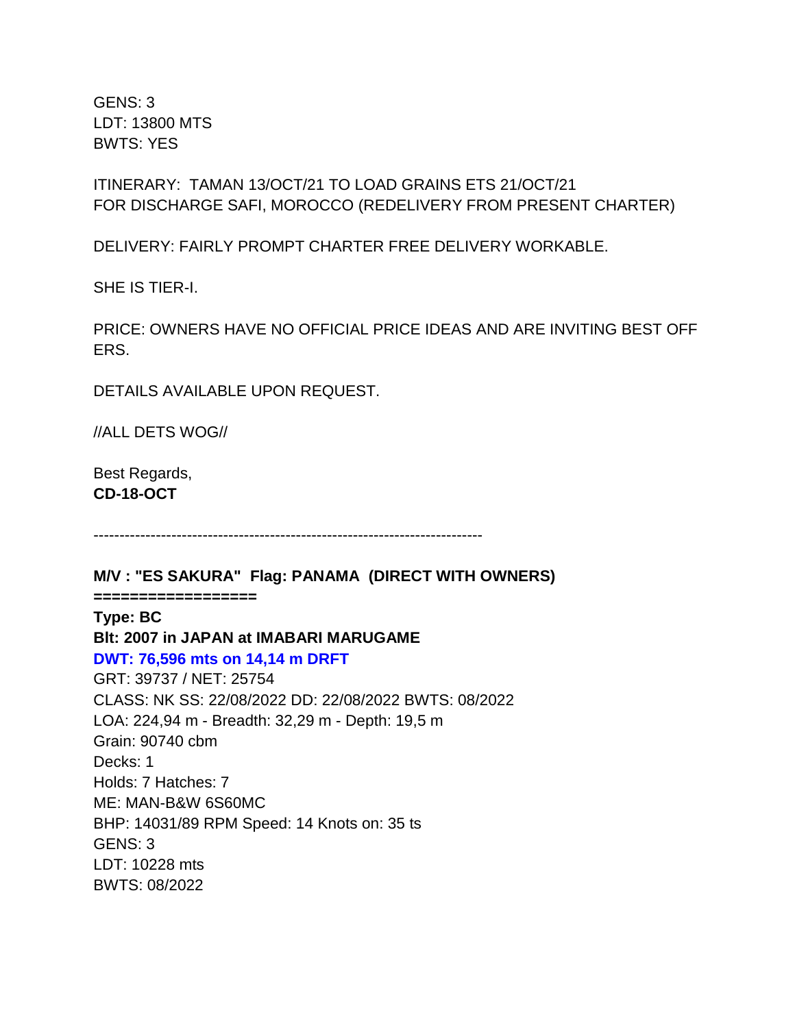GENS: 3
LDT: 13800 MTS
BWTS: YES

ITINERARY: TAMAN 13/OCT/21 TO LOAD GRAINS ETS 21/OCT/21
FOR DISCHARGE SAFI, MOROCCO (REDELIVERY FROM PRESENT CHARTER)

DELIVERY: FAIRLY PROMPT CHARTER FREE DELIVERY WORKABLE.

SHE IS TIER-I.

PRICE: OWNERS HAVE NO OFFICIAL PRICE IDEAS AND ARE INVITING BEST OFF ERS.

DETAILS AVAILABLE UPON REQUEST.

//ALL DETS WOG//

Best Regards,
**CD-18-OCT**

---------------------------------------------------------------------------

**M/V : "ES SAKURA" Flag: PANAMA (DIRECT WITH OWNERS)**
**==================**
**Type: BC**
**Blt: 2007 in JAPAN at IMABARI MARUGAME**
**DWT: 76,596 mts on 14,14 m DRFT**
GRT: 39737 / NET: 25754
CLASS: NK SS: 22/08/2022 DD: 22/08/2022 BWTS: 08/2022
LOA: 224,94 m - Breadth: 32,29 m - Depth: 19,5 m
Grain: 90740 cbm
Decks: 1
Holds: 7 Hatches: 7
ME: MAN-B&W 6S60MC
BHP: 14031/89 RPM Speed: 14 Knots on: 35 ts
GENS: 3
LDT: 10228 mts
BWTS: 08/2022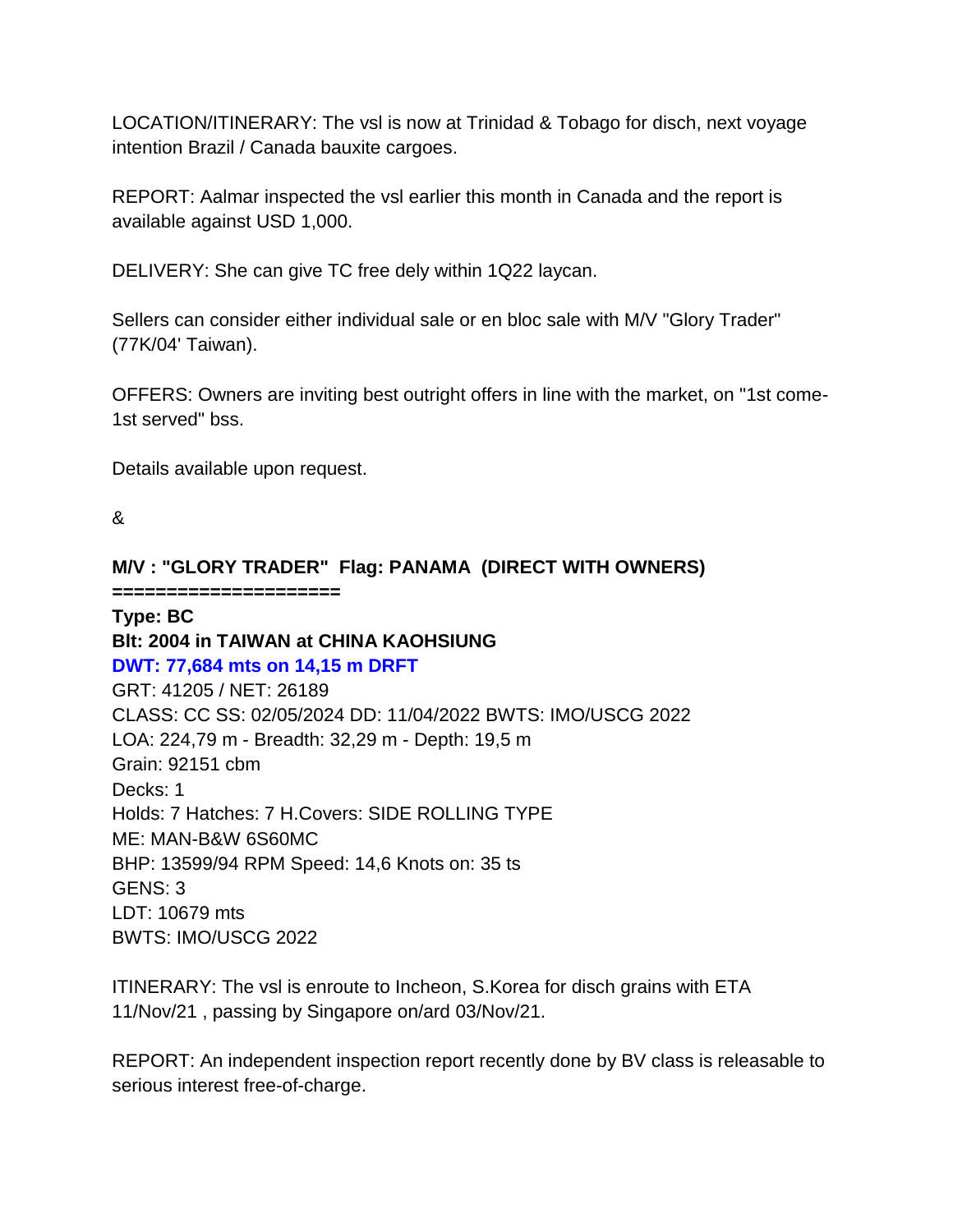LOCATION/ITINERARY: The vsl is now at Trinidad & Tobago for disch, next voyage intention Brazil / Canada bauxite cargoes.

REPORT: Aalmar inspected the vsl earlier this month in Canada and the report is available against USD 1,000.

DELIVERY: She can give TC free dely within 1Q22 laycan.

Sellers can consider either individual sale or en bloc sale with M/V "Glory Trader" (77K/04' Taiwan).

OFFERS: Owners are inviting best outright offers in line with the market, on "1st come-1st served" bss.

Details available upon request.

&

**M/V : "GLORY TRADER"  Flag: PANAMA  (DIRECT WITH OWNERS)**
**====================**
**Type: BC**
**Blt: 2004 in TAIWAN at CHINA KAOHSIUNG**
**DWT: 77,684 mts on 14,15 m DRFT**
GRT: 41205 / NET: 26189
CLASS: CC SS: 02/05/2024 DD: 11/04/2022 BWTS: IMO/USCG 2022
LOA: 224,79 m - Breadth: 32,29 m - Depth: 19,5 m
Grain: 92151 cbm
Decks: 1
Holds: 7 Hatches: 7 H.Covers: SIDE ROLLING TYPE
ME: MAN-B&W 6S60MC
BHP: 13599/94 RPM Speed: 14,6 Knots on: 35 ts
GENS: 3
LDT: 10679 mts
BWTS: IMO/USCG 2022

ITINERARY: The vsl is enroute to Incheon, S.Korea for disch grains with ETA 11/Nov/21 , passing by Singapore on/ard 03/Nov/21.

REPORT: An independent inspection report recently done by BV class is releasable to serious interest free-of-charge.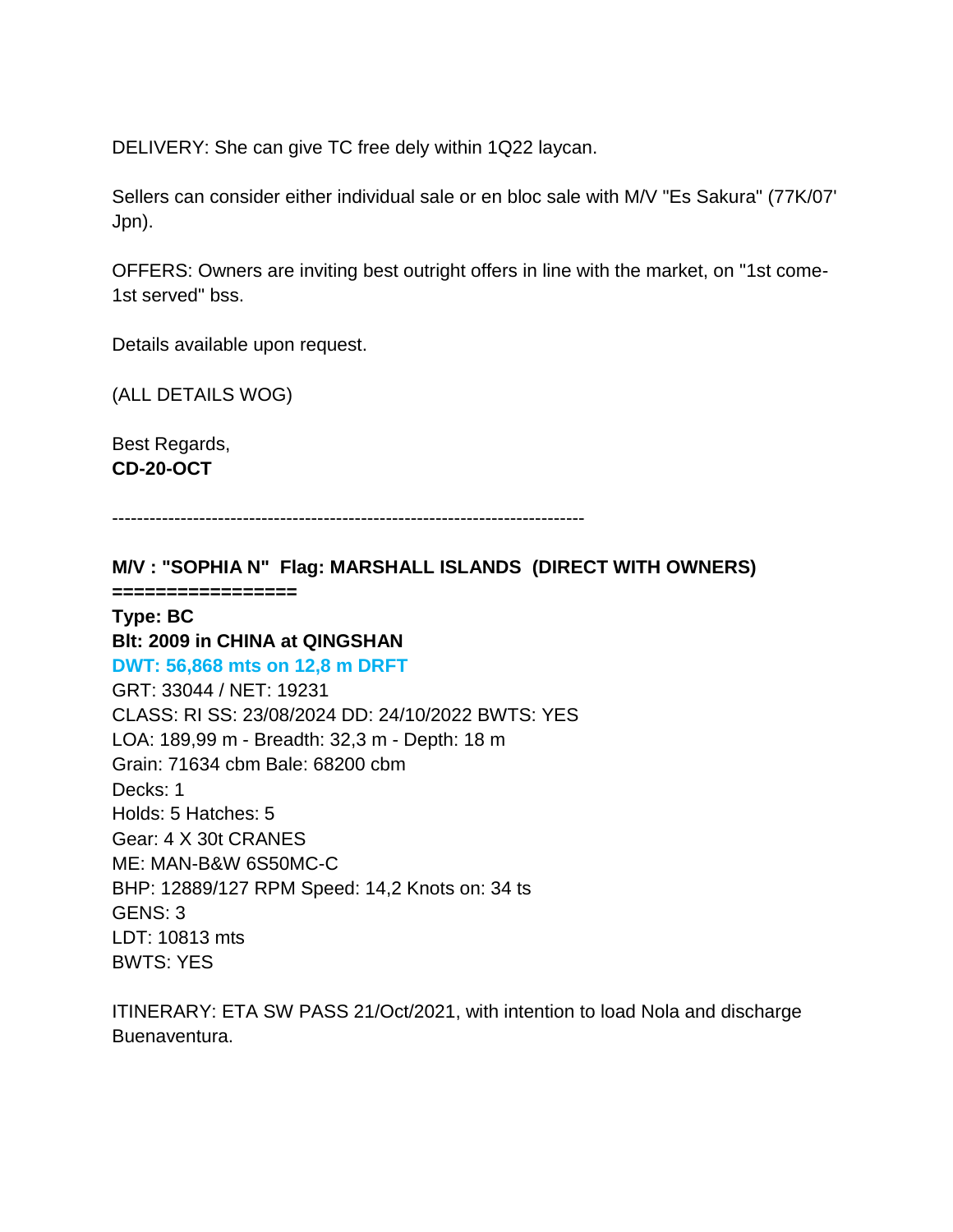DELIVERY: She can give TC free dely within 1Q22 laycan.

Sellers can consider either individual sale or en bloc sale with M/V "Es Sakura" (77K/07' Jpn).

OFFERS: Owners are inviting best outright offers in line with the market, on "1st come-1st served" bss.

Details available upon request.

(ALL DETAILS WOG)

Best Regards,
**CD-20-OCT**

---------------------------------------------------------------------------

**M/V : "SOPHIA N"  Flag: MARSHALL ISLANDS  (DIRECT WITH OWNERS)**
**================**
**Type: BC**
**Blt: 2009 in CHINA at QINGSHAN**
**DWT: 56,868 mts on 12,8 m DRFT**
GRT: 33044 / NET: 19231
CLASS: RI SS: 23/08/2024 DD: 24/10/2022 BWTS: YES
LOA: 189,99 m - Breadth: 32,3 m - Depth: 18 m
Grain: 71634 cbm Bale: 68200 cbm
Decks: 1
Holds: 5 Hatches: 5
Gear: 4 X 30t CRANES
ME: MAN-B&W 6S50MC-C
BHP: 12889/127 RPM Speed: 14,2 Knots on: 34 ts
GENS: 3
LDT: 10813 mts
BWTS: YES

ITINERARY: ETA SW PASS 21/Oct/2021, with intention to load Nola and discharge Buenaventura.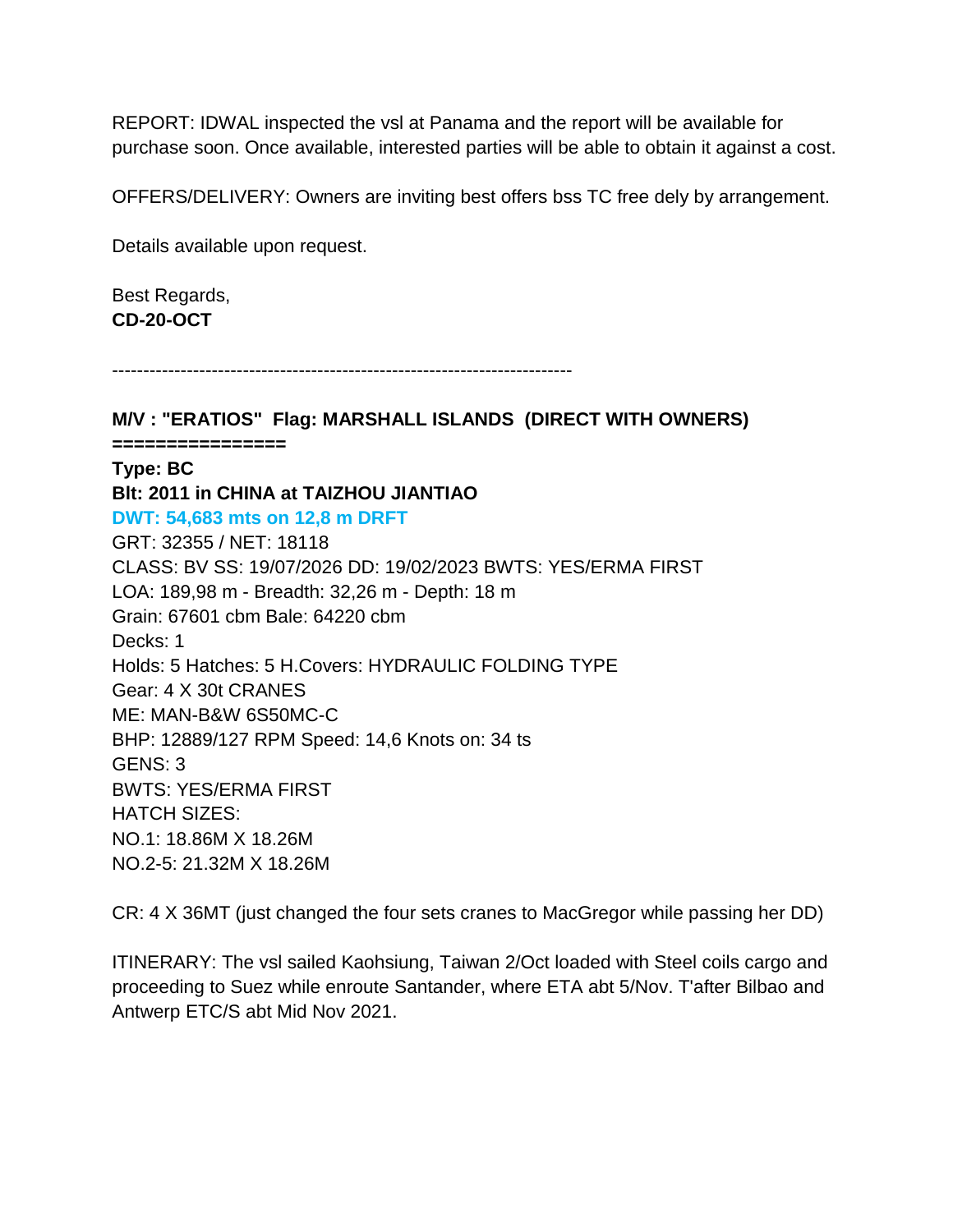REPORT: IDWAL inspected the vsl at Panama and the report will be available for purchase soon. Once available, interested parties will be able to obtain it against a cost.

OFFERS/DELIVERY: Owners are inviting best offers bss TC free dely by arrangement.

Details available upon request.

Best Regards,
**CD-20-OCT**

---------------------------------------------------------------------------

**M/V : "ERATIOS" Flag: MARSHALL ISLANDS (DIRECT WITH OWNERS)**
**================**
**Type: BC**
**Blt: 2011 in CHINA at TAIZHOU JIANTIAO**
**DWT: 54,683 mts on 12,8 m DRFT**
GRT: 32355 / NET: 18118
CLASS: BV SS: 19/07/2026 DD: 19/02/2023 BWTS: YES/ERMA FIRST
LOA: 189,98 m - Breadth: 32,26 m - Depth: 18 m
Grain: 67601 cbm Bale: 64220 cbm
Decks: 1
Holds: 5 Hatches: 5 H.Covers: HYDRAULIC FOLDING TYPE
Gear: 4 X 30t CRANES
ME: MAN-B&W 6S50MC-C
BHP: 12889/127 RPM Speed: 14,6 Knots on: 34 ts
GENS: 3
BWTS: YES/ERMA FIRST
HATCH SIZES:
NO.1: 18.86M X 18.26M
NO.2-5: 21.32M X 18.26M

CR: 4 X 36MT (just changed the four sets cranes to MacGregor while passing her DD)

ITINERARY: The vsl sailed Kaohsiung, Taiwan 2/Oct loaded with Steel coils cargo and proceeding to Suez while enroute Santander, where ETA abt 5/Nov. T'after Bilbao and Antwerp ETC/S abt Mid Nov 2021.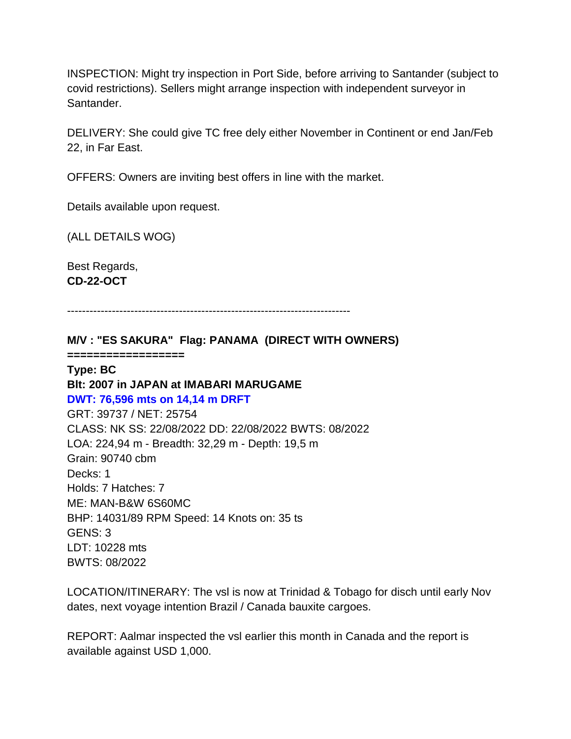INSPECTION: Might try inspection in Port Side, before arriving to Santander (subject to covid restrictions). Sellers might arrange inspection with independent surveyor in Santander.

DELIVERY: She could give TC free dely either November in Continent or end Jan/Feb 22, in Far East.

OFFERS: Owners are inviting best offers in line with the market.

Details available upon request.

(ALL DETAILS WOG)

Best Regards,
**CD-22-OCT**

---------------------------------------------------------------------------

**M/V : "ES SAKURA" Flag: PANAMA (DIRECT WITH OWNERS)**
**=================**
**Type: BC**
**Blt: 2007 in JAPAN at IMABARI MARUGAME**
**DWT: 76,596 mts on 14,14 m DRFT**
GRT: 39737 / NET: 25754
CLASS: NK SS: 22/08/2022 DD: 22/08/2022 BWTS: 08/2022
LOA: 224,94 m - Breadth: 32,29 m - Depth: 19,5 m
Grain: 90740 cbm
Decks: 1
Holds: 7 Hatches: 7
ME: MAN-B&W 6S60MC
BHP: 14031/89 RPM Speed: 14 Knots on: 35 ts
GENS: 3
LDT: 10228 mts
BWTS: 08/2022

LOCATION/ITINERARY: The vsl is now at Trinidad & Tobago for disch until early Nov dates, next voyage intention Brazil / Canada bauxite cargoes.

REPORT: Aalmar inspected the vsl earlier this month in Canada and the report is available against USD 1,000.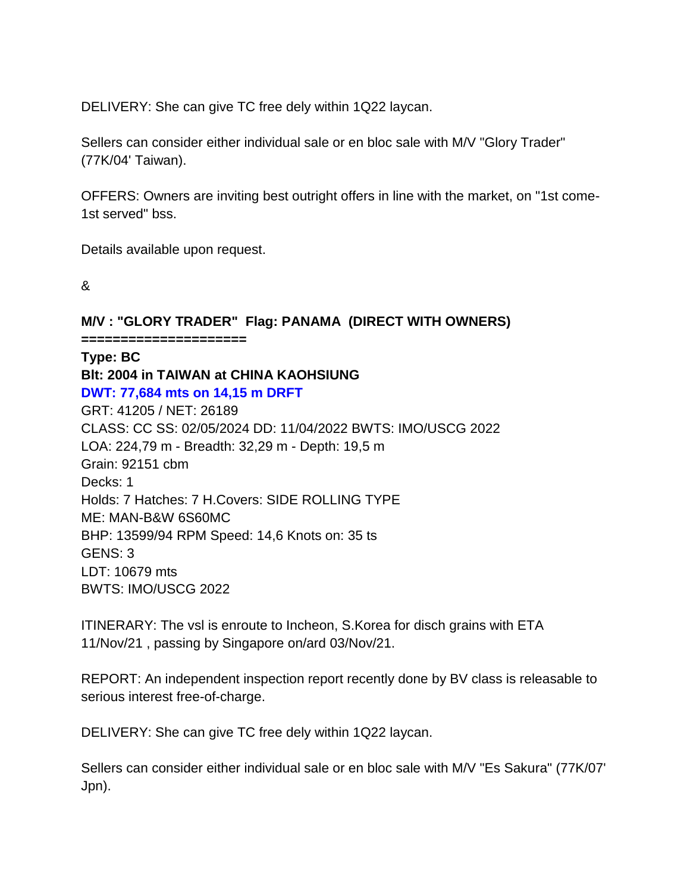DELIVERY: She can give TC free dely within 1Q22 laycan.

Sellers can consider either individual sale or en bloc sale with M/V "Glory Trader" (77K/04' Taiwan).

OFFERS: Owners are inviting best outright offers in line with the market, on "1st come-1st served" bss.

Details available upon request.

&

**M/V : "GLORY TRADER"  Flag: PANAMA  (DIRECT WITH OWNERS)**
**====================**
**Type: BC**
**Blt: 2004 in TAIWAN at CHINA KAOHSIUNG**
**DWT: 77,684 mts on 14,15 m DRFT**
GRT: 41205 / NET: 26189
CLASS: CC SS: 02/05/2024 DD: 11/04/2022 BWTS: IMO/USCG 2022
LOA: 224,79 m - Breadth: 32,29 m - Depth: 19,5 m
Grain: 92151 cbm
Decks: 1
Holds: 7 Hatches: 7 H.Covers: SIDE ROLLING TYPE
ME: MAN-B&W 6S60MC
BHP: 13599/94 RPM Speed: 14,6 Knots on: 35 ts
GENS: 3
LDT: 10679 mts
BWTS: IMO/USCG 2022

ITINERARY: The vsl is enroute to Incheon, S.Korea for disch grains with ETA 11/Nov/21 , passing by Singapore on/ard 03/Nov/21.

REPORT: An independent inspection report recently done by BV class is releasable to serious interest free-of-charge.

DELIVERY: She can give TC free dely within 1Q22 laycan.

Sellers can consider either individual sale or en bloc sale with M/V "Es Sakura" (77K/07' Jpn).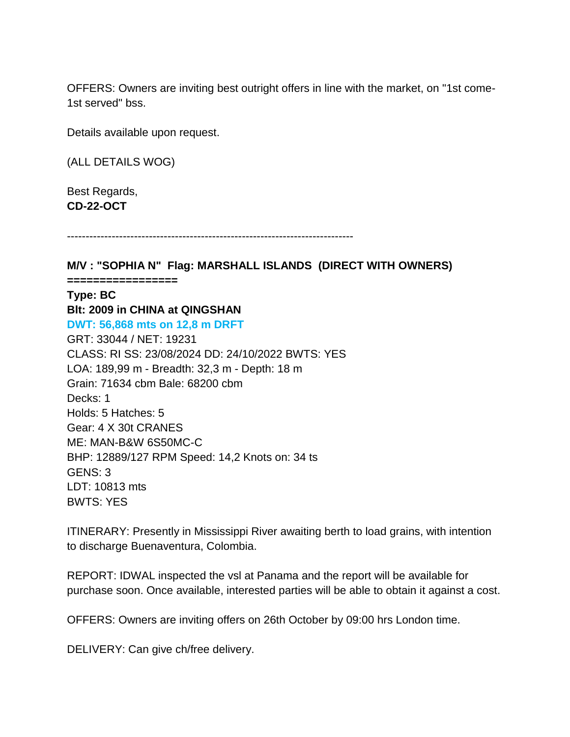OFFERS: Owners are inviting best outright offers in line with the market, on "1st come-1st served" bss.

Details available upon request.

(ALL DETAILS WOG)

Best Regards,
**CD-22-OCT**

---------------------------------------------------------------------------

**M/V : "SOPHIA N"  Flag: MARSHALL ISLANDS  (DIRECT WITH OWNERS)**
**=================**
**Type: BC**
**Blt: 2009 in CHINA at QINGSHAN**
**DWT: 56,868 mts on 12,8 m DRFT**
GRT: 33044 / NET: 19231
CLASS: RI SS: 23/08/2024 DD: 24/10/2022 BWTS: YES
LOA: 189,99 m - Breadth: 32,3 m - Depth: 18 m
Grain: 71634 cbm Bale: 68200 cbm
Decks: 1
Holds: 5 Hatches: 5
Gear: 4 X 30t CRANES
ME: MAN-B&W 6S50MC-C
BHP: 12889/127 RPM Speed: 14,2 Knots on: 34 ts
GENS: 3
LDT: 10813 mts
BWTS: YES

ITINERARY: Presently in Mississippi River awaiting berth to load grains, with intention to discharge Buenaventura, Colombia.

REPORT: IDWAL inspected the vsl at Panama and the report will be available for purchase soon. Once available, interested parties will be able to obtain it against a cost.

OFFERS: Owners are inviting offers on 26th October by 09:00 hrs London time.

DELIVERY: Can give ch/free delivery.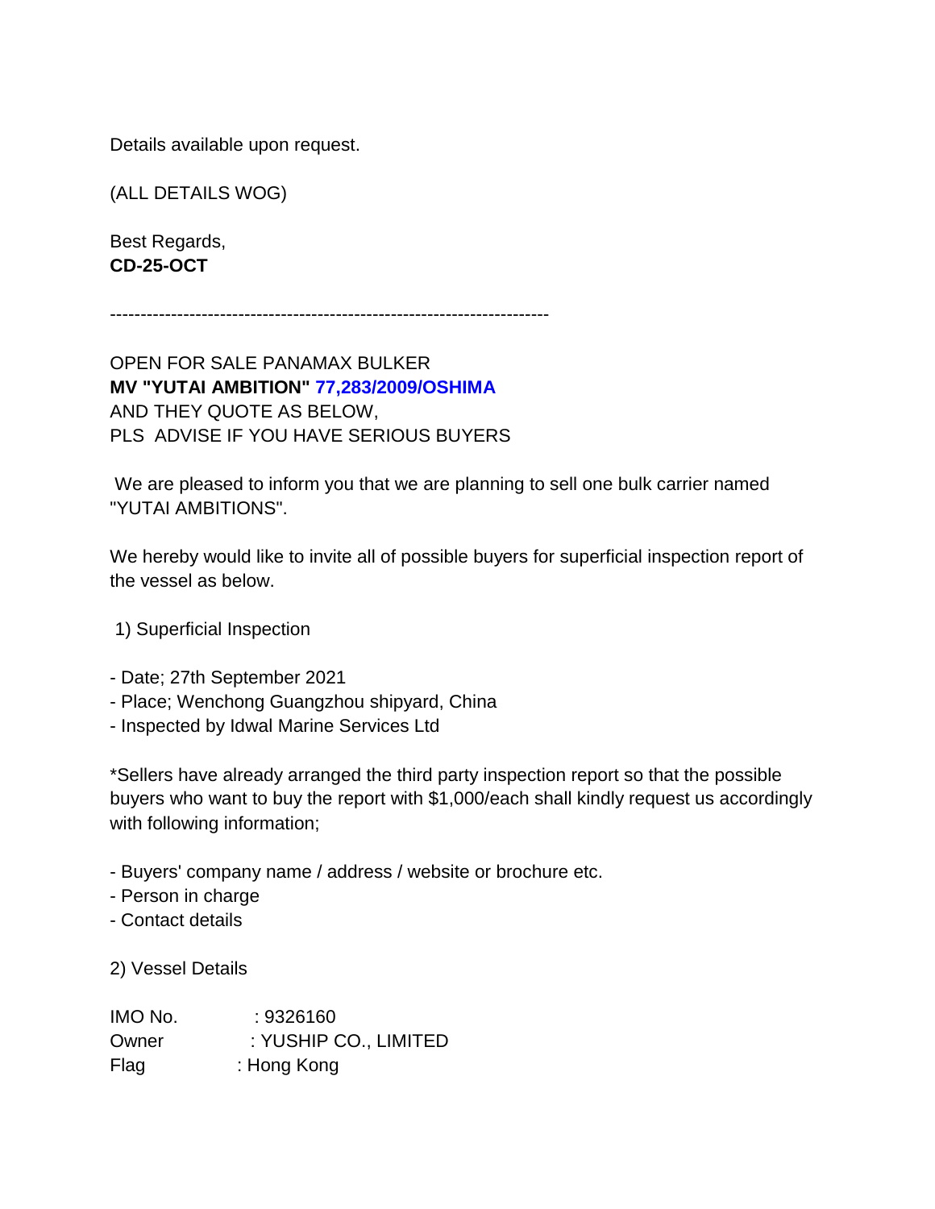Details available upon request.

(ALL DETAILS WOG)

Best Regards,
**CD-25-OCT**

------------------------------------------------------------------------

OPEN FOR SALE PANAMAX BULKER
**MV "YUTAI AMBITION" 77,283/2009/OSHIMA**
AND THEY QUOTE AS BELOW,
PLS ADVISE IF YOU HAVE SERIOUS BUYERS

We are pleased to inform you that we are planning to sell one bulk carrier named "YUTAI AMBITIONS".

We hereby would like to invite all of possible buyers for superficial inspection report of the vessel as below.

1) Superficial Inspection

- Date; 27th September 2021
- Place; Wenchong Guangzhou shipyard, China
- Inspected by Idwal Marine Services Ltd

*Sellers have already arranged the third party inspection report so that the possible buyers who want to buy the report with $1,000/each shall kindly request us accordingly with following information;

- Buyers' company name / address / website or brochure etc.
- Person in charge
- Contact details

2) Vessel Details

IMO No. : 9326160
Owner : YUSHIP CO., LIMITED
Flag : Hong Kong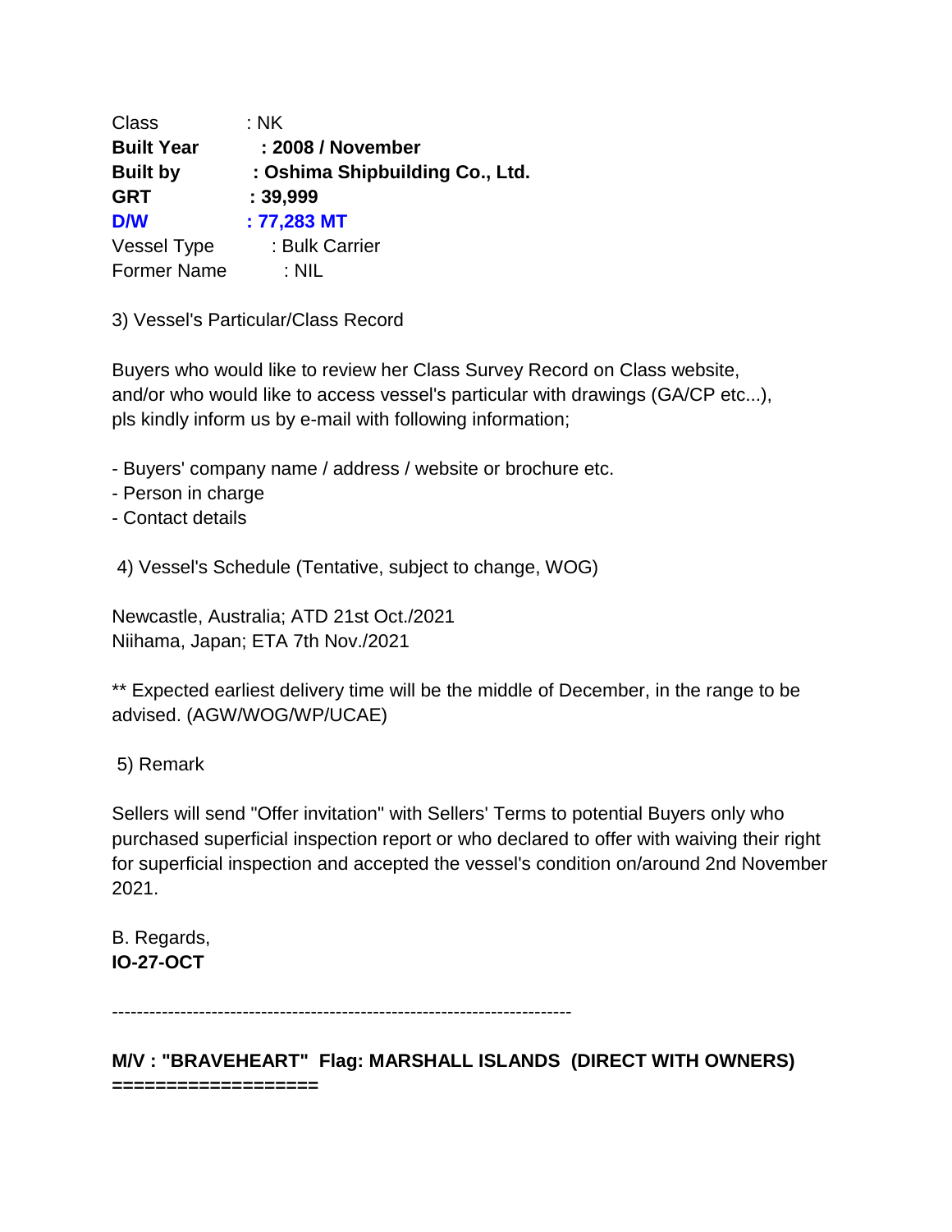Class : NK
**Built Year : 2008 / November**
**Built by : Oshima Shipbuilding Co., Ltd.**
**GRT : 39,999**
**D/W : 77,283 MT**
Vessel Type : Bulk Carrier
Former Name : NIL

3) Vessel's Particular/Class Record

Buyers who would like to review her Class Survey Record on Class website, and/or who would like to access vessel's particular with drawings (GA/CP etc...), pls kindly inform us by e-mail with following information;

- Buyers' company name / address / website or brochure etc.
- Person in charge
- Contact details

4) Vessel's Schedule (Tentative, subject to change, WOG)

Newcastle, Australia; ATD 21st Oct./2021
Niihama, Japan; ETA 7th Nov./2021

** Expected earliest delivery time will be the middle of December, in the range to be advised. (AGW/WOG/WP/UCAE)

5) Remark

Sellers will send "Offer invitation" with Sellers' Terms to potential Buyers only who purchased superficial inspection report or who declared to offer with waiving their right for superficial inspection and accepted the vessel's condition on/around 2nd November 2021.

B. Regards,
**IO-27-OCT**

---

**M/V : "BRAVEHEART" Flag: MARSHALL ISLANDS (DIRECT WITH OWNERS)**
**==================**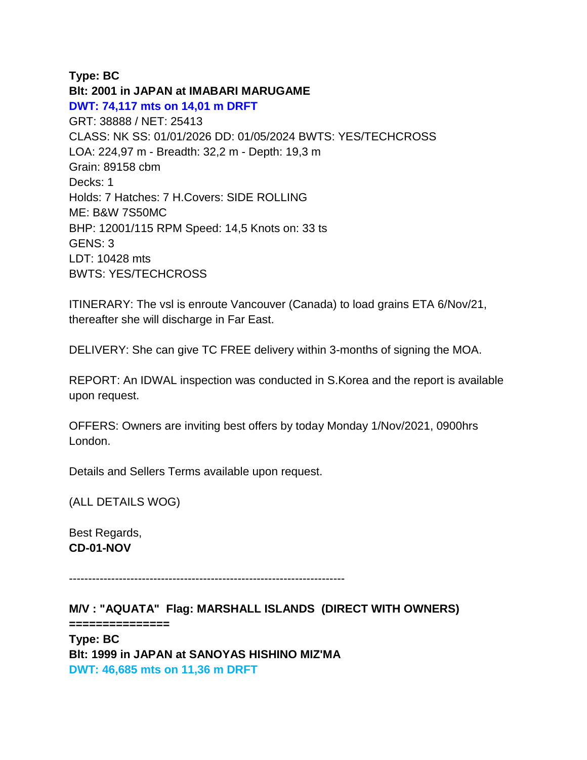**Type: BC**
**Blt: 2001 in JAPAN at IMABARI MARUGAME**
**DWT: 74,117 mts on 14,01 m DRFT**
GRT: 38888 / NET: 25413
CLASS: NK SS: 01/01/2026 DD: 01/05/2024 BWTS: YES/TECHCROSS
LOA: 224,97 m - Breadth: 32,2 m - Depth: 19,3 m
Grain: 89158 cbm
Decks: 1
Holds: 7 Hatches: 7 H.Covers: SIDE ROLLING
ME: B&W 7S50MC
BHP: 12001/115 RPM Speed: 14,5 Knots on: 33 ts
GENS: 3
LDT: 10428 mts
BWTS: YES/TECHCROSS

ITINERARY: The vsl is enroute Vancouver (Canada) to load grains ETA 6/Nov/21, thereafter she will discharge in Far East.

DELIVERY: She can give TC FREE delivery within 3-months of signing the MOA.

REPORT: An IDWAL inspection was conducted in S.Korea and the report is available upon request.

OFFERS: Owners are inviting best offers by today Monday 1/Nov/2021, 0900hrs London.

Details and Sellers Terms available upon request.

(ALL DETAILS WOG)

Best Regards,
**CD-01-NOV**

------------------------------------------------------------------------

**M/V : "AQUATA" Flag: MARSHALL ISLANDS (DIRECT WITH OWNERS)**
**==============**
**Type: BC**
**Blt: 1999 in JAPAN at SANOYAS HISHINO MIZ'MA**
**DWT: 46,685 mts on 11,36 m DRFT**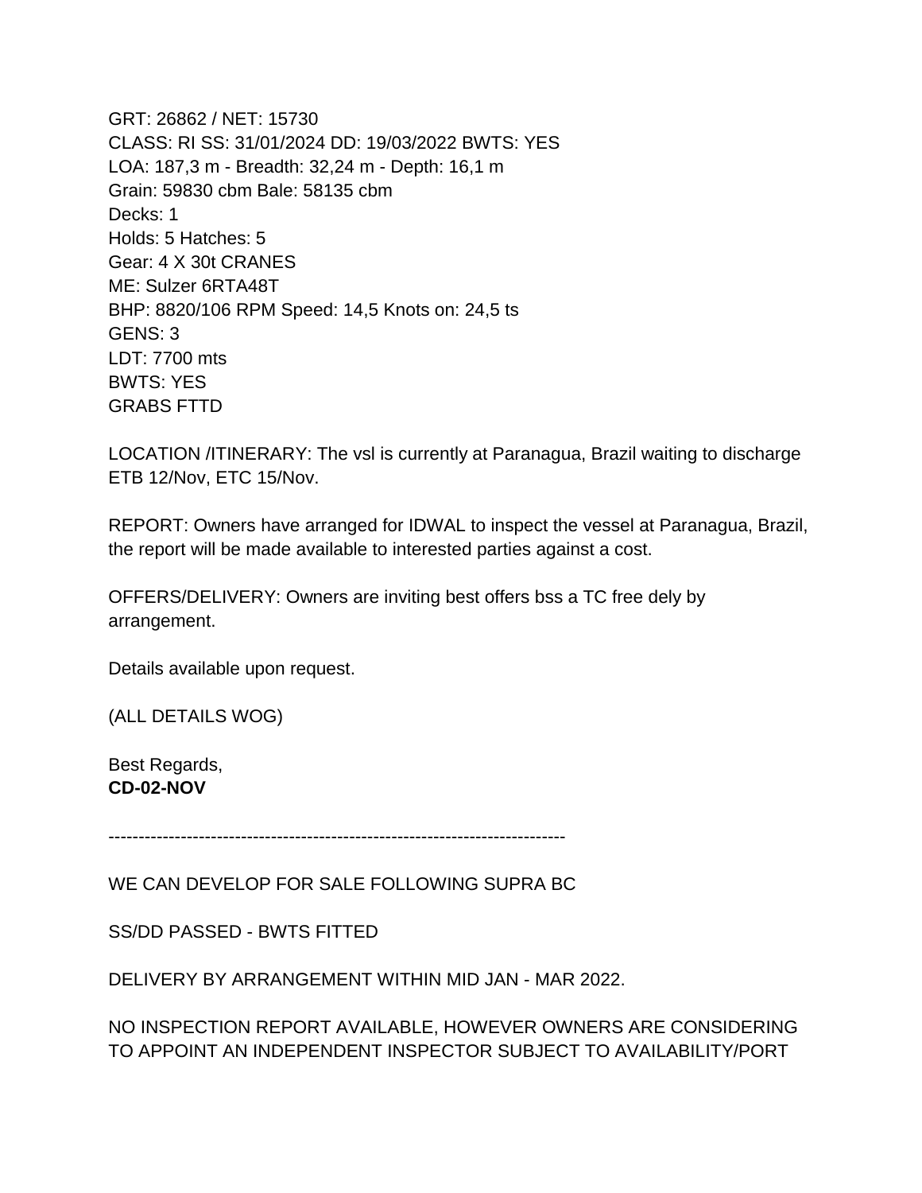GRT: 26862 / NET: 15730
CLASS: RI SS: 31/01/2024 DD: 19/03/2022 BWTS: YES
LOA: 187,3 m - Breadth: 32,24 m - Depth: 16,1 m
Grain: 59830 cbm Bale: 58135 cbm
Decks: 1
Holds: 5 Hatches: 5
Gear: 4 X 30t CRANES
ME: Sulzer 6RTA48T
BHP: 8820/106 RPM Speed: 14,5 Knots on: 24,5 ts
GENS: 3
LDT: 7700 mts
BWTS: YES
GRABS FTTD

LOCATION /ITINERARY: The vsl is currently at Paranagua, Brazil waiting to discharge ETB 12/Nov, ETC 15/Nov.

REPORT: Owners have arranged for IDWAL to inspect the vessel at Paranagua, Brazil, the report will be made available to interested parties against a cost.

OFFERS/DELIVERY: Owners are inviting best offers bss a TC free dely by arrangement.

Details available upon request.

(ALL DETAILS WOG)

Best Regards,
**CD-02-NOV**

---------------------------------------------------------------------------

WE CAN DEVELOP FOR SALE FOLLOWING SUPRA BC

SS/DD PASSED - BWTS FITTED

DELIVERY BY ARRANGEMENT WITHIN MID JAN - MAR 2022.

NO INSPECTION REPORT AVAILABLE, HOWEVER OWNERS ARE CONSIDERING TO APPOINT AN INDEPENDENT INSPECTOR SUBJECT TO AVAILABILITY/PORT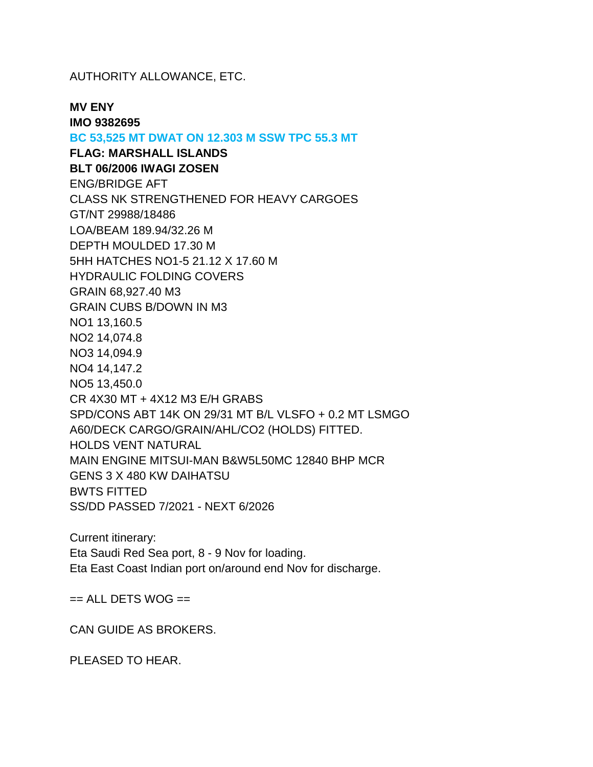AUTHORITY ALLOWANCE, ETC.

**MV ENY**
**IMO 9382695**
**BC 53,525 MT DWAT ON 12.303 M SSW TPC 55.3 MT**
**FLAG: MARSHALL ISLANDS**
**BLT 06/2006 IWAGI ZOSEN**
ENG/BRIDGE AFT
CLASS NK STRENGTHENED FOR HEAVY CARGOES
GT/NT 29988/18486
LOA/BEAM 189.94/32.26 M
DEPTH MOULDED 17.30 M
5HH HATCHES NO1-5 21.12 X 17.60 M
HYDRAULIC FOLDING COVERS
GRAIN 68,927.40 M3
GRAIN CUBS B/DOWN IN M3
NO1 13,160.5
NO2 14,074.8
NO3 14,094.9
NO4 14,147.2
NO5 13,450.0
CR 4X30 MT + 4X12 M3 E/H GRABS
SPD/CONS ABT 14K ON 29/31 MT B/L VLSFO + 0.2 MT LSMGO
A60/DECK CARGO/GRAIN/AHL/CO2 (HOLDS) FITTED.
HOLDS VENT NATURAL
MAIN ENGINE MITSUI-MAN B&W5L50MC 12840 BHP MCR
GENS 3 X 480 KW DAIHATSU
BWTS FITTED
SS/DD PASSED 7/2021 - NEXT 6/2026

Current itinerary:
Eta Saudi Red Sea port, 8 - 9 Nov for loading.
Eta East Coast Indian port on/around end Nov for discharge.

== ALL DETS WOG ==

CAN GUIDE AS BROKERS.

PLEASED TO HEAR.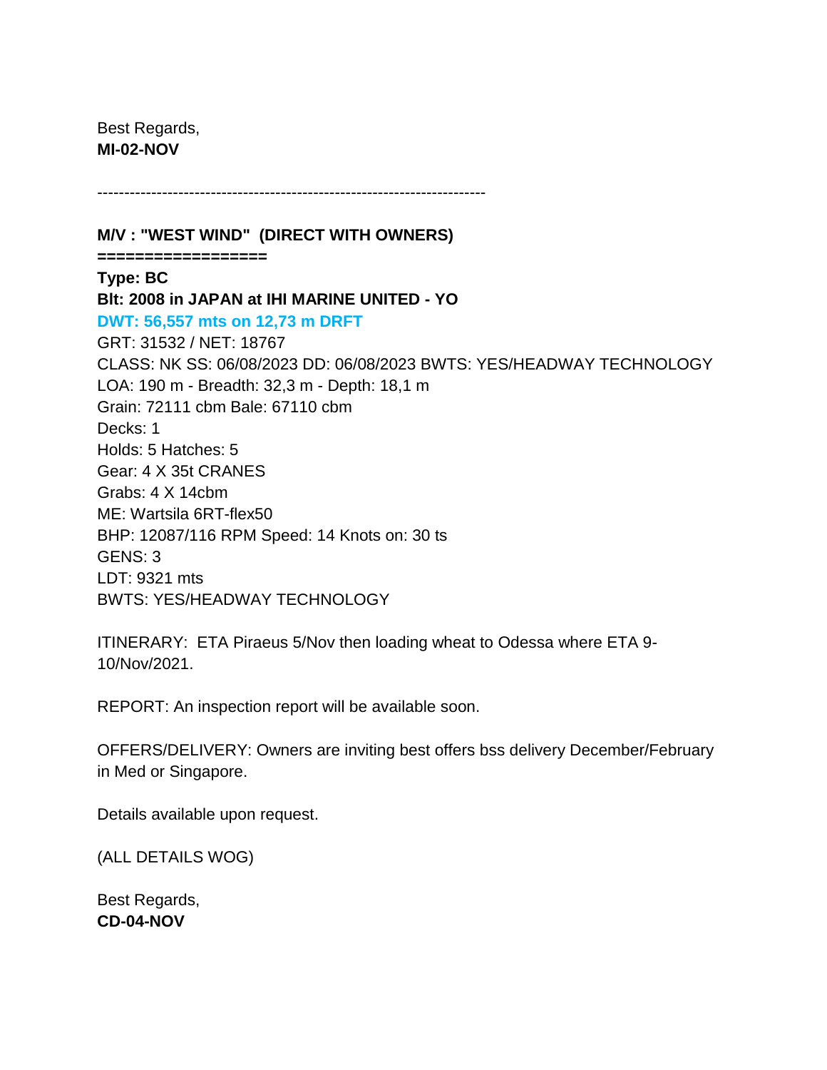Best Regards,
**MI-02-NOV**

------------------------------------------------------------------------

**M/V : "WEST WIND" (DIRECT WITH OWNERS)**
**==================**
**Type: BC**
**Blt: 2008 in JAPAN at IHI MARINE UNITED - YO**
**DWT: 56,557 mts on 12,73 m DRFT**
GRT: 31532 / NET: 18767
CLASS: NK SS: 06/08/2023 DD: 06/08/2023 BWTS: YES/HEADWAY TECHNOLOGY
LOA: 190 m - Breadth: 32,3 m - Depth: 18,1 m
Grain: 72111 cbm Bale: 67110 cbm
Decks: 1
Holds: 5 Hatches: 5
Gear: 4 X 35t CRANES
Grabs: 4 X 14cbm
ME: Wartsila 6RT-flex50
BHP: 12087/116 RPM Speed: 14 Knots on: 30 ts
GENS: 3
LDT: 9321 mts
BWTS: YES/HEADWAY TECHNOLOGY

ITINERARY: ETA Piraeus 5/Nov then loading wheat to Odessa where ETA 9-10/Nov/2021.

REPORT: An inspection report will be available soon.

OFFERS/DELIVERY: Owners are inviting best offers bss delivery December/February in Med or Singapore.

Details available upon request.

(ALL DETAILS WOG)

Best Regards,
**CD-04-NOV**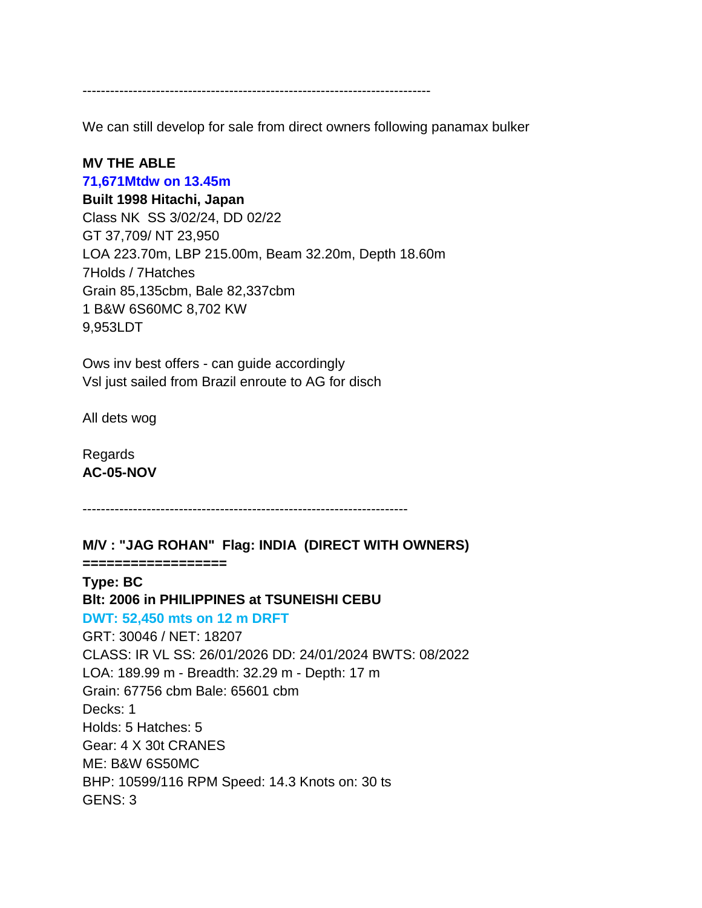---------------------------------------------------------------------------

We can still develop for sale from direct owners following panamax bulker

**MV THE ABLE**
**71,671Mtdw on 13.45m**
**Built 1998 Hitachi, Japan**
Class NK  SS 3/02/24, DD 02/22
GT 37,709/ NT 23,950
LOA 223.70m, LBP 215.00m, Beam 32.20m, Depth 18.60m
7Holds / 7Hatches
Grain 85,135cbm, Bale 82,337cbm
1 B&W 6S60MC 8,702 KW
9,953LDT

Ows inv best offers - can guide accordingly
Vsl just sailed from Brazil enroute to AG for disch

All dets wog

Regards
**AC-05-NOV**

-----------------------------------------------------------------------

**M/V : "JAG ROHAN"  Flag: INDIA  (DIRECT WITH OWNERS)**
**=================**
**Type: BC**
**Blt: 2006 in PHILIPPINES at TSUNEISHI CEBU**
**DWT: 52,450 mts on 12 m DRFT**
GRT: 30046 / NET: 18207
CLASS: IR VL SS: 26/01/2026 DD: 24/01/2024 BWTS: 08/2022
LOA: 189.99 m - Breadth: 32.29 m - Depth: 17 m
Grain: 67756 cbm Bale: 65601 cbm
Decks: 1
Holds: 5 Hatches: 5
Gear: 4 X 30t CRANES
ME: B&W 6S50MC
BHP: 10599/116 RPM Speed: 14.3 Knots on: 30 ts
GENS: 3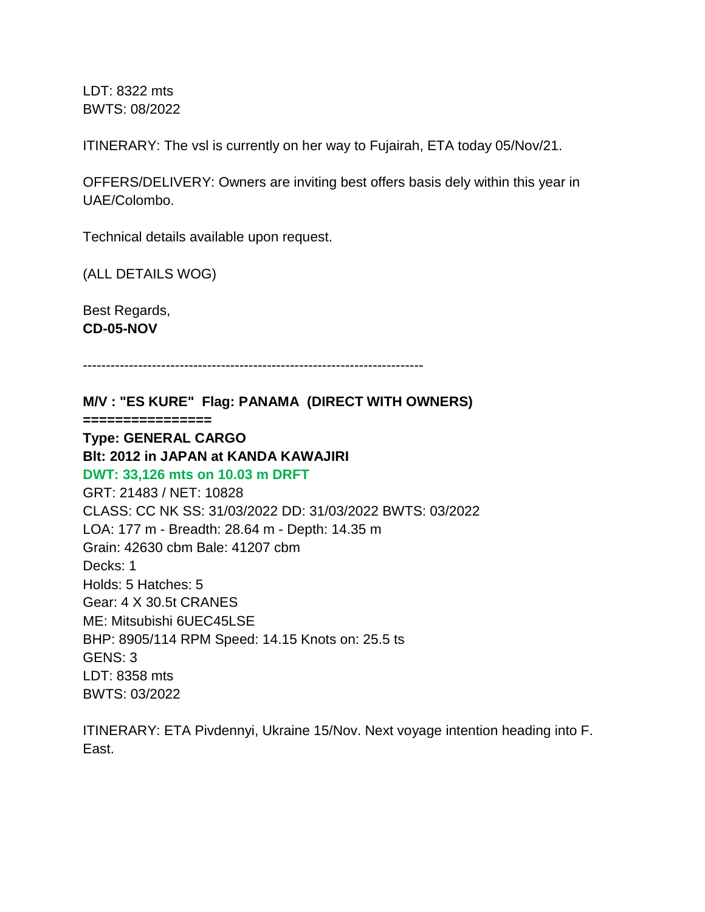LDT: 8322 mts
BWTS: 08/2022

ITINERARY: The vsl is currently on her way to Fujairah, ETA today 05/Nov/21.

OFFERS/DELIVERY: Owners are inviting best offers basis dely within this year in UAE/Colombo.

Technical details available upon request.

(ALL DETAILS WOG)

Best Regards,
**CD-05-NOV**

---------------------------------------------------------------------------

**M/V : "ES KURE" Flag: PANAMA (DIRECT WITH OWNERS)**
**================**
**Type: GENERAL CARGO**
**Blt: 2012 in JAPAN at KANDA KAWAJIRI**
**DWT: 33,126 mts on 10.03 m DRFT**
GRT: 21483 / NET: 10828
CLASS: CC NK SS: 31/03/2022 DD: 31/03/2022 BWTS: 03/2022
LOA: 177 m - Breadth: 28.64 m - Depth: 14.35 m
Grain: 42630 cbm Bale: 41207 cbm
Decks: 1
Holds: 5 Hatches: 5
Gear: 4 X 30.5t CRANES
ME: Mitsubishi 6UEC45LSE
BHP: 8905/114 RPM Speed: 14.15 Knots on: 25.5 ts
GENS: 3
LDT: 8358 mts
BWTS: 03/2022

ITINERARY: ETA Pivdennyi, Ukraine 15/Nov. Next voyage intention heading into F. East.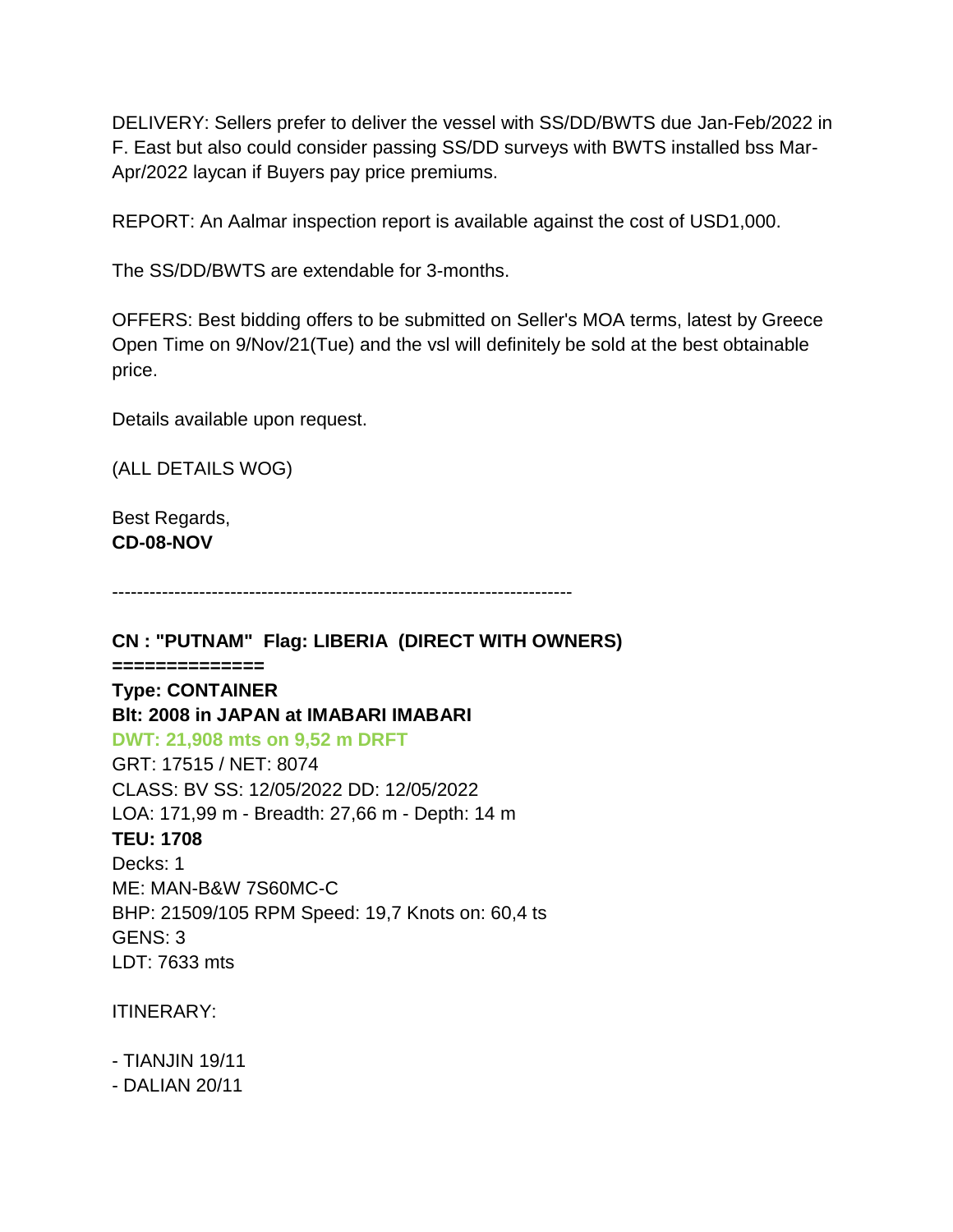DELIVERY: Sellers prefer to deliver the vessel with SS/DD/BWTS due Jan-Feb/2022 in F. East but also could consider passing SS/DD surveys with BWTS installed bss Mar-Apr/2022 laycan if Buyers pay price premiums.

REPORT: An Aalmar inspection report is available against the cost of USD1,000.

The SS/DD/BWTS are extendable for 3-months.

OFFERS: Best bidding offers to be submitted on Seller's MOA terms, latest by Greece Open Time on 9/Nov/21(Tue) and the vsl will definitely be sold at the best obtainable price.

Details available upon request.

(ALL DETAILS WOG)

Best Regards,
**CD-08-NOV**

---------------------------------------------------------------------------

**CN : "PUTNAM" Flag: LIBERIA (DIRECT WITH OWNERS)**
**==============**
**Type: CONTAINER**
**Blt: 2008 in JAPAN at IMABARI IMABARI**
**DWT: 21,908 mts on 9,52 m DRFT**
GRT: 17515 / NET: 8074
CLASS: BV SS: 12/05/2022 DD: 12/05/2022
LOA: 171,99 m - Breadth: 27,66 m - Depth: 14 m
**TEU: 1708**
Decks: 1
ME: MAN-B&W 7S60MC-C
BHP: 21509/105 RPM Speed: 19,7 Knots on: 60,4 ts
GENS: 3
LDT: 7633 mts

ITINERARY:

- TIANJIN 19/11
- DALIAN 20/11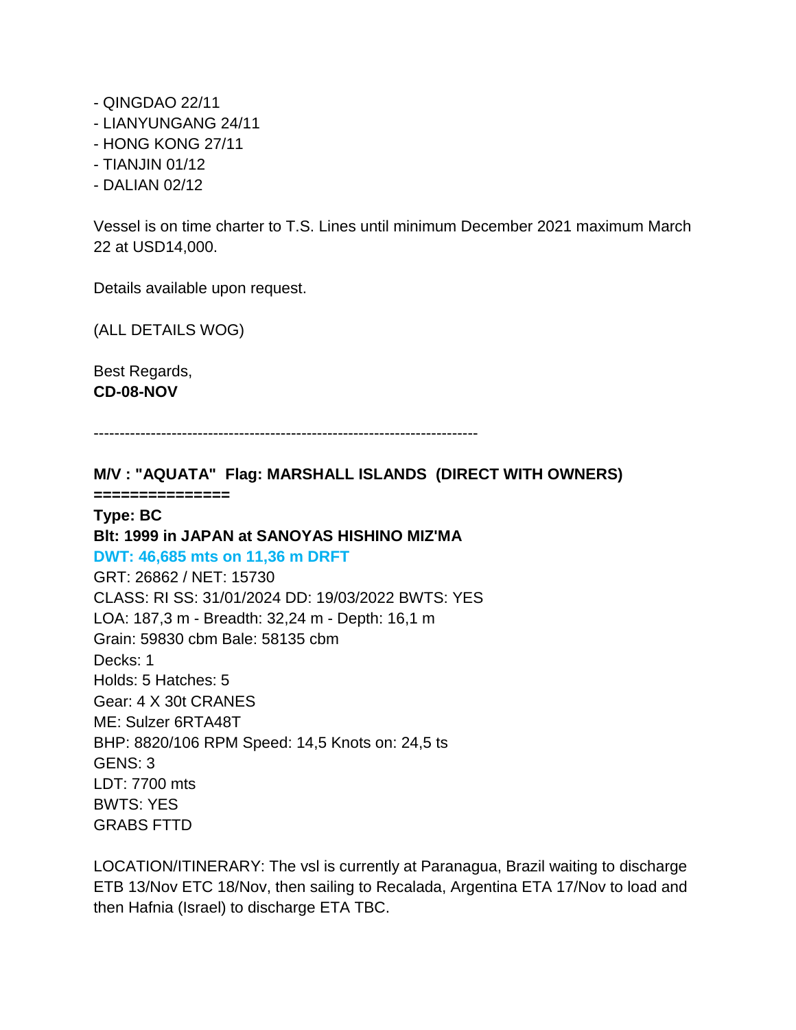- QINGDAO 22/11
- LIANYUNGANG 24/11
- HONG KONG 27/11
- TIANJIN 01/12
- DALIAN 02/12

Vessel is on time charter to T.S. Lines until minimum December 2021 maximum March 22 at USD14,000.

Details available upon request.

(ALL DETAILS WOG)

Best Regards,
**CD-08-NOV**

---------------------------------------------------------------------------

**M/V : "AQUATA" Flag: MARSHALL ISLANDS (DIRECT WITH OWNERS)**
**===============**
**Type: BC**
**Blt: 1999 in JAPAN at SANOYAS HISHINO MIZ'MA**
**DWT: 46,685 mts on 11,36 m DRFT**
GRT: 26862 / NET: 15730
CLASS: RI SS: 31/01/2024 DD: 19/03/2022 BWTS: YES
LOA: 187,3 m - Breadth: 32,24 m - Depth: 16,1 m
Grain: 59830 cbm Bale: 58135 cbm
Decks: 1
Holds: 5 Hatches: 5
Gear: 4 X 30t CRANES
ME: Sulzer 6RTA48T
BHP: 8820/106 RPM Speed: 14,5 Knots on: 24,5 ts
GENS: 3
LDT: 7700 mts
BWTS: YES
GRABS FTTD

LOCATION/ITINERARY: The vsl is currently at Paranagua, Brazil waiting to discharge ETB 13/Nov ETC 18/Nov, then sailing to Recalada, Argentina ETA 17/Nov to load and then Hafnia (Israel) to discharge ETA TBC.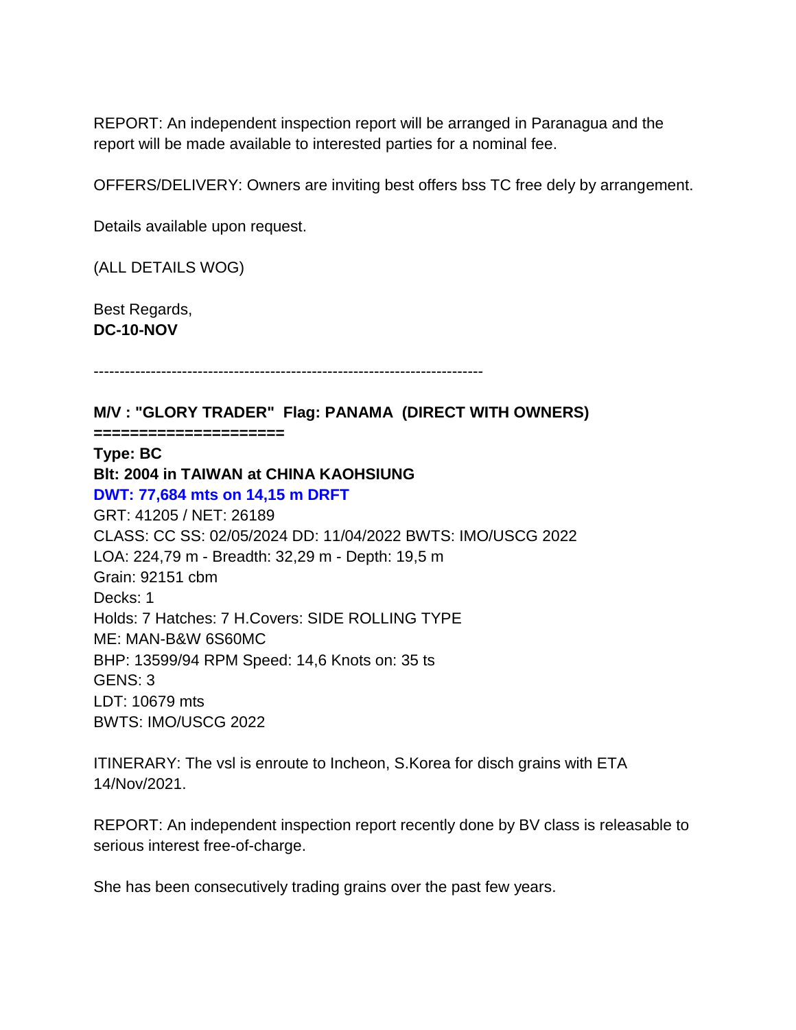REPORT: An independent inspection report will be arranged in Paranagua and the report will be made available to interested parties for a nominal fee.

OFFERS/DELIVERY: Owners are inviting best offers bss TC free dely by arrangement.

Details available upon request.

(ALL DETAILS WOG)

Best Regards,
**DC-10-NOV**

---------------------------------------------------------------------------

**M/V : "GLORY TRADER" Flag: PANAMA (DIRECT WITH OWNERS)**
**====================**
**Type: BC**
**Blt: 2004 in TAIWAN at CHINA KAOHSIUNG**
**DWT: 77,684 mts on 14,15 m DRFT**
GRT: 41205 / NET: 26189
CLASS: CC SS: 02/05/2024 DD: 11/04/2022 BWTS: IMO/USCG 2022
LOA: 224,79 m - Breadth: 32,29 m - Depth: 19,5 m
Grain: 92151 cbm
Decks: 1
Holds: 7 Hatches: 7 H.Covers: SIDE ROLLING TYPE
ME: MAN-B&W 6S60MC
BHP: 13599/94 RPM Speed: 14,6 Knots on: 35 ts
GENS: 3
LDT: 10679 mts
BWTS: IMO/USCG 2022

ITINERARY: The vsl is enroute to Incheon, S.Korea for disch grains with ETA 14/Nov/2021.

REPORT: An independent inspection report recently done by BV class is releasable to serious interest free-of-charge.

She has been consecutively trading grains over the past few years.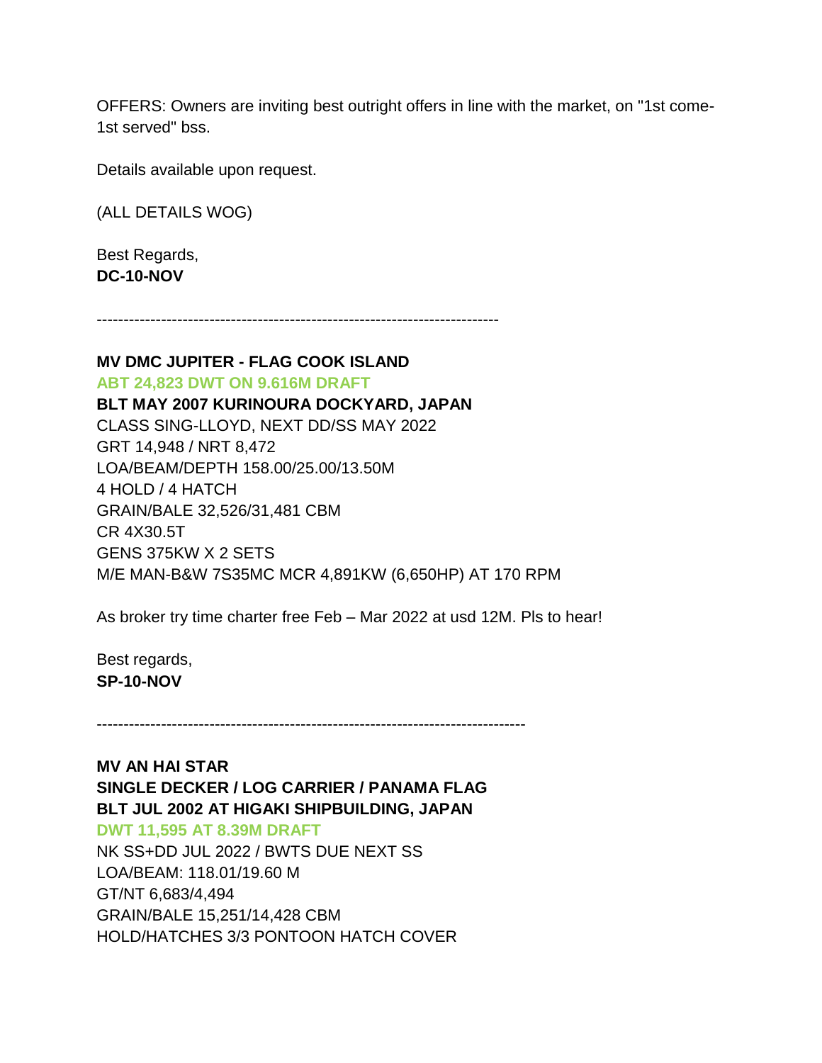OFFERS: Owners are inviting best outright offers in line with the market, on "1st come-1st served" bss.

Details available upon request.

(ALL DETAILS WOG)

Best Regards,
**DC-10-NOV**

---------------------------------------------------------------------------

**MV DMC JUPITER - FLAG COOK ISLAND**
**ABT 24,823 DWT ON 9.616M DRAFT**
**BLT MAY 2007 KURINOURA DOCKYARD, JAPAN**
CLASS SING-LLOYD, NEXT DD/SS MAY 2022
GRT 14,948 / NRT 8,472
LOA/BEAM/DEPTH 158.00/25.00/13.50M
4 HOLD / 4 HATCH
GRAIN/BALE 32,526/31,481 CBM
CR 4X30.5T
GENS 375KW X 2 SETS
M/E MAN-B&W 7S35MC MCR 4,891KW (6,650HP) AT 170 RPM

As broker try time charter free Feb – Mar 2022 at usd 12M. Pls to hear!

Best regards,
**SP-10-NOV**

--------------------------------------------------------------------------------

**MV AN HAI STAR**
**SINGLE DECKER / LOG CARRIER / PANAMA FLAG**
**BLT JUL 2002 AT HIGAKI SHIPBUILDING, JAPAN**
**DWT 11,595 AT 8.39M DRAFT**
NK SS+DD JUL 2022 / BWTS DUE NEXT SS
LOA/BEAM: 118.01/19.60 M
GT/NT 6,683/4,494
GRAIN/BALE 15,251/14,428 CBM
HOLD/HATCHES 3/3 PONTOON HATCH COVER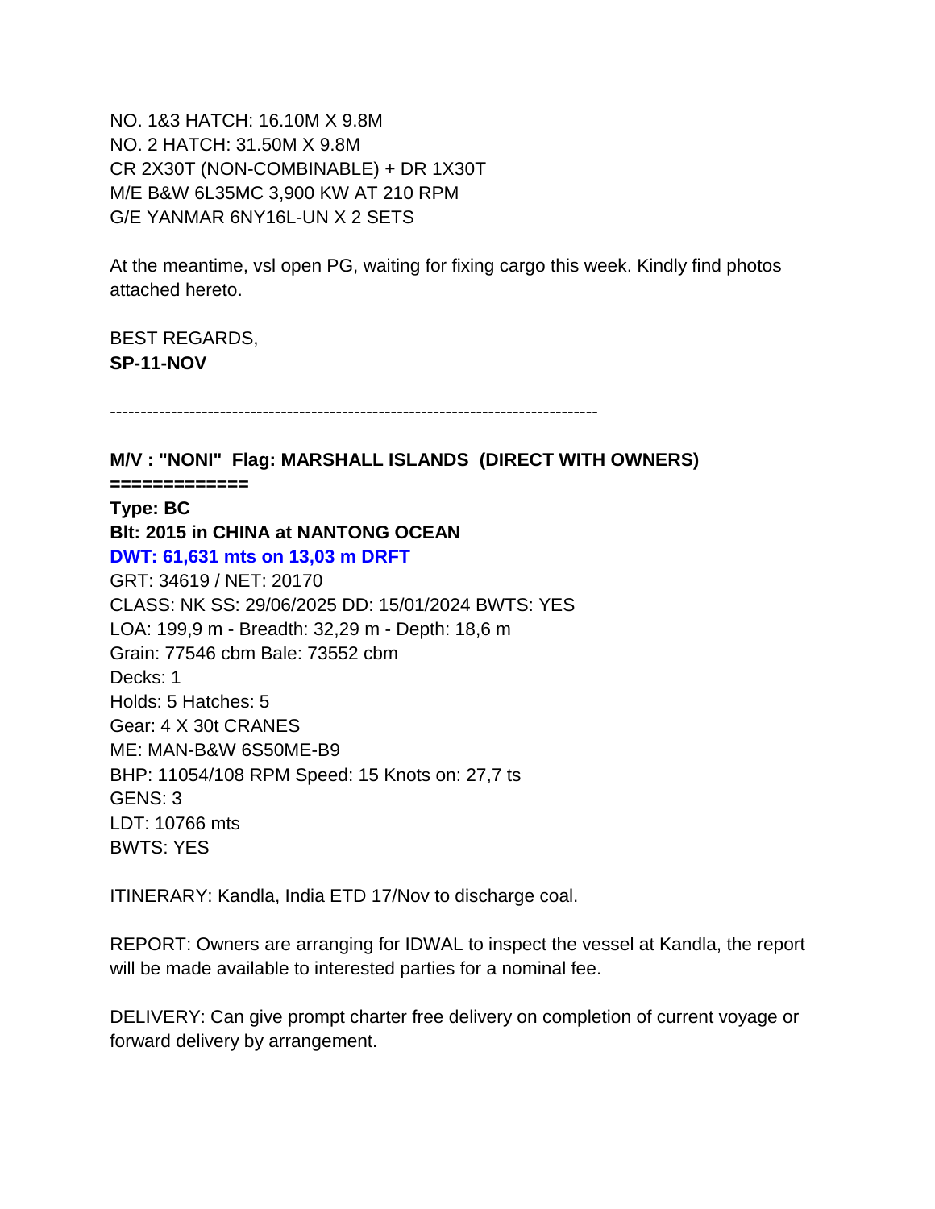NO. 1&3 HATCH: 16.10M X 9.8M
NO. 2 HATCH: 31.50M X 9.8M
CR 2X30T (NON-COMBINABLE) + DR 1X30T
M/E B&W 6L35MC 3,900 KW AT 210 RPM
G/E YANMAR 6NY16L-UN X 2 SETS

At the meantime, vsl open PG, waiting for fixing cargo this week. Kindly find photos attached hereto.

BEST REGARDS,
**SP-11-NOV**

--------------------------------------------------------------------------------

**M/V : "NONI"  Flag: MARSHALL ISLANDS  (DIRECT WITH OWNERS)**
**=============**
**Type: BC**
**Blt: 2015 in CHINA at NANTONG OCEAN**
**DWT: 61,631 mts on 13,03 m DRFT**
GRT: 34619 / NET: 20170
CLASS: NK SS: 29/06/2025 DD: 15/01/2024 BWTS: YES
LOA: 199,9 m - Breadth: 32,29 m - Depth: 18,6 m
Grain: 77546 cbm Bale: 73552 cbm
Decks: 1
Holds: 5 Hatches: 5
Gear: 4 X 30t CRANES
ME: MAN-B&W 6S50ME-B9
BHP: 11054/108 RPM Speed: 15 Knots on: 27,7 ts
GENS: 3
LDT: 10766 mts
BWTS: YES

ITINERARY: Kandla, India ETD 17/Nov to discharge coal.

REPORT: Owners are arranging for IDWAL to inspect the vessel at Kandla, the report will be made available to interested parties for a nominal fee.

DELIVERY: Can give prompt charter free delivery on completion of current voyage or forward delivery by arrangement.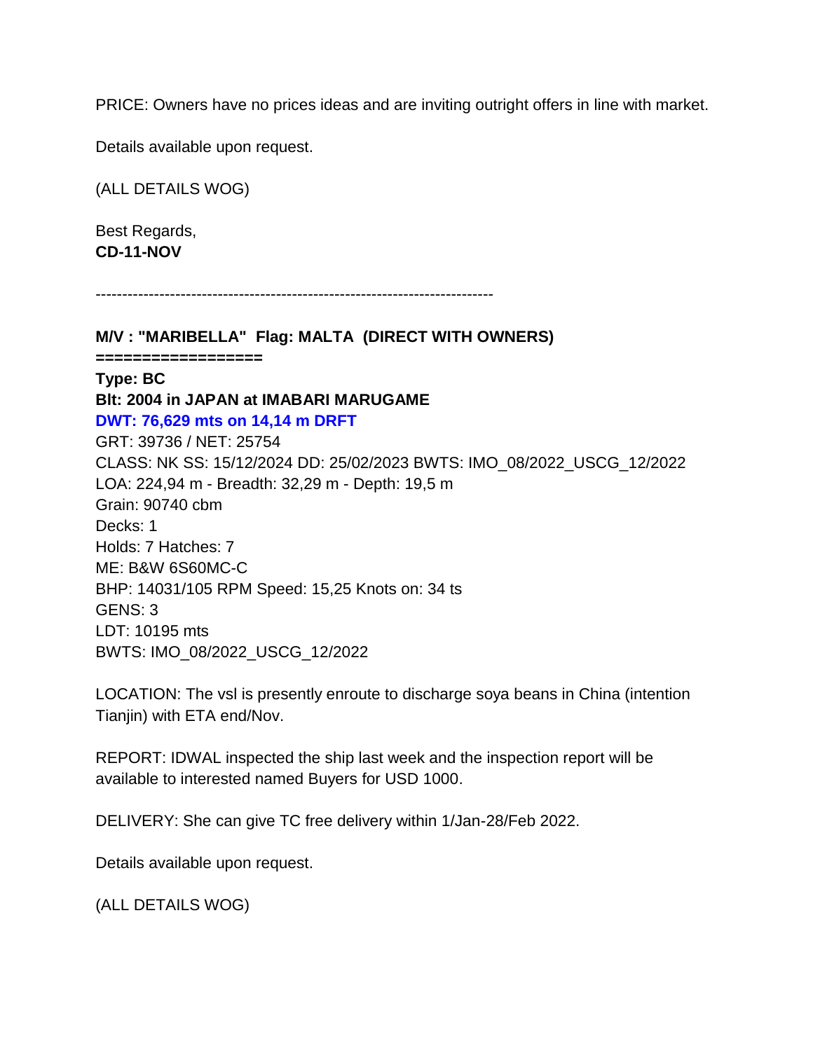PRICE: Owners have no prices ideas and are inviting outright offers in line with market.

Details available upon request.

(ALL DETAILS WOG)

Best Regards,
**CD-11-NOV**

---

**M/V : "MARIBELLA" Flag: MALTA (DIRECT WITH OWNERS)**
**=================**
**Type: BC**
**Blt: 2004 in JAPAN at IMABARI MARUGAME**
**DWT: 76,629 mts on 14,14 m DRFT**
GRT: 39736 / NET: 25754
CLASS: NK SS: 15/12/2024 DD: 25/02/2023 BWTS: IMO_08/2022_USCG_12/2022
LOA: 224,94 m - Breadth: 32,29 m - Depth: 19,5 m
Grain: 90740 cbm
Decks: 1
Holds: 7 Hatches: 7
ME: B&W 6S60MC-C
BHP: 14031/105 RPM Speed: 15,25 Knots on: 34 ts
GENS: 3
LDT: 10195 mts
BWTS: IMO_08/2022_USCG_12/2022

LOCATION: The vsl is presently enroute to discharge soya beans in China (intention Tianjin) with ETA end/Nov.

REPORT: IDWAL inspected the ship last week and the inspection report will be available to interested named Buyers for USD 1000.

DELIVERY: She can give TC free delivery within 1/Jan-28/Feb 2022.

Details available upon request.

(ALL DETAILS WOG)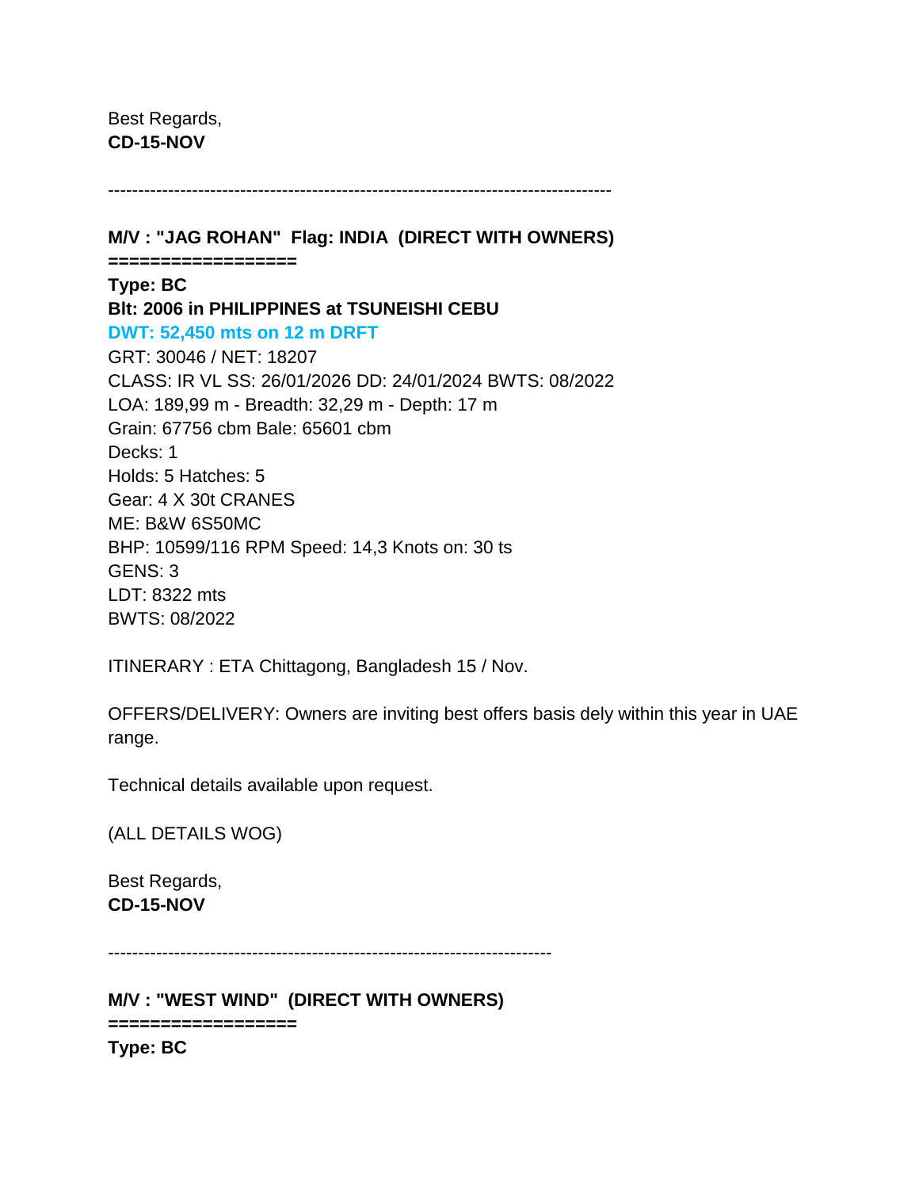Best Regards,
**CD-15-NOV**

---

**M/V : "JAG ROHAN"  Flag: INDIA  (DIRECT WITH OWNERS)**
**=================**
**Type: BC**
**Blt: 2006 in PHILIPPINES at TSUNEISHI CEBU**
**DWT: 52,450 mts on 12 m DRFT**
GRT: 30046 / NET: 18207
CLASS: IR VL SS: 26/01/2026 DD: 24/01/2024 BWTS: 08/2022
LOA: 189,99 m - Breadth: 32,29 m - Depth: 17 m
Grain: 67756 cbm Bale: 65601 cbm
Decks: 1
Holds: 5 Hatches: 5
Gear: 4 X 30t CRANES
ME: B&W 6S50MC
BHP: 10599/116 RPM Speed: 14,3 Knots on: 30 ts
GENS: 3
LDT: 8322 mts
BWTS: 08/2022

ITINERARY : ETA Chittagong, Bangladesh 15 / Nov.

OFFERS/DELIVERY: Owners are inviting best offers basis dely within this year in UAE range.

Technical details available upon request.

(ALL DETAILS WOG)

Best Regards,
**CD-15-NOV**

---

**M/V : "WEST WIND"  (DIRECT WITH OWNERS)**
**=================**
**Type: BC**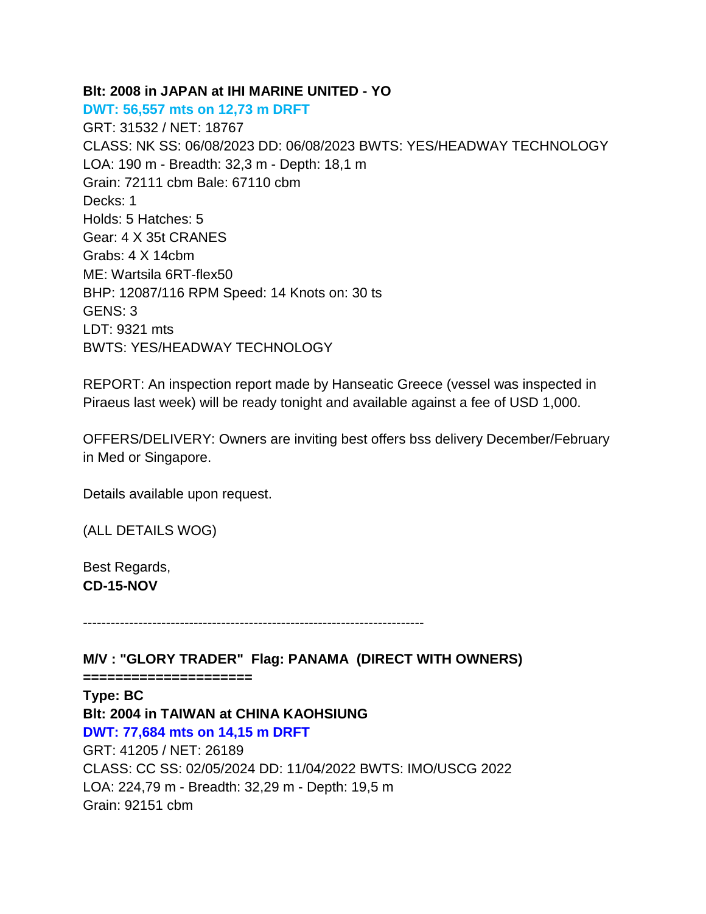**Blt: 2008 in JAPAN at IHI MARINE UNITED - YO**

**DWT: 56,557 mts on 12,73 m DRFT**

GRT: 31532 / NET: 18767

CLASS: NK SS: 06/08/2023 DD: 06/08/2023 BWTS: YES/HEADWAY TECHNOLOGY

LOA: 190 m - Breadth: 32,3 m - Depth: 18,1 m

Grain: 72111 cbm Bale: 67110 cbm

Decks: 1

Holds: 5 Hatches: 5

Gear: 4 X 35t CRANES

Grabs: 4 X 14cbm

ME: Wartsila 6RT-flex50

BHP: 12087/116 RPM Speed: 14 Knots on: 30 ts

GENS: 3

LDT: 9321 mts

BWTS: YES/HEADWAY TECHNOLOGY

REPORT: An inspection report made by Hanseatic Greece (vessel was inspected in Piraeus last week) will be ready tonight and available against a fee of USD 1,000.

OFFERS/DELIVERY: Owners are inviting best offers bss delivery December/February in Med or Singapore.

Details available upon request.

(ALL DETAILS WOG)

Best Regards,

**CD-15-NOV**

--------------------------------------------------------------------------

**M/V : "GLORY TRADER"  Flag: PANAMA  (DIRECT WITH OWNERS)**

**====================**

**Type: BC**

**Blt: 2004 in TAIWAN at CHINA KAOHSIUNG**

**DWT: 77,684 mts on 14,15 m DRFT**

GRT: 41205 / NET: 26189

CLASS: CC SS: 02/05/2024 DD: 11/04/2022 BWTS: IMO/USCG 2022

LOA: 224,79 m - Breadth: 32,29 m - Depth: 19,5 m

Grain: 92151 cbm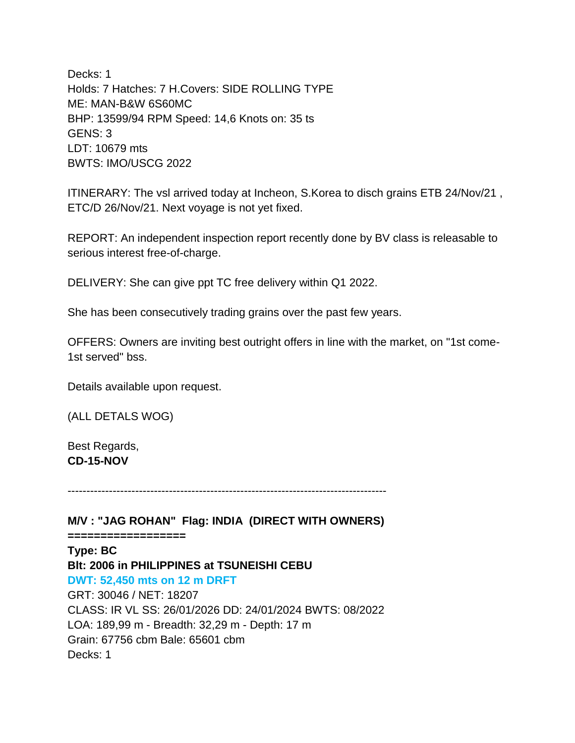Decks: 1
Holds: 7 Hatches: 7 H.Covers: SIDE ROLLING TYPE
ME: MAN-B&W 6S60MC
BHP: 13599/94 RPM Speed: 14,6 Knots on: 35 ts
GENS: 3
LDT: 10679 mts
BWTS: IMO/USCG 2022

ITINERARY: The vsl arrived today at Incheon, S.Korea to disch grains ETB 24/Nov/21 , ETC/D 26/Nov/21. Next voyage is not yet fixed.

REPORT: An independent inspection report recently done by BV class is releasable to serious interest free-of-charge.

DELIVERY: She can give ppt TC free delivery within Q1 2022.

She has been consecutively trading grains over the past few years.

OFFERS: Owners are inviting best outright offers in line with the market, on "1st come-1st served" bss.

Details available upon request.

(ALL DETALS WOG)

Best Regards,
**CD-15-NOV**

------------------------------------------------------------------------------------

**M/V : "JAG ROHAN" Flag: INDIA (DIRECT WITH OWNERS)**
**=================**
**Type: BC**
**Blt: 2006 in PHILIPPINES at TSUNEISHI CEBU**
**DWT: 52,450 mts on 12 m DRFT**
GRT: 30046 / NET: 18207
CLASS: IR VL SS: 26/01/2026 DD: 24/01/2024 BWTS: 08/2022
LOA: 189,99 m - Breadth: 32,29 m - Depth: 17 m
Grain: 67756 cbm Bale: 65601 cbm
Decks: 1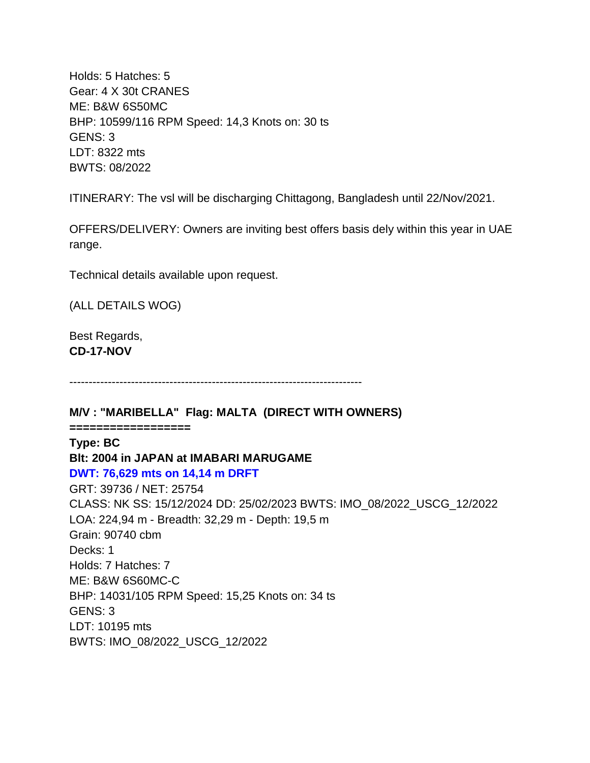Holds: 5 Hatches: 5
Gear: 4 X 30t CRANES
ME: B&W 6S50MC
BHP: 10599/116 RPM Speed: 14,3 Knots on: 30 ts
GENS: 3
LDT: 8322 mts
BWTS: 08/2022

ITINERARY: The vsl will be discharging Chittagong, Bangladesh until 22/Nov/2021.

OFFERS/DELIVERY: Owners are inviting best offers basis dely within this year in UAE range.

Technical details available upon request.

(ALL DETAILS WOG)

Best Regards,
**CD-17-NOV**

---

**M/V : "MARIBELLA" Flag: MALTA (DIRECT WITH OWNERS)**
**=================**
**Type: BC**
**Blt: 2004 in JAPAN at IMABARI MARUGAME**
**DWT: 76,629 mts on 14,14 m DRFT**
GRT: 39736 / NET: 25754
CLASS: NK SS: 15/12/2024 DD: 25/02/2023 BWTS: IMO_08/2022_USCG_12/2022
LOA: 224,94 m - Breadth: 32,29 m - Depth: 19,5 m
Grain: 90740 cbm
Decks: 1
Holds: 7 Hatches: 7
ME: B&W 6S60MC-C
BHP: 14031/105 RPM Speed: 15,25 Knots on: 34 ts
GENS: 3
LDT: 10195 mts
BWTS: IMO_08/2022_USCG_12/2022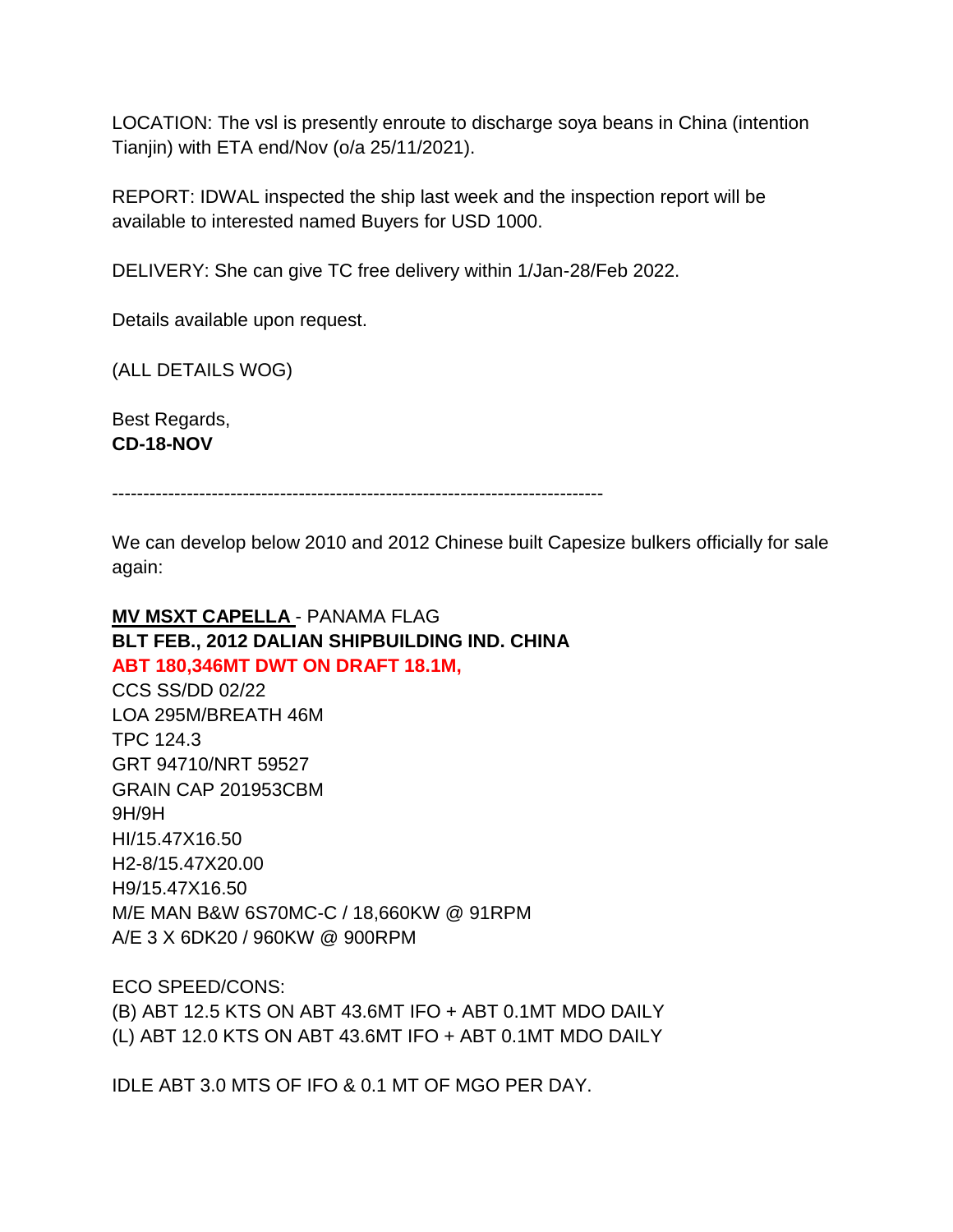LOCATION: The vsl is presently enroute to discharge soya beans in China (intention Tianjin) with ETA end/Nov (o/a 25/11/2021).

REPORT: IDWAL inspected the ship last week and the inspection report will be available to interested named Buyers for USD 1000.

DELIVERY: She can give TC free delivery within 1/Jan-28/Feb 2022.

Details available upon request.

(ALL DETAILS WOG)

Best Regards,
**CD-18-NOV**

---

We can develop below 2010 and 2012 Chinese built Capesize bulkers officially for sale again:

**MV MSXT CAPELLA** - PANAMA FLAG
**BLT FEB., 2012 DALIAN SHIPBUILDING IND. CHINA**
**ABT 180,346MT DWT ON DRAFT 18.1M,**
CCS SS/DD 02/22
LOA 295M/BREATH 46M
TPC 124.3
GRT 94710/NRT 59527
GRAIN CAP 201953CBM
9H/9H
HI/15.47X16.50
H2-8/15.47X20.00
H9/15.47X16.50
M/E MAN B&W 6S70MC-C / 18,660KW @ 91RPM
A/E 3 X 6DK20 / 960KW @ 900RPM

ECO SPEED/CONS:
(B) ABT 12.5 KTS ON ABT 43.6MT IFO + ABT 0.1MT MDO DAILY
(L) ABT 12.0 KTS ON ABT 43.6MT IFO + ABT 0.1MT MDO DAILY

IDLE ABT 3.0 MTS OF IFO & 0.1 MT OF MGO PER DAY.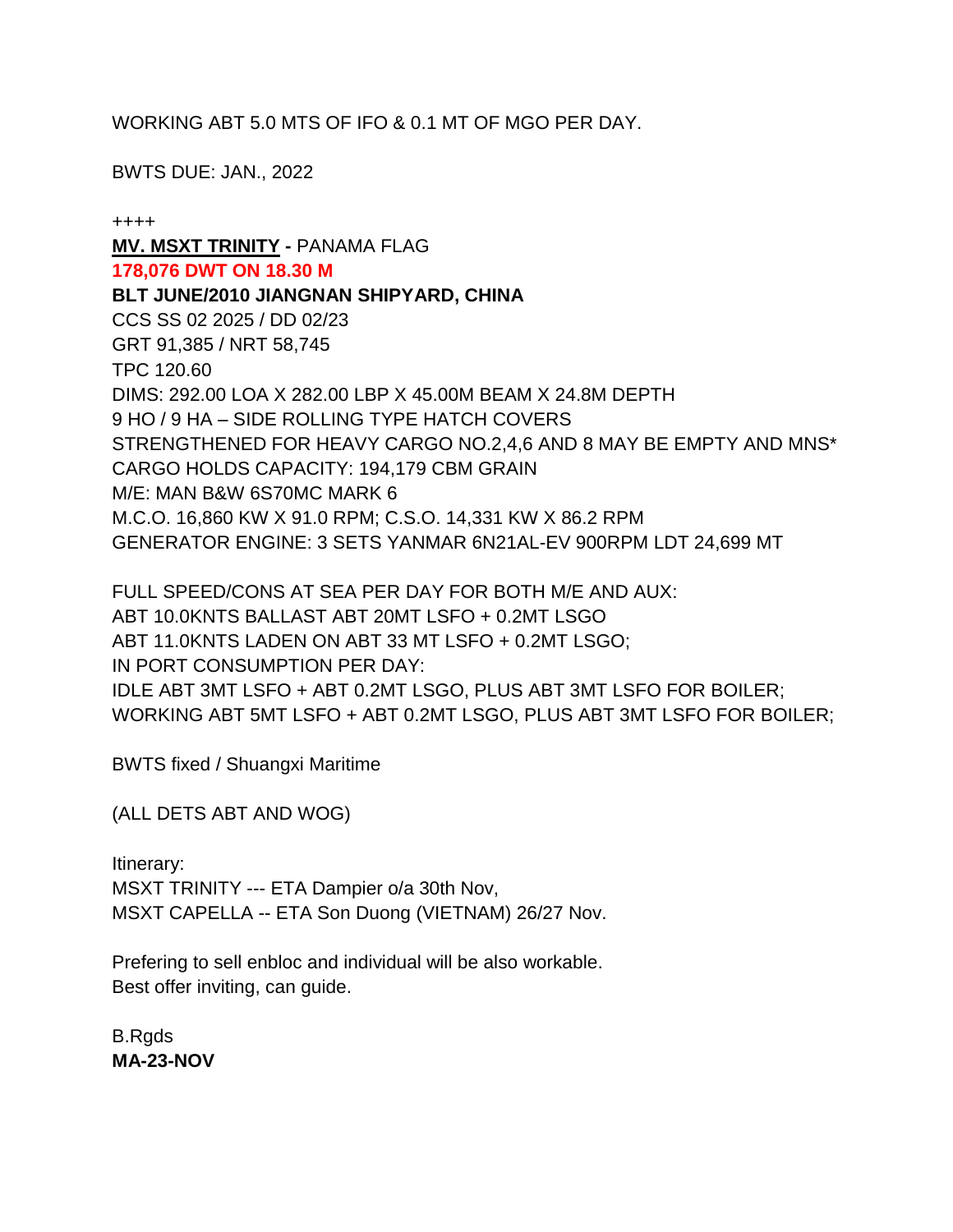WORKING ABT 5.0 MTS OF IFO & 0.1 MT OF MGO PER DAY.

BWTS DUE: JAN., 2022

++++

**MV. MSXT TRINITY -** PANAMA FLAG
**178,076 DWT ON 18.30 M**
**BLT JUNE/2010 JIANGNAN SHIPYARD, CHINA**
CCS SS 02 2025 / DD 02/23
GRT 91,385 / NRT 58,745
TPC 120.60
DIMS: 292.00 LOA X 282.00 LBP X 45.00M BEAM X 24.8M DEPTH
9 HO / 9 HA – SIDE ROLLING TYPE HATCH COVERS
STRENGTHENED FOR HEAVY CARGO NO.2,4,6 AND 8 MAY BE EMPTY AND MNS*
CARGO HOLDS CAPACITY: 194,179 CBM GRAIN
M/E: MAN B&W 6S70MC MARK 6
M.C.O. 16,860 KW X 91.0 RPM; C.S.O. 14,331 KW X 86.2 RPM
GENERATOR ENGINE: 3 SETS YANMAR 6N21AL-EV 900RPM LDT 24,699 MT

FULL SPEED/CONS AT SEA PER DAY FOR BOTH M/E AND AUX:
ABT 10.0KNTS BALLAST ABT 20MT LSFO + 0.2MT LSGO
ABT 11.0KNTS LADEN ON ABT 33 MT LSFO + 0.2MT LSGO;
IN PORT CONSUMPTION PER DAY:
IDLE ABT 3MT LSFO + ABT 0.2MT LSGO, PLUS ABT 3MT LSFO FOR BOILER;
WORKING ABT 5MT LSFO + ABT 0.2MT LSGO, PLUS ABT 3MT LSFO FOR BOILER;

BWTS fixed / Shuangxi Maritime

(ALL DETS ABT AND WOG)

Itinerary:
MSXT TRINITY --- ETA Dampier o/a 30th Nov,
MSXT CAPELLA -- ETA Son Duong (VIETNAM) 26/27 Nov.

Prefering to sell enbloc and individual will be also workable.
Best offer inviting, can guide.

B.Rgds
**MA-23-NOV**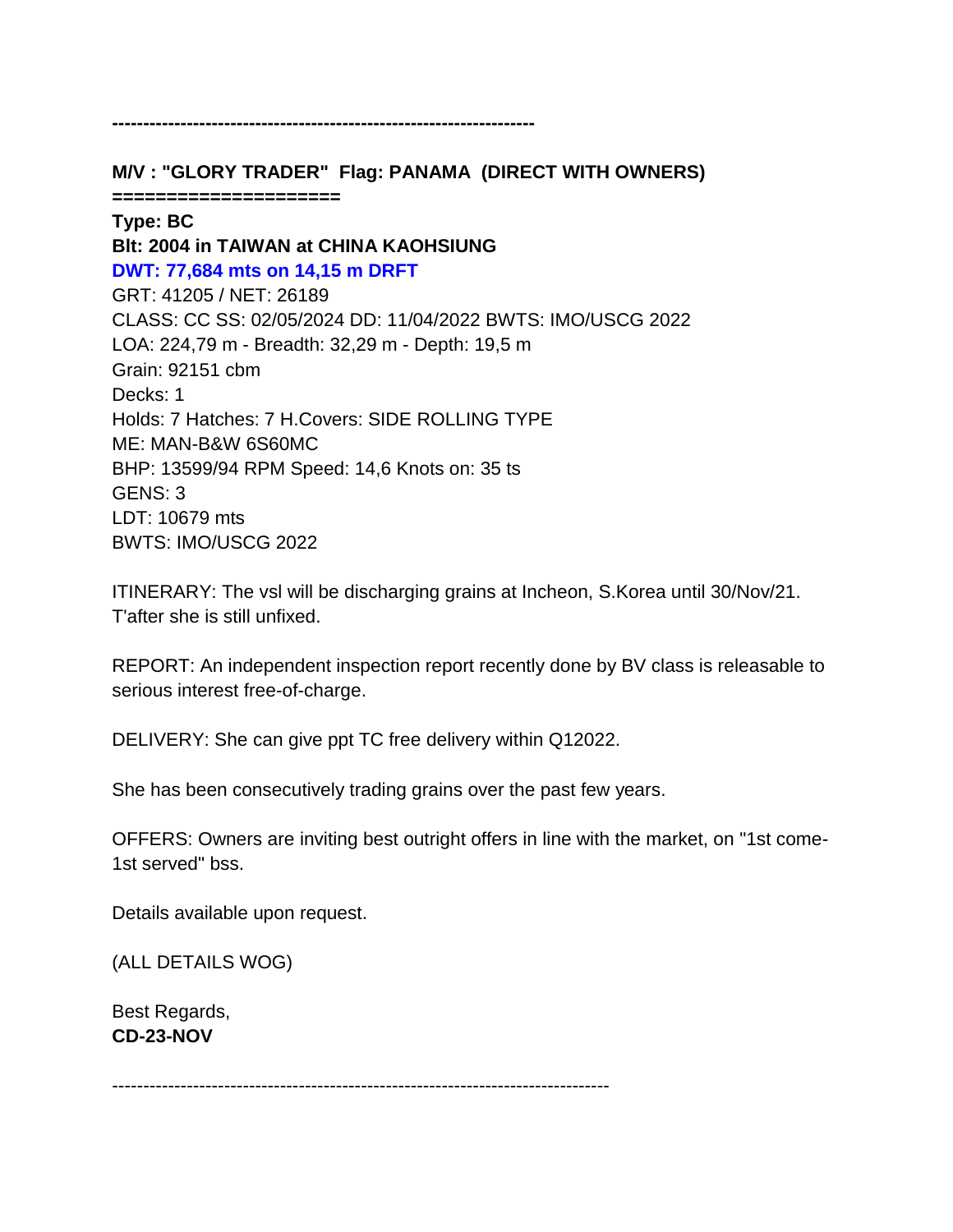-------------------------------------------------------------------

**M/V : "GLORY TRADER" Flag: PANAMA (DIRECT WITH OWNERS)**
**====================**

**Type: BC**
**Blt: 2004 in TAIWAN at CHINA KAOHSIUNG**
**DWT: 77,684 mts on 14,15 m DRFT**
GRT: 41205 / NET: 26189
CLASS: CC SS: 02/05/2024 DD: 11/04/2022 BWTS: IMO/USCG 2022
LOA: 224,79 m - Breadth: 32,29 m - Depth: 19,5 m
Grain: 92151 cbm
Decks: 1
Holds: 7 Hatches: 7 H.Covers: SIDE ROLLING TYPE
ME: MAN-B&W 6S60MC
BHP: 13599/94 RPM Speed: 14,6 Knots on: 35 ts
GENS: 3
LDT: 10679 mts
BWTS: IMO/USCG 2022

ITINERARY: The vsl will be discharging grains at Incheon, S.Korea until 30/Nov/21. T'after she is still unfixed.

REPORT: An independent inspection report recently done by BV class is releasable to serious interest free-of-charge.

DELIVERY: She can give ppt TC free delivery within Q12022.

She has been consecutively trading grains over the past few years.

OFFERS: Owners are inviting best outright offers in line with the market, on "1st come-1st served" bss.

Details available upon request.

(ALL DETAILS WOG)

Best Regards,
**CD-23-NOV**

-------------------------------------------------------------------------------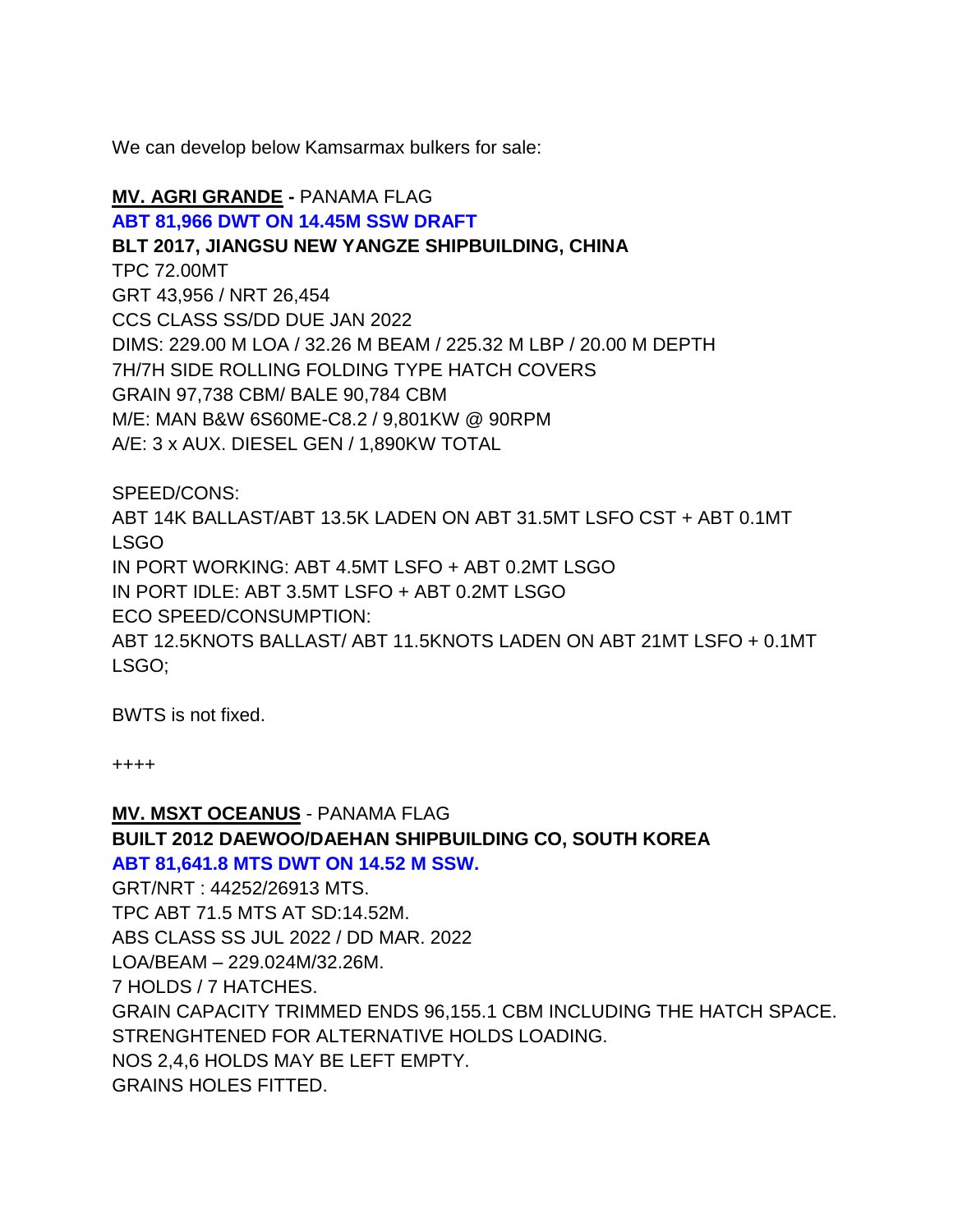We can develop below Kamsarmax bulkers for sale:

**MV. AGRI GRANDE -** PANAMA FLAG
**ABT 81,966 DWT ON 14.45M SSW DRAFT**
**BLT 2017, JIANGSU NEW YANGZE SHIPBUILDING, CHINA**
TPC 72.00MT
GRT 43,956 / NRT 26,454
CCS CLASS SS/DD DUE JAN 2022
DIMS: 229.00 M LOA / 32.26 M BEAM / 225.32 M LBP / 20.00 M DEPTH
7H/7H SIDE ROLLING FOLDING TYPE HATCH COVERS
GRAIN 97,738 CBM/ BALE 90,784 CBM
M/E: MAN B&W 6S60ME-C8.2 / 9,801KW @ 90RPM
A/E: 3 x AUX. DIESEL GEN / 1,890KW TOTAL

SPEED/CONS:
ABT 14K BALLAST/ABT 13.5K LADEN ON ABT 31.5MT LSFO CST + ABT 0.1MT LSGO
IN PORT WORKING: ABT 4.5MT LSFO + ABT 0.2MT LSGO
IN PORT IDLE: ABT 3.5MT LSFO + ABT 0.2MT LSGO
ECO SPEED/CONSUMPTION:
ABT 12.5KNOTS BALLAST/ ABT 11.5KNOTS LADEN ON ABT 21MT LSFO + 0.1MT LSGO;

BWTS is not fixed.

++++

**MV. MSXT OCEANUS** - PANAMA FLAG
**BUILT 2012 DAEWOO/DAEHAN SHIPBUILDING CO, SOUTH KOREA**
**ABT 81,641.8 MTS DWT ON 14.52 M SSW.**
GRT/NRT : 44252/26913 MTS.
TPC ABT 71.5 MTS AT SD:14.52M.
ABS CLASS SS JUL 2022 / DD MAR. 2022
LOA/BEAM – 229.024M/32.26M.
7 HOLDS / 7 HATCHES.
GRAIN CAPACITY TRIMMED ENDS 96,155.1 CBM INCLUDING THE HATCH SPACE.
STRENGHTENED FOR ALTERNATIVE HOLDS LOADING.
NOS 2,4,6 HOLDS MAY BE LEFT EMPTY.
GRAINS HOLES FITTED.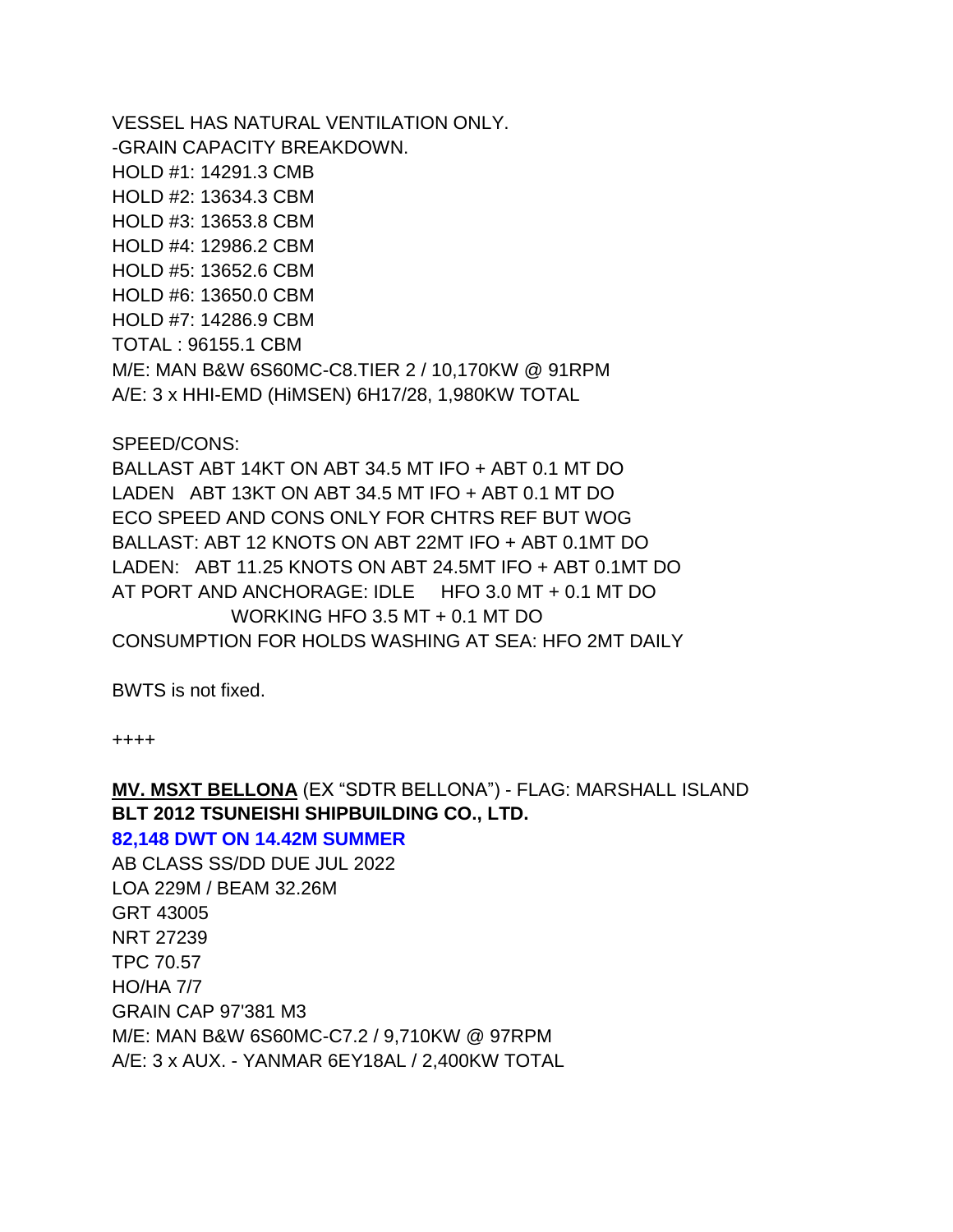VESSEL HAS NATURAL VENTILATION ONLY.
-GRAIN CAPACITY BREAKDOWN.
HOLD #1: 14291.3 CMB
HOLD #2: 13634.3 CBM
HOLD #3: 13653.8 CBM
HOLD #4: 12986.2 CBM
HOLD #5: 13652.6 CBM
HOLD #6: 13650.0 CBM
HOLD #7: 14286.9 CBM
TOTAL : 96155.1 CBM
M/E: MAN B&W 6S60MC-C8.TIER 2 / 10,170KW @ 91RPM
A/E: 3 x HHI-EMD (HiMSEN) 6H17/28, 1,980KW TOTAL

SPEED/CONS:
BALLAST ABT 14KT ON ABT 34.5 MT IFO + ABT 0.1 MT DO
LADEN ABT 13KT ON ABT 34.5 MT IFO + ABT 0.1 MT DO
ECO SPEED AND CONS ONLY FOR CHTRS REF BUT WOG
BALLAST: ABT 12 KNOTS ON ABT 22MT IFO + ABT 0.1MT DO
LADEN: ABT 11.25 KNOTS ON ABT 24.5MT IFO + ABT 0.1MT DO
AT PORT AND ANCHORAGE: IDLE HFO 3.0 MT + 0.1 MT DO
WORKING HFO 3.5 MT + 0.1 MT DO
CONSUMPTION FOR HOLDS WASHING AT SEA: HFO 2MT DAILY

BWTS is not fixed.

++++

**MV. MSXT BELLONA** (EX "SDTR BELLONA") - FLAG: MARSHALL ISLAND
**BLT 2012 TSUNEISHI SHIPBUILDING CO., LTD.**
**82,148 DWT ON 14.42M SUMMER**
AB CLASS SS/DD DUE JUL 2022
LOA 229M / BEAM 32.26M
GRT 43005
NRT 27239
TPC 70.57
HO/HA 7/7
GRAIN CAP 97'381 M3
M/E: MAN B&W 6S60MC-C7.2 / 9,710KW @ 97RPM
A/E: 3 x AUX. - YANMAR 6EY18AL / 2,400KW TOTAL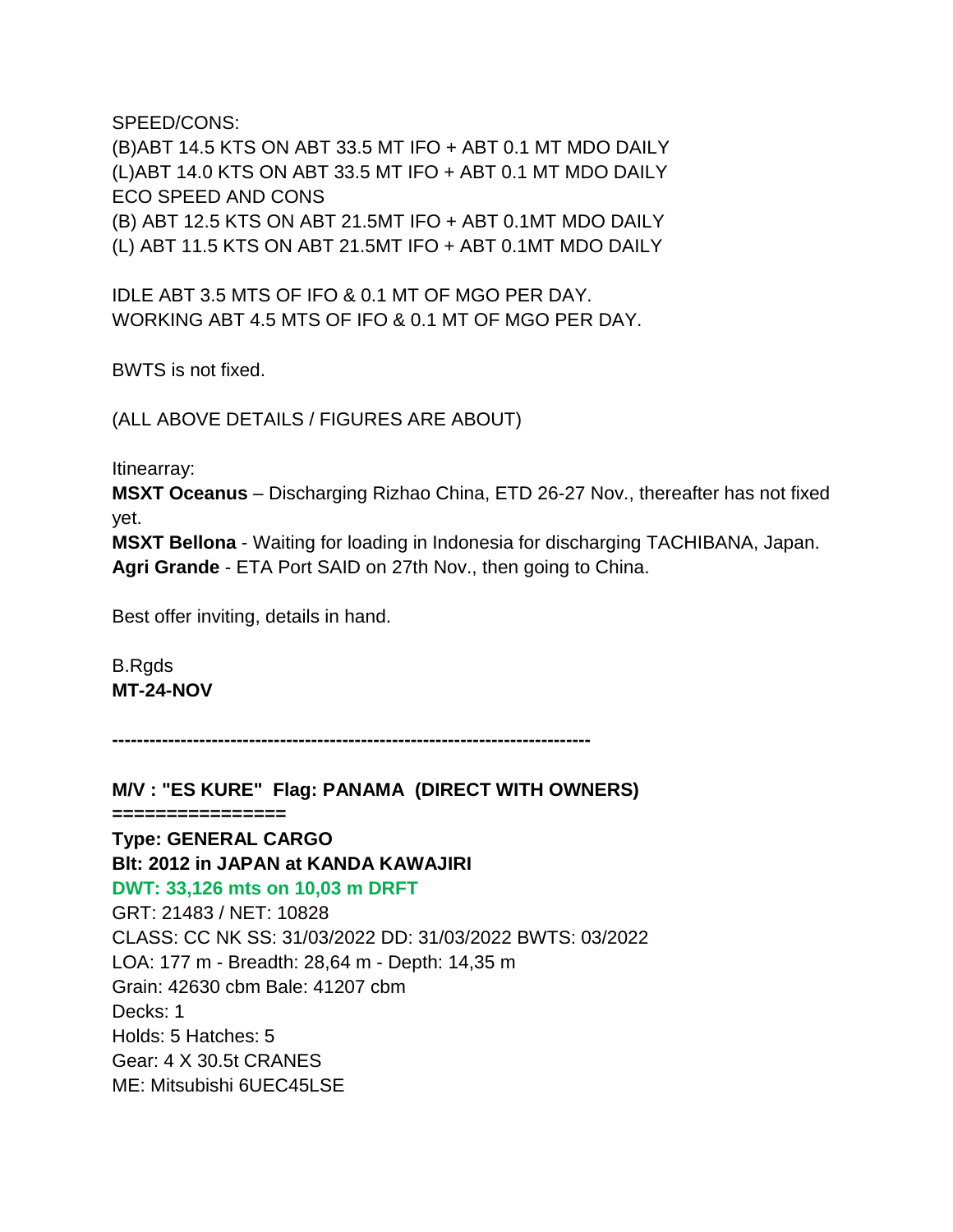SPEED/CONS:
(B)ABT 14.5 KTS ON ABT 33.5 MT IFO + ABT 0.1 MT MDO DAILY
(L)ABT 14.0 KTS ON ABT 33.5 MT IFO + ABT 0.1 MT MDO DAILY
ECO SPEED AND CONS
(B) ABT 12.5 KTS ON ABT 21.5MT IFO + ABT 0.1MT MDO DAILY
(L) ABT 11.5 KTS ON ABT 21.5MT IFO + ABT 0.1MT MDO DAILY

IDLE ABT 3.5 MTS OF IFO & 0.1 MT OF MGO PER DAY.
WORKING ABT 4.5 MTS OF IFO & 0.1 MT OF MGO PER DAY.

BWTS is not fixed.

(ALL ABOVE DETAILS / FIGURES ARE ABOUT)

Itinearray:
**MSXT Oceanus** – Discharging Rizhao China, ETD 26-27 Nov., thereafter has not fixed yet.
**MSXT Bellona** - Waiting for loading in Indonesia for discharging TACHIBANA, Japan.
**Agri Grande** - ETA Port SAID on 27th Nov., then going to China.

Best offer inviting, details in hand.

B.Rgds
**MT-24-NOV**

---

**M/V : "ES KURE" Flag: PANAMA (DIRECT WITH OWNERS)**
**================**
**Type: GENERAL CARGO**
**Blt: 2012 in JAPAN at KANDA KAWAJIRI**
**DWT: 33,126 mts on 10,03 m DRFT**
GRT: 21483 / NET: 10828
CLASS: CC NK SS: 31/03/2022 DD: 31/03/2022 BWTS: 03/2022
LOA: 177 m - Breadth: 28,64 m - Depth: 14,35 m
Grain: 42630 cbm Bale: 41207 cbm
Decks: 1
Holds: 5 Hatches: 5
Gear: 4 X 30.5t CRANES
ME: Mitsubishi 6UEC45LSE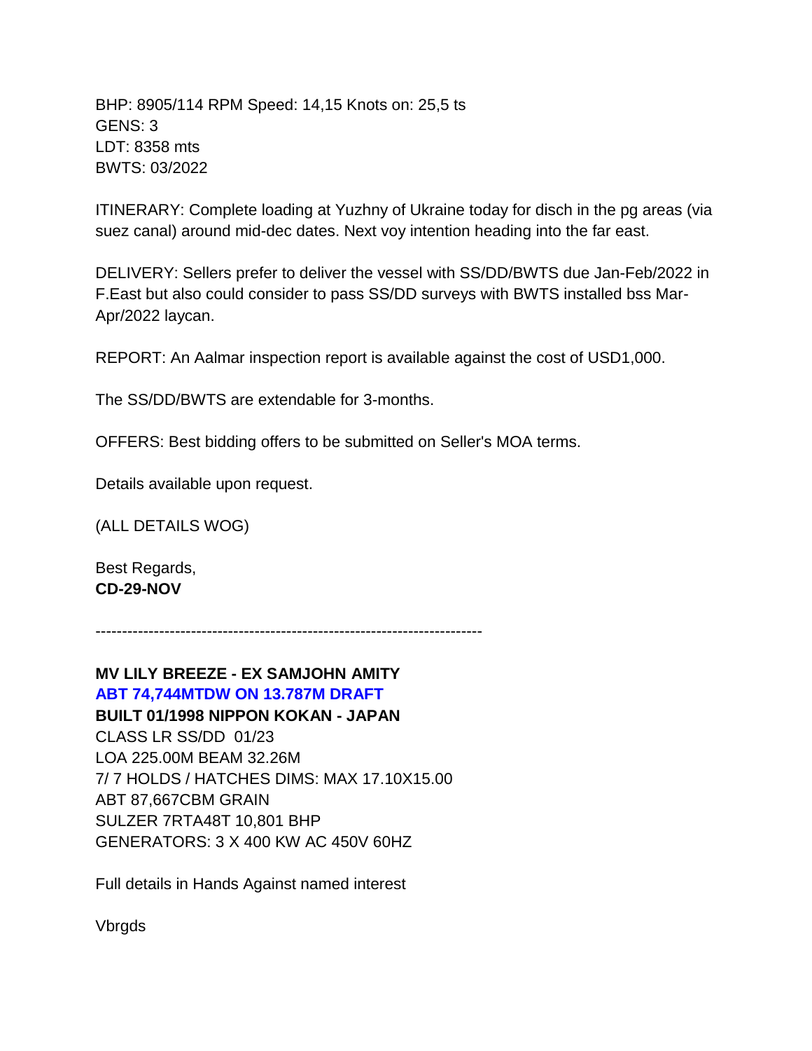BHP: 8905/114 RPM Speed: 14,15 Knots on: 25,5 ts
GENS: 3
LDT: 8358 mts
BWTS: 03/2022

ITINERARY: Complete loading at Yuzhny of Ukraine today for disch in the pg areas (via suez canal) around mid-dec dates. Next voy intention heading into the far east.

DELIVERY: Sellers prefer to deliver the vessel with SS/DD/BWTS due Jan-Feb/2022 in F.East but also could consider to pass SS/DD surveys with BWTS installed bss Mar-Apr/2022 laycan.

REPORT: An Aalmar inspection report is available against the cost of USD1,000.

The SS/DD/BWTS are extendable for 3-months.

OFFERS: Best bidding offers to be submitted on Seller's MOA terms.

Details available upon request.

(ALL DETAILS WOG)

Best Regards,
**CD-29-NOV**

---

**MV LILY BREEZE - EX SAMJOHN AMITY**
**ABT 74,744MTDW ON 13.787M DRAFT**
**BUILT 01/1998 NIPPON KOKAN - JAPAN**
CLASS LR SS/DD 01/23
LOA 225.00M BEAM 32.26M
7/ 7 HOLDS / HATCHES DIMS: MAX 17.10X15.00
ABT 87,667CBM GRAIN
SULZER 7RTA48T 10,801 BHP
GENERATORS: 3 X 400 KW AC 450V 60HZ

Full details in Hands Against named interest

Vbrgds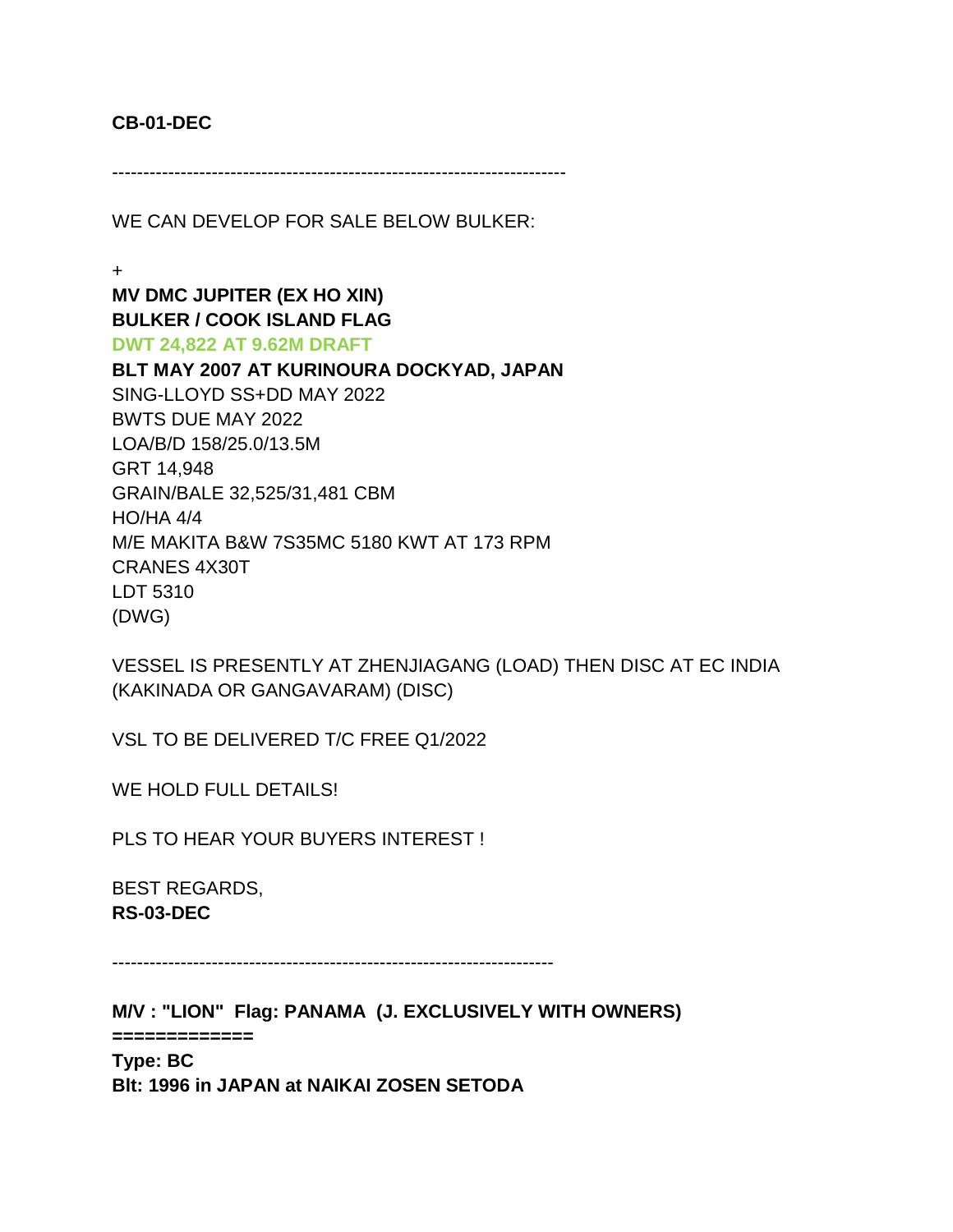**CB-01-DEC**

------------------------------------------------------------------------

WE CAN DEVELOP FOR SALE BELOW BULKER:

+
**MV DMC JUPITER (EX HO XIN)**
**BULKER / COOK ISLAND FLAG**
**DWT 24,822 AT 9.62M DRAFT**
**BLT MAY 2007 AT KURINOURA DOCKYAD, JAPAN**
SING-LLOYD SS+DD MAY 2022
BWTS DUE MAY 2022
LOA/B/D 158/25.0/13.5M
GRT 14,948
GRAIN/BALE 32,525/31,481 CBM
HO/HA 4/4
M/E MAKITA B&W 7S35MC 5180 KWT AT 173 RPM
CRANES 4X30T
LDT 5310
(DWG)

VESSEL IS PRESENTLY AT ZHENJIAGANG (LOAD) THEN DISC AT EC INDIA (KAKINADA OR GANGAVARAM) (DISC)

VSL TO BE DELIVERED T/C FREE Q1/2022

WE HOLD FULL DETAILS!

PLS TO HEAR YOUR BUYERS INTEREST !

BEST REGARDS,
**RS-03-DEC**

------------------------------------------------------------------------

**M/V : "LION" Flag: PANAMA (J. EXCLUSIVELY WITH OWNERS)**
**=============**
**Type: BC**
**Blt: 1996 in JAPAN at NAIKAI ZOSEN SETODA**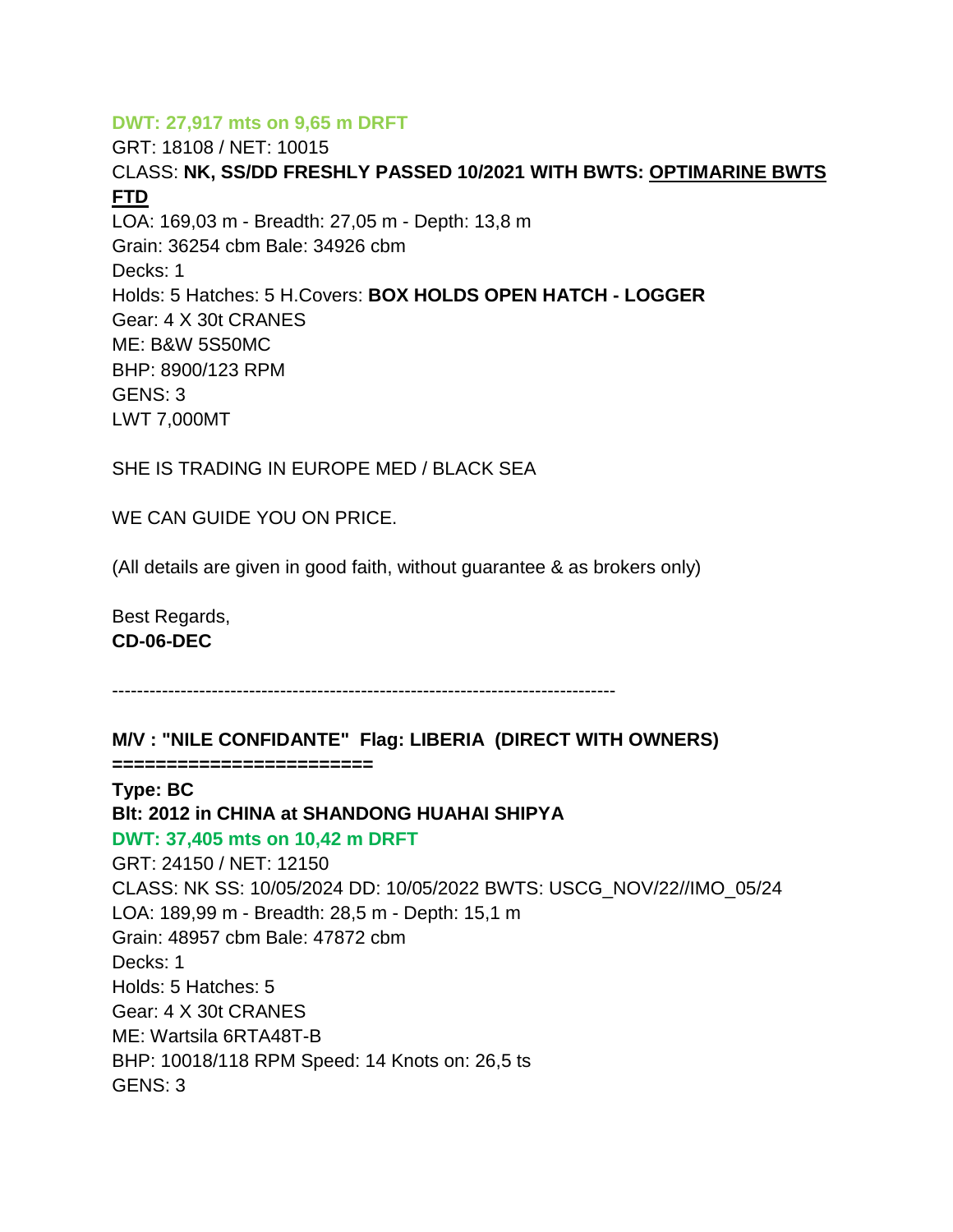**DWT: 27,917 mts on 9,65 m DRFT**

GRT: 18108 / NET: 10015

CLASS: **NK, SS/DD FRESHLY PASSED 10/2021 WITH BWTS: OPTIMARINE BWTS FTD**

LOA: 169,03 m - Breadth: 27,05 m - Depth: 13,8 m

Grain: 36254 cbm Bale: 34926 cbm

Decks: 1

Holds: 5 Hatches: 5 H.Covers: **BOX HOLDS OPEN HATCH - LOGGER**

Gear: 4 X 30t CRANES

ME: B&W 5S50MC

BHP: 8900/123 RPM

GENS: 3

LWT 7,000MT

SHE IS TRADING IN EUROPE MED / BLACK SEA

WE CAN GUIDE YOU ON PRICE.

(All details are given in good faith, without guarantee & as brokers only)

Best Regards,

**CD-06-DEC**

---

**M/V : "NILE CONFIDANTE" Flag: LIBERIA (DIRECT WITH OWNERS)**

**=======================**

**Type: BC**

**Blt: 2012 in CHINA at SHANDONG HUAHAI SHIPYA**

**DWT: 37,405 mts on 10,42 m DRFT**

GRT: 24150 / NET: 12150

CLASS: NK SS: 10/05/2024 DD: 10/05/2022 BWTS: USCG_NOV/22//IMO_05/24

LOA: 189,99 m - Breadth: 28,5 m - Depth: 15,1 m

Grain: 48957 cbm Bale: 47872 cbm

Decks: 1

Holds: 5 Hatches: 5

Gear: 4 X 30t CRANES

ME: Wartsila 6RTA48T-B

BHP: 10018/118 RPM Speed: 14 Knots on: 26,5 ts

GENS: 3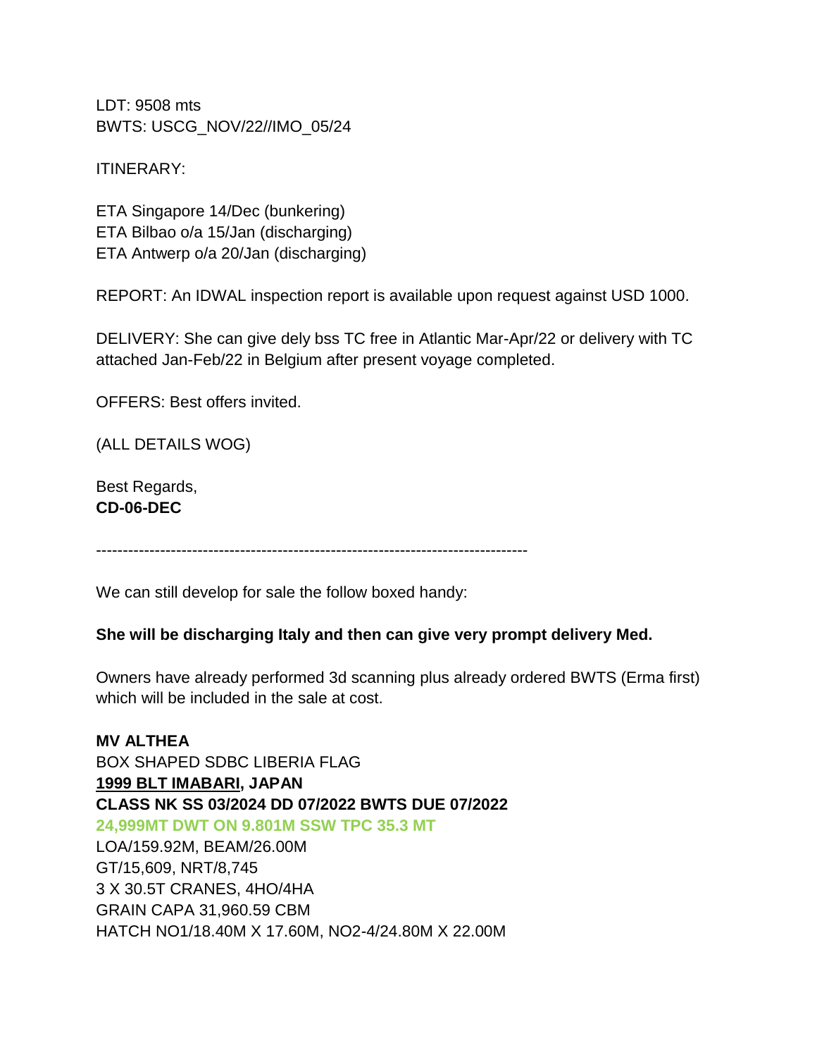LDT: 9508 mts
BWTS: USCG_NOV/22//IMO_05/24

ITINERARY:

ETA Singapore 14/Dec (bunkering)
ETA Bilbao o/a 15/Jan (discharging)
ETA Antwerp o/a 20/Jan (discharging)

REPORT: An IDWAL inspection report is available upon request against USD 1000.

DELIVERY: She can give dely bss TC free in Atlantic Mar-Apr/22 or delivery with TC attached Jan-Feb/22 in Belgium after present voyage completed.

OFFERS: Best offers invited.

(ALL DETAILS WOG)

Best Regards,
**CD-06-DEC**

--------------------------------------------------------------------------------

We can still develop for sale the follow boxed handy:

**She will be discharging Italy and then can give very prompt delivery Med.**

Owners have already performed 3d scanning plus already ordered BWTS (Erma first) which will be included in the sale at cost.

**MV ALTHEA**
BOX SHAPED SDBC LIBERIA FLAG
**1999 BLT IMABARI, JAPAN**
**CLASS NK SS 03/2024 DD 07/2022 BWTS DUE 07/2022**
**24,999MT DWT ON 9.801M SSW TPC 35.3 MT**
LOA/159.92M, BEAM/26.00M
GT/15,609, NRT/8,745
3 X 30.5T CRANES, 4HO/4HA
GRAIN CAPA 31,960.59 CBM
HATCH NO1/18.40M X 17.60M, NO2-4/24.80M X 22.00M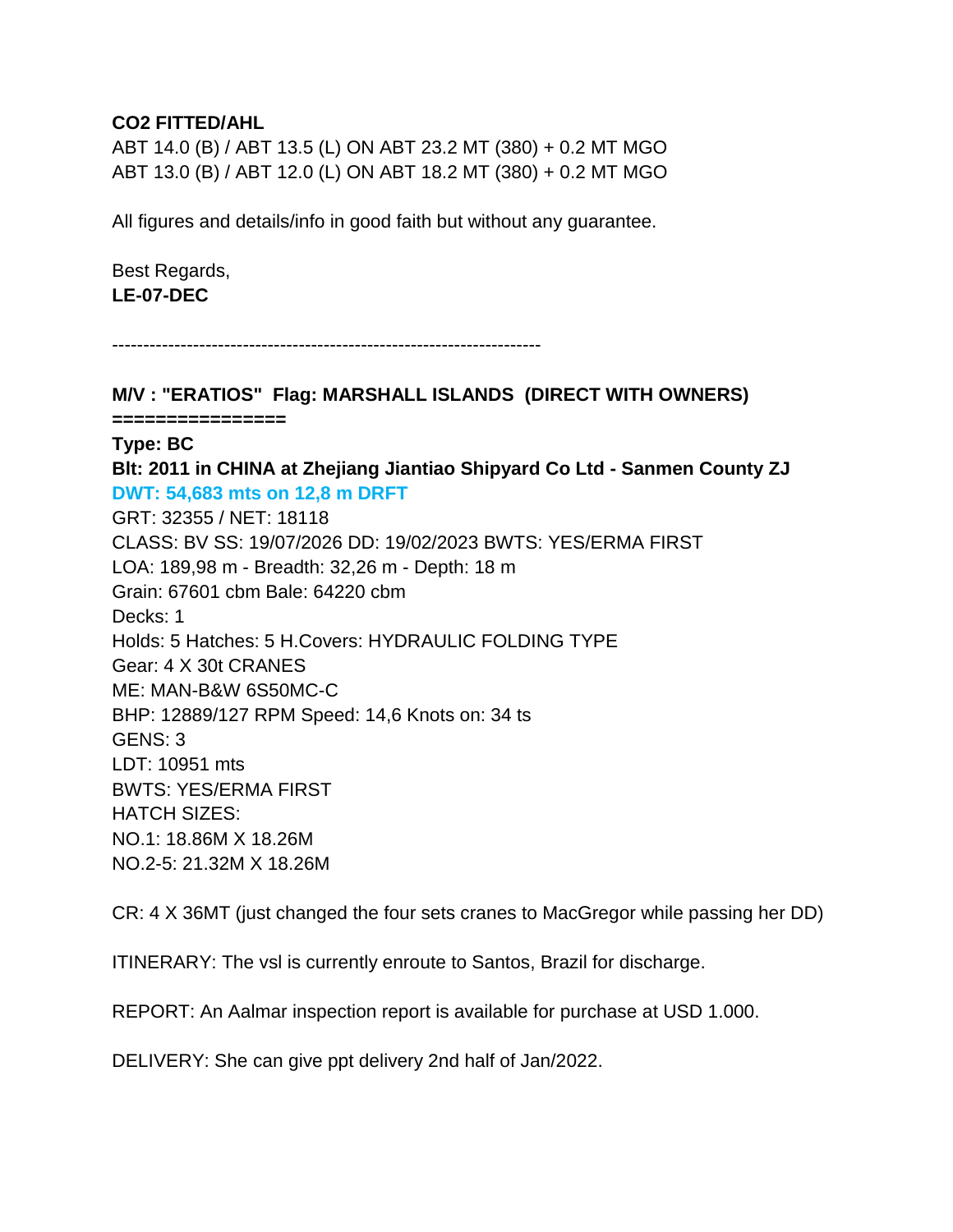**CO2 FITTED/AHL**

ABT 14.0 (B) / ABT 13.5 (L) ON ABT 23.2 MT (380) + 0.2 MT MGO
ABT 13.0 (B) / ABT 12.0 (L) ON ABT 18.2 MT (380) + 0.2 MT MGO

All figures and details/info in good faith but without any guarantee.

Best Regards,
**LE-07-DEC**

---------------------------------------------------------------------

**M/V : "ERATIOS"  Flag: MARSHALL ISLANDS  (DIRECT WITH OWNERS)**
**================**
**Type: BC**
**Blt: 2011 in CHINA at Zhejiang Jiantiao Shipyard Co Ltd - Sanmen County ZJ**
**DWT: 54,683 mts on 12,8 m DRFT**
GRT: 32355 / NET: 18118
CLASS: BV SS: 19/07/2026 DD: 19/02/2023 BWTS: YES/ERMA FIRST
LOA: 189,98 m - Breadth: 32,26 m - Depth: 18 m
Grain: 67601 cbm Bale: 64220 cbm
Decks: 1
Holds: 5 Hatches: 5 H.Covers: HYDRAULIC FOLDING TYPE
Gear: 4 X 30t CRANES
ME: MAN-B&W 6S50MC-C
BHP: 12889/127 RPM Speed: 14,6 Knots on: 34 ts
GENS: 3
LDT: 10951 mts
BWTS: YES/ERMA FIRST
HATCH SIZES:
NO.1: 18.86M X 18.26M
NO.2-5: 21.32M X 18.26M

CR: 4 X 36MT (just changed the four sets cranes to MacGregor while passing her DD)

ITINERARY: The vsl is currently enroute to Santos, Brazil for discharge.

REPORT: An Aalmar inspection report is available for purchase at USD 1.000.

DELIVERY: She can give ppt delivery 2nd half of Jan/2022.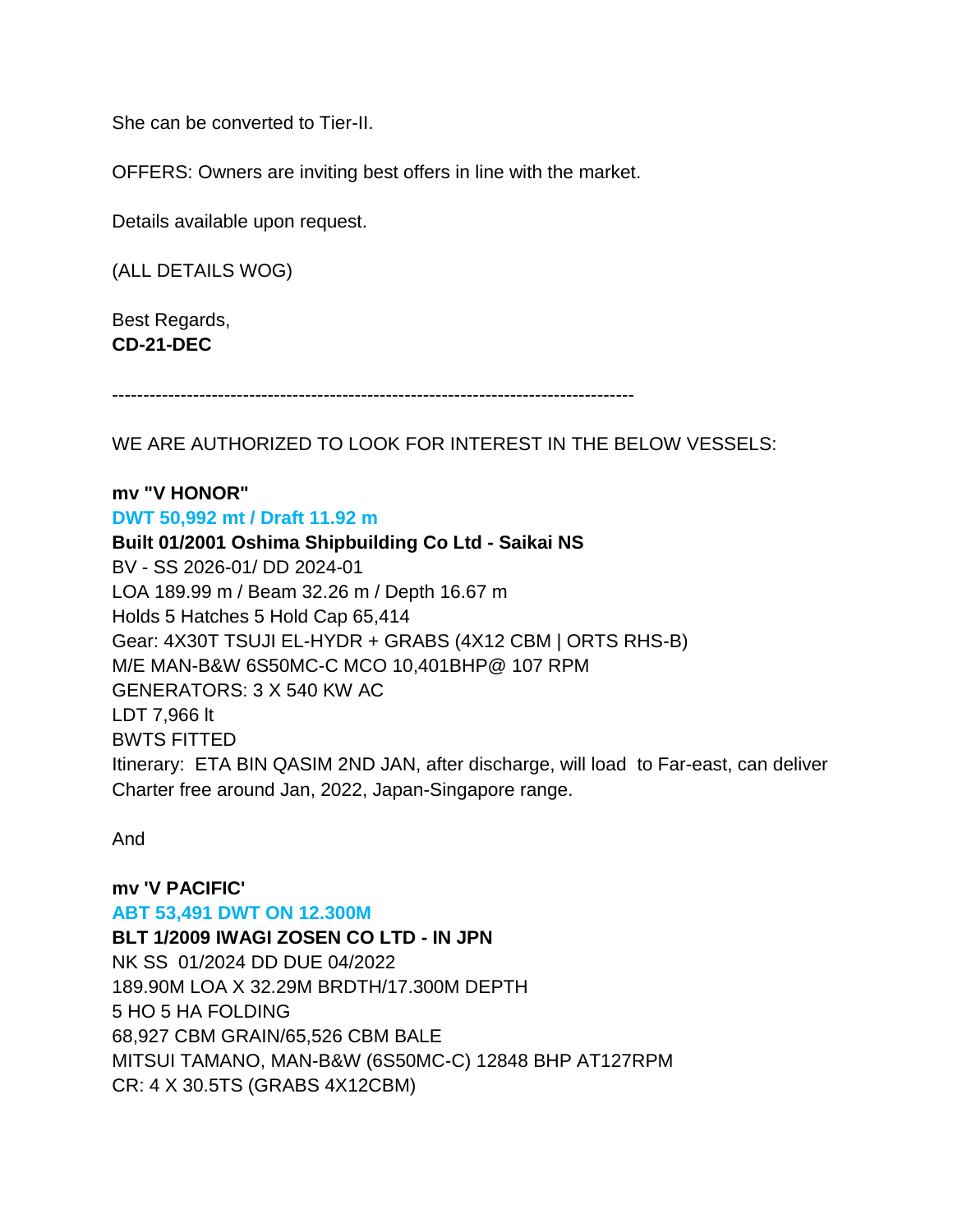She can be converted to Tier-II.

OFFERS: Owners are inviting best offers in line with the market.

Details available upon request.

(ALL DETAILS WOG)

Best Regards,
**CD-21-DEC**

-----------------------------------------------------------------------------------

WE ARE AUTHORIZED TO LOOK FOR INTEREST IN THE BELOW VESSELS:

**mv "V HONOR"**
**DWT 50,992 mt / Draft 11.92 m**
**Built 01/2001 Oshima Shipbuilding Co Ltd - Saikai NS**
BV - SS 2026-01/ DD 2024-01
LOA 189.99 m / Beam 32.26 m / Depth 16.67 m
Holds 5 Hatches 5 Hold Cap 65,414
Gear: 4X30T TSUJI EL-HYDR + GRABS (4X12 CBM | ORTS RHS-B)
M/E MAN-B&W 6S50MC-C MCO 10,401BHP@ 107 RPM
GENERATORS: 3 X 540 KW AC
LDT 7,966 lt
BWTS FITTED
Itinerary: ETA BIN QASIM 2ND JAN, after discharge, will load to Far-east, can deliver Charter free around Jan, 2022, Japan-Singapore range.

And

**mv 'V PACIFIC'**
**ABT 53,491 DWT ON 12.300M**
**BLT 1/2009 IWAGI ZOSEN CO LTD - IN JPN**
NK SS 01/2024 DD DUE 04/2022
189.90M LOA X 32.29M BRDTH/17.300M DEPTH
5 HO 5 HA FOLDING
68,927 CBM GRAIN/65,526 CBM BALE
MITSUI TAMANO, MAN-B&W (6S50MC-C) 12848 BHP AT127RPM
CR: 4 X 30.5TS (GRABS 4X12CBM)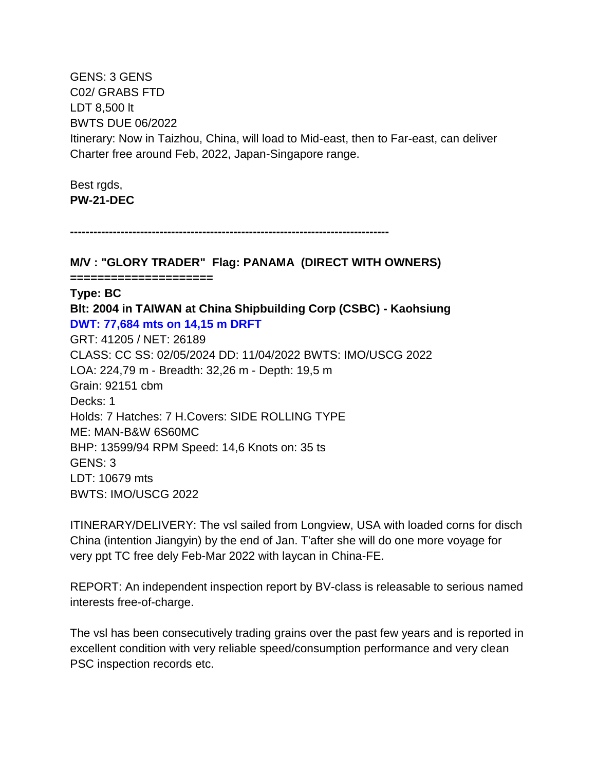GENS: 3 GENS
C02/ GRABS FTD
LDT 8,500 lt
BWTS DUE 06/2022
Itinerary: Now in Taizhou, China, will load to Mid-east, then to Far-east, can deliver Charter free around Feb, 2022, Japan-Singapore range.

Best rgds,
**PW-21-DEC**

**--------------------------------------------------------------------------------**

**M/V : "GLORY TRADER" Flag: PANAMA (DIRECT WITH OWNERS)**
**====================**
**Type: BC**
**Blt: 2004 in TAIWAN at China Shipbuilding Corp (CSBC) - Kaohsiung**
**DWT: 77,684 mts on 14,15 m DRFT**
GRT: 41205 / NET: 26189
CLASS: CC SS: 02/05/2024 DD: 11/04/2022 BWTS: IMO/USCG 2022
LOA: 224,79 m - Breadth: 32,26 m - Depth: 19,5 m
Grain: 92151 cbm
Decks: 1
Holds: 7 Hatches: 7 H.Covers: SIDE ROLLING TYPE
ME: MAN-B&W 6S60MC
BHP: 13599/94 RPM Speed: 14,6 Knots on: 35 ts
GENS: 3
LDT: 10679 mts
BWTS: IMO/USCG 2022

ITINERARY/DELIVERY: The vsl sailed from Longview, USA with loaded corns for disch China (intention Jiangyin) by the end of Jan. T'after she will do one more voyage for very ppt TC free dely Feb-Mar 2022 with laycan in China-FE.

REPORT: An independent inspection report by BV-class is releasable to serious named interests free-of-charge.

The vsl has been consecutively trading grains over the past few years and is reported in excellent condition with very reliable speed/consumption performance and very clean PSC inspection records etc.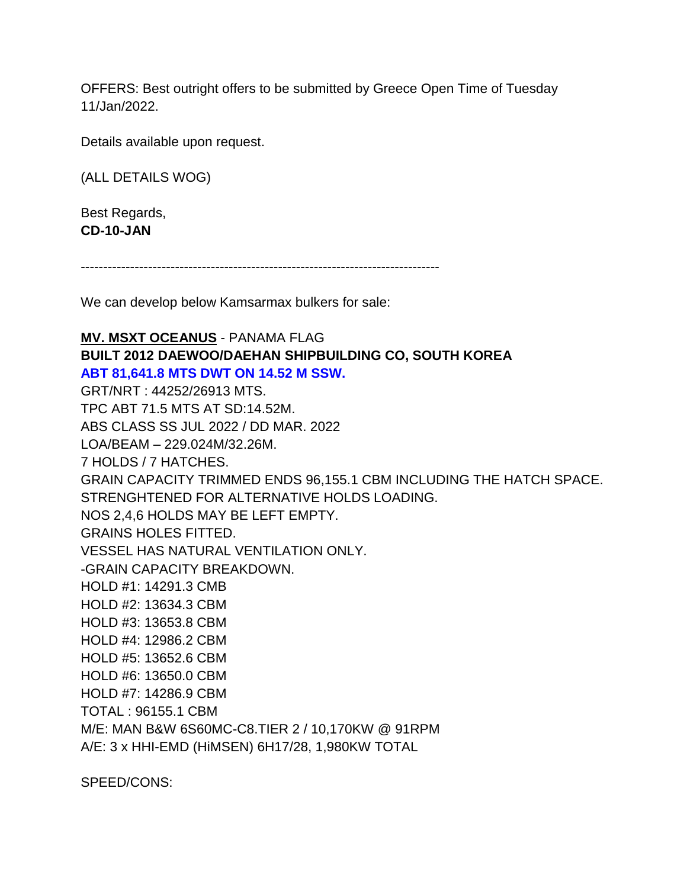OFFERS: Best outright offers to be submitted by Greece Open Time of Tuesday 11/Jan/2022.

Details available upon request.

(ALL DETAILS WOG)

Best Regards,
**CD-10-JAN**

--------------------------------------------------------------------------------

We can develop below Kamsarmax bulkers for sale:

**MV. MSXT OCEANUS** - PANAMA FLAG
**BUILT 2012 DAEWOO/DAEHAN SHIPBUILDING CO, SOUTH KOREA**
**ABT 81,641.8 MTS DWT ON 14.52 M SSW.**
GRT/NRT : 44252/26913 MTS.
TPC ABT 71.5 MTS AT SD:14.52M.
ABS CLASS SS JUL 2022 / DD MAR. 2022
LOA/BEAM – 229.024M/32.26M.
7 HOLDS / 7 HATCHES.
GRAIN CAPACITY TRIMMED ENDS 96,155.1 CBM INCLUDING THE HATCH SPACE.
STRENGHTENED FOR ALTERNATIVE HOLDS LOADING.
NOS 2,4,6 HOLDS MAY BE LEFT EMPTY.
GRAINS HOLES FITTED.
VESSEL HAS NATURAL VENTILATION ONLY.
-GRAIN CAPACITY BREAKDOWN.
HOLD #1: 14291.3 CMB
HOLD #2: 13634.3 CBM
HOLD #3: 13653.8 CBM
HOLD #4: 12986.2 CBM
HOLD #5: 13652.6 CBM
HOLD #6: 13650.0 CBM
HOLD #7: 14286.9 CBM
TOTAL : 96155.1 CBM
M/E: MAN B&W 6S60MC-C8.TIER 2 / 10,170KW @ 91RPM
A/E: 3 x HHI-EMD (HiMSEN) 6H17/28, 1,980KW TOTAL

SPEED/CONS: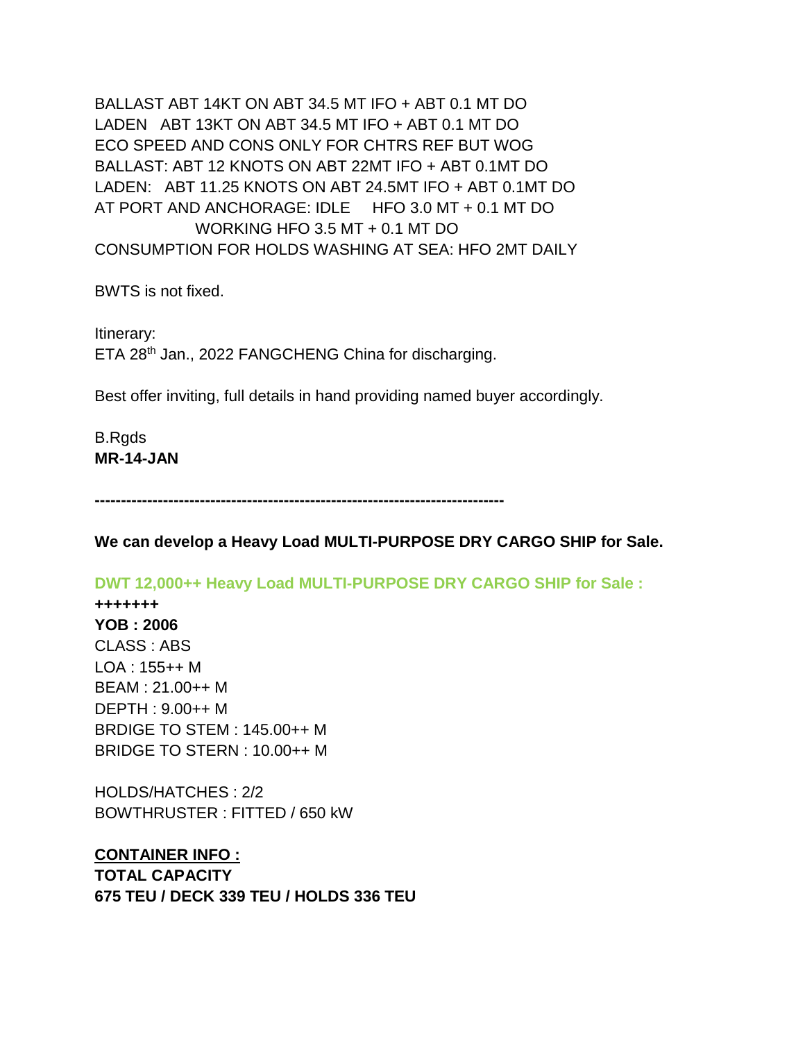BALLAST ABT 14KT ON ABT 34.5 MT IFO + ABT 0.1 MT DO
LADEN ABT 13KT ON ABT 34.5 MT IFO + ABT 0.1 MT DO
ECO SPEED AND CONS ONLY FOR CHTRS REF BUT WOG
BALLAST: ABT 12 KNOTS ON ABT 22MT IFO + ABT 0.1MT DO
LADEN: ABT 11.25 KNOTS ON ABT 24.5MT IFO + ABT 0.1MT DO
AT PORT AND ANCHORAGE: IDLE HFO 3.0 MT + 0.1 MT DO
WORKING HFO 3.5 MT + 0.1 MT DO
CONSUMPTION FOR HOLDS WASHING AT SEA: HFO 2MT DAILY

BWTS is not fixed.

Itinerary:
ETA 28th Jan., 2022 FANGCHENG China for discharging.

Best offer inviting, full details in hand providing named buyer accordingly.

B.Rgds
**MR-14-JAN**

---

**We can develop a Heavy Load MULTI-PURPOSE DRY CARGO SHIP for Sale.**

**DWT 12,000++ Heavy Load MULTI-PURPOSE DRY CARGO SHIP for Sale :**
**+++++++**
**YOB : 2006**
CLASS : ABS
LOA : 155++ M
BEAM : 21.00++ M
DEPTH : 9.00++ M
BRDIGE TO STEM : 145.00++ M
BRIDGE TO STERN : 10.00++ M

HOLDS/HATCHES : 2/2
BOWTHRUSTER : FITTED / 650 kW

**CONTAINER INFO :**
**TOTAL CAPACITY**
**675 TEU / DECK 339 TEU / HOLDS 336 TEU**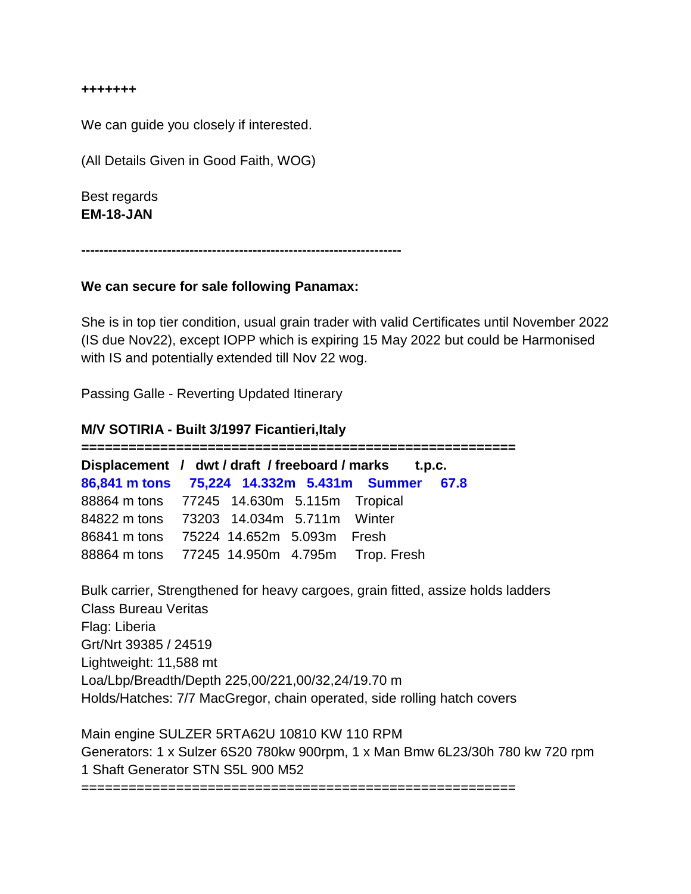**+++++++**

We can guide you closely if interested.

(All Details Given in Good Faith, WOG)

Best regards
**EM-18-JAN**

**----------------------------------------------------------------------**

**We can secure for sale following Panamax:**

She is in top tier condition, usual grain trader with valid Certificates until November 2022 (IS due Nov22), except IOPP which is expiring 15 May 2022 but could be Harmonised with IS and potentially extended till Nov 22 wog.

Passing Galle - Reverting Updated Itinerary

**M/V SOTIRIA - Built 3/1997 Ficantieri,Italy**

**=======================================================**

| Displacement | dwt | draft | freeboard | marks | t.p.c. |
|---|---|---|---|---|---|
| **86,841 m tons** | **75,224** | **14.332m** | **5.431m** | **Summer** | **67.8** |
| 88864 m tons | 77245 | 14.630m | 5.115m | Tropical | |
| 84822 m tons | 73203 | 14.034m | 5.711m | Winter | |
| 86841 m tons | 75224 | 14.652m | 5.093m | Fresh | |
| 88864 m tons | 77245 | 14.950m | 4.795m | Trop. Fresh | |

Bulk carrier, Strengthened for heavy cargoes, grain fitted, assize holds ladders
Class Bureau Veritas
Flag: Liberia
Grt/Nrt 39385 / 24519
Lightweight: 11,588 mt
Loa/Lbp/Breadth/Depth 225,00/221,00/32,24/19.70 m
Holds/Hatches: 7/7 MacGregor, chain operated, side rolling hatch covers

Main engine SULZER 5RTA62U 10810 KW 110 RPM
Generators: 1 x Sulzer 6S20 780kw 900rpm, 1 x Man Bmw 6L23/30h 780 kw 720 rpm
1 Shaft Generator STN S5L 900 M52

=======================================================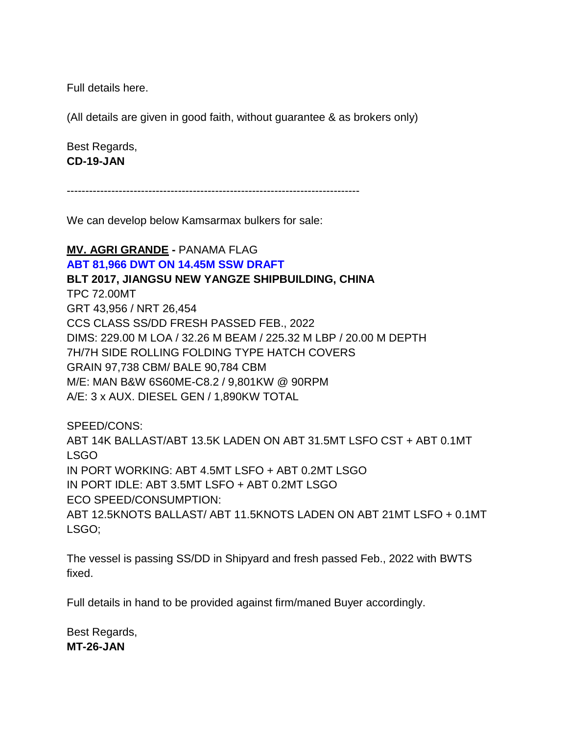Full details here.

(All details are given in good faith, without guarantee & as brokers only)

Best Regards,
**CD-19-JAN**

------------------------------------------------------------------------------

We can develop below Kamsarmax bulkers for sale:

**MV. AGRI GRANDE -** PANAMA FLAG
**ABT 81,966 DWT ON 14.45M SSW DRAFT**
**BLT 2017, JIANGSU NEW YANGZE SHIPBUILDING, CHINA**
TPC 72.00MT
GRT 43,956 / NRT 26,454
CCS CLASS SS/DD FRESH PASSED FEB., 2022
DIMS: 229.00 M LOA / 32.26 M BEAM / 225.32 M LBP / 20.00 M DEPTH
7H/7H SIDE ROLLING FOLDING TYPE HATCH COVERS
GRAIN 97,738 CBM/ BALE 90,784 CBM
M/E: MAN B&W 6S60ME-C8.2 / 9,801KW @ 90RPM
A/E: 3 x AUX. DIESEL GEN / 1,890KW TOTAL

SPEED/CONS:
ABT 14K BALLAST/ABT 13.5K LADEN ON ABT 31.5MT LSFO CST + ABT 0.1MT LSGO
IN PORT WORKING: ABT 4.5MT LSFO + ABT 0.2MT LSGO
IN PORT IDLE: ABT 3.5MT LSFO + ABT 0.2MT LSGO
ECO SPEED/CONSUMPTION:
ABT 12.5KNOTS BALLAST/ ABT 11.5KNOTS LADEN ON ABT 21MT LSFO + 0.1MT LSGO;

The vessel is passing SS/DD in Shipyard and fresh passed Feb., 2022 with BWTS fixed.

Full details in hand to be provided against firm/maned Buyer accordingly.

Best Regards,
**MT-26-JAN**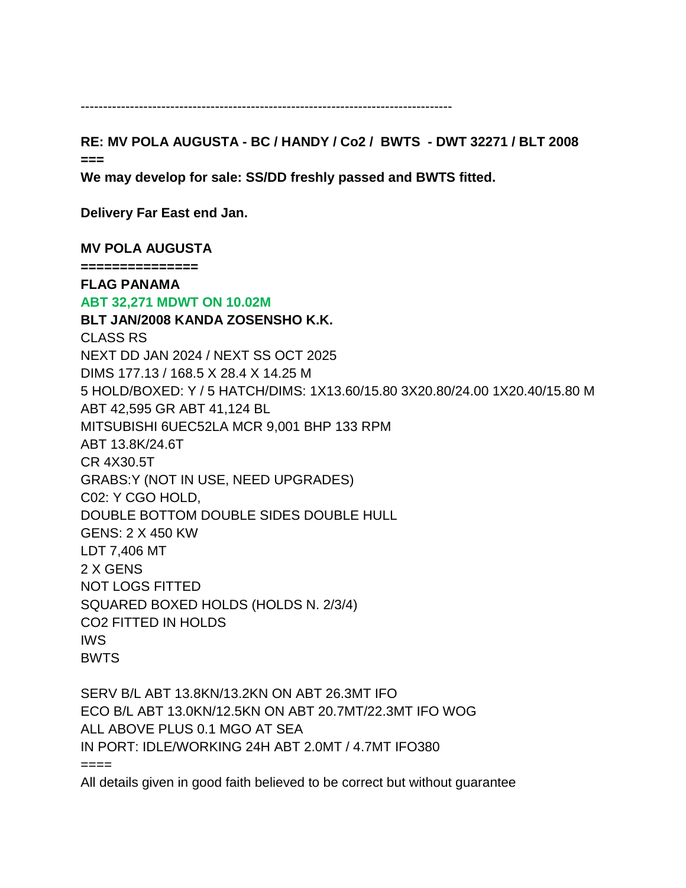--------------------------------------------------------------------------------

**RE: MV POLA AUGUSTA - BC / HANDY / Co2 / BWTS - DWT 32271 / BLT 2008**
**===**

**We may develop for sale: SS/DD freshly passed and BWTS fitted.**

**Delivery Far East end Jan.**

**MV POLA AUGUSTA**
**===============**
**FLAG PANAMA**
**ABT 32,271 MDWT ON 10.02M**
**BLT JAN/2008 KANDA ZOSENSHO K.K.**
CLASS RS
NEXT DD JAN 2024 / NEXT SS OCT 2025
DIMS 177.13 / 168.5 X 28.4 X 14.25 M
5 HOLD/BOXED: Y / 5 HATCH/DIMS: 1X13.60/15.80 3X20.80/24.00 1X20.40/15.80 M
ABT 42,595 GR ABT 41,124 BL
MITSUBISHI 6UEC52LA MCR 9,001 BHP 133 RPM
ABT 13.8K/24.6T
CR 4X30.5T
GRABS:Y (NOT IN USE, NEED UPGRADES)
C02: Y CGO HOLD,
DOUBLE BOTTOM DOUBLE SIDES DOUBLE HULL
GENS: 2 X 450 KW
LDT 7,406 MT
2 X GENS
NOT LOGS FITTED
SQUARED BOXED HOLDS (HOLDS N. 2/3/4)
CO2 FITTED IN HOLDS
IWS
BWTS

SERV B/L ABT 13.8KN/13.2KN ON ABT 26.3MT IFO
ECO B/L ABT 13.0KN/12.5KN ON ABT 20.7MT/22.3MT IFO WOG
ALL ABOVE PLUS 0.1 MGO AT SEA
IN PORT: IDLE/WORKING 24H ABT 2.0MT / 4.7MT IFO380
====
All details given in good faith believed to be correct but without guarantee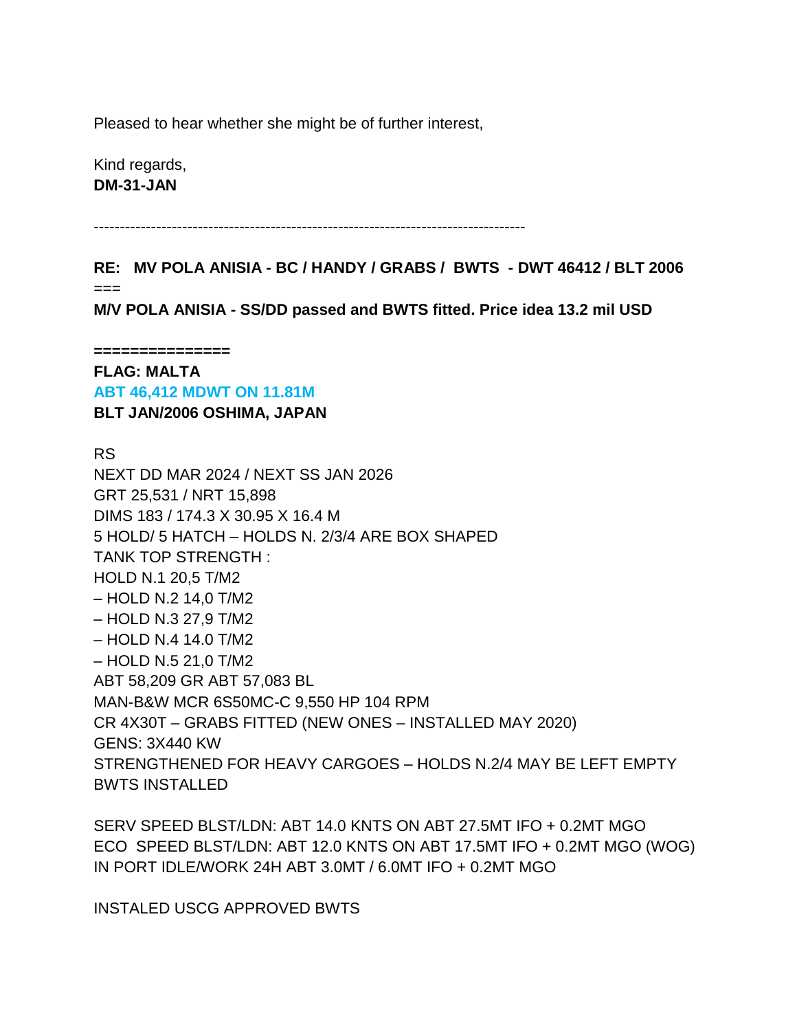Pleased to hear whether she might be of further interest,

Kind regards,
**DM-31-JAN**

-----------------------------------------------------------------------------------

**RE: MV POLA ANISIA - BC / HANDY / GRABS / BWTS - DWT 46412 / BLT 2006**
===
**M/V POLA ANISIA - SS/DD passed and BWTS fitted. Price idea 13.2 mil USD**

**===============**
**FLAG: MALTA**
**ABT 46,412 MDWT ON 11.81M**
**BLT JAN/2006 OSHIMA, JAPAN**

RS
NEXT DD MAR 2024 / NEXT SS JAN 2026
GRT 25,531 / NRT 15,898
DIMS 183 / 174.3 X 30.95 X 16.4 M
5 HOLD/ 5 HATCH – HOLDS N. 2/3/4 ARE BOX SHAPED
TANK TOP STRENGTH :
HOLD N.1 20,5 T/M2
– HOLD N.2 14,0 T/M2
– HOLD N.3 27,9 T/M2
– HOLD N.4 14.0 T/M2
– HOLD N.5 21,0 T/M2
ABT 58,209 GR ABT 57,083 BL
MAN-B&W MCR 6S50MC-C 9,550 HP 104 RPM
CR 4X30T – GRABS FITTED (NEW ONES – INSTALLED MAY 2020)
GENS: 3X440 KW
STRENGTHENED FOR HEAVY CARGOES – HOLDS N.2/4 MAY BE LEFT EMPTY
BWTS INSTALLED

SERV SPEED BLST/LDN: ABT 14.0 KNTS ON ABT 27.5MT IFO + 0.2MT MGO
ECO SPEED BLST/LDN: ABT 12.0 KNTS ON ABT 17.5MT IFO + 0.2MT MGO (WOG)
IN PORT IDLE/WORK 24H ABT 3.0MT / 6.0MT IFO + 0.2MT MGO

INSTALED USCG APPROVED BWTS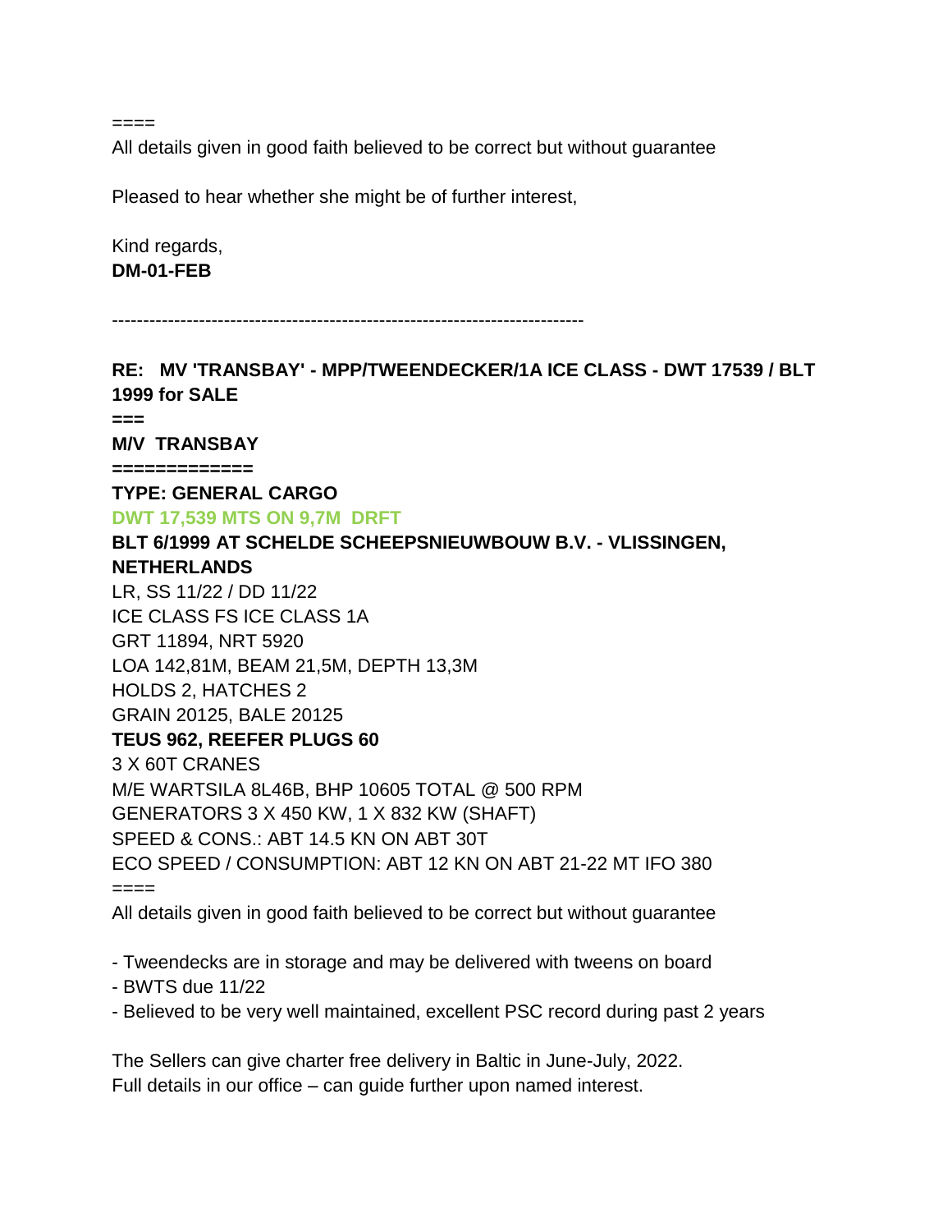====

All details given in good faith believed to be correct but without guarantee

Pleased to hear whether she might be of further interest,

Kind regards,
**DM-01-FEB**

---

**RE: MV 'TRANSBAY' - MPP/TWEENDECKER/1A ICE CLASS - DWT 17539 / BLT 1999 for SALE**

**===**

**M/V TRANSBAY**

**============**

**TYPE: GENERAL CARGO**

**DWT 17,539 MTS ON 9,7M DRFT**

**BLT 6/1999 AT SCHELDE SCHEEPSNIEUWBOUW B.V. - VLISSINGEN, NETHERLANDS**

LR, SS 11/22 / DD 11/22
ICE CLASS FS ICE CLASS 1A
GRT 11894, NRT 5920
LOA 142,81M, BEAM 21,5M, DEPTH 13,3M
HOLDS 2, HATCHES 2
GRAIN 20125, BALE 20125

**TEUS 962, REEFER PLUGS 60**

3 X 60T CRANES
M/E WARTSILA 8L46B, BHP 10605 TOTAL @ 500 RPM
GENERATORS 3 X 450 KW, 1 X 832 KW (SHAFT)
SPEED & CONS.: ABT 14.5 KN ON ABT 30T
ECO SPEED / CONSUMPTION: ABT 12 KN ON ABT 21-22 MT IFO 380
====

All details given in good faith believed to be correct but without guarantee

- Tweendecks are in storage and may be delivered with tweens on board
- BWTS due 11/22
- Believed to be very well maintained, excellent PSC record during past 2 years

The Sellers can give charter free delivery in Baltic in June-July, 2022.
Full details in our office – can guide further upon named interest.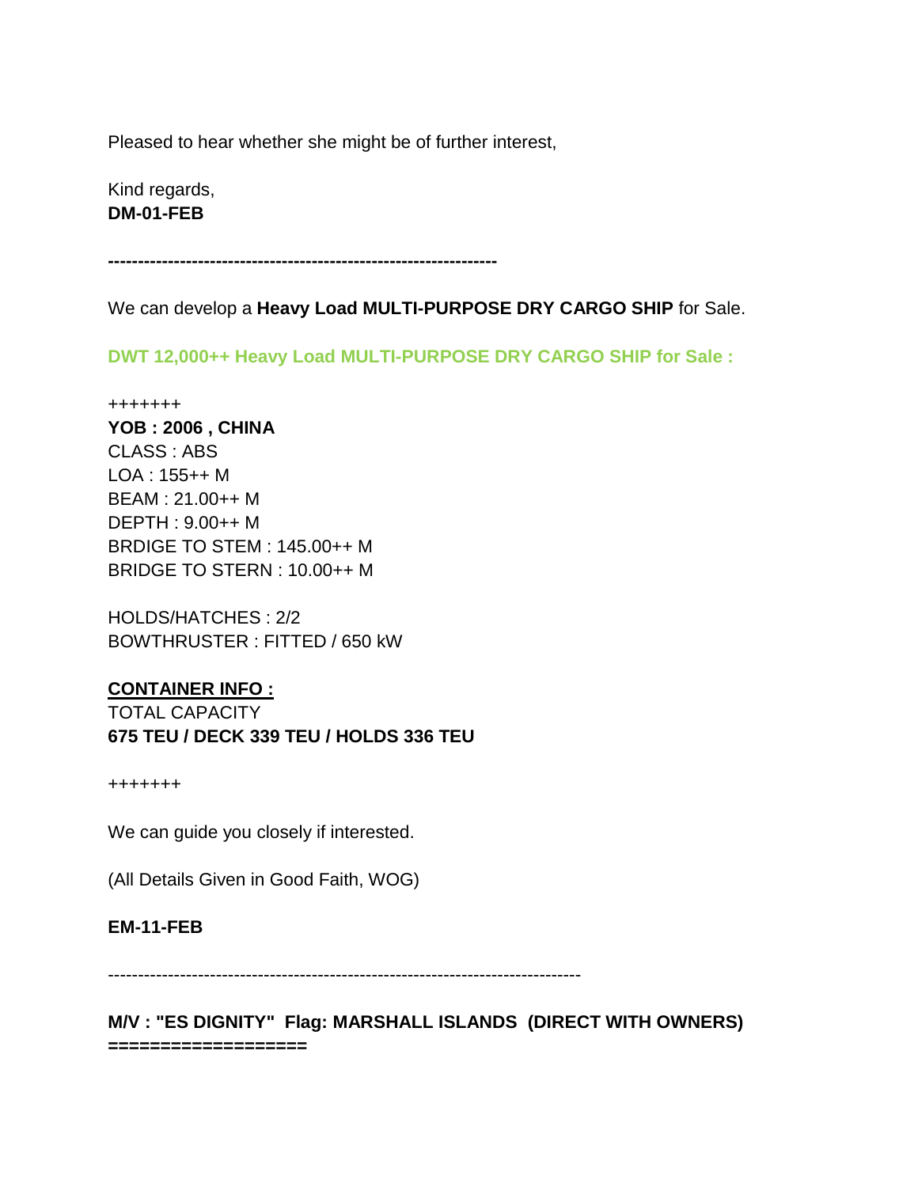Pleased to hear whether she might be of further interest,

Kind regards,
**DM-01-FEB**

**----------------------------------------------------------------**

We can develop a **Heavy Load MULTI-PURPOSE DRY CARGO SHIP** for Sale.

**DWT 12,000++ Heavy Load MULTI-PURPOSE DRY CARGO SHIP for Sale :**

+++++++
**YOB : 2006 , CHINA**
CLASS : ABS
LOA : 155++ M
BEAM : 21.00++ M
DEPTH : 9.00++ M
BRDIGE TO STEM : 145.00++ M
BRIDGE TO STERN : 10.00++ M

HOLDS/HATCHES : 2/2
BOWTHRUSTER : FITTED / 650 kW

**CONTAINER INFO :**
TOTAL CAPACITY
**675 TEU / DECK 339 TEU / HOLDS 336 TEU**

+++++++

We can guide you closely if interested.

(All Details Given in Good Faith, WOG)

**EM-11-FEB**

--------------------------------------------------------------------------------

**M/V : "ES DIGNITY" Flag: MARSHALL ISLANDS (DIRECT WITH OWNERS)**
**==================**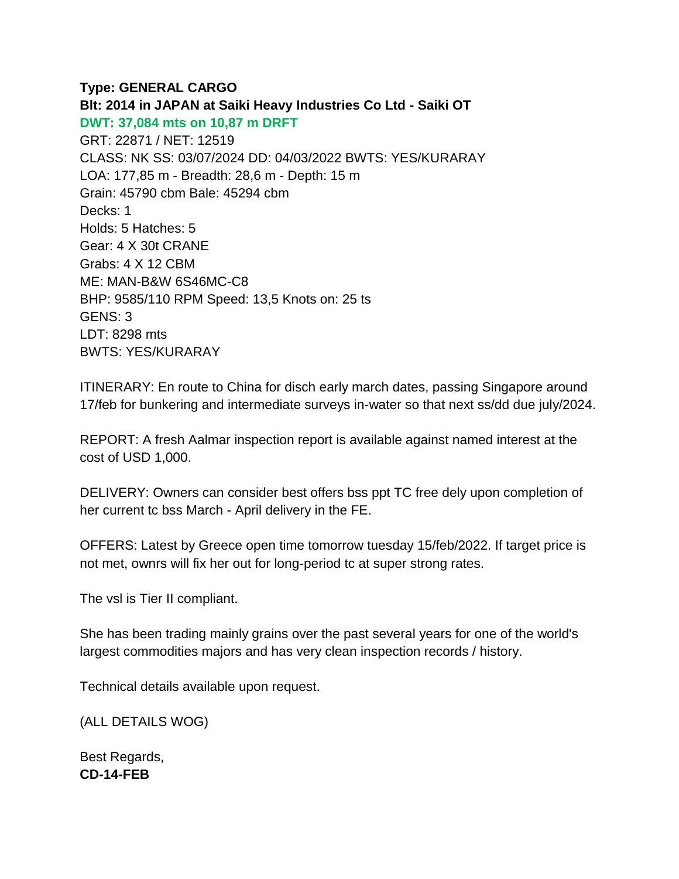**Type: GENERAL CARGO**
**Blt: 2014 in JAPAN at Saiki Heavy Industries Co Ltd - Saiki OT**
**DWT: 37,084 mts on 10,87 m DRFT**
GRT: 22871 / NET: 12519
CLASS: NK SS: 03/07/2024 DD: 04/03/2022 BWTS: YES/KURARAY
LOA: 177,85 m - Breadth: 28,6 m - Depth: 15 m
Grain: 45790 cbm Bale: 45294 cbm
Decks: 1
Holds: 5 Hatches: 5
Gear: 4 X 30t CRANE
Grabs: 4 X 12 CBM
ME: MAN-B&W 6S46MC-C8
BHP: 9585/110 RPM Speed: 13,5 Knots on: 25 ts
GENS: 3
LDT: 8298 mts
BWTS: YES/KURARAY

ITINERARY: En route to China for disch early march dates, passing Singapore around 17/feb for bunkering and intermediate surveys in-water so that next ss/dd due july/2024.

REPORT: A fresh Aalmar inspection report is available against named interest at the cost of USD 1,000.

DELIVERY: Owners can consider best offers bss ppt TC free dely upon completion of her current tc bss March - April delivery in the FE.

OFFERS: Latest by Greece open time tomorrow tuesday 15/feb/2022. If target price is not met, ownrs will fix her out for long-period tc at super strong rates.

The vsl is Tier II compliant.

She has been trading mainly grains over the past several years for one of the world's largest commodities majors and has very clean inspection records / history.

Technical details available upon request.

(ALL DETAILS WOG)

Best Regards,
**CD-14-FEB**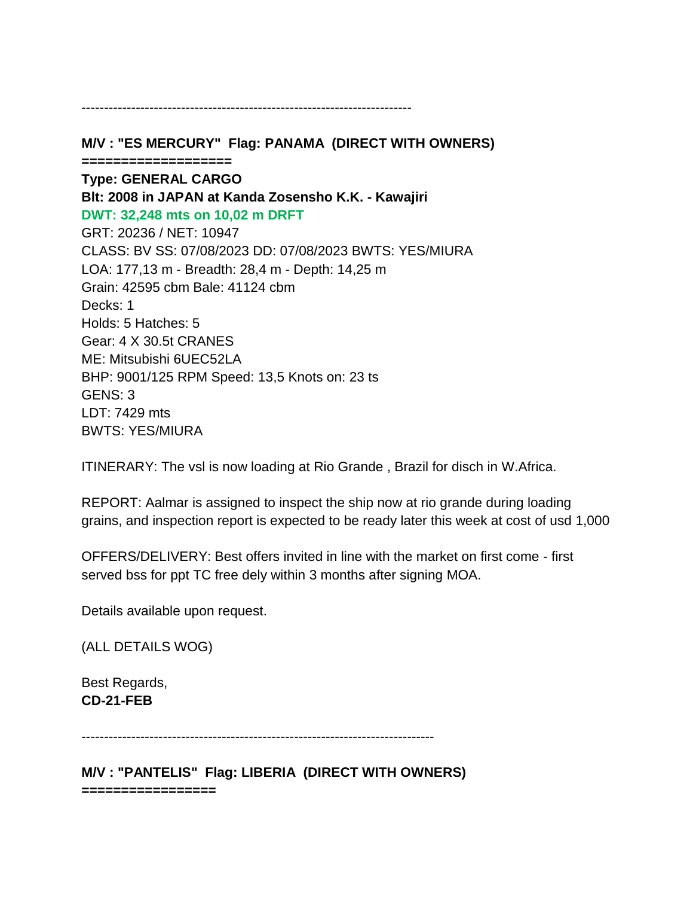---

**M/V : "ES MERCURY" Flag: PANAMA (DIRECT WITH OWNERS)**
**==================**
**Type: GENERAL CARGO**
**Blt: 2008 in JAPAN at Kanda Zosensho K.K. - Kawajiri**
**DWT: 32,248 mts on 10,02 m DRFT**
GRT: 20236 / NET: 10947
CLASS: BV SS: 07/08/2023 DD: 07/08/2023 BWTS: YES/MIURA
LOA: 177,13 m - Breadth: 28,4 m - Depth: 14,25 m
Grain: 42595 cbm Bale: 41124 cbm
Decks: 1
Holds: 5 Hatches: 5
Gear: 4 X 30.5t CRANES
ME: Mitsubishi 6UEC52LA
BHP: 9001/125 RPM Speed: 13,5 Knots on: 23 ts
GENS: 3
LDT: 7429 mts
BWTS: YES/MIURA

ITINERARY: The vsl is now loading at Rio Grande , Brazil for disch in W.Africa.

REPORT: Aalmar is assigned to inspect the ship now at rio grande during loading grains, and inspection report is expected to be ready later this week at cost of usd 1,000

OFFERS/DELIVERY: Best offers invited in line with the market on first come - first served bss for ppt TC free dely within 3 months after signing MOA.

Details available upon request.

(ALL DETAILS WOG)

Best Regards,
**CD-21-FEB**

---

**M/V : "PANTELIS" Flag: LIBERIA (DIRECT WITH OWNERS)**
**=================**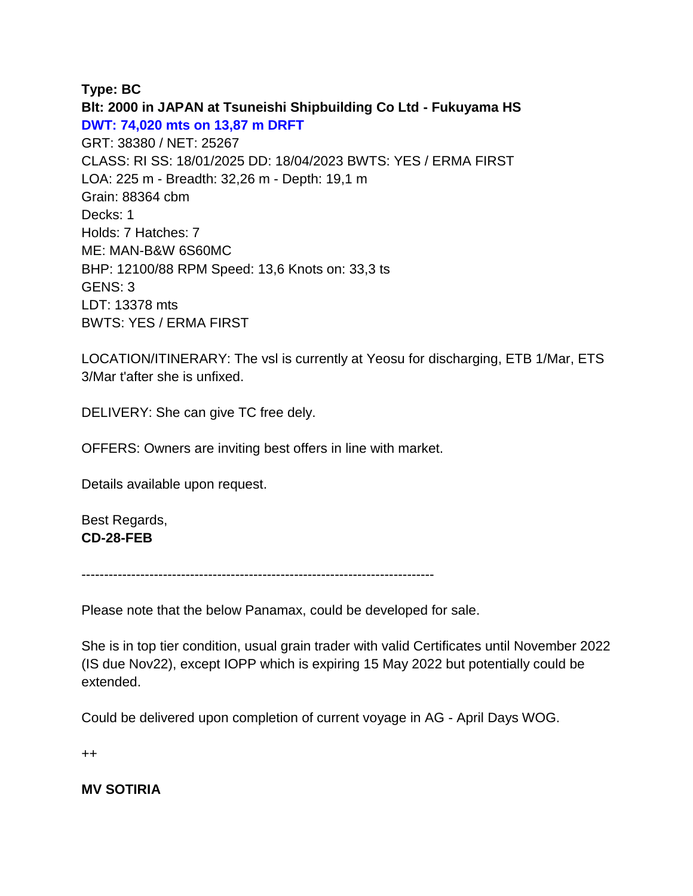**Type: BC**
**Blt: 2000 in JAPAN at Tsuneishi Shipbuilding Co Ltd - Fukuyama HS**
**DWT: 74,020 mts on 13,87 m DRFT**
GRT: 38380 / NET: 25267
CLASS: RI SS: 18/01/2025 DD: 18/04/2023 BWTS: YES / ERMA FIRST
LOA: 225 m - Breadth: 32,26 m - Depth: 19,1 m
Grain: 88364 cbm
Decks: 1
Holds: 7 Hatches: 7
ME: MAN-B&W 6S60MC
BHP: 12100/88 RPM Speed: 13,6 Knots on: 33,3 ts
GENS: 3
LDT: 13378 mts
BWTS: YES / ERMA FIRST

LOCATION/ITINERARY: The vsl is currently at Yeosu for discharging, ETB 1/Mar, ETS 3/Mar t'after she is unfixed.

DELIVERY: She can give TC free dely.

OFFERS: Owners are inviting best offers in line with market.

Details available upon request.

Best Regards,
**CD-28-FEB**

---

Please note that the below Panamax, could be developed for sale.

She is in top tier condition, usual grain trader with valid Certificates until November 2022 (IS due Nov22), except IOPP which is expiring 15 May 2022 but potentially could be extended.

Could be delivered upon completion of current voyage in AG - April Days WOG.

++

**MV SOTIRIA**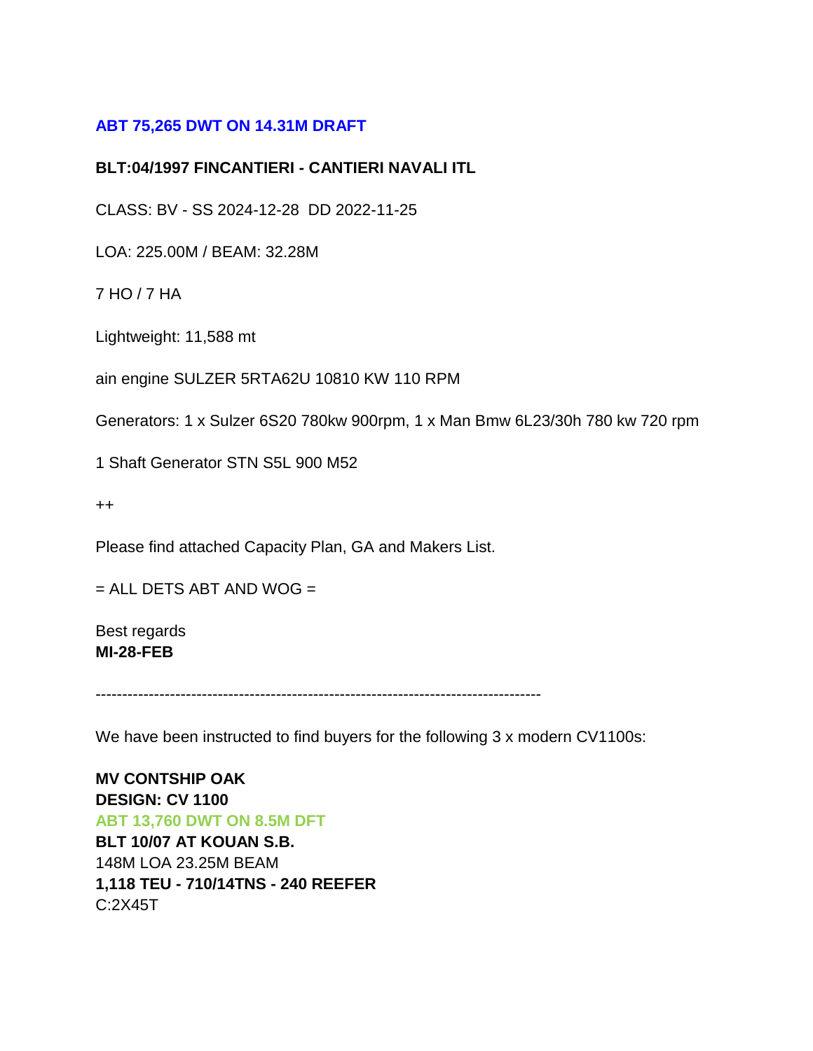**ABT 75,265 DWT ON 14.31M DRAFT**

**BLT:04/1997 FINCANTIERI - CANTIERI NAVALI ITL**

CLASS: BV - SS 2024-12-28  DD 2022-11-25

LOA: 225.00M / BEAM: 32.28M

7 HO / 7 HA

Lightweight: 11,588 mt

ain engine SULZER 5RTA62U 10810 KW 110 RPM

Generators: 1 x Sulzer 6S20 780kw 900rpm, 1 x Man Bmw 6L23/30h 780 kw 720 rpm

1 Shaft Generator STN S5L 900 M52

++

Please find attached Capacity Plan, GA and Makers List.

= ALL DETS ABT AND WOG =

Best regards
**MI-28-FEB**

--------------------------------------------------------------------------------

We have been instructed to find buyers for the following 3 x modern CV1100s:

**MV CONTSHIP OAK**
**DESIGN: CV 1100**
**ABT 13,760 DWT ON 8.5M DFT**
**BLT 10/07 AT KOUAN S.B.**
148M LOA 23.25M BEAM
**1,118 TEU - 710/14TNS - 240 REEFER**
C:2X45T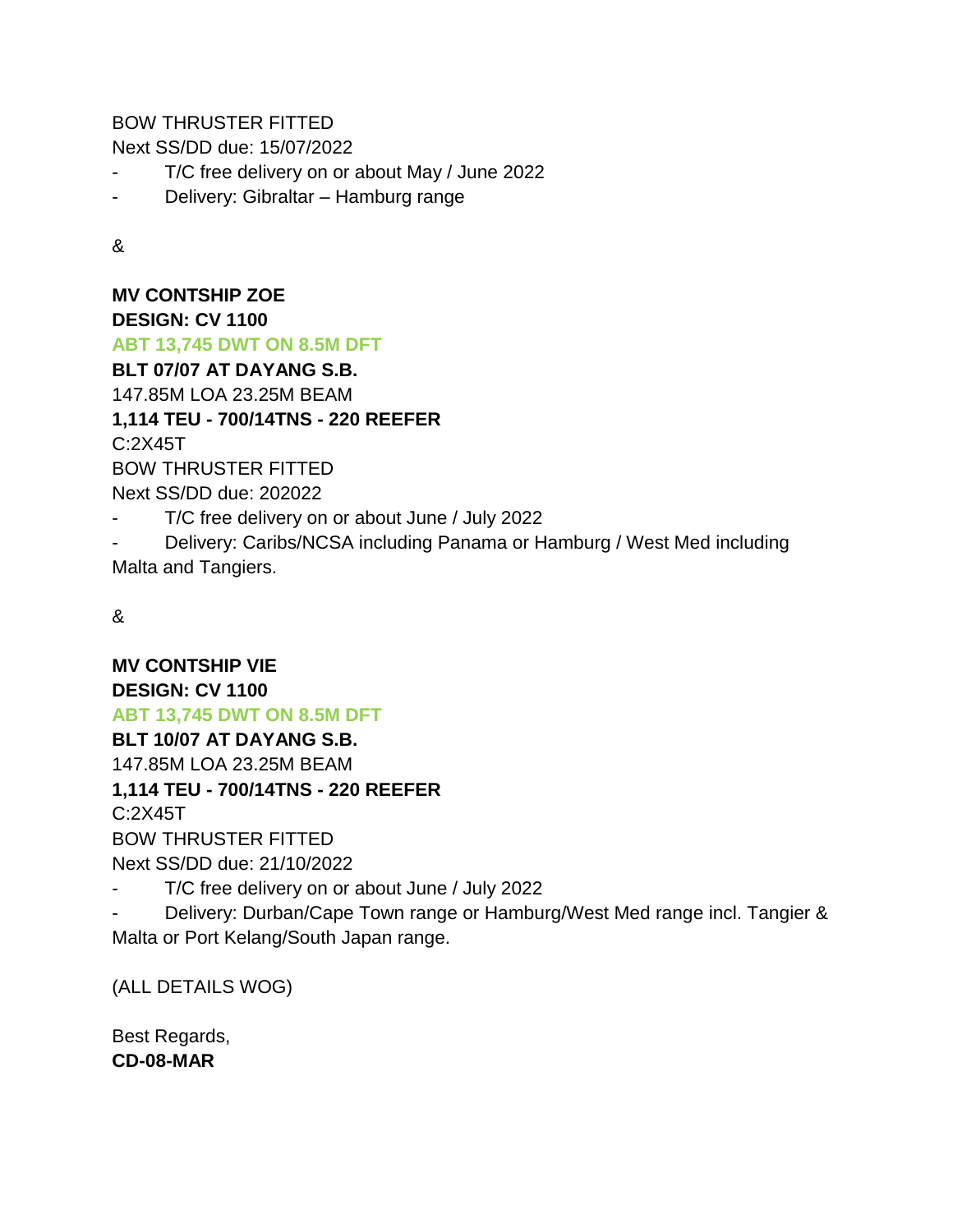BOW THRUSTER FITTED
Next SS/DD due: 15/07/2022

- T/C free delivery on or about May / June 2022
- Delivery: Gibraltar – Hamburg range

&

**MV CONTSHIP ZOE**
**DESIGN: CV 1100**
**ABT 13,745 DWT ON 8.5M DFT**
**BLT 07/07 AT DAYANG S.B.**
147.85M LOA 23.25M BEAM
**1,114 TEU - 700/14TNS - 220 REEFER**
C:2X45T
BOW THRUSTER FITTED
Next SS/DD due: 202022

- T/C free delivery on or about June / July 2022
- Delivery: Caribs/NCSA including Panama or Hamburg / West Med including Malta and Tangiers.

&

**MV CONTSHIP VIE**
**DESIGN: CV 1100**
**ABT 13,745 DWT ON 8.5M DFT**
**BLT 10/07 AT DAYANG S.B.**
147.85M LOA 23.25M BEAM
**1,114 TEU - 700/14TNS - 220 REEFER**
C:2X45T
BOW THRUSTER FITTED
Next SS/DD due: 21/10/2022

- T/C free delivery on or about June / July 2022
- Delivery: Durban/Cape Town range or Hamburg/West Med range incl. Tangier & Malta or Port Kelang/South Japan range.

(ALL DETAILS WOG)

Best Regards,
**CD-08-MAR**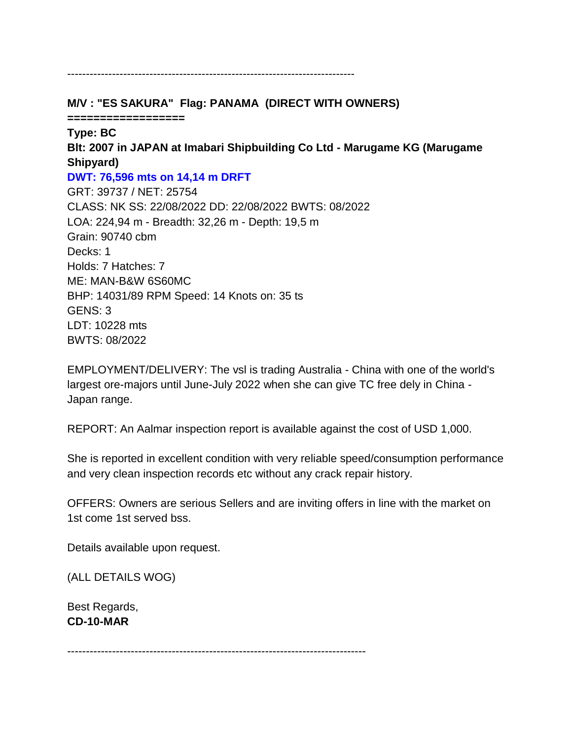------------------------------------------------------------------------------

**M/V : "ES SAKURA"  Flag: PANAMA  (DIRECT WITH OWNERS)**
**=================**
**Type: BC**
**Blt: 2007 in JAPAN at Imabari Shipbuilding Co Ltd - Marugame KG (Marugame Shipyard)**
**DWT: 76,596 mts on 14,14 m DRFT**
GRT: 39737 / NET: 25754
CLASS: NK SS: 22/08/2022 DD: 22/08/2022 BWTS: 08/2022
LOA: 224,94 m - Breadth: 32,26 m - Depth: 19,5 m
Grain: 90740 cbm
Decks: 1
Holds: 7 Hatches: 7
ME: MAN-B&W 6S60MC
BHP: 14031/89 RPM Speed: 14 Knots on: 35 ts
GENS: 3
LDT: 10228 mts
BWTS: 08/2022

EMPLOYMENT/DELIVERY: The vsl is trading Australia - China with one of the world's largest ore-majors until June-July 2022 when she can give TC free dely in China - Japan range.

REPORT: An Aalmar inspection report is available against the cost of USD 1,000.

She is reported in excellent condition with very reliable speed/consumption performance and very clean inspection records etc without any crack repair history.

OFFERS: Owners are serious Sellers and are inviting offers in line with the market on 1st come 1st served bss.

Details available upon request.

(ALL DETAILS WOG)

Best Regards,
**CD-10-MAR**

------------------------------------------------------------------------------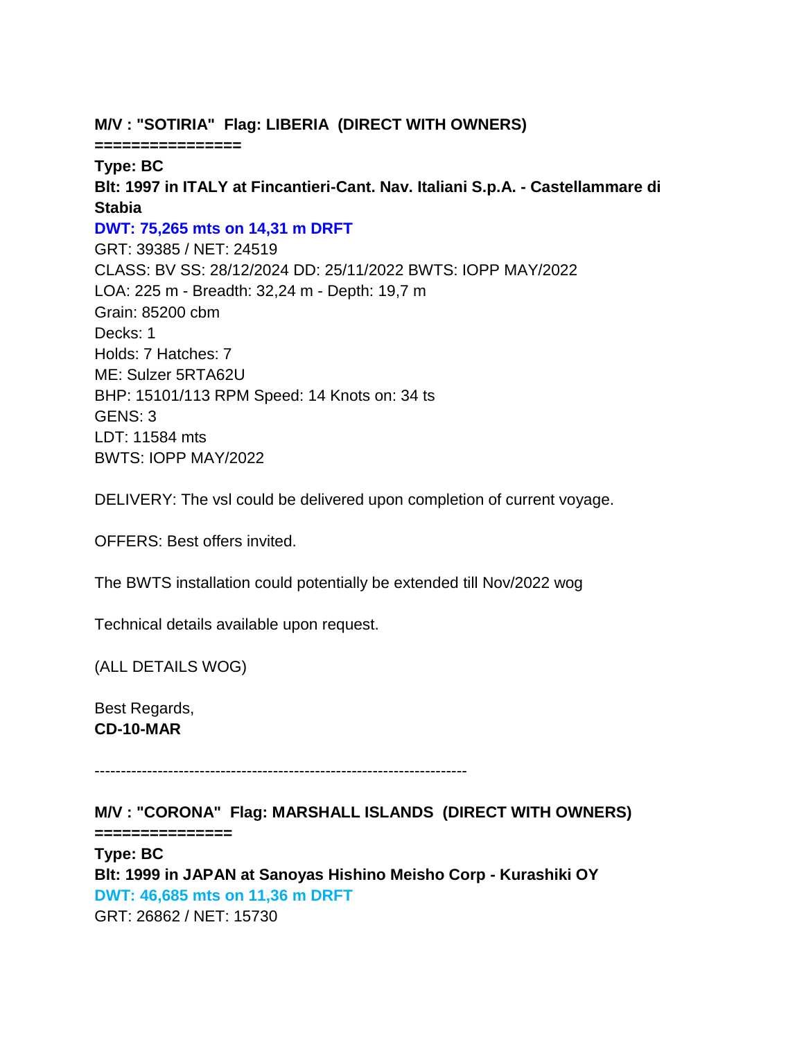**M/V : "SOTIRIA" Flag: LIBERIA (DIRECT WITH OWNERS)**

**================**

**Type: BC**

**Blt: 1997 in ITALY at Fincantieri-Cant. Nav. Italiani S.p.A. - Castellammare di Stabia**

**DWT: 75,265 mts on 14,31 m DRFT**

GRT: 39385 / NET: 24519

CLASS: BV SS: 28/12/2024 DD: 25/11/2022 BWTS: IOPP MAY/2022

LOA: 225 m - Breadth: 32,24 m - Depth: 19,7 m

Grain: 85200 cbm

Decks: 1

Holds: 7 Hatches: 7

ME: Sulzer 5RTA62U

BHP: 15101/113 RPM Speed: 14 Knots on: 34 ts

GENS: 3

LDT: 11584 mts

BWTS: IOPP MAY/2022

DELIVERY: The vsl could be delivered upon completion of current voyage.

OFFERS: Best offers invited.

The BWTS installation could potentially be extended till Nov/2022 wog

Technical details available upon request.

(ALL DETAILS WOG)

Best Regards,

**CD-10-MAR**

----------------------------------------------------------------------

**M/V : "CORONA" Flag: MARSHALL ISLANDS (DIRECT WITH OWNERS)**

**===============**

**Type: BC**

**Blt: 1999 in JAPAN at Sanoyas Hishino Meisho Corp - Kurashiki OY**

**DWT: 46,685 mts on 11,36 m DRFT**

GRT: 26862 / NET: 15730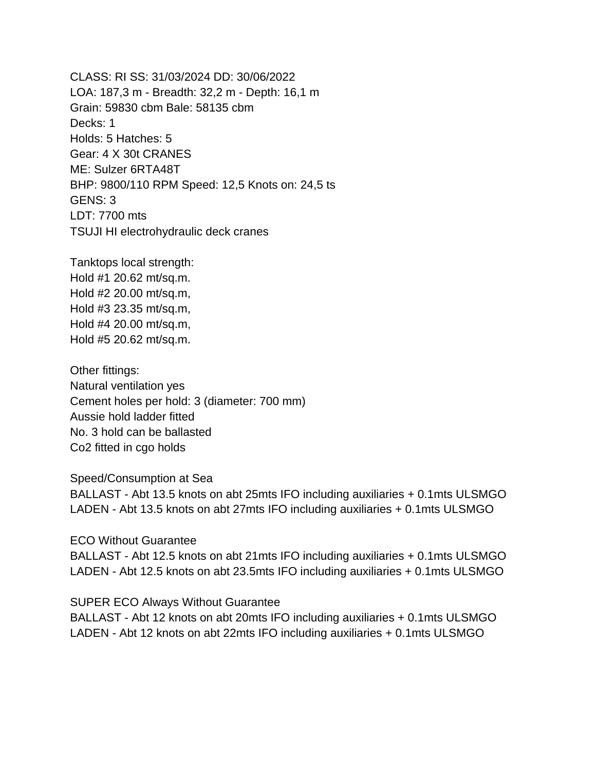CLASS: RI SS: 31/03/2024 DD: 30/06/2022
LOA: 187,3 m - Breadth: 32,2 m - Depth: 16,1 m
Grain: 59830 cbm Bale: 58135 cbm
Decks: 1
Holds: 5 Hatches: 5
Gear: 4 X 30t CRANES
ME: Sulzer 6RTA48T
BHP: 9800/110 RPM Speed: 12,5 Knots on: 24,5 ts
GENS: 3
LDT: 7700 mts
TSUJI HI electrohydraulic deck cranes

Tanktops local strength:
Hold #1 20.62 mt/sq.m.
Hold #2 20.00 mt/sq.m,
Hold #3 23.35 mt/sq.m,
Hold #4 20.00 mt/sq.m,
Hold #5 20.62 mt/sq.m.

Other fittings:
Natural ventilation yes
Cement holes per hold: 3 (diameter: 700 mm)
Aussie hold ladder fitted
No. 3 hold can be ballasted
Co2 fitted in cgo holds

Speed/Consumption at Sea
BALLAST - Abt 13.5 knots on abt 25mts IFO including auxiliaries + 0.1mts ULSMGO
LADEN - Abt 13.5 knots on abt 27mts IFO including auxiliaries + 0.1mts ULSMGO

ECO Without Guarantee
BALLAST - Abt 12.5 knots on abt 21mts IFO including auxiliaries + 0.1mts ULSMGO
LADEN - Abt 12.5 knots on abt 23.5mts IFO including auxiliaries + 0.1mts ULSMGO

SUPER ECO Always Without Guarantee
BALLAST - Abt 12 knots on abt 20mts IFO including auxiliaries + 0.1mts ULSMGO
LADEN - Abt 12 knots on abt 22mts IFO including auxiliaries + 0.1mts ULSMGO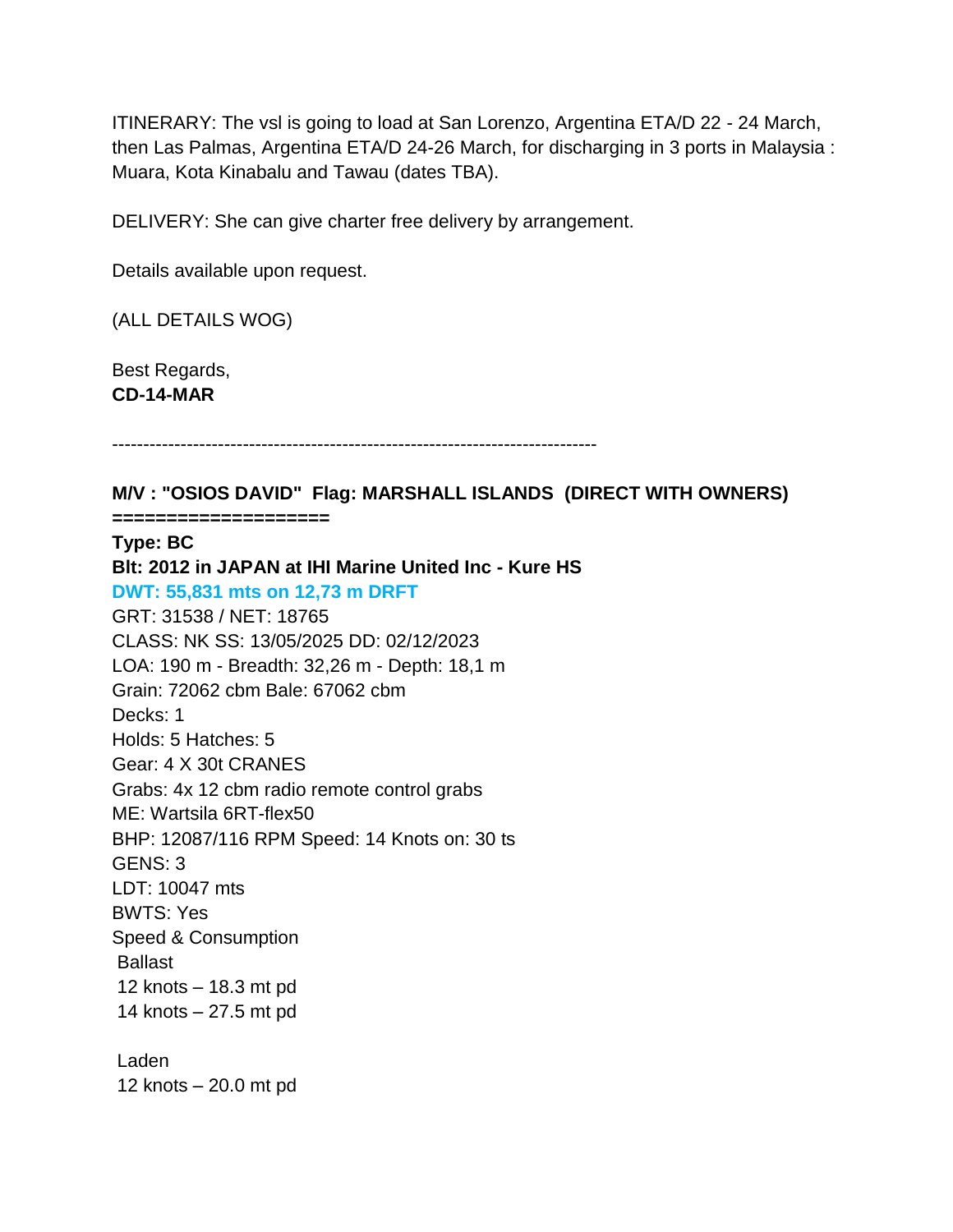ITINERARY: The vsl is going to load at San Lorenzo, Argentina ETA/D 22 - 24 March, then Las Palmas, Argentina ETA/D 24-26 March, for discharging in 3 ports in Malaysia : Muara, Kota Kinabalu and Tawau (dates TBA).

DELIVERY: She can give charter free delivery by arrangement.

Details available upon request.

(ALL DETAILS WOG)

Best Regards,
**CD-14-MAR**

-------------------------------------------------------------------------------

**M/V : "OSIOS DAVID" Flag: MARSHALL ISLANDS (DIRECT WITH OWNERS)**
**===================**

**Type: BC**
**Blt: 2012 in JAPAN at IHI Marine United Inc - Kure HS**
**DWT: 55,831 mts on 12,73 m DRFT**
GRT: 31538 / NET: 18765
CLASS: NK SS: 13/05/2025 DD: 02/12/2023
LOA: 190 m - Breadth: 32,26 m - Depth: 18,1 m
Grain: 72062 cbm Bale: 67062 cbm
Decks: 1
Holds: 5 Hatches: 5
Gear: 4 X 30t CRANES
Grabs: 4x 12 cbm radio remote control grabs
ME: Wartsila 6RT-flex50
BHP: 12087/116 RPM Speed: 14 Knots on: 30 ts
GENS: 3
LDT: 10047 mts
BWTS: Yes
Speed & Consumption
Ballast
12 knots – 18.3 mt pd
14 knots – 27.5 mt pd

Laden
12 knots – 20.0 mt pd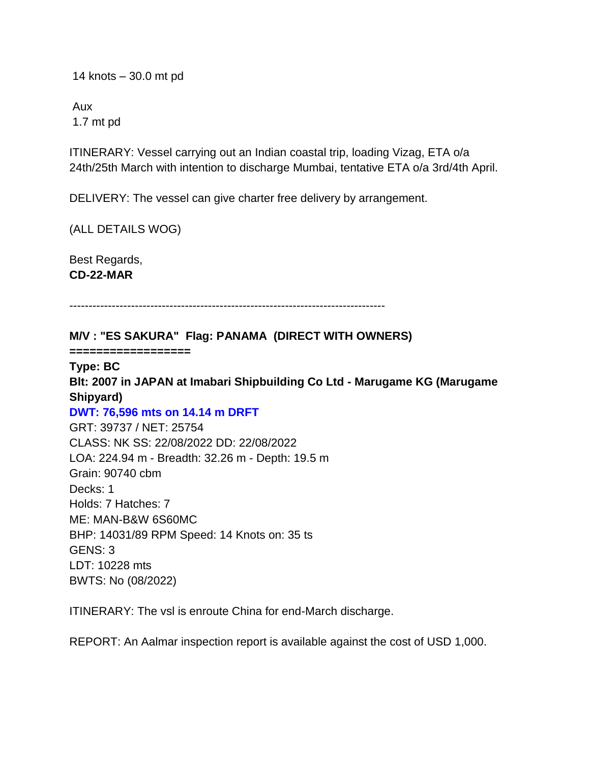14 knots – 30.0 mt pd

Aux
1.7 mt pd

ITINERARY: Vessel carrying out an Indian coastal trip, loading Vizag, ETA o/a 24th/25th March with intention to discharge Mumbai, tentative ETA o/a 3rd/4th April.

DELIVERY: The vessel can give charter free delivery by arrangement.

(ALL DETAILS WOG)

Best Regards,
**CD-22-MAR**

--------------------------------------------------------------------------------

**M/V : "ES SAKURA"  Flag: PANAMA  (DIRECT WITH OWNERS)**
**=================**
**Type: BC**
**Blt: 2007 in JAPAN at Imabari Shipbuilding Co Ltd - Marugame KG (Marugame Shipyard)**
**DWT: 76,596 mts on 14.14 m DRFT**
GRT: 39737 / NET: 25754
CLASS: NK SS: 22/08/2022 DD: 22/08/2022
LOA: 224.94 m - Breadth: 32.26 m - Depth: 19.5 m
Grain: 90740 cbm
Decks: 1
Holds: 7 Hatches: 7
ME: MAN-B&W 6S60MC
BHP: 14031/89 RPM Speed: 14 Knots on: 35 ts
GENS: 3
LDT: 10228 mts
BWTS: No (08/2022)

ITINERARY: The vsl is enroute China for end-March discharge.

REPORT: An Aalmar inspection report is available against the cost of USD 1,000.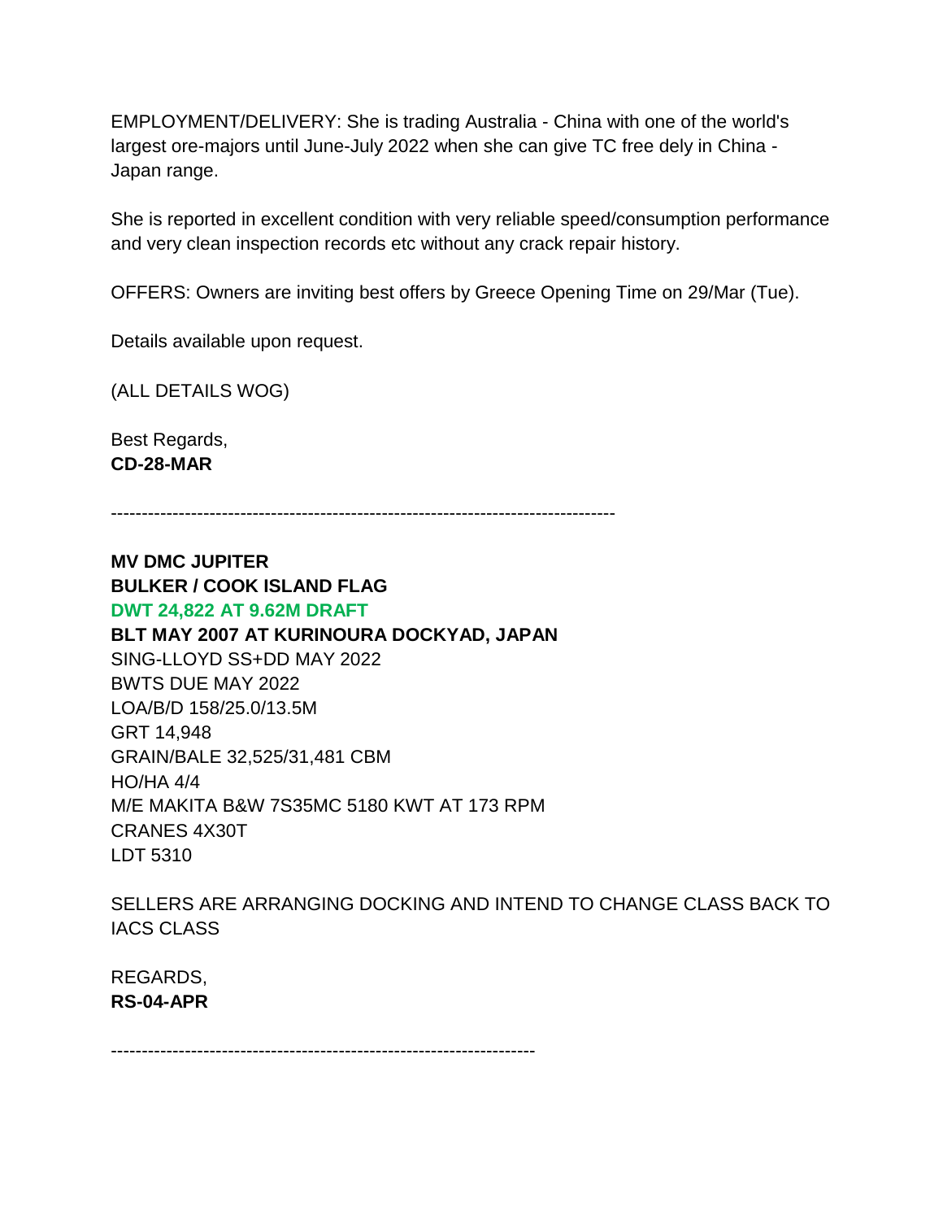EMPLOYMENT/DELIVERY: She is trading Australia - China with one of the world's largest ore-majors until June-July 2022 when she can give TC free dely in China - Japan range.

She is reported in excellent condition with very reliable speed/consumption performance and very clean inspection records etc without any crack repair history.

OFFERS: Owners are inviting best offers by Greece Opening Time on 29/Mar (Tue).

Details available upon request.

(ALL DETAILS WOG)

Best Regards,
**CD-28-MAR**

---

**MV DMC JUPITER**
**BULKER / COOK ISLAND FLAG**
**DWT 24,822 AT 9.62M DRAFT**
**BLT MAY 2007 AT KURINOURA DOCKYAD, JAPAN**
SING-LLOYD SS+DD MAY 2022
BWTS DUE MAY 2022
LOA/B/D 158/25.0/13.5M
GRT 14,948
GRAIN/BALE 32,525/31,481 CBM
HO/HA 4/4
M/E MAKITA B&W 7S35MC 5180 KWT AT 173 RPM
CRANES 4X30T
LDT 5310

SELLERS ARE ARRANGING DOCKING AND INTEND TO CHANGE CLASS BACK TO IACS CLASS

REGARDS,
**RS-04-APR**

---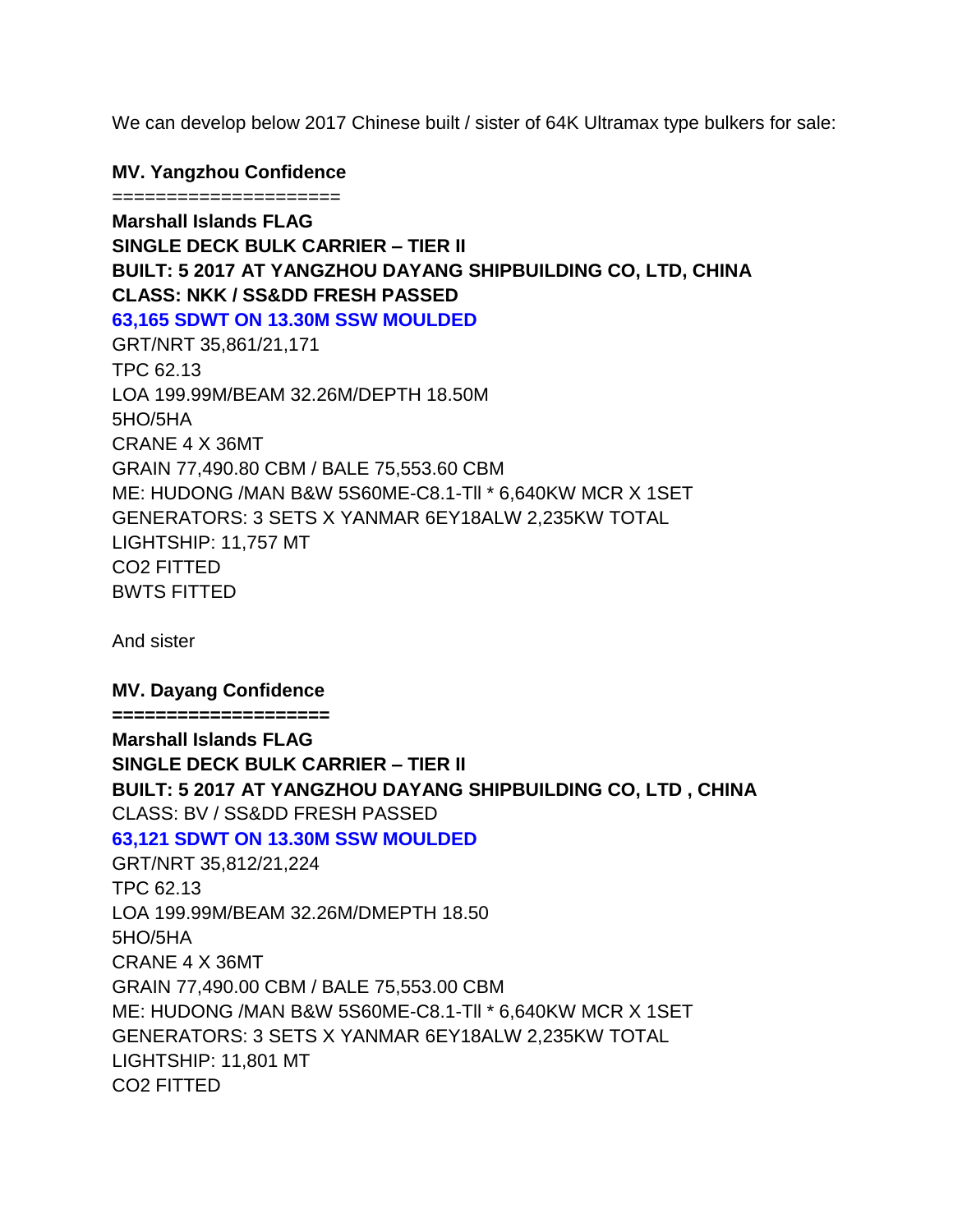We can develop below 2017 Chinese built / sister of 64K Ultramax type bulkers for sale:

**MV. Yangzhou Confidence**

====================

**Marshall Islands FLAG**
**SINGLE DECK BULK CARRIER – TIER II**
**BUILT: 5 2017 AT YANGZHOU DAYANG SHIPBUILDING CO, LTD, CHINA**
**CLASS: NKK / SS&DD FRESH PASSED**
**63,165 SDWT ON 13.30M SSW MOULDED**
GRT/NRT 35,861/21,171
TPC 62.13
LOA 199.99M/BEAM 32.26M/DEPTH 18.50M
5HO/5HA
CRANE 4 X 36MT
GRAIN 77,490.80 CBM / BALE 75,553.60 CBM
ME: HUDONG /MAN B&W 5S60ME-C8.1-TII * 6,640KW MCR X 1SET
GENERATORS: 3 SETS X YANMAR 6EY18ALW 2,235KW TOTAL
LIGHTSHIP: 11,757 MT
CO2 FITTED
BWTS FITTED

And sister

**MV. Dayang Confidence**

**===================**

**Marshall Islands FLAG**
**SINGLE DECK BULK CARRIER – TIER II**
**BUILT: 5 2017 AT YANGZHOU DAYANG SHIPBUILDING CO, LTD , CHINA**
CLASS: BV / SS&DD FRESH PASSED
**63,121 SDWT ON 13.30M SSW MOULDED**
GRT/NRT 35,812/21,224
TPC 62.13
LOA 199.99M/BEAM 32.26M/DMEPTH 18.50
5HO/5HA
CRANE 4 X 36MT
GRAIN 77,490.00 CBM / BALE 75,553.00 CBM
ME: HUDONG /MAN B&W 5S60ME-C8.1-TII * 6,640KW MCR X 1SET
GENERATORS: 3 SETS X YANMAR 6EY18ALW 2,235KW TOTAL
LIGHTSHIP: 11,801 MT
CO2 FITTED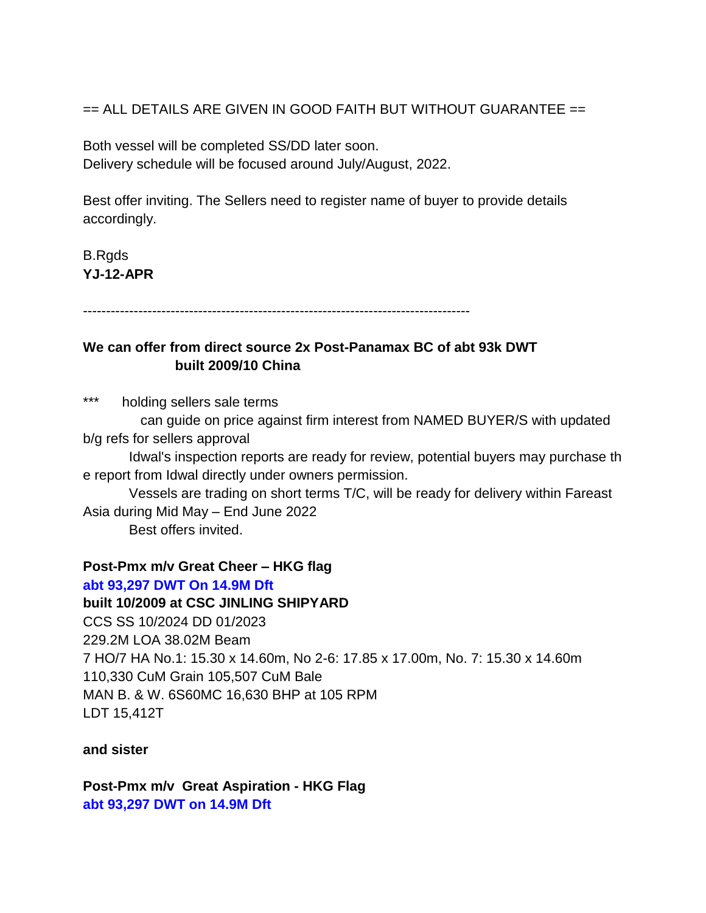== ALL DETAILS ARE GIVEN IN GOOD FAITH BUT WITHOUT GUARANTEE ==

Both vessel will be completed SS/DD later soon.
Delivery schedule will be focused around July/August, 2022.

Best offer inviting. The Sellers need to register name of buyer to provide details accordingly.

B.Rgds
**YJ-12-APR**

-----------------------------------------------------------------------------------

**We can offer from direct source 2x Post-Panamax BC of abt 93k DWT built 2009/10 China**

*** holding sellers sale terms
can guide on price against firm interest from NAMED BUYER/S with updated b/g refs for sellers approval
Idwal's inspection reports are ready for review, potential buyers may purchase th e report from Idwal directly under owners permission.
Vessels are trading on short terms T/C, will be ready for delivery within Fareast Asia during Mid May – End June 2022
Best offers invited.

**Post-Pmx m/v Great Cheer – HKG flag**
**abt 93,297 DWT On 14.9M Dft**
**built 10/2009 at CSC JINLING SHIPYARD**
CCS SS 10/2024 DD 01/2023
229.2M LOA 38.02M Beam
7 HO/7 HA No.1: 15.30 x 14.60m, No 2-6: 17.85 x 17.00m, No. 7: 15.30 x 14.60m
110,330 CuM Grain 105,507 CuM Bale
MAN B. & W. 6S60MC 16,630 BHP at 105 RPM
LDT 15,412T

**and sister**

**Post-Pmx m/v Great Aspiration - HKG Flag**
**abt 93,297 DWT on 14.9M Dft**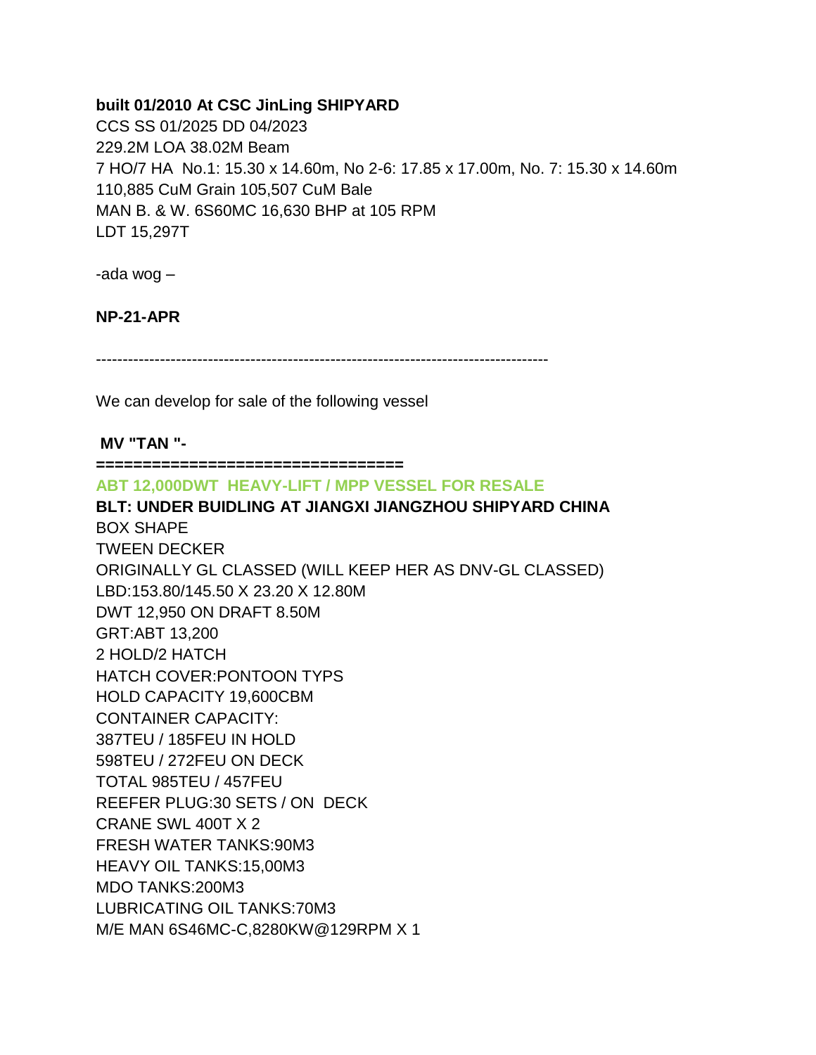**built 01/2010 At CSC JinLing SHIPYARD**
CCS SS 01/2025 DD 04/2023
229.2M LOA 38.02M Beam
7 HO/7 HA  No.1: 15.30 x 14.60m, No 2-6: 17.85 x 17.00m, No. 7: 15.30 x 14.60m
110,885 CuM Grain 105,507 CuM Bale
MAN B. & W. 6S60MC 16,630 BHP at 105 RPM
LDT 15,297T

-ada wog –

**NP-21-APR**

------------------------------------------------------------------------------------

We can develop for sale of the following vessel

**MV "TAN "-**

**================================**

**ABT 12,000DWT  HEAVY-LIFT / MPP VESSEL FOR RESALE**

**BLT: UNDER BUIDLING AT JIANGXI JIANGZHOU SHIPYARD CHINA**

BOX SHAPE
TWEEN DECKER
ORIGINALLY GL CLASSED (WILL KEEP HER AS DNV-GL CLASSED)
LBD:153.80/145.50 X 23.20 X 12.80M
DWT 12,950 ON DRAFT 8.50M
GRT:ABT 13,200
2 HOLD/2 HATCH
HATCH COVER:PONTOON TYPS
HOLD CAPACITY 19,600CBM
CONTAINER CAPACITY:
387TEU / 185FEU IN HOLD
598TEU / 272FEU ON DECK
TOTAL 985TEU / 457FEU
REEFER PLUG:30 SETS / ON  DECK
CRANE SWL 400T X 2
FRESH WATER TANKS:90M3
HEAVY OIL TANKS:15,00M3
MDO TANKS:200M3
LUBRICATING OIL TANKS:70M3
M/E MAN 6S46MC-C,8280KW@129RPM X 1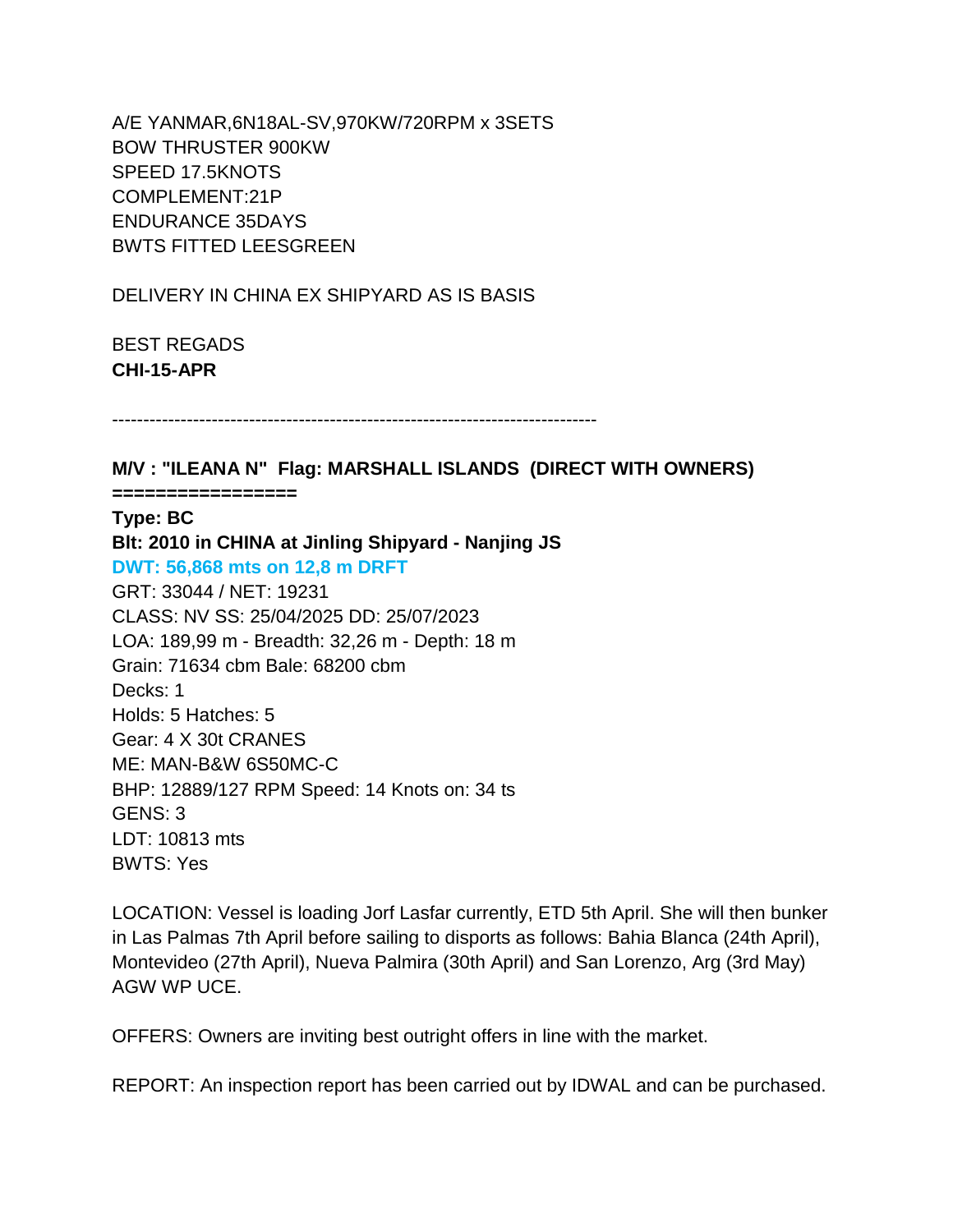A/E YANMAR,6N18AL-SV,970KW/720RPM x 3SETS
BOW THRUSTER 900KW
SPEED 17.5KNOTS
COMPLEMENT:21P
ENDURANCE 35DAYS
BWTS FITTED LEESGREEN

DELIVERY IN CHINA EX SHIPYARD AS IS BASIS

BEST REGADS
**CHI-15-APR**

-------------------------------------------------------------------------------

**M/V : "ILEANA N"  Flag: MARSHALL ISLANDS  (DIRECT WITH OWNERS)**
**=================**
**Type: BC**
**Blt: 2010 in CHINA at Jinling Shipyard - Nanjing JS**
**DWT: 56,868 mts on 12,8 m DRFT**
GRT: 33044 / NET: 19231
CLASS: NV SS: 25/04/2025 DD: 25/07/2023
LOA: 189,99 m - Breadth: 32,26 m - Depth: 18 m
Grain: 71634 cbm Bale: 68200 cbm
Decks: 1
Holds: 5 Hatches: 5
Gear: 4 X 30t CRANES
ME: MAN-B&W 6S50MC-C
BHP: 12889/127 RPM Speed: 14 Knots on: 34 ts
GENS: 3
LDT: 10813 mts
BWTS: Yes

LOCATION: Vessel is loading Jorf Lasfar currently, ETD 5th April. She will then bunker in Las Palmas 7th April before sailing to disports as follows: Bahia Blanca (24th April), Montevideo (27th April), Nueva Palmira (30th April) and San Lorenzo, Arg (3rd May) AGW WP UCE.

OFFERS: Owners are inviting best outright offers in line with the market.

REPORT: An inspection report has been carried out by IDWAL and can be purchased.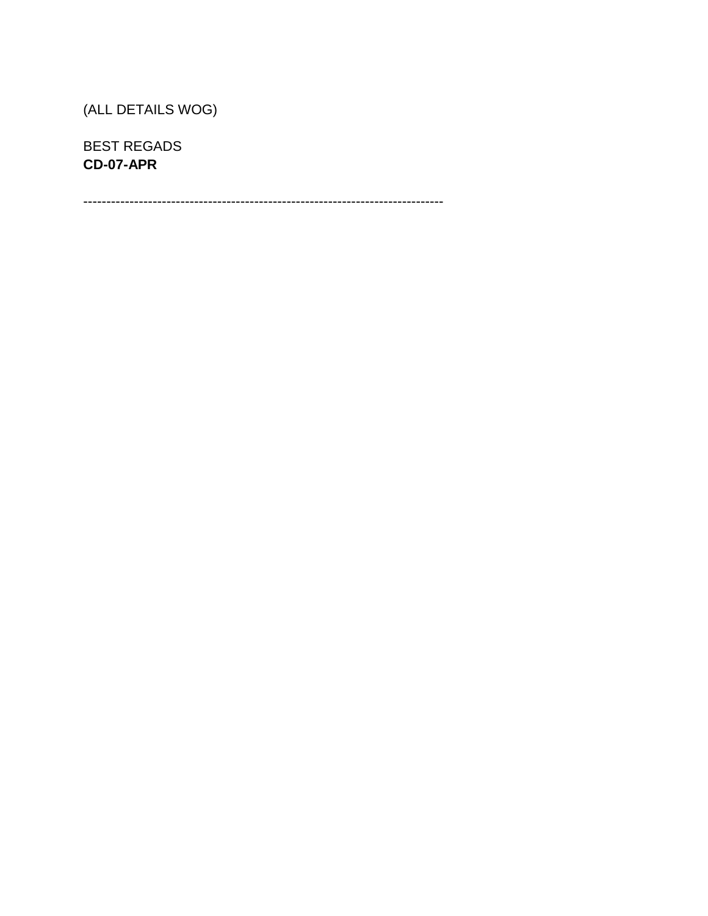(ALL DETAILS WOG)

BEST REGADS
**CD-07-APR**

-------------------------------------------------------------------------------